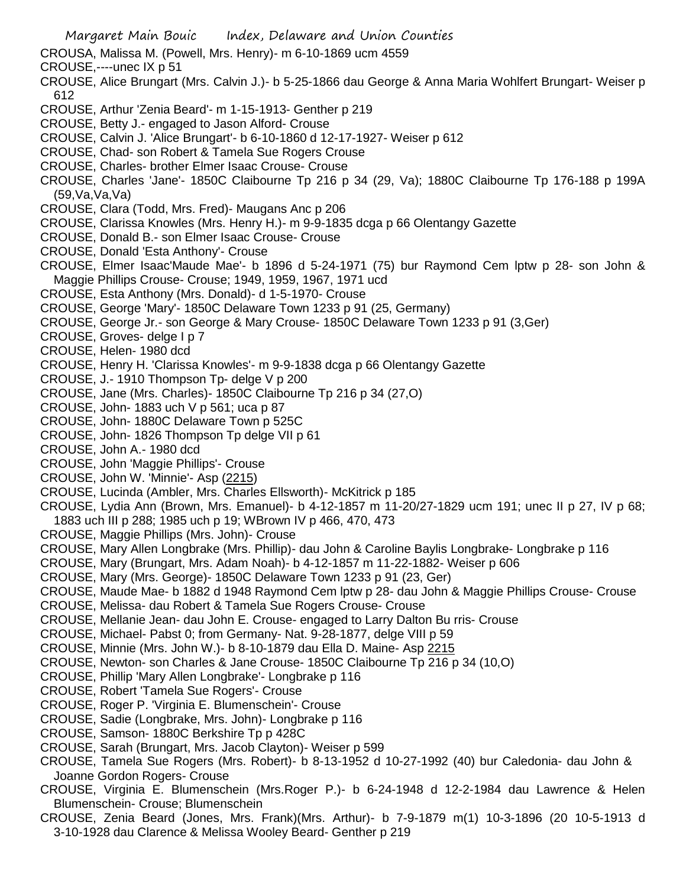CROUSA, Malissa M. (Powell, Mrs. Henry)- m 6-10-1869 ucm 4559

CROUSE,----unec IX p 51

CROUSE, Alice Brungart (Mrs. Calvin J.)- b 5-25-1866 dau George & Anna Maria Wohlfert Brungart- Weiser p 612

CROUSE, Arthur 'Zenia Beard'- m 1-15-1913- Genther p 219

CROUSE, Betty J.- engaged to Jason Alford- Crouse

CROUSE, Calvin J. 'Alice Brungart'- b 6-10-1860 d 12-17-1927- Weiser p 612

CROUSE, Chad- son Robert & Tamela Sue Rogers Crouse- Crouse

CROUSE, Charles- brother Elmer Isaac Crouse- Crouse

CROUSE, Charles 'Jane'- 1850C Claibourne Tp 216 p 34 (29, Va); 1880C Claibourne Tp 176-188 p 199A (59,Va,Va,Va)

CROUSE, Clara (Todd, Mrs. Fred)- Maugans Anc p 206

CROUSE, Clarissa Knowles (Mrs. Henry H.)- m 9-9-1835 dcga p 66 Olentangy Gazette

CROUSE, Donald B.- son Elmer Isaac Crouse- Crouse

CROUSE, Donald 'Esta Anthony'- Crouse

CROUSE, Elmer Isaac'Maude Mae'- b 1896 d 5-24-1971 (75) bur Raymond Cem lptw p 28- son John & Maggie Phillips Crouse- Crouse; 1949, 1959, 1967, 1971 ucd

CROUSE, Esta Anthony (Mrs. Donald)- d 1-5-1970- Crouse

CROUSE, George 'Mary'- 1850C Delaware Town 1233 p 91 (25, Germany)

CROUSE, George Jr.- son George & Mary Crouse- 1850C Delaware Town 1233 p 91 (3,Ger)

CROUSE, Groves- delge I p 7

CROUSE, Helen- 1980 dcd

CROUSE, Henry H. 'Clarissa Knowles'- m 9-9-1838 dcga p 66 Olentangy Gazette

CROUSE, J.- 1910 Thompson Tp- delge V p 200

CROUSE, Jane (Mrs. Charles)- 1850C Claibourne Tp 216 p 34 (27,O)

CROUSE, John- 1883 uch V p 561; uca p 87

CROUSE, John- 1880C Delaware Town p 525C

CROUSE, John- 1826 Thompson Tp delge VII p 61

CROUSE, John A.- 1980 dcd

CROUSE, John 'Maggie Phillips'- Crouse

CROUSE, John W. 'Minnie'- Asp (2215)

CROUSE, Lucinda (Ambler, Mrs. Charles Ellsworth)- McKitrick p 185

CROUSE, Lydia Ann (Brown, Mrs. Emanuel)- b 4-12-1857 m 11-20/27-1829 ucm 191; unec II p 27, IV p 68; 1883 uch III p 288; 1985 uch p 19; WBrown IV p 466, 470, 473

CROUSE, Maggie Phillips (Mrs. John)- Crouse

CROUSE, Mary Allen Longbrake (Mrs. Phillip)- dau John & Caroline Baylis Longbrake- Longbrake p 116

CROUSE, Mary (Brungart, Mrs. Adam Noah)- b 4-12-1857 m 11-22-1882- Weiser p 606

CROUSE, Mary (Mrs. George)- 1850C Delaware Town 1233 p 91 (23, Ger)

CROUSE, Maude Mae- b 1882 d 1948 Raymond Cem lptw p 28- dau John & Maggie Phillips Crouse- Crouse

CROUSE, Melissa- dau Robert & Tamela Sue Rogers Crouse- Crouse

CROUSE, Mellanie Jean- dau John E. Crouse- engaged to Larry Dalton Bu rris- Crouse

CROUSE, Michael- Pabst 0; from Germany- Nat. 9-28-1877, delge VIII p 59

CROUSE, Minnie (Mrs. John W.)- b 8-10-1879 dau Ella D. Maine- Asp 2215

CROUSE, Newton- son Charles & Jane Crouse- 1850C Claibourne Tp 216 p 34 (10,O)

CROUSE, Phillip 'Mary Allen Longbrake'- Longbrake p 116

CROUSE, Robert 'Tamela Sue Rogers'- Crouse

CROUSE, Roger P. 'Virginia E. Blumenschein'- Crouse

CROUSE, Sadie (Longbrake, Mrs. John)- Longbrake p 116

CROUSE, Samson- 1880C Berkshire Tp p 428C

CROUSE, Sarah (Brungart, Mrs. Jacob Clayton)- Weiser p 599

CROUSE, Tamela Sue Rogers (Mrs. Robert)- b 8-13-1952 d 10-27-1992 (40) bur Caledonia- dau John & Joanne Gordon Rogers- Crouse

CROUSE, Virginia E. Blumenschein (Mrs.Roger P.)- b 6-24-1948 d 12-2-1984 dau Lawrence & Helen Blumenschein- Crouse; Blumenschein

CROUSE, Zenia Beard (Jones, Mrs. Frank)(Mrs. Arthur)- b 7-9-1879 m(1) 10-3-1896 (20 10-5-1913 d 3-10-1928 dau Clarence & Melissa Wooley Beard- Genther p 219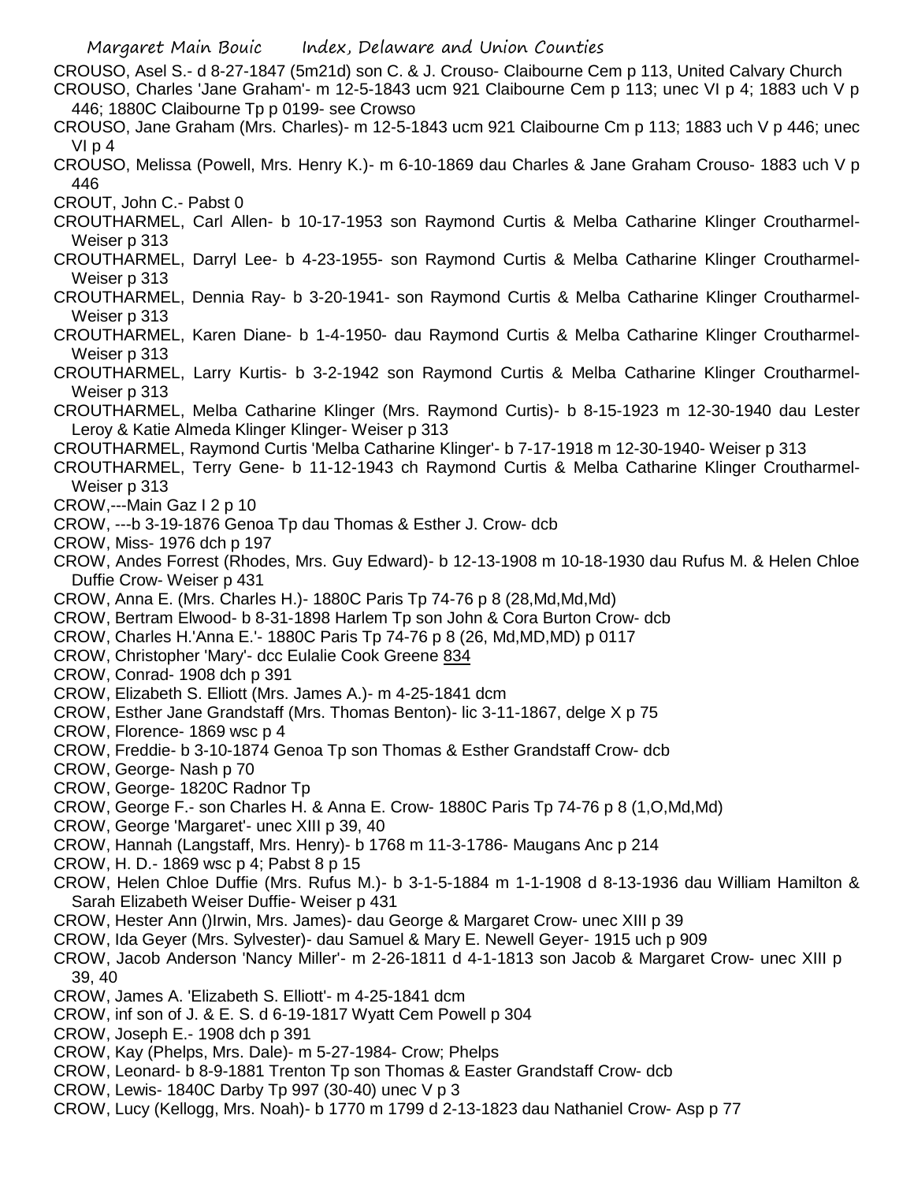CROUSO, Asel S.- d 8-27-1847 (5m21d) son C. & J. Crouso- Claibourne Cem p 113, United Calvary Church

CROUSO, Charles 'Jane Graham'- m 12-5-1843 ucm 921 Claibourne Cem p 113; unec VI p 4; 1883 uch V p 446; 1880C Claibourne Tp p 0199- see Crowso

CROUSO, Jane Graham (Mrs. Charles)- m 12-5-1843 ucm 921 Claibourne Cm p 113; 1883 uch V p 446; unec VI p 4

CROUSO, Melissa (Powell, Mrs. Henry K.)- m 6-10-1869 dau Charles & Jane Graham Crouso- 1883 uch V p 446

CROUT, John C.- Pabst 0

CROUTHARMEL, Carl Allen- b 10-17-1953 son Raymond Curtis & Melba Catharine Klinger Croutharmel- Weiser p 313

CROUTHARMEL, Darryl Lee- b 4-23-1955- son Raymond Curtis & Melba Catharine Klinger Croutharmel- Weiser p 313

CROUTHARMEL, Dennia Ray- b 3-20-1941- son Raymond Curtis & Melba Catharine Klinger Croutharmel- Weiser p 313

CROUTHARMEL, Karen Diane- b 1-4-1950- dau Raymond Curtis & Melba Catharine Klinger Croutharmel- Weiser p 313

CROUTHARMEL, Larry Kurtis- b 3-2-1942 son Raymond Curtis & Melba Catharine Klinger Croutharmel- Weiser p 313

CROUTHARMEL, Melba Catharine Klinger (Mrs. Raymond Curtis)- b 8-15-1923 m 12-30-1940 dau Lester Leroy & Katie Almeda Klinger Klinger- Weiser p 313

CROUTHARMEL, Raymond Curtis 'Melba Catharine Klinger'- b 7-17-1918 m 12-30-1940- Weiser p 313

CROUTHARMEL, Terry Gene- b 11-12-1943 ch Raymond Curtis & Melba Catharine Klinger Croutharmel- Weiser p 313

CROW,---Main Gaz I 2 p 10

CROW, ---b 3-19-1876 Genoa Tp dau Thomas & Esther J. Crow- dcb

CROW, Miss- 1976 dch p 197

CROW, Andes Forrest (Rhodes, Mrs. Guy Edward)- b 12-13-1908 m 10-18-1930 dau Rufus M. & Helen Chloe Duffie Crow- Weiser p 431

CROW, Anna E. (Mrs. Charles H.)- 1880C Paris Tp 74-76 p 8 (28,Md,Md,Md)

CROW, Bertram Elwood- b 8-31-1898 Harlem Tp son John & Cora Burton Crow- dcb

CROW, Charles H.'Anna E.'- 1880C Paris Tp 74-76 p 8 (26, Md,MD,MD) p 0117

CROW, Christopher 'Mary'- dcc Eulalie Cook Greene 834

CROW, Conrad- 1908 dch p 391

CROW, Elizabeth S. Elliott (Mrs. James A.)- m 4-25-1841 dcm

CROW, Esther Jane Grandstaff (Mrs. Thomas Benton)- lic 3-11-1867, delge X p 75

CROW, Florence- 1869 wsc p 4

CROW, Freddie- b 3-10-1874 Genoa Tp son Thomas & Esther Grandstaff Crow- dcb

CROW, George- Nash p 70

CROW, George- 1820C Radnor Tp

CROW, George F.- son Charles H. & Anna E. Crow- 1880C Paris Tp 74-76 p 8 (1,O,Md,Md)

CROW, George 'Margaret'- unec XIII p 39, 40

CROW, Hannah (Langstaff, Mrs. Henry)- b 1768 m 11-3-1786- Maugans Anc p 214

CROW, H. D.- 1869 wsc p 4; Pabst 8 p 15

CROW, Helen Chloe Duffie (Mrs. Rufus M.)- b 3-1-5-1884 m 1-1-1908 d 8-13-1936 dau William Hamilton & Sarah Elizabeth Weiser Duffie- Weiser p 431

CROW, Hester Ann ()Irwin, Mrs. James)- dau George & Margaret Crow- unec XIII p 39

CROW, Ida Geyer (Mrs. Sylvester)- dau Samuel & Mary E. Newell Geyer- 1915 uch p 909

CROW, Jacob Anderson 'Nancy Miller'- m 2-26-1811 d 4-1-1813 son Jacob & Margaret Crow- unec XIII p 39, 40

CROW, James A. 'Elizabeth S. Elliott'- m 4-25-1841 dcm

CROW, inf son of J. & E. S. d 6-19-1817 Wyatt Cem Powell p 304

CROW, Joseph E.- 1908 dch p 391

CROW, Kay (Phelps, Mrs. Dale)- m 5-27-1984- Crow; Phelps

CROW, Leonard- b 8-9-1881 Trenton Tp son Thomas & Easter Grandstaff Crow- dcb

CROW, Lewis- 1840C Darby Tp 997 (30-40) unec V p 3

CROW, Lucy (Kellogg, Mrs. Noah)- b 1770 m 1799 d 2-13-1823 dau Nathaniel Crow- Asp p 77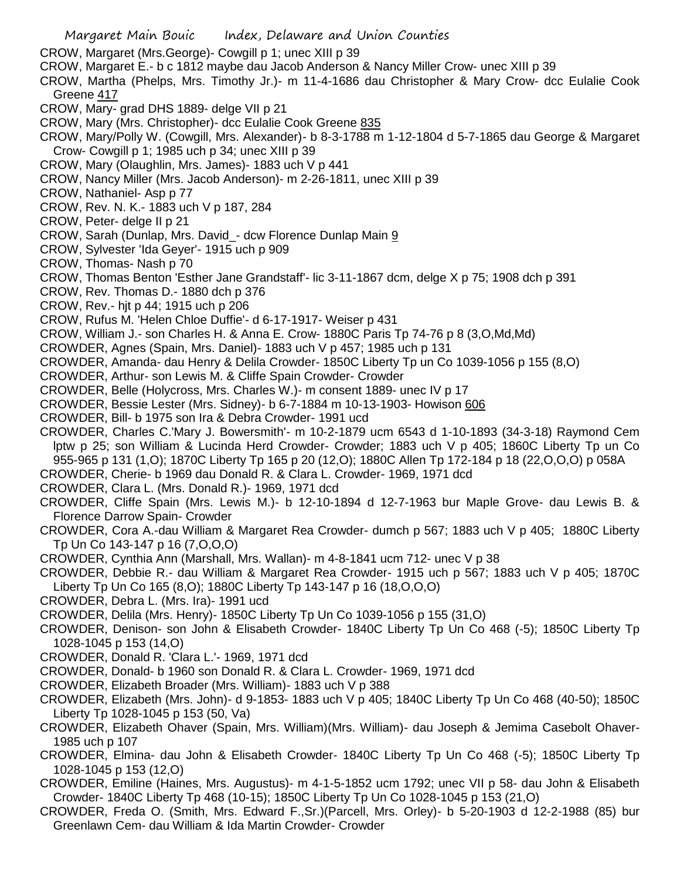CROW, Margaret (Mrs.George)- Cowgill p 1; unec XIII p 39

CROW, Margaret E.- b c 1812 maybe dau Jacob Anderson & Nancy Miller Crow- unec XIII p 39

CROW, Martha (Phelps, Mrs. Timothy Jr.)- m 11-4-1686 dau Christopher & Mary Crow- dcc Eulalie Cook Greene 417

CROW, Mary- grad DHS 1889- delge VII p 21

CROW, Mary (Mrs. Christopher)- dcc Eulalie Cook Greene 835

CROW, Mary/Polly W. (Cowgill, Mrs. Alexander)- b 8-3-1788 m 1-12-1804 d 5-7-1865 dau George & Margaret Crow- Cowgill p 1; 1985 uch p 34; unec XIII p 39

CROW, Mary (Olaughlin, Mrs. James)- 1883 uch V p 441

CROW, Nancy Miller (Mrs. Jacob Anderson)- m 2-26-1811, unec XIII p 39

CROW, Nathaniel- Asp p 77

CROW, Rev. N. K.- 1883 uch V p 187, 284

CROW, Peter- delge II p 21

CROW, Sarah (Dunlap, Mrs. David_- dcw Florence Dunlap Main 9

CROW, Sylvester 'Ida Geyer'- 1915 uch p 909

CROW, Thomas- Nash p 70

CROW, Thomas Benton 'Esther Jane Grandstaff'- lic 3-11-1867 dcm, delge X p 75; 1908 dch p 391

CROW, Rev. Thomas D.- 1880 dch p 376

CROW, Rev.- hjt p 44; 1915 uch p 206

CROW, Rufus M. 'Helen Chloe Duffie'- d 6-17-1917- Weiser p 431

CROW, William J.- son Charles H. & Anna E. Crow- 1880C Paris Tp 74-76 p 8 (3,O,Md,Md)

CROWDER, Agnes (Spain, Mrs. Daniel)- 1883 uch V p 457; 1985 uch p 131

CROWDER, Amanda- dau Henry & Delila Crowder- 1850C Liberty Tp un Co 1039-1056 p 155 (8,O)

CROWDER, Arthur- son Lewis M. & Cliffe Spain Crowder- Crowder

CROWDER, Belle (Holycross, Mrs. Charles W.)- m consent 1889- unec IV p 17

CROWDER, Bessie Lester (Mrs. Sidney)- b 6-7-1884 m 10-13-1903- Howison 606

CROWDER, Bill- b 1975 son Ira & Debra Crowder- 1991 ucd

CROWDER, Charles C.'Mary J. Bowersmith'- m 10-2-1879 ucm 6543 d 1-10-1893 (34-3-18) Raymond Cem lptw p 25; son William & Lucinda Herd Crowder- Crowder; 1883 uch V p 405; 1860C Liberty Tp un Co 955-965 p 131 (1,O); 1870C Liberty Tp 165 p 20 (12,O); 1880C Allen Tp 172-184 p 18 (22,O,O,O) p 058A

CROWDER, Cherie- b 1969 dau Donald R. & Clara L. Crowder- 1969, 1971 dcd

CROWDER, Clara L. (Mrs. Donald R.)- 1969, 1971 dcd

CROWDER, Cliffe Spain (Mrs. Lewis M.)- b 12-10-1894 d 12-7-1963 bur Maple Grove- dau Lewis B. & Florence Darrow Spain- Crowder

CROWDER, Cora A.-dau William & Margaret Rea Crowder- dumch p 567; 1883 uch V p 405; 1880C Liberty Tp Un Co 143-147 p 16 (7,O,O,O)

CROWDER, Cynthia Ann (Marshall, Mrs. Wallan)- m 4-8-1841 ucm 712- unec V p 38

CROWDER, Debbie R.- dau William & Margaret Rea Crowder- 1915 uch p 567; 1883 uch V p 405; 1870C Liberty Tp Un Co 165 (8,O); 1880C Liberty Tp 143-147 p 16 (18,O,O,O)

CROWDER, Debra L. (Mrs. Ira)- 1991 ucd

CROWDER, Delila (Mrs. Henry)- 1850C Liberty Tp Un Co 1039-1056 p 155 (31,O)

CROWDER, Denison- son John & Elisabeth Crowder- 1840C Liberty Tp Un Co 468 (-5); 1850C Liberty Tp 1028-1045 p 153 (14,O)

CROWDER, Donald R. 'Clara L.'- 1969, 1971 dcd

CROWDER, Donald- b 1960 son Donald R. & Clara L. Crowder- 1969, 1971 dcd

CROWDER, Elizabeth Broader (Mrs. William)- 1883 uch V p 388

CROWDER, Elizabeth (Mrs. John)- d 9-1853- 1883 uch V p 405; 1840C Liberty Tp Un Co 468 (40-50); 1850C Liberty Tp 1028-1045 p 153 (50, Va)

CROWDER, Elizabeth Ohaver (Spain, Mrs. William)(Mrs. William)- dau Joseph & Jemima Casebolt Ohaver- 1985 uch p 107

CROWDER, Elmina- dau John & Elisabeth Crowder- 1840C Liberty Tp Un Co 468 (-5); 1850C Liberty Tp 1028-1045 p 153 (12,O)

CROWDER, Emiline (Haines, Mrs. Augustus)- m 4-1-5-1852 ucm 1792; unec VII p 58- dau John & Elisabeth Crowder- 1840C Liberty Tp 468 (10-15); 1850C Liberty Tp Un Co 1028-1045 p 153 (21,O)

CROWDER, Freda O. (Smith, Mrs. Edward F.,Sr.)(Parcell, Mrs. Orley)- b 5-20-1903 d 12-2-1988 (85) bur Greenlawn Cem- dau William & Ida Martin Crowder- Crowder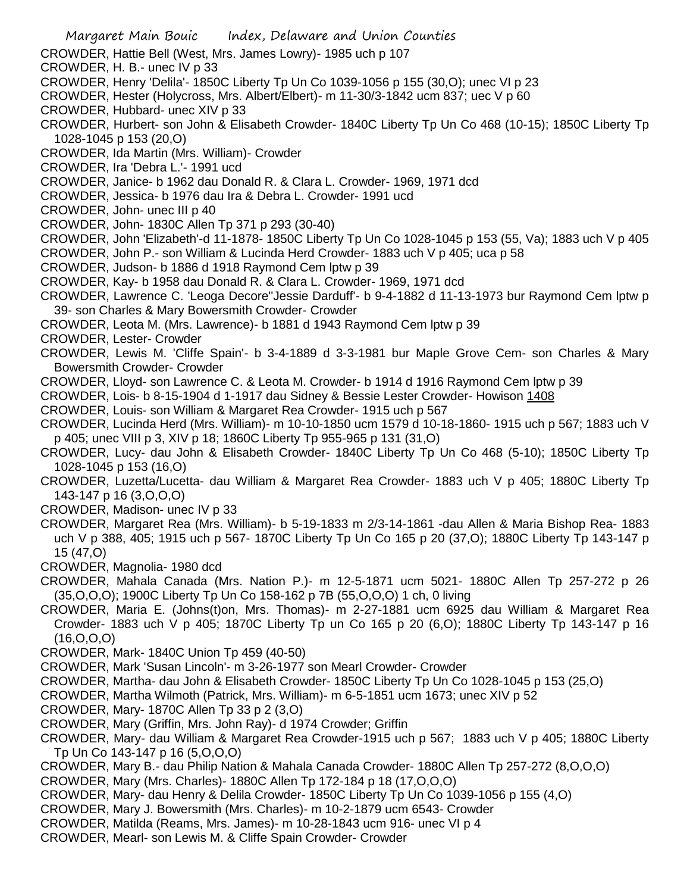CROWDER, Hattie Bell (West, Mrs. James Lowry)- 1985 uch p 107

CROWDER, H. B.- unec IV p 33

CROWDER, Henry 'Delila'- 1850C Liberty Tp Un Co 1039-1056 p 155 (30,O); unec VI p 23

CROWDER, Hester (Holycross, Mrs. Albert/Elbert)- m 11-30/3-1842 ucm 837; uec V p 60

CROWDER, Hubbard- unec XIV p 33

CROWDER, Hurbert- son John & Elisabeth Crowder- 1840C Liberty Tp Un Co 468 (10-15); 1850C Liberty Tp 1028-1045 p 153 (20,O)

CROWDER, Ida Martin (Mrs. William)- Crowder

CROWDER, Ira 'Debra L.'- 1991 ucd

CROWDER, Janice- b 1962 dau Donald R. & Clara L. Crowder- 1969, 1971 dcd

CROWDER, Jessica- b 1976 dau Ira & Debra L. Crowder- 1991 ucd

CROWDER, John- unec III p 40

CROWDER, John- 1830C Allen Tp 371 p 293 (30-40)

CROWDER, John 'Elizabeth'-d 11-1878- 1850C Liberty Tp Un Co 1028-1045 p 153 (55, Va); 1883 uch V p 405

CROWDER, John P.- son William & Lucinda Herd Crowder- 1883 uch V p 405; uca p 58

CROWDER, Judson- b 1886 d 1918 Raymond Cem lptw p 39

CROWDER, Kay- b 1958 dau Donald R. & Clara L. Crowder- 1969, 1971 dcd

CROWDER, Lawrence C. 'Leoga Decore''Jessie Darduff'- b 9-4-1882 d 11-13-1973 bur Raymond Cem lptw p 39- son Charles & Mary Bowersmith Crowder- Crowder

CROWDER, Leota M. (Mrs. Lawrence)- b 1881 d 1943 Raymond Cem lptw p 39

CROWDER, Lester- Crowder

CROWDER, Lewis M. 'Cliffe Spain'- b 3-4-1889 d 3-3-1981 bur Maple Grove Cem- son Charles & Mary Bowersmith Crowder- Crowder

CROWDER, Lloyd- son Lawrence C. & Leota M. Crowder- b 1914 d 1916 Raymond Cem lptw p 39

CROWDER, Lois- b 8-15-1904 d 1-1917 dau Sidney & Bessie Lester Crowder- Howison 1408

CROWDER, Louis- son William & Margaret Rea Crowder- 1915 uch p 567

CROWDER, Lucinda Herd (Mrs. William)- m 10-10-1850 ucm 1579 d 10-18-1860- 1915 uch p 567; 1883 uch V p 405; unec VIII p 3, XIV p 18; 1860C Liberty Tp 955-965 p 131 (31,O)

CROWDER, Lucy- dau John & Elisabeth Crowder- 1840C Liberty Tp Un Co 468 (5-10); 1850C Liberty Tp 1028-1045 p 153 (16,O)

CROWDER, Luzetta/Lucetta- dau William & Margaret Rea Crowder- 1883 uch V p 405; 1880C Liberty Tp 143-147 p 16 (3,O,O,O)

CROWDER, Madison- unec IV p 33

CROWDER, Margaret Rea (Mrs. William)- b 5-19-1833 m 2/3-14-1861 -dau Allen & Maria Bishop Rea- 1883 uch V p 388, 405; 1915 uch p 567- 1870C Liberty Tp Un Co 165 p 20 (37,O); 1880C Liberty Tp 143-147 p 15 (47,O)

CROWDER, Magnolia- 1980 dcd

CROWDER, Mahala Canada (Mrs. Nation P.)- m 12-5-1871 ucm 5021- 1880C Allen Tp 257-272 p 26 (35,O,O,O); 1900C Liberty Tp Un Co 158-162 p 7B (55,O,O,O) 1 ch, 0 living

CROWDER, Maria E. (Johns(t)on, Mrs. Thomas)- m 2-27-1881 ucm 6925 dau William & Margaret Rea Crowder- 1883 uch V p 405; 1870C Liberty Tp un Co 165 p 20 (6,O); 1880C Liberty Tp 143-147 p 16 (16,O,O,O)

CROWDER, Mark- 1840C Union Tp 459 (40-50)

CROWDER, Mark 'Susan Lincoln'- m 3-26-1977 son Mearl Crowder- Crowder

CROWDER, Martha- dau John & Elisabeth Crowder- 1850C Liberty Tp Un Co 1028-1045 p 153 (25,O)

CROWDER, Martha Wilmoth (Patrick, Mrs. William)- m 6-5-1851 ucm 1673; unec XIV p 52

CROWDER, Mary- 1870C Allen Tp 33 p 2 (3,O)

CROWDER, Mary (Griffin, Mrs. John Ray)- d 1974 Crowder; Griffin

CROWDER, Mary- dau William & Margaret Rea Crowder-1915 uch p 567; 1883 uch V p 405; 1880C Liberty Tp Un Co 143-147 p 16 (5,O,O,O)

CROWDER, Mary B.- dau Philip Nation & Mahala Canada Crowder- 1880C Allen Tp 257-272 (8,O,O,O)

CROWDER, Mary (Mrs. Charles)- 1880C Allen Tp 172-184 p 18 (17,O,O,O)

CROWDER, Mary- dau Henry & Delila Crowder- 1850C Liberty Tp Un Co 1039-1056 p 155 (4,O)

CROWDER, Mary J. Bowersmith (Mrs. Charles)- m 10-2-1879 ucm 6543- Crowder

CROWDER, Matilda (Reams, Mrs. James)- m 10-28-1843 ucm 916- unec VI p 4

CROWDER, Mearl- son Lewis M. & Cliffe Spain Crowder- Crowder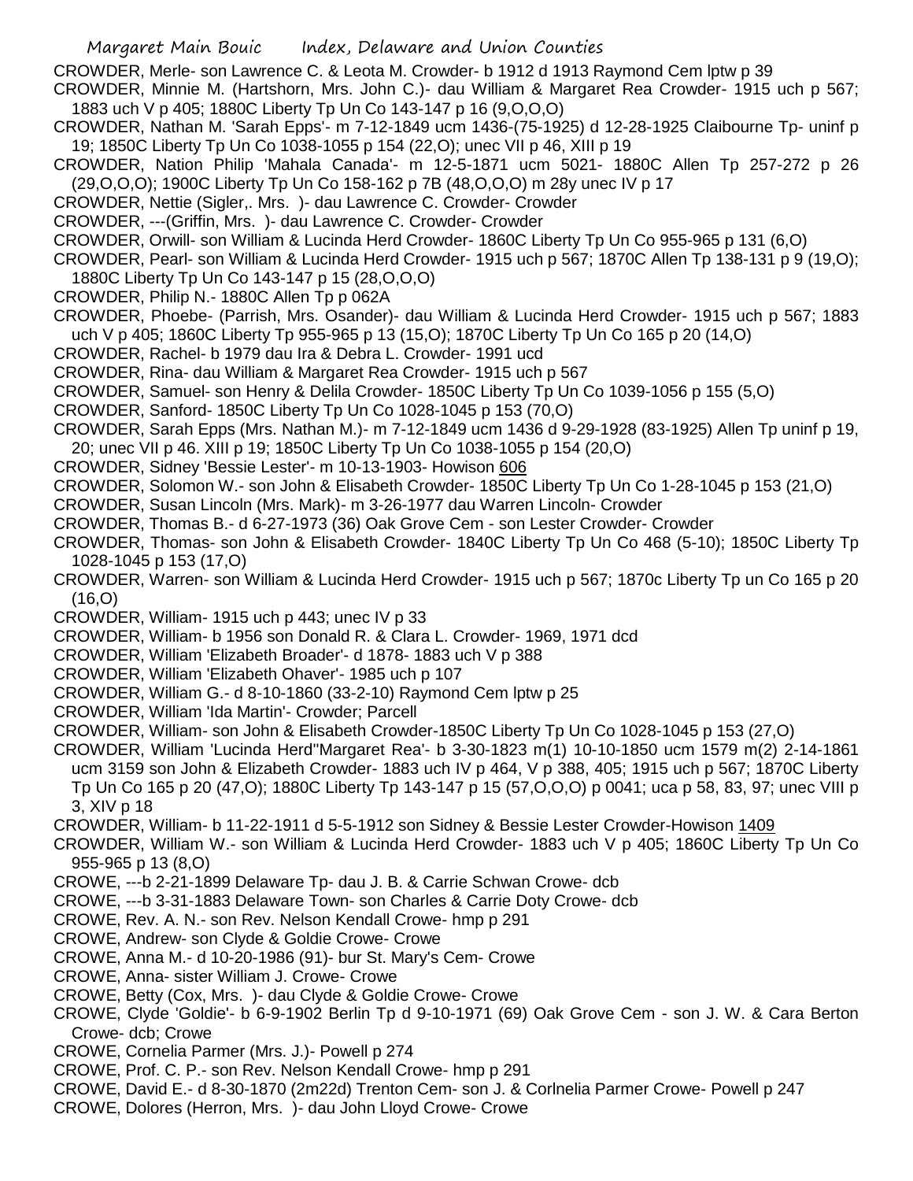CROWDER, Merle- son Lawrence C. & Leota M. Crowder- b 1912 d 1913 Raymond Cem lptw p 39

CROWDER, Minnie M. (Hartshorn, Mrs. John C.)- dau William & Margaret Rea Crowder- 1915 uch p 567; 1883 uch V p 405; 1880C Liberty Tp Un Co 143-147 p 16 (9,O,O,O)

CROWDER, Nathan M. 'Sarah Epps'- m 7-12-1849 ucm 1436-(75-1925) d 12-28-1925 Claibourne Tp- uninf p 19; 1850C Liberty Tp Un Co 1038-1055 p 154 (22,O); unec VII p 46, XIII p 19

CROWDER, Nation Philip 'Mahala Canada'- m 12-5-1871 ucm 5021- 1880C Allen Tp 257-272 p 26 (29,O,O,O); 1900C Liberty Tp Un Co 158-162 p 7B (48,O,O,O) m 28y unec IV p 17

CROWDER, Nettie (Sigler,. Mrs. )- dau Lawrence C. Crowder- Crowder

CROWDER, ---(Griffin, Mrs. )- dau Lawrence C. Crowder- Crowder

CROWDER, Orwill- son William & Lucinda Herd Crowder- 1860C Liberty Tp Un Co 955-965 p 131 (6,O)

CROWDER, Pearl- son William & Lucinda Herd Crowder- 1915 uch p 567; 1870C Allen Tp 138-131 p 9 (19,O); 1880C Liberty Tp Un Co 143-147 p 15 (28,O,O,O)

CROWDER, Philip N.- 1880C Allen Tp p 062A

CROWDER, Phoebe- (Parrish, Mrs. Osander)- dau William & Lucinda Herd Crowder- 1915 uch p 567; 1883 uch V p 405; 1860C Liberty Tp 955-965 p 13 (15,O); 1870C Liberty Tp Un Co 165 p 20 (14,O)

CROWDER, Rachel- b 1979 dau Ira & Debra L. Crowder- 1991 ucd

CROWDER, Rina- dau William & Margaret Rea Crowder- 1915 uch p 567

CROWDER, Samuel- son Henry & Delila Crowder- 1850C Liberty Tp Un Co 1039-1056 p 155 (5,O)

CROWDER, Sanford- 1850C Liberty Tp Un Co 1028-1045 p 153 (70,O)

CROWDER, Sarah Epps (Mrs. Nathan M.)- m 7-12-1849 ucm 1436 d 9-29-1928 (83-1925) Allen Tp uninf p 19, 20; unec VII p 46. XIII p 19; 1850C Liberty Tp Un Co 1038-1055 p 154 (20,O)

CROWDER, Sidney 'Bessie Lester'- m 10-13-1903- Howison 606

CROWDER, Solomon W.- son John & Elisabeth Crowder- 1850C Liberty Tp Un Co 1-28-1045 p 153 (21,O)

CROWDER, Susan Lincoln (Mrs. Mark)- m 3-26-1977 dau Warren Lincoln- Crowder

CROWDER, Thomas B.- d 6-27-1973 (36) Oak Grove Cem - son Lester Crowder- Crowder

CROWDER, Thomas- son John & Elisabeth Crowder- 1840C Liberty Tp Un Co 468 (5-10); 1850C Liberty Tp 1028-1045 p 153 (17,O)

CROWDER, Warren- son William & Lucinda Herd Crowder- 1915 uch p 567; 1870c Liberty Tp un Co 165 p 20 (16,O)

CROWDER, William- 1915 uch p 443; unec IV p 33

CROWDER, William- b 1956 son Donald R. & Clara L. Crowder- 1969, 1971 dcd

CROWDER, William 'Elizabeth Broader'- d 1878- 1883 uch V p 388

CROWDER, William 'Elizabeth Ohaver'- 1985 uch p 107

CROWDER, William G.- d 8-10-1860 (33-2-10) Raymond Cem lptw p 25

CROWDER, William 'Ida Martin'- Crowder; Parcell

CROWDER, William- son John & Elisabeth Crowder-1850C Liberty Tp Un Co 1028-1045 p 153 (27,O)

CROWDER, William 'Lucinda Herd''Margaret Rea'- b 3-30-1823 m(1) 10-10-1850 ucm 1579 m(2) 2-14-1861 ucm 3159 son John & Elizabeth Crowder- 1883 uch IV p 464, V p 388, 405; 1915 uch p 567; 1870C Liberty Tp Un Co 165 p 20 (47,O); 1880C Liberty Tp 143-147 p 15 (57,O,O,O) p 0041; uca p 58, 83, 97; unec VIII p 3, XIV p 18

CROWDER, William- b 11-22-1911 d 5-5-1912 son Sidney & Bessie Lester Crowder-Howison 1409

CROWDER, William W.- son William & Lucinda Herd Crowder- 1883 uch V p 405; 1860C Liberty Tp Un Co 955-965 p 13 (8,O)

CROWE, ---b 2-21-1899 Delaware Tp- dau J. B. & Carrie Schwan Crowe- dcb

CROWE, ---b 3-31-1883 Delaware Town- son Charles & Carrie Doty Crowe- dcb

CROWE, Rev. A. N.- son Rev. Nelson Kendall Crowe- hmp p 291

CROWE, Andrew- son Clyde & Goldie Crowe- Crowe

CROWE, Anna M.- d 10-20-1986 (91)- bur St. Mary's Cem- Crowe

CROWE, Anna- sister William J. Crowe- Crowe

CROWE, Betty (Cox, Mrs. )- dau Clyde & Goldie Crowe- Crowe

CROWE, Clyde 'Goldie'- b 6-9-1902 Berlin Tp d 9-10-1971 (69) Oak Grove Cem - son J. W. & Cara Berton Crowe- dcb; Crowe

CROWE, Cornelia Parmer (Mrs. J.)- Powell p 274

CROWE, Prof. C. P.- son Rev. Nelson Kendall Crowe- hmp p 291

CROWE, David E.- d 8-30-1870 (2m22d) Trenton Cem- son J. & Corlnelia Parmer Crowe- Powell p 247

CROWE, Dolores (Herron, Mrs. )- dau John Lloyd Crowe- Crowe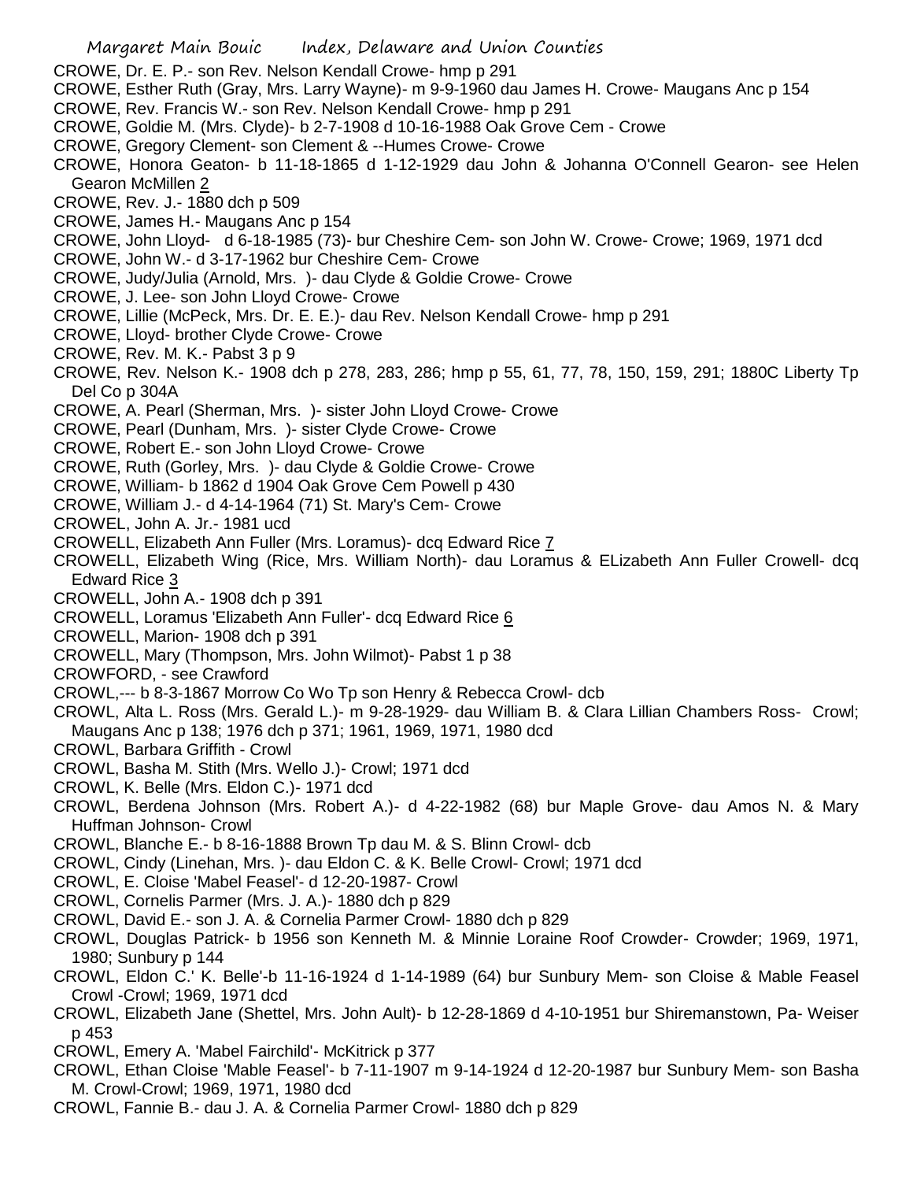CROWE, Dr. E. P.- son Rev. Nelson Kendall Crowe- hmp p 291

CROWE, Esther Ruth (Gray, Mrs. Larry Wayne)- m 9-9-1960 dau James H. Crowe- Maugans Anc p 154

CROWE, Rev. Francis W.- son Rev. Nelson Kendall Crowe- hmp p 291

CROWE, Goldie M. (Mrs. Clyde)- b 2-7-1908 d 10-16-1988 Oak Grove Cem - Crowe

CROWE, Gregory Clement- son Clement & --Humes Crowe- Crowe

CROWE, Honora Geaton- b 11-18-1865 d 1-12-1929 dau John & Johanna O'Connell Gearon- see Helen Gearon McMillen 2

CROWE, Rev. J.- 1880 dch p 509

CROWE, James H.- Maugans Anc p 154

CROWE, John Lloyd- d 6-18-1985 (73)- bur Cheshire Cem- son John W. Crowe- Crowe; 1969, 1971 dcd

CROWE, John W.- d 3-17-1962 bur Cheshire Cem- Crowe

CROWE, Judy/Julia (Arnold, Mrs. )- dau Clyde & Goldie Crowe- Crowe

CROWE, J. Lee- son John Lloyd Crowe- Crowe

CROWE, Lillie (McPeck, Mrs. Dr. E. E.)- dau Rev. Nelson Kendall Crowe- hmp p 291

CROWE, Lloyd- brother Clyde Crowe- Crowe

CROWE, Rev. M. K.- Pabst 3 p 9

CROWE, Rev. Nelson K.- 1908 dch p 278, 283, 286; hmp p 55, 61, 77, 78, 150, 159, 291; 1880C Liberty Tp Del Co p 304A

CROWE, A. Pearl (Sherman, Mrs. )- sister John Lloyd Crowe- Crowe

CROWE, Pearl (Dunham, Mrs. )- sister Clyde Crowe- Crowe

CROWE, Robert E.- son John Lloyd Crowe- Crowe

CROWE, Ruth (Gorley, Mrs. )- dau Clyde & Goldie Crowe- Crowe

CROWE, William- b 1862 d 1904 Oak Grove Cem Powell p 430

CROWE, William J.- d 4-14-1964 (71) St. Mary's Cem- Crowe

CROWEL, John A. Jr.- 1981 ucd

CROWELL, Elizabeth Ann Fuller (Mrs. Loramus)- dcq Edward Rice 7

CROWELL, Elizabeth Wing (Rice, Mrs. William North)- dau Loramus & ELizabeth Ann Fuller Crowell- dcq Edward Rice 3

CROWELL, John A.- 1908 dch p 391

CROWELL, Loramus 'Elizabeth Ann Fuller'- dcq Edward Rice 6

CROWELL, Marion- 1908 dch p 391

CROWELL, Mary (Thompson, Mrs. John Wilmot)- Pabst 1 p 38

CROWFORD, - see Crawford

CROWL,--- b 8-3-1867 Morrow Co Wo Tp son Henry & Rebecca Crowl- dcb

CROWL, Alta L. Ross (Mrs. Gerald L.)- m 9-28-1929- dau William B. & Clara Lillian Chambers Ross- Crowl; Maugans Anc p 138; 1976 dch p 371; 1961, 1969, 1971, 1980 dcd

CROWL, Barbara Griffith - Crowl

CROWL, Basha M. Stith (Mrs. Wello J.)- Crowl; 1971 dcd

CROWL, K. Belle (Mrs. Eldon C.)- 1971 dcd

CROWL, Berdena Johnson (Mrs. Robert A.)- d 4-22-1982 (68) bur Maple Grove- dau Amos N. & Mary Huffman Johnson- Crowl

CROWL, Blanche E.- b 8-16-1888 Brown Tp dau M. & S. Blinn Crowl- dcb

CROWL, Cindy (Linehan, Mrs. )- dau Eldon C. & K. Belle Crowl- Crowl; 1971 dcd

CROWL, E. Cloise 'Mabel Feasel'- d 12-20-1987- Crowl

CROWL, Cornelis Parmer (Mrs. J. A.)- 1880 dch p 829

CROWL, David E.- son J. A. & Cornelia Parmer Crowl- 1880 dch p 829

CROWL, Douglas Patrick- b 1956 son Kenneth M. & Minnie Loraine Roof Crowder- Crowder; 1969, 1971, 1980; Sunbury p 144

CROWL, Eldon C.' K. Belle'-b 11-16-1924 d 1-14-1989 (64) bur Sunbury Mem- son Cloise & Mable Feasel Crowl -Crowl; 1969, 1971 dcd

CROWL, Elizabeth Jane (Shettel, Mrs. John Ault)- b 12-28-1869 d 4-10-1951 bur Shiremanstown, Pa- Weiser p 453

CROWL, Emery A. 'Mabel Fairchild'- McKitrick p 377

CROWL, Ethan Cloise 'Mable Feasel'- b 7-11-1907 m 9-14-1924 d 12-20-1987 bur Sunbury Mem- son Basha M. Crowl-Crowl; 1969, 1971, 1980 dcd

CROWL, Fannie B.- dau J. A. & Cornelia Parmer Crowl- 1880 dch p 829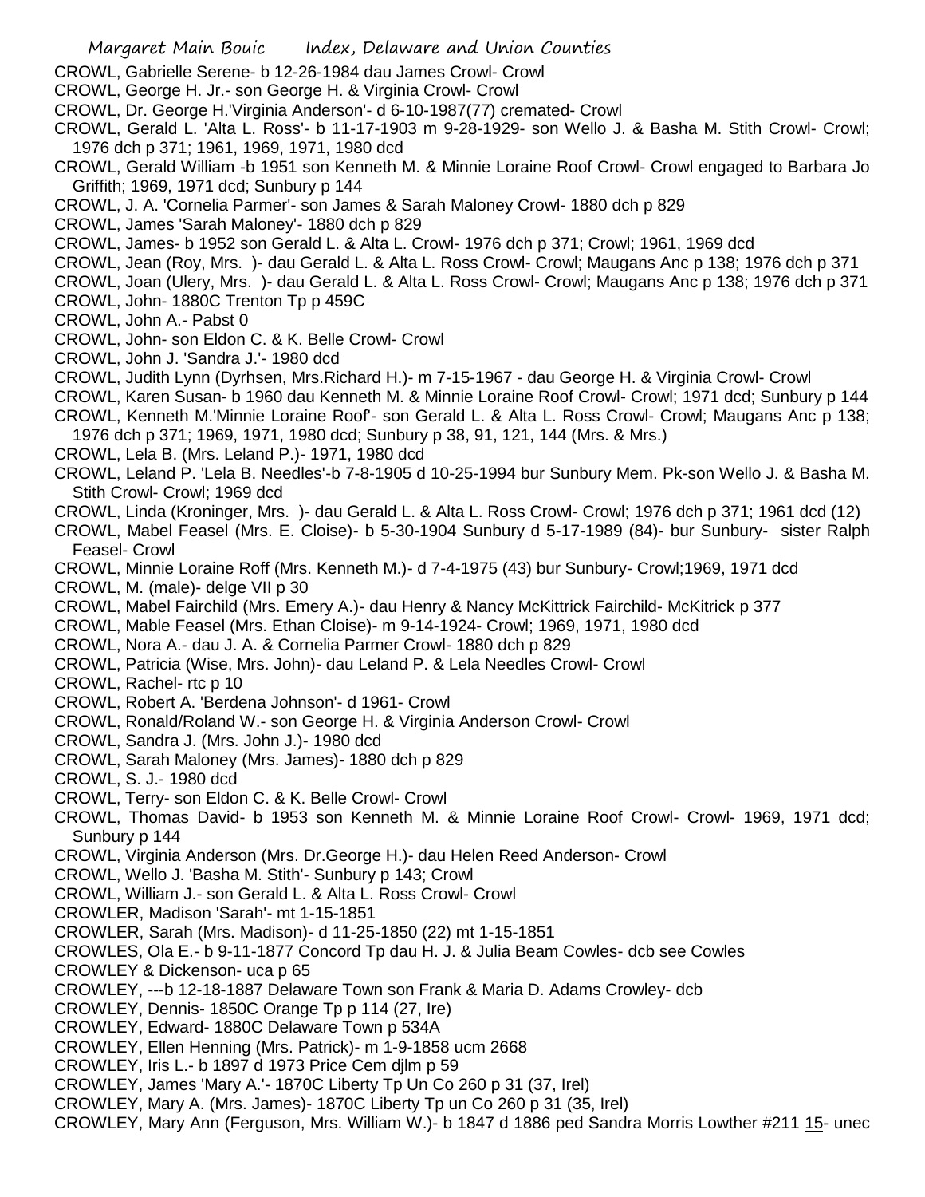CROWL, Gabrielle Serene- b 12-26-1984 dau James Crowl- Crowl
CROWL, George H. Jr.- son George H. & Virginia Crowl- Crowl
CROWL, Dr. George H.'Virginia Anderson'- d 6-10-1987(77) cremated- Crowl
CROWL, Gerald L. 'Alta L. Ross'- b 11-17-1903 m 9-28-1929- son Wello J. & Basha M. Stith Crowl- Crowl; 1976 dch p 371; 1961, 1969, 1971, 1980 dcd
CROWL, Gerald William -b 1951 son Kenneth M. & Minnie Loraine Roof Crowl- Crowl engaged to Barbara Jo Griffith; 1969, 1971 dcd; Sunbury p 144
CROWL, J. A. 'Cornelia Parmer'- son James & Sarah Maloney Crowl- 1880 dch p 829
CROWL, James 'Sarah Maloney'- 1880 dch p 829
CROWL, James- b 1952 son Gerald L. & Alta L. Crowl- 1976 dch p 371; Crowl; 1961, 1969 dcd
CROWL, Jean (Roy, Mrs. )- dau Gerald L. & Alta L. Ross Crowl- Crowl; Maugans Anc p 138; 1976 dch p 371
CROWL, Joan (Ulery, Mrs. )- dau Gerald L. & Alta L. Ross Crowl- Crowl; Maugans Anc p 138; 1976 dch p 371
CROWL, John- 1880C Trenton Tp p 459C
CROWL, John A.- Pabst 0
CROWL, John- son Eldon C. & K. Belle Crowl- Crowl
CROWL, John J. 'Sandra J.'- 1980 dcd
CROWL, Judith Lynn (Dyrhsen, Mrs.Richard H.)- m 7-15-1967 - dau George H. & Virginia Crowl- Crowl
CROWL, Karen Susan- b 1960 dau Kenneth M. & Minnie Loraine Roof Crowl- Crowl; 1971 dcd; Sunbury p 144
CROWL, Kenneth M.'Minnie Loraine Roof'- son Gerald L. & Alta L. Ross Crowl- Crowl; Maugans Anc p 138; 1976 dch p 371; 1969, 1971, 1980 dcd; Sunbury p 38, 91, 121, 144 (Mrs. & Mrs.)
CROWL, Lela B. (Mrs. Leland P.)- 1971, 1980 dcd
CROWL, Leland P. 'Lela B. Needles'-b 7-8-1905 d 10-25-1994 bur Sunbury Mem. Pk-son Wello J. & Basha M. Stith Crowl- Crowl; 1969 dcd
CROWL, Linda (Kroninger, Mrs. )- dau Gerald L. & Alta L. Ross Crowl- Crowl; 1976 dch p 371; 1961 dcd (12)
CROWL, Mabel Feasel (Mrs. E. Cloise)- b 5-30-1904 Sunbury d 5-17-1989 (84)- bur Sunbury- sister Ralph Feasel- Crowl
CROWL, Minnie Loraine Roff (Mrs. Kenneth M.)- d 7-4-1975 (43) bur Sunbury- Crowl;1969, 1971 dcd
CROWL, M. (male)- delge VII p 30
CROWL, Mabel Fairchild (Mrs. Emery A.)- dau Henry & Nancy McKittrick Fairchild- McKitrick p 377
CROWL, Mable Feasel (Mrs. Ethan Cloise)- m 9-14-1924- Crowl; 1969, 1971, 1980 dcd
CROWL, Nora A.- dau J. A. & Cornelia Parmer Crowl- 1880 dch p 829
CROWL, Patricia (Wise, Mrs. John)- dau Leland P. & Lela Needles Crowl- Crowl
CROWL, Rachel- rtc p 10
CROWL, Robert A. 'Berdena Johnson'- d 1961- Crowl
CROWL, Ronald/Roland W.- son George H. & Virginia Anderson Crowl- Crowl
CROWL, Sandra J. (Mrs. John J.)- 1980 dcd
CROWL, Sarah Maloney (Mrs. James)- 1880 dch p 829
CROWL, S. J.- 1980 dcd
CROWL, Terry- son Eldon C. & K. Belle Crowl- Crowl
CROWL, Thomas David- b 1953 son Kenneth M. & Minnie Loraine Roof Crowl- Crowl- 1969, 1971 dcd; Sunbury p 144
CROWL, Virginia Anderson (Mrs. Dr.George H.)- dau Helen Reed Anderson- Crowl
CROWL, Wello J. 'Basha M. Stith'- Sunbury p 143; Crowl
CROWL, William J.- son Gerald L. & Alta L. Ross Crowl- Crowl
CROWLER, Madison 'Sarah'- mt 1-15-1851
CROWLER, Sarah (Mrs. Madison)- d 11-25-1850 (22) mt 1-15-1851
CROWLES, Ola E.- b 9-11-1877 Concord Tp dau H. J. & Julia Beam Cowles- dcb see Cowles
CROWLEY & Dickenson- uca p 65
CROWLEY, ---b 12-18-1887 Delaware Town son Frank & Maria D. Adams Crowley- dcb
CROWLEY, Dennis- 1850C Orange Tp p 114 (27, Ire)
CROWLEY, Edward- 1880C Delaware Town p 534A
CROWLEY, Ellen Henning (Mrs. Patrick)- m 1-9-1858 ucm 2668
CROWLEY, Iris L.- b 1897 d 1973 Price Cem djlm p 59
CROWLEY, James 'Mary A.'- 1870C Liberty Tp Un Co 260 p 31 (37, Irel)
CROWLEY, Mary A. (Mrs. James)- 1870C Liberty Tp un Co 260 p 31 (35, Irel)
CROWLEY, Mary Ann (Ferguson, Mrs. William W.)- b 1847 d 1886 ped Sandra Morris Lowther #211 15- unec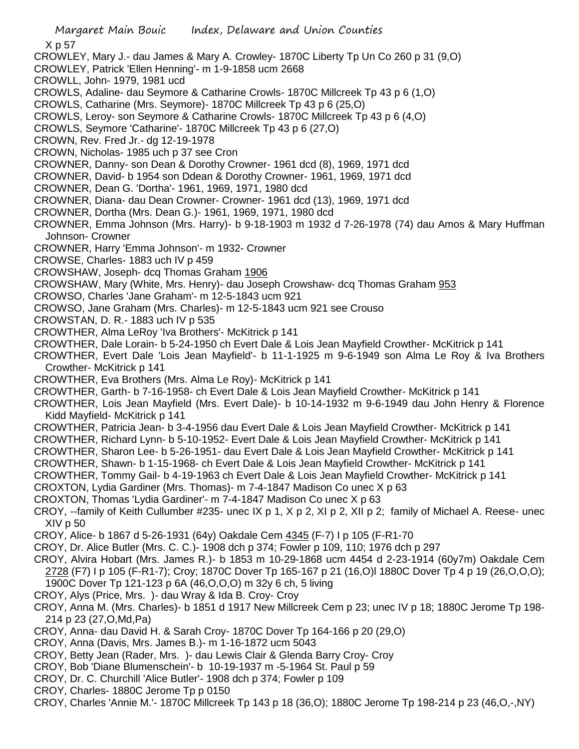X p 57

CROWLEY, Mary J.- dau James & Mary A. Crowley- 1870C Liberty Tp Un Co 260 p 31 (9,O)

CROWLEY, Patrick 'Ellen Henning'- m 1-9-1858 ucm 2668

CROWLL, John- 1979, 1981 ucd

CROWLS, Adaline- dau Seymore & Catharine Crowls- 1870C Millcreek Tp 43 p 6 (1,O)

CROWLS, Catharine (Mrs. Seymore)- 1870C Millcreek Tp 43 p 6 (25,O)

CROWLS, Leroy- son Seymore & Catharine Crowls- 1870C Millcreek Tp 43 p 6 (4,O)

CROWLS, Seymore 'Catharine'- 1870C Millcreek Tp 43 p 6 (27,O)

CROWN, Rev. Fred Jr.- dg 12-19-1978

CROWN, Nicholas- 1985 uch p 37 see Cron

CROWNER, Danny- son Dean & Dorothy Crowner- 1961 dcd (8), 1969, 1971 dcd

CROWNER, David- b 1954 son Ddean & Dorothy Crowner- 1961, 1969, 1971 dcd

CROWNER, Dean G. 'Dortha'- 1961, 1969, 1971, 1980 dcd

CROWNER, Diana- dau Dean Crowner- Crowner- 1961 dcd (13), 1969, 1971 dcd

CROWNER, Dortha (Mrs. Dean G.)- 1961, 1969, 1971, 1980 dcd

CROWNER, Emma Johnson (Mrs. Harry)- b 9-18-1903 m 1932 d 7-26-1978 (74) dau Amos & Mary Huffman Johnson- Crowner

CROWNER, Harry 'Emma Johnson'- m 1932- Crowner

CROWSE, Charles- 1883 uch IV p 459

CROWSHAW, Joseph- dcq Thomas Graham 1906

CROWSHAW, Mary (White, Mrs. Henry)- dau Joseph Crowshaw- dcq Thomas Graham 953

CROWSO, Charles 'Jane Graham'- m 12-5-1843 ucm 921

CROWSO, Jane Graham (Mrs. Charles)- m 12-5-1843 ucm 921 see Crouso

CROWSTAN, D. R.- 1883 uch IV p 535

CROWTHER, Alma LeRoy 'Iva Brothers'- McKitrick p 141

CROWTHER, Dale Lorain- b 5-24-1950 ch Evert Dale & Lois Jean Mayfield Crowther- McKitrick p 141

CROWTHER, Evert Dale 'Lois Jean Mayfield'- b 11-1-1925 m 9-6-1949 son Alma Le Roy & Iva Brothers Crowther- McKitrick p 141

CROWTHER, Eva Brothers (Mrs. Alma Le Roy)- McKitrick p 141

CROWTHER, Garth- b 7-16-1958- ch Evert Dale & Lois Jean Mayfield Crowther- McKitrick p 141

CROWTHER, Lois Jean Mayfield (Mrs. Evert Dale)- b 10-14-1932 m 9-6-1949 dau John Henry & Florence Kidd Mayfield- McKitrick p 141

CROWTHER, Patricia Jean- b 3-4-1956 dau Evert Dale & Lois Jean Mayfield Crowther- McKitrick p 141

CROWTHER, Richard Lynn- b 5-10-1952- Evert Dale & Lois Jean Mayfield Crowther- McKitrick p 141

CROWTHER, Sharon Lee- b 5-26-1951- dau Evert Dale & Lois Jean Mayfield Crowther- McKitrick p 141

CROWTHER, Shawn- b 1-15-1968- ch Evert Dale & Lois Jean Mayfield Crowther- McKitrick p 141

CROWTHER, Tommy Gail- b 4-19-1963 ch Evert Dale & Lois Jean Mayfield Crowther- McKitrick p 141

CROXTON, Lydia Gardiner (Mrs. Thomas)- m 7-4-1847 Madison Co unec X p 63

CROXTON, Thomas 'Lydia Gardiner'- m 7-4-1847 Madison Co unec X p 63

CROY, --family of Keith Cullumber #235- unec IX p 1, X p 2, XI p 2, XII p 2; family of Michael A. Reese- unec XIV p 50

CROY, Alice- b 1867 d 5-26-1931 (64y) Oakdale Cem 4345 (F-7) I p 105 (F-R1-70

CROY, Dr. Alice Butler (Mrs. C. C.)- 1908 dch p 374; Fowler p 109, 110; 1976 dch p 297

CROY, Alvira Hobart (Mrs. James R.)- b 1853 m 10-29-1868 ucm 4454 d 2-23-1914 (60y7m) Oakdale Cem 2728 (F7) I p 105 (F-R1-7); Croy; 1870C Dover Tp 165-167 p 21 (16,O)l 1880C Dover Tp 4 p 19 (26,O,O,O); 1900C Dover Tp 121-123 p 6A (46,O,O,O) m 32y 6 ch, 5 living

CROY, Alys (Price, Mrs. )- dau Wray & Ida B. Croy- Croy

CROY, Anna M. (Mrs. Charles)- b 1851 d 1917 New Millcreek Cem p 23; unec IV p 18; 1880C Jerome Tp 198-214 p 23 (27,O,Md,Pa)

CROY, Anna- dau David H. & Sarah Croy- 1870C Dover Tp 164-166 p 20 (29,O)

CROY, Anna (Davis, Mrs. James B.)- m 1-16-1872 ucm 5043

CROY, Betty Jean (Rader, Mrs. )- dau Lewis Clair & Glenda Barry Croy- Croy

CROY, Bob 'Diane Blumenschein'- b 10-19-1937 m -5-1964 St. Paul p 59

CROY, Dr. C. Churchill 'Alice Butler'- 1908 dch p 374; Fowler p 109

CROY, Charles- 1880C Jerome Tp p 0150

CROY, Charles 'Annie M.'- 1870C Millcreek Tp 143 p 18 (36,O); 1880C Jerome Tp 198-214 p 23 (46,O,-,NY)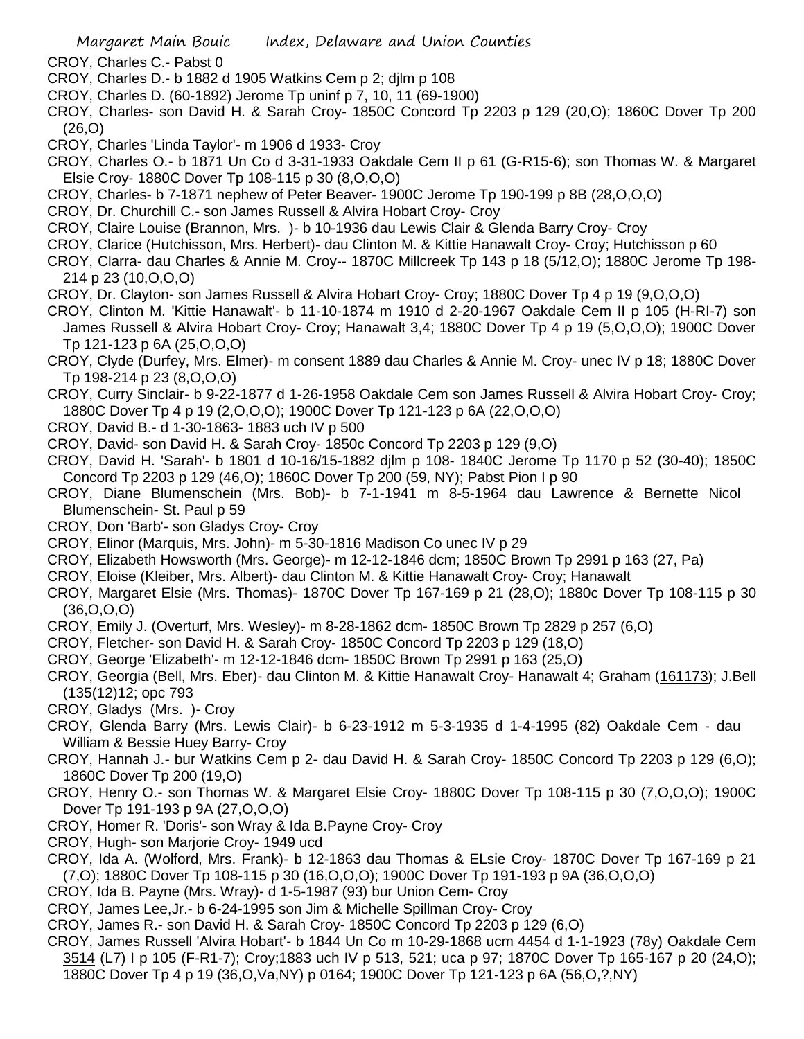CROY, Charles C.- Pabst 0

CROY, Charles D.- b 1882 d 1905 Watkins Cem p 2; djlm p 108

CROY, Charles D. (60-1892) Jerome Tp uninf p 7, 10, 11 (69-1900)

CROY, Charles- son David H. & Sarah Croy- 1850C Concord Tp 2203 p 129 (20,O); 1860C Dover Tp 200 (26,O)

CROY, Charles 'Linda Taylor'- m 1906 d 1933- Croy

CROY, Charles O.- b 1871 Un Co d 3-31-1933 Oakdale Cem II p 61 (G-R15-6); son Thomas W. & Margaret Elsie Croy- 1880C Dover Tp 108-115 p 30 (8,O,O,O)

CROY, Charles- b 7-1871 nephew of Peter Beaver- 1900C Jerome Tp 190-199 p 8B (28,O,O,O)

CROY, Dr. Churchill C.- son James Russell & Alvira Hobart Croy- Croy

CROY, Claire Louise (Brannon, Mrs. )- b 10-1936 dau Lewis Clair & Glenda Barry Croy- Croy

CROY, Clarice (Hutchisson, Mrs. Herbert)- dau Clinton M. & Kittie Hanawalt Croy- Croy; Hutchisson p 60

CROY, Clarra- dau Charles & Annie M. Croy-- 1870C Millcreek Tp 143 p 18 (5/12,O); 1880C Jerome Tp 198-214 p 23 (10,O,O,O)

CROY, Dr. Clayton- son James Russell & Alvira Hobart Croy- Croy; 1880C Dover Tp 4 p 19 (9,O,O,O)

CROY, Clinton M. 'Kittie Hanawalt'- b 11-10-1874 m 1910 d 2-20-1967 Oakdale Cem II p 105 (H-RI-7) son James Russell & Alvira Hobart Croy- Croy; Hanawalt 3,4; 1880C Dover Tp 4 p 19 (5,O,O,O); 1900C Dover Tp 121-123 p 6A (25,O,O,O)

CROY, Clyde (Durfey, Mrs. Elmer)- m consent 1889 dau Charles & Annie M. Croy- unec IV p 18; 1880C Dover Tp 198-214 p 23 (8,O,O,O)

CROY, Curry Sinclair- b 9-22-1877 d 1-26-1958 Oakdale Cem son James Russell & Alvira Hobart Croy- Croy; 1880C Dover Tp 4 p 19 (2,O,O,O); 1900C Dover Tp 121-123 p 6A (22,O,O,O)

CROY, David B.- d 1-30-1863- 1883 uch IV p 500

CROY, David- son David H. & Sarah Croy- 1850c Concord Tp 2203 p 129 (9,O)

CROY, David H. 'Sarah'- b 1801 d 10-16/15-1882 djlm p 108- 1840C Jerome Tp 1170 p 52 (30-40); 1850C Concord Tp 2203 p 129 (46,O); 1860C Dover Tp 200 (59, NY); Pabst Pion I p 90

CROY, Diane Blumenschein (Mrs. Bob)- b 7-1-1941 m 8-5-1964 dau Lawrence & Bernette Nicol Blumenschein- St. Paul p 59

CROY, Don 'Barb'- son Gladys Croy- Croy

CROY, Elinor (Marquis, Mrs. John)- m 5-30-1816 Madison Co unec IV p 29

CROY, Elizabeth Howsworth (Mrs. George)- m 12-12-1846 dcm; 1850C Brown Tp 2991 p 163 (27, Pa)

CROY, Eloise (Kleiber, Mrs. Albert)- dau Clinton M. & Kittie Hanawalt Croy- Croy; Hanawalt

CROY, Margaret Elsie (Mrs. Thomas)- 1870C Dover Tp 167-169 p 21 (28,O); 1880c Dover Tp 108-115 p 30 (36,O,O,O)

CROY, Emily J. (Overturf, Mrs. Wesley)- m 8-28-1862 dcm- 1850C Brown Tp 2829 p 257 (6,O)

CROY, Fletcher- son David H. & Sarah Croy- 1850C Concord Tp 2203 p 129 (18,O)

CROY, George 'Elizabeth'- m 12-12-1846 dcm- 1850C Brown Tp 2991 p 163 (25,O)

CROY, Georgia (Bell, Mrs. Eber)- dau Clinton M. & Kittie Hanawalt Croy- Hanawalt 4; Graham (161173); J.Bell (135(12)12; opc 793

CROY, Gladys (Mrs. )- Croy

CROY, Glenda Barry (Mrs. Lewis Clair)- b 6-23-1912 m 5-3-1935 d 1-4-1995 (82) Oakdale Cem - dau William & Bessie Huey Barry- Croy

CROY, Hannah J.- bur Watkins Cem p 2- dau David H. & Sarah Croy- 1850C Concord Tp 2203 p 129 (6,O); 1860C Dover Tp 200 (19,O)

CROY, Henry O.- son Thomas W. & Margaret Elsie Croy- 1880C Dover Tp 108-115 p 30 (7,O,O,O); 1900C Dover Tp 191-193 p 9A (27,O,O,O)

CROY, Homer R. 'Doris'- son Wray & Ida B.Payne Croy- Croy

CROY, Hugh- son Marjorie Croy- 1949 ucd

CROY, Ida A. (Wolford, Mrs. Frank)- b 12-1863 dau Thomas & ELsie Croy- 1870C Dover Tp 167-169 p 21 (7,O); 1880C Dover Tp 108-115 p 30 (16,O,O,O); 1900C Dover Tp 191-193 p 9A (36,O,O,O)

CROY, Ida B. Payne (Mrs. Wray)- d 1-5-1987 (93) bur Union Cem- Croy

CROY, James Lee,Jr.- b 6-24-1995 son Jim & Michelle Spillman Croy- Croy

CROY, James R.- son David H. & Sarah Croy- 1850C Concord Tp 2203 p 129 (6,O)

CROY, James Russell 'Alvira Hobart'- b 1844 Un Co m 10-29-1868 ucm 4454 d 1-1-1923 (78y) Oakdale Cem 3514 (L7) I p 105 (F-R1-7); Croy;1883 uch IV p 513, 521; uca p 97; 1870C Dover Tp 165-167 p 20 (24,O); 1880C Dover Tp 4 p 19 (36,O,Va,NY) p 0164; 1900C Dover Tp 121-123 p 6A (56,O,?,NY)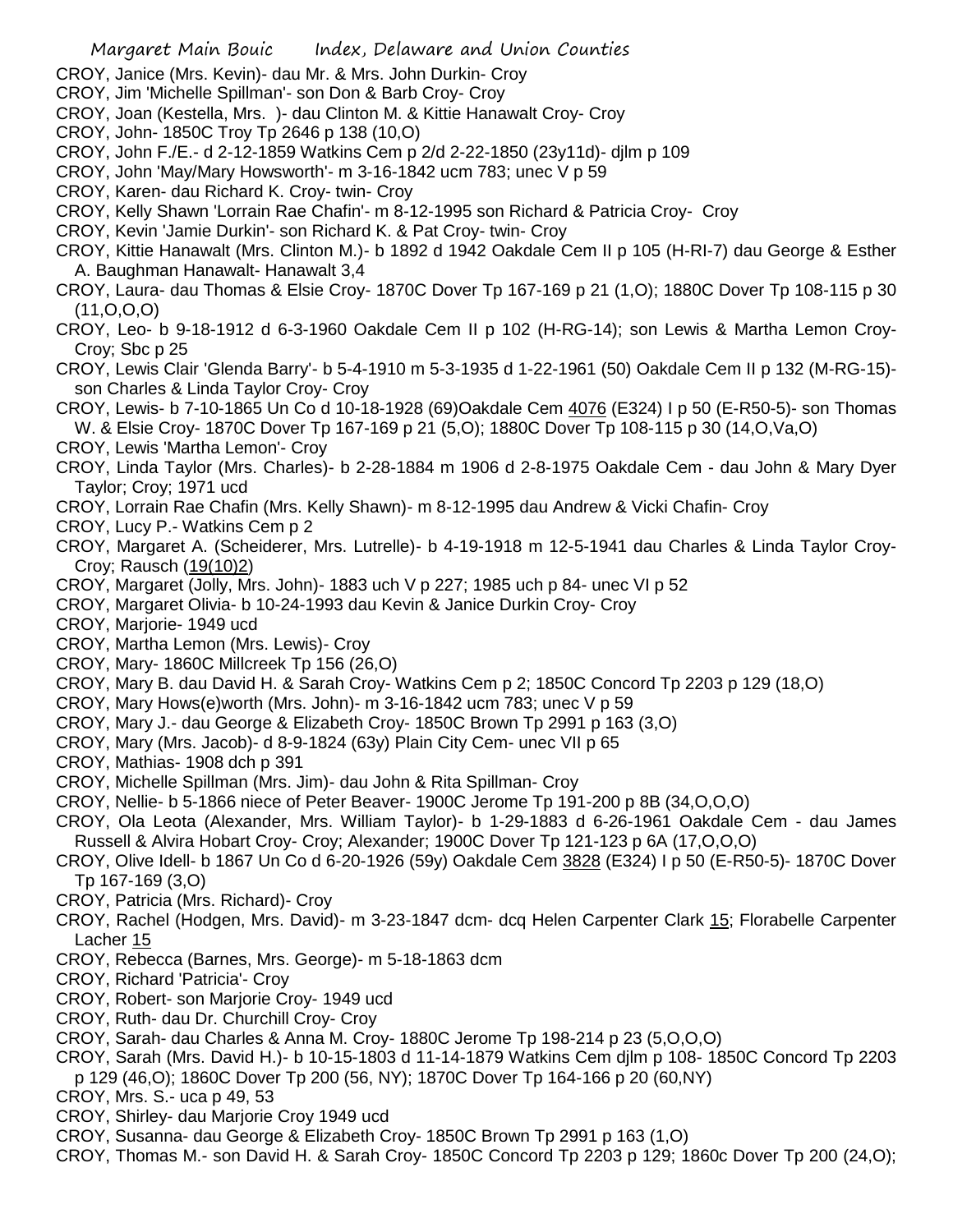CROY, Janice (Mrs. Kevin)- dau Mr. & Mrs. John Durkin- Croy

CROY, Jim 'Michelle Spillman'- son Don & Barb Croy- Croy

CROY, Joan (Kestella, Mrs. )- dau Clinton M. & Kittie Hanawalt Croy- Croy

CROY, John- 1850C Troy Tp 2646 p 138 (10,O)

CROY, John F./E.- d 2-12-1859 Watkins Cem p 2/d 2-22-1850 (23y11d)- djlm p 109

CROY, John 'May/Mary Howsworth'- m 3-16-1842 ucm 783; unec V p 59

CROY, Karen- dau Richard K. Croy- twin- Croy

CROY, Kelly Shawn 'Lorrain Rae Chafin'- m 8-12-1995 son Richard & Patricia Croy- Croy

CROY, Kevin 'Jamie Durkin'- son Richard K. & Pat Croy- twin- Croy

CROY, Kittie Hanawalt (Mrs. Clinton M.)- b 1892 d 1942 Oakdale Cem II p 105 (H-RI-7) dau George & Esther A. Baughman Hanawalt- Hanawalt 3,4

CROY, Laura- dau Thomas & Elsie Croy- 1870C Dover Tp 167-169 p 21 (1,O); 1880C Dover Tp 108-115 p 30 (11,O,O,O)

CROY, Leo- b 9-18-1912 d 6-3-1960 Oakdale Cem II p 102 (H-RG-14); son Lewis & Martha Lemon Croy- Croy; Sbc p 25

CROY, Lewis Clair 'Glenda Barry'- b 5-4-1910 m 5-3-1935 d 1-22-1961 (50) Oakdale Cem II p 132 (M-RG-15)- son Charles & Linda Taylor Croy- Croy

CROY, Lewis- b 7-10-1865 Un Co d 10-18-1928 (69)Oakdale Cem 4076 (E324) I p 50 (E-R50-5)- son Thomas W. & Elsie Croy- 1870C Dover Tp 167-169 p 21 (5,O); 1880C Dover Tp 108-115 p 30 (14,O,Va,O)

CROY, Lewis 'Martha Lemon'- Croy

CROY, Linda Taylor (Mrs. Charles)- b 2-28-1884 m 1906 d 2-8-1975 Oakdale Cem - dau John & Mary Dyer Taylor; Croy; 1971 ucd

CROY, Lorrain Rae Chafin (Mrs. Kelly Shawn)- m 8-12-1995 dau Andrew & Vicki Chafin- Croy

CROY, Lucy P.- Watkins Cem p 2

CROY, Margaret A. (Scheiderer, Mrs. Lutrelle)- b 4-19-1918 m 12-5-1941 dau Charles & Linda Taylor Croy- Croy; Rausch (19(10)2)

CROY, Margaret (Jolly, Mrs. John)- 1883 uch V p 227; 1985 uch p 84- unec VI p 52

CROY, Margaret Olivia- b 10-24-1993 dau Kevin & Janice Durkin Croy- Croy

CROY, Marjorie- 1949 ucd

CROY, Martha Lemon (Mrs. Lewis)- Croy

CROY, Mary- 1860C Millcreek Tp 156 (26,O)

CROY, Mary B. dau David H. & Sarah Croy- Watkins Cem p 2; 1850C Concord Tp 2203 p 129 (18,O)

CROY, Mary Hows(e)worth (Mrs. John)- m 3-16-1842 ucm 783; unec V p 59

CROY, Mary J.- dau George & Elizabeth Croy- 1850C Brown Tp 2991 p 163 (3,O)

CROY, Mary (Mrs. Jacob)- d 8-9-1824 (63y) Plain City Cem- unec VII p 65

CROY, Mathias- 1908 dch p 391

CROY, Michelle Spillman (Mrs. Jim)- dau John & Rita Spillman- Croy

CROY, Nellie- b 5-1866 niece of Peter Beaver- 1900C Jerome Tp 191-200 p 8B (34,O,O,O)

CROY, Ola Leota (Alexander, Mrs. William Taylor)- b 1-29-1883 d 6-26-1961 Oakdale Cem - dau James Russell & Alvira Hobart Croy- Croy; Alexander; 1900C Dover Tp 121-123 p 6A (17,O,O,O)

CROY, Olive Idell- b 1867 Un Co d 6-20-1926 (59y) Oakdale Cem 3828 (E324) I p 50 (E-R50-5)- 1870C Dover Tp 167-169 (3,O)

CROY, Patricia (Mrs. Richard)- Croy

CROY, Rachel (Hodgen, Mrs. David)- m 3-23-1847 dcm- dcq Helen Carpenter Clark 15; Florabelle Carpenter Lacher 15

CROY, Rebecca (Barnes, Mrs. George)- m 5-18-1863 dcm

CROY, Richard 'Patricia'- Croy

CROY, Robert- son Marjorie Croy- 1949 ucd

CROY, Ruth- dau Dr. Churchill Croy- Croy

CROY, Sarah- dau Charles & Anna M. Croy- 1880C Jerome Tp 198-214 p 23 (5,O,O,O)

CROY, Sarah (Mrs. David H.)- b 10-15-1803 d 11-14-1879 Watkins Cem djlm p 108- 1850C Concord Tp 2203 p 129 (46,O); 1860C Dover Tp 200 (56, NY); 1870C Dover Tp 164-166 p 20 (60,NY)

CROY, Mrs. S.- uca p 49, 53

CROY, Shirley- dau Marjorie Croy 1949 ucd

CROY, Susanna- dau George & Elizabeth Croy- 1850C Brown Tp 2991 p 163 (1,O)

CROY, Thomas M.- son David H. & Sarah Croy- 1850C Concord Tp 2203 p 129; 1860c Dover Tp 200 (24,O);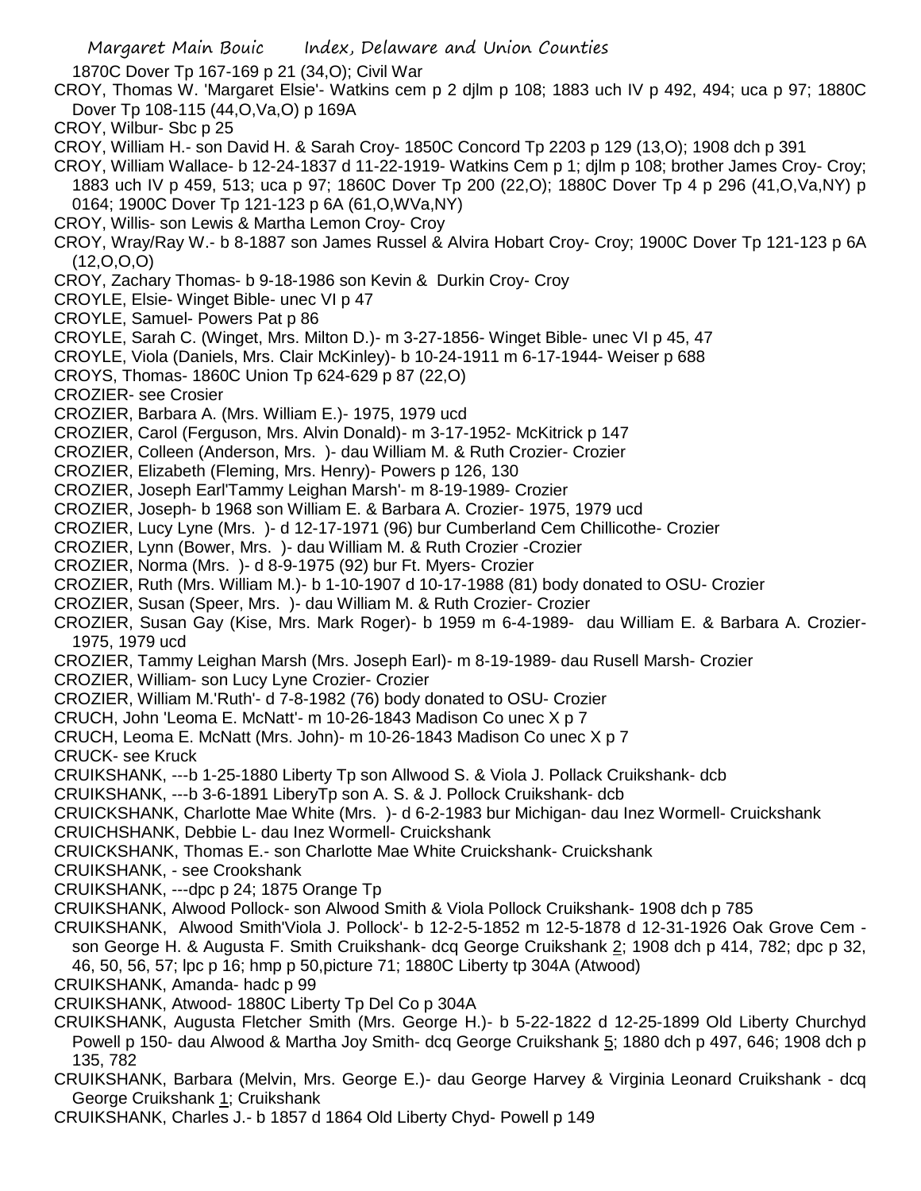1870C Dover Tp 167-169 p 21 (34,O); Civil War

CROY, Thomas W. 'Margaret Elsie'- Watkins cem p 2 djlm p 108; 1883 uch IV p 492, 494; uca p 97; 1880C Dover Tp 108-115 (44,O,Va,O) p 169A

CROY, Wilbur- Sbc p 25

CROY, William H.- son David H. & Sarah Croy- 1850C Concord Tp 2203 p 129 (13,O); 1908 dch p 391

CROY, William Wallace- b 12-24-1837 d 11-22-1919- Watkins Cem p 1; djlm p 108; brother James Croy- Croy; 1883 uch IV p 459, 513; uca p 97; 1860C Dover Tp 200 (22,O); 1880C Dover Tp 4 p 296 (41,O,Va,NY) p 0164; 1900C Dover Tp 121-123 p 6A (61,O,WVa,NY)

CROY, Willis- son Lewis & Martha Lemon Croy- Croy

CROY, Wray/Ray W.- b 8-1887 son James Russel & Alvira Hobart Croy- Croy; 1900C Dover Tp 121-123 p 6A (12,O,O,O)

CROY, Zachary Thomas- b 9-18-1986 son Kevin & Durkin Croy- Croy

CROYLE, Elsie- Winget Bible- unec VI p 47

CROYLE, Samuel- Powers Pat p 86

CROYLE, Sarah C. (Winget, Mrs. Milton D.)- m 3-27-1856- Winget Bible- unec VI p 45, 47

CROYLE, Viola (Daniels, Mrs. Clair McKinley)- b 10-24-1911 m 6-17-1944- Weiser p 688

CROYS, Thomas- 1860C Union Tp 624-629 p 87 (22,O)

CROZIER- see Crosier

CROZIER, Barbara A. (Mrs. William E.)- 1975, 1979 ucd

CROZIER, Carol (Ferguson, Mrs. Alvin Donald)- m 3-17-1952- McKitrick p 147

CROZIER, Colleen (Anderson, Mrs. )- dau William M. & Ruth Crozier- Crozier

CROZIER, Elizabeth (Fleming, Mrs. Henry)- Powers p 126, 130

CROZIER, Joseph Earl'Tammy Leighan Marsh'- m 8-19-1989- Crozier

CROZIER, Joseph- b 1968 son William E. & Barbara A. Crozier- 1975, 1979 ucd

CROZIER, Lucy Lyne (Mrs. )- d 12-17-1971 (96) bur Cumberland Cem Chillicothe- Crozier

CROZIER, Lynn (Bower, Mrs. )- dau William M. & Ruth Crozier -Crozier

CROZIER, Norma (Mrs. )- d 8-9-1975 (92) bur Ft. Myers- Crozier

CROZIER, Ruth (Mrs. William M.)- b 1-10-1907 d 10-17-1988 (81) body donated to OSU- Crozier

CROZIER, Susan (Speer, Mrs. )- dau William M. & Ruth Crozier- Crozier

CROZIER, Susan Gay (Kise, Mrs. Mark Roger)- b 1959 m 6-4-1989- dau William E. & Barbara A. Crozier- 1975, 1979 ucd

CROZIER, Tammy Leighan Marsh (Mrs. Joseph Earl)- m 8-19-1989- dau Rusell Marsh- Crozier

CROZIER, William- son Lucy Lyne Crozier- Crozier

CROZIER, William M.'Ruth'- d 7-8-1982 (76) body donated to OSU- Crozier

CRUCH, John 'Leoma E. McNatt'- m 10-26-1843 Madison Co unec X p 7

CRUCH, Leoma E. McNatt (Mrs. John)- m 10-26-1843 Madison Co unec X p 7

CRUCK- see Kruck

CRUIKSHANK, ---b 1-25-1880 Liberty Tp son Allwood S. & Viola J. Pollack Cruikshank- dcb

CRUIKSHANK, ---b 3-6-1891 LiberyTp son A. S. & J. Pollock Cruikshank- dcb

CRUICKSHANK, Charlotte Mae White (Mrs. )- d 6-2-1983 bur Michigan- dau Inez Wormell- Cruickshank

CRUICHSHANK, Debbie L- dau Inez Wormell- Cruickshank

CRUICKSHANK, Thomas E.- son Charlotte Mae White Cruickshank- Cruickshank

CRUIKSHANK, - see Crookshank

CRUIKSHANK, ---dpc p 24; 1875 Orange Tp

CRUIKSHANK, Alwood Pollock- son Alwood Smith & Viola Pollock Cruikshank- 1908 dch p 785

CRUIKSHANK, Alwood Smith'Viola J. Pollock'- b 12-2-5-1852 m 12-5-1878 d 12-31-1926 Oak Grove Cem - son George H. & Augusta F. Smith Cruikshank- dcq George Cruikshank 2; 1908 dch p 414, 782; dpc p 32, 46, 50, 56, 57; lpc p 16; hmp p 50,picture 71; 1880C Liberty tp 304A (Atwood)

CRUIKSHANK, Amanda- hadc p 99

CRUIKSHANK, Atwood- 1880C Liberty Tp Del Co p 304A

CRUIKSHANK, Augusta Fletcher Smith (Mrs. George H.)- b 5-22-1822 d 12-25-1899 Old Liberty Churchyd Powell p 150- dau Alwood & Martha Joy Smith- dcq George Cruikshank 5; 1880 dch p 497, 646; 1908 dch p 135, 782

CRUIKSHANK, Barbara (Melvin, Mrs. George E.)- dau George Harvey & Virginia Leonard Cruikshank - dcq George Cruikshank 1; Cruikshank

CRUIKSHANK, Charles J.- b 1857 d 1864 Old Liberty Chyd- Powell p 149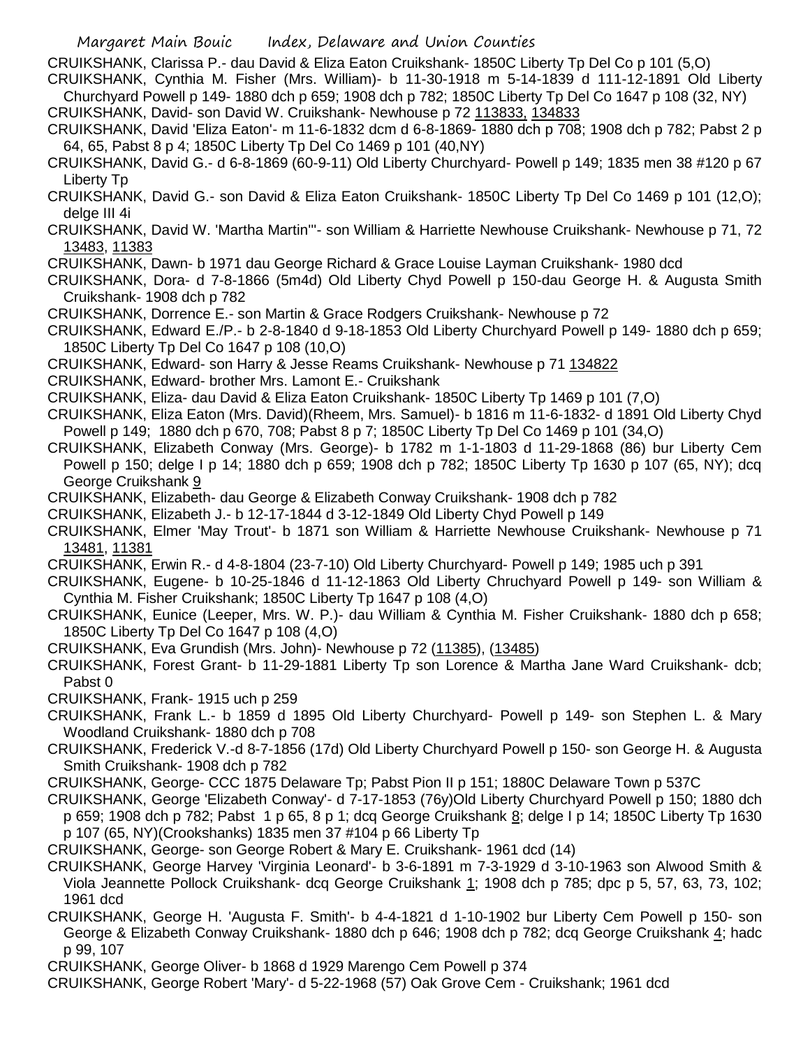CRUIKSHANK, Clarissa P.- dau David & Eliza Eaton Cruikshank- 1850C Liberty Tp Del Co p 101 (5,O)

CRUIKSHANK, Cynthia M. Fisher (Mrs. William)- b 11-30-1918 m 5-14-1839 d 111-12-1891 Old Liberty Churchyard Powell p 149- 1880 dch p 659; 1908 dch p 782; 1850C Liberty Tp Del Co 1647 p 108 (32, NY)

CRUIKSHANK, David- son David W. Cruikshank- Newhouse p 72 113833, 134833

CRUIKSHANK, David 'Eliza Eaton'- m 11-6-1832 dcm d 6-8-1869- 1880 dch p 708; 1908 dch p 782; Pabst 2 p 64, 65, Pabst 8 p 4; 1850C Liberty Tp Del Co 1469 p 101 (40,NY)

CRUIKSHANK, David G.- d 6-8-1869 (60-9-11) Old Liberty Churchyard- Powell p 149; 1835 men 38 #120 p 67 Liberty Tp

CRUIKSHANK, David G.- son David & Eliza Eaton Cruikshank- 1850C Liberty Tp Del Co 1469 p 101 (12,O); delge III 4i

CRUIKSHANK, David W. 'Martha Martin'"- son William & Harriette Newhouse Cruikshank- Newhouse p 71, 72 13483, 11383

CRUIKSHANK, Dawn- b 1971 dau George Richard & Grace Louise Layman Cruikshank- 1980 dcd

CRUIKSHANK, Dora- d 7-8-1866 (5m4d) Old Liberty Chyd Powell p 150-dau George H. & Augusta Smith Cruikshank- 1908 dch p 782

CRUIKSHANK, Dorrence E.- son Martin & Grace Rodgers Cruikshank- Newhouse p 72

CRUIKSHANK, Edward E./P.- b 2-8-1840 d 9-18-1853 Old Liberty Churchyard Powell p 149- 1880 dch p 659; 1850C Liberty Tp Del Co 1647 p 108 (10,O)

CRUIKSHANK, Edward- son Harry & Jesse Reams Cruikshank- Newhouse p 71 134822

CRUIKSHANK, Edward- brother Mrs. Lamont E.- Cruikshank

CRUIKSHANK, Eliza- dau David & Eliza Eaton Cruikshank- 1850C Liberty Tp 1469 p 101 (7,O)

CRUIKSHANK, Eliza Eaton (Mrs. David)(Rheem, Mrs. Samuel)- b 1816 m 11-6-1832- d 1891 Old Liberty Chyd Powell p 149; 1880 dch p 670, 708; Pabst 8 p 7; 1850C Liberty Tp Del Co 1469 p 101 (34,O)

CRUIKSHANK, Elizabeth Conway (Mrs. George)- b 1782 m 1-1-1803 d 11-29-1868 (86) bur Liberty Cem Powell p 150; delge I p 14; 1880 dch p 659; 1908 dch p 782; 1850C Liberty Tp 1630 p 107 (65, NY); dcq George Cruikshank 9

CRUIKSHANK, Elizabeth- dau George & Elizabeth Conway Cruikshank- 1908 dch p 782

CRUIKSHANK, Elizabeth J.- b 12-17-1844 d 3-12-1849 Old Liberty Chyd Powell p 149

CRUIKSHANK, Elmer 'May Trout'- b 1871 son William & Harriette Newhouse Cruikshank- Newhouse p 71 13481, 11381

CRUIKSHANK, Erwin R.- d 4-8-1804 (23-7-10) Old Liberty Churchyard- Powell p 149; 1985 uch p 391

CRUIKSHANK, Eugene- b 10-25-1846 d 11-12-1863 Old Liberty Chruchyard Powell p 149- son William & Cynthia M. Fisher Cruikshank; 1850C Liberty Tp 1647 p 108 (4,O)

CRUIKSHANK, Eunice (Leeper, Mrs. W. P.)- dau William & Cynthia M. Fisher Cruikshank- 1880 dch p 658; 1850C Liberty Tp Del Co 1647 p 108 (4,O)

CRUIKSHANK, Eva Grundish (Mrs. John)- Newhouse p 72 (11385), (13485)

CRUIKSHANK, Forest Grant- b 11-29-1881 Liberty Tp son Lorence & Martha Jane Ward Cruikshank- dcb; Pabst 0

CRUIKSHANK, Frank- 1915 uch p 259

CRUIKSHANK, Frank L.- b 1859 d 1895 Old Liberty Churchyard- Powell p 149- son Stephen L. & Mary Woodland Cruikshank- 1880 dch p 708

CRUIKSHANK, Frederick V.-d 8-7-1856 (17d) Old Liberty Churchyard Powell p 150- son George H. & Augusta Smith Cruikshank- 1908 dch p 782

CRUIKSHANK, George- CCC 1875 Delaware Tp; Pabst Pion II p 151; 1880C Delaware Town p 537C

CRUIKSHANK, George 'Elizabeth Conway'- d 7-17-1853 (76y)Old Liberty Churchyard Powell p 150; 1880 dch p 659; 1908 dch p 782; Pabst 1 p 65, 8 p 1; dcq George Cruikshank 8; delge I p 14; 1850C Liberty Tp 1630 p 107 (65, NY)(Crookshanks) 1835 men 37 #104 p 66 Liberty Tp

CRUIKSHANK, George- son George Robert & Mary E. Cruikshank- 1961 dcd (14)

CRUIKSHANK, George Harvey 'Virginia Leonard'- b 3-6-1891 m 7-3-1929 d 3-10-1963 son Alwood Smith & Viola Jeannette Pollock Cruikshank- dcq George Cruikshank 1; 1908 dch p 785; dpc p 5, 57, 63, 73, 102; 1961 dcd

CRUIKSHANK, George H. 'Augusta F. Smith'- b 4-4-1821 d 1-10-1902 bur Liberty Cem Powell p 150- son George & Elizabeth Conway Cruikshank- 1880 dch p 646; 1908 dch p 782; dcq George Cruikshank 4; hadc p 99, 107

CRUIKSHANK, George Oliver- b 1868 d 1929 Marengo Cem Powell p 374

CRUIKSHANK, George Robert 'Mary'- d 5-22-1968 (57) Oak Grove Cem - Cruikshank; 1961 dcd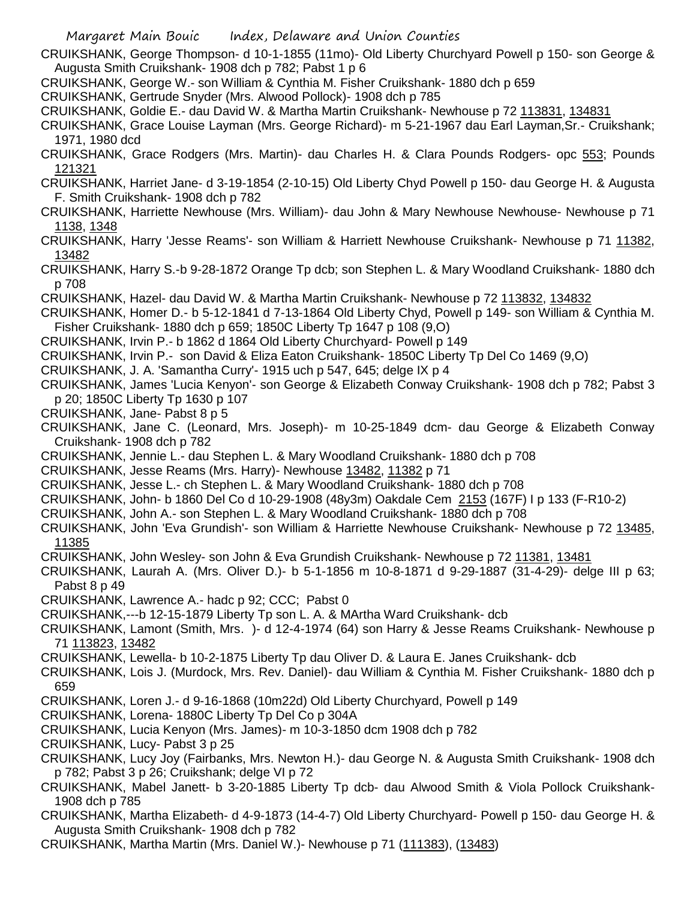CRUIKSHANK, George Thompson- d 10-1-1855 (11mo)- Old Liberty Churchyard Powell p 150- son George & Augusta Smith Cruikshank- 1908 dch p 782; Pabst 1 p 6

CRUIKSHANK, George W.- son William & Cynthia M. Fisher Cruikshank- 1880 dch p 659

CRUIKSHANK, Gertrude Snyder (Mrs. Alwood Pollock)- 1908 dch p 785

CRUIKSHANK, Goldie E.- dau David W. & Martha Martin Cruikshank- Newhouse p 72 113831, 134831

CRUIKSHANK, Grace Louise Layman (Mrs. George Richard)- m 5-21-1967 dau Earl Layman,Sr.- Cruikshank; 1971, 1980 dcd

CRUIKSHANK, Grace Rodgers (Mrs. Martin)- dau Charles H. & Clara Pounds Rodgers- opc 553; Pounds 121321

CRUIKSHANK, Harriet Jane- d 3-19-1854 (2-10-15) Old Liberty Chyd Powell p 150- dau George H. & Augusta F. Smith Cruikshank- 1908 dch p 782

CRUIKSHANK, Harriette Newhouse (Mrs. William)- dau John & Mary Newhouse Newhouse- Newhouse p 71 1138, 1348

CRUIKSHANK, Harry 'Jesse Reams'- son William & Harriett Newhouse Cruikshank- Newhouse p 71 11382, 13482

CRUIKSHANK, Harry S.-b 9-28-1872 Orange Tp dcb; son Stephen L. & Mary Woodland Cruikshank- 1880 dch p 708

CRUIKSHANK, Hazel- dau David W. & Martha Martin Cruikshank- Newhouse p 72 113832, 134832

CRUIKSHANK, Homer D.- b 5-12-1841 d 7-13-1864 Old Liberty Chyd, Powell p 149- son William & Cynthia M. Fisher Cruikshank- 1880 dch p 659; 1850C Liberty Tp 1647 p 108 (9,O)

CRUIKSHANK, Irvin P.- b 1862 d 1864 Old Liberty Churchyard- Powell p 149

CRUIKSHANK, Irvin P.- son David & Eliza Eaton Cruikshank- 1850C Liberty Tp Del Co 1469 (9,O)

CRUIKSHANK, J. A. 'Samantha Curry'- 1915 uch p 547, 645; delge IX p 4

CRUIKSHANK, James 'Lucia Kenyon'- son George & Elizabeth Conway Cruikshank- 1908 dch p 782; Pabst 3 p 20; 1850C Liberty Tp 1630 p 107

CRUIKSHANK, Jane- Pabst 8 p 5

CRUIKSHANK, Jane C. (Leonard, Mrs. Joseph)- m 10-25-1849 dcm- dau George & Elizabeth Conway Cruikshank- 1908 dch p 782

CRUIKSHANK, Jennie L.- dau Stephen L. & Mary Woodland Cruikshank- 1880 dch p 708

CRUIKSHANK, Jesse Reams (Mrs. Harry)- Newhouse 13482, 11382 p 71

CRUIKSHANK, Jesse L.- ch Stephen L. & Mary Woodland Cruikshank- 1880 dch p 708

CRUIKSHANK, John- b 1860 Del Co d 10-29-1908 (48y3m) Oakdale Cem 2153 (167F) I p 133 (F-R10-2)

CRUIKSHANK, John A.- son Stephen L. & Mary Woodland Cruikshank- 1880 dch p 708

CRUIKSHANK, John 'Eva Grundish'- son William & Harriette Newhouse Cruikshank- Newhouse p 72 13485, 11385

CRUIKSHANK, John Wesley- son John & Eva Grundish Cruikshank- Newhouse p 72 11381, 13481

CRUIKSHANK, Laurah A. (Mrs. Oliver D.)- b 5-1-1856 m 10-8-1871 d 9-29-1887 (31-4-29)- delge III p 63; Pabst 8 p 49

CRUIKSHANK, Lawrence A.- hadc p 92; CCC; Pabst 0

CRUIKSHANK,---b 12-15-1879 Liberty Tp son L. A. & MArtha Ward Cruikshank- dcb

CRUIKSHANK, Lamont (Smith, Mrs. )- d 12-4-1974 (64) son Harry & Jesse Reams Cruikshank- Newhouse p 71 113823, 13482

CRUIKSHANK, Lewella- b 10-2-1875 Liberty Tp dau Oliver D. & Laura E. Janes Cruikshank- dcb

CRUIKSHANK, Lois J. (Murdock, Mrs. Rev. Daniel)- dau William & Cynthia M. Fisher Cruikshank- 1880 dch p 659

CRUIKSHANK, Loren J.- d 9-16-1868 (10m22d) Old Liberty Churchyard, Powell p 149

CRUIKSHANK, Lorena- 1880C Liberty Tp Del Co p 304A

CRUIKSHANK, Lucia Kenyon (Mrs. James)- m 10-3-1850 dcm 1908 dch p 782

CRUIKSHANK, Lucy- Pabst 3 p 25

CRUIKSHANK, Lucy Joy (Fairbanks, Mrs. Newton H.)- dau George N. & Augusta Smith Cruikshank- 1908 dch p 782; Pabst 3 p 26; Cruikshank; delge VI p 72

CRUIKSHANK, Mabel Janett- b 3-20-1885 Liberty Tp dcb- dau Alwood Smith & Viola Pollock Cruikshank- 1908 dch p 785

CRUIKSHANK, Martha Elizabeth- d 4-9-1873 (14-4-7) Old Liberty Churchyard- Powell p 150- dau George H. & Augusta Smith Cruikshank- 1908 dch p 782

CRUIKSHANK, Martha Martin (Mrs. Daniel W.)- Newhouse p 71 (111383), (13483)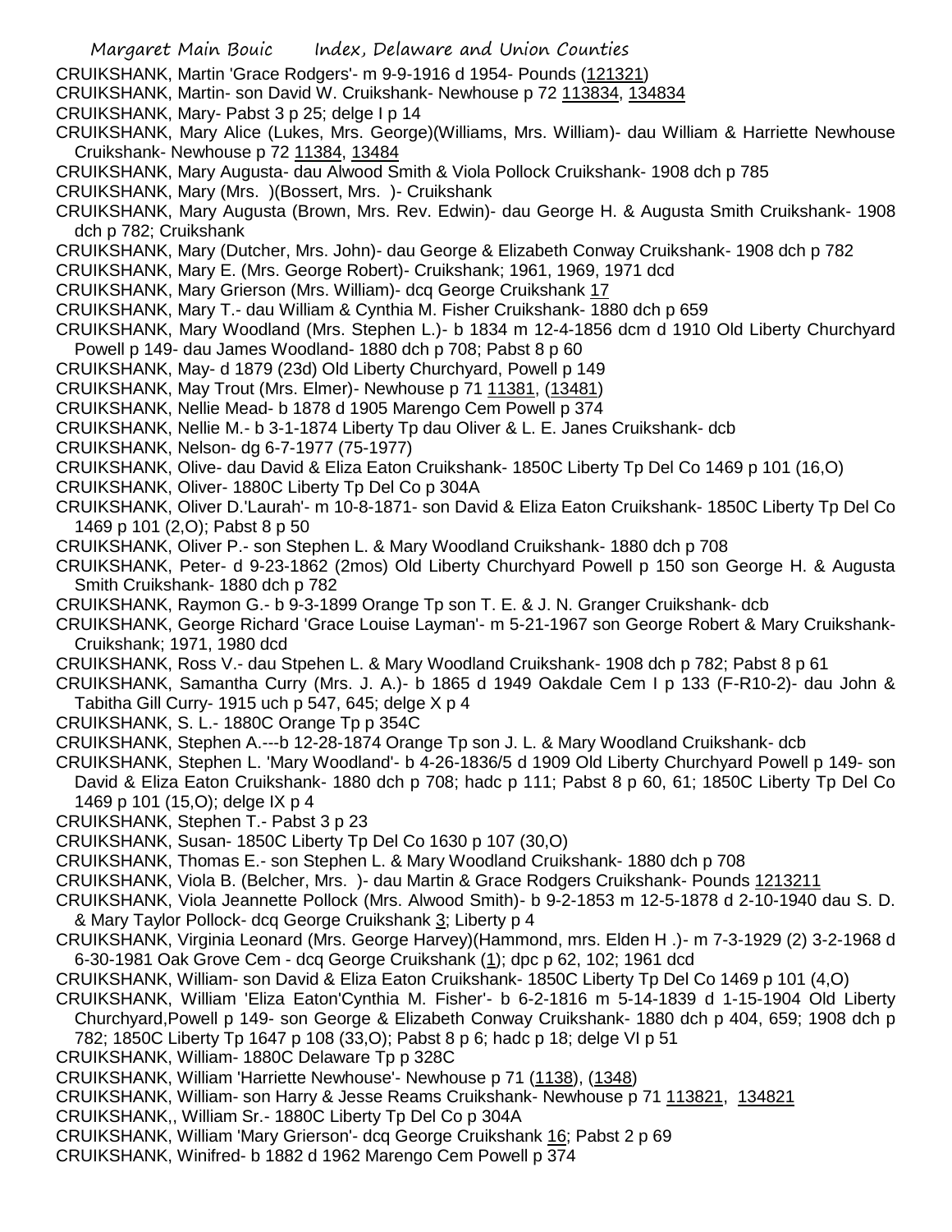CRUIKSHANK, Martin 'Grace Rodgers'- m 9-9-1916 d 1954- Pounds (121321)
CRUIKSHANK, Martin- son David W. Cruikshank- Newhouse p 72 113834, 134834
CRUIKSHANK, Mary- Pabst 3 p 25; delge I p 14
CRUIKSHANK, Mary Alice (Lukes, Mrs. George)(Williams, Mrs. William)- dau William & Harriette Newhouse Cruikshank- Newhouse p 72 11384, 13484
CRUIKSHANK, Mary Augusta- dau Alwood Smith & Viola Pollock Cruikshank- 1908 dch p 785
CRUIKSHANK, Mary (Mrs. )(Bossert, Mrs. )- Cruikshank
CRUIKSHANK, Mary Augusta (Brown, Mrs. Rev. Edwin)- dau George H. & Augusta Smith Cruikshank- 1908 dch p 782; Cruikshank
CRUIKSHANK, Mary (Dutcher, Mrs. John)- dau George & Elizabeth Conway Cruikshank- 1908 dch p 782
CRUIKSHANK, Mary E. (Mrs. George Robert)- Cruikshank; 1961, 1969, 1971 dcd
CRUIKSHANK, Mary Grierson (Mrs. William)- dcq George Cruikshank 17
CRUIKSHANK, Mary T.- dau William & Cynthia M. Fisher Cruikshank- 1880 dch p 659
CRUIKSHANK, Mary Woodland (Mrs. Stephen L.)- b 1834 m 12-4-1856 dcm d 1910 Old Liberty Churchyard Powell p 149- dau James Woodland- 1880 dch p 708; Pabst 8 p 60
CRUIKSHANK, May- d 1879 (23d) Old Liberty Churchyard, Powell p 149
CRUIKSHANK, May Trout (Mrs. Elmer)- Newhouse p 71 11381, (13481)
CRUIKSHANK, Nellie Mead- b 1878 d 1905 Marengo Cem Powell p 374
CRUIKSHANK, Nellie M.- b 3-1-1874 Liberty Tp dau Oliver & L. E. Janes Cruikshank- dcb
CRUIKSHANK, Nelson- dg 6-7-1977 (75-1977)
CRUIKSHANK, Olive- dau David & Eliza Eaton Cruikshank- 1850C Liberty Tp Del Co 1469 p 101 (16,O)
CRUIKSHANK, Oliver- 1880C Liberty Tp Del Co p 304A
CRUIKSHANK, Oliver D.'Laurah'- m 10-8-1871- son David & Eliza Eaton Cruikshank- 1850C Liberty Tp Del Co 1469 p 101 (2,O); Pabst 8 p 50
CRUIKSHANK, Oliver P.- son Stephen L. & Mary Woodland Cruikshank- 1880 dch p 708
CRUIKSHANK, Peter- d 9-23-1862 (2mos) Old Liberty Churchyard Powell p 150 son George H. & Augusta Smith Cruikshank- 1880 dch p 782
CRUIKSHANK, Raymon G.- b 9-3-1899 Orange Tp son T. E. & J. N. Granger Cruikshank- dcb
CRUIKSHANK, George Richard 'Grace Louise Layman'- m 5-21-1967 son George Robert & Mary Cruikshank- Cruikshank; 1971, 1980 dcd
CRUIKSHANK, Ross V.- dau Stpehen L. & Mary Woodland Cruikshank- 1908 dch p 782; Pabst 8 p 61
CRUIKSHANK, Samantha Curry (Mrs. J. A.)- b 1865 d 1949 Oakdale Cem I p 133 (F-R10-2)- dau John & Tabitha Gill Curry- 1915 uch p 547, 645; delge X p 4
CRUIKSHANK, S. L.- 1880C Orange Tp p 354C
CRUIKSHANK, Stephen A.---b 12-28-1874 Orange Tp son J. L. & Mary Woodland Cruikshank- dcb
CRUIKSHANK, Stephen L. 'Mary Woodland'- b 4-26-1836/5 d 1909 Old Liberty Churchyard Powell p 149- son David & Eliza Eaton Cruikshank- 1880 dch p 708; hadc p 111; Pabst 8 p 60, 61; 1850C Liberty Tp Del Co 1469 p 101 (15,O); delge IX p 4
CRUIKSHANK, Stephen T.- Pabst 3 p 23
CRUIKSHANK, Susan- 1850C Liberty Tp Del Co 1630 p 107 (30,O)
CRUIKSHANK, Thomas E.- son Stephen L. & Mary Woodland Cruikshank- 1880 dch p 708
CRUIKSHANK, Viola B. (Belcher, Mrs. )- dau Martin & Grace Rodgers Cruikshank- Pounds 1213211
CRUIKSHANK, Viola Jeannette Pollock (Mrs. Alwood Smith)- b 9-2-1853 m 12-5-1878 d 2-10-1940 dau S. D. & Mary Taylor Pollock- dcq George Cruikshank 3; Liberty p 4
CRUIKSHANK, Virginia Leonard (Mrs. George Harvey)(Hammond, mrs. Elden H .)- m 7-3-1929 (2) 3-2-1968 d 6-30-1981 Oak Grove Cem - dcq George Cruikshank (1); dpc p 62, 102; 1961 dcd
CRUIKSHANK, William- son David & Eliza Eaton Cruikshank- 1850C Liberty Tp Del Co 1469 p 101 (4,O)
CRUIKSHANK, William 'Eliza Eaton'Cynthia M. Fisher'- b 6-2-1816 m 5-14-1839 d 1-15-1904 Old Liberty Churchyard,Powell p 149- son George & Elizabeth Conway Cruikshank- 1880 dch p 404, 659; 1908 dch p 782; 1850C Liberty Tp 1647 p 108 (33,O); Pabst 8 p 6; hadc p 18; delge VI p 51
CRUIKSHANK, William- 1880C Delaware Tp p 328C
CRUIKSHANK, William 'Harriette Newhouse'- Newhouse p 71 (1138), (1348)
CRUIKSHANK, William- son Harry & Jesse Reams Cruikshank- Newhouse p 71 113821, 134821
CRUIKSHANK,, William Sr.- 1880C Liberty Tp Del Co p 304A
CRUIKSHANK, William 'Mary Grierson'- dcq George Cruikshank 16; Pabst 2 p 69
CRUIKSHANK, Winifred- b 1882 d 1962 Marengo Cem Powell p 374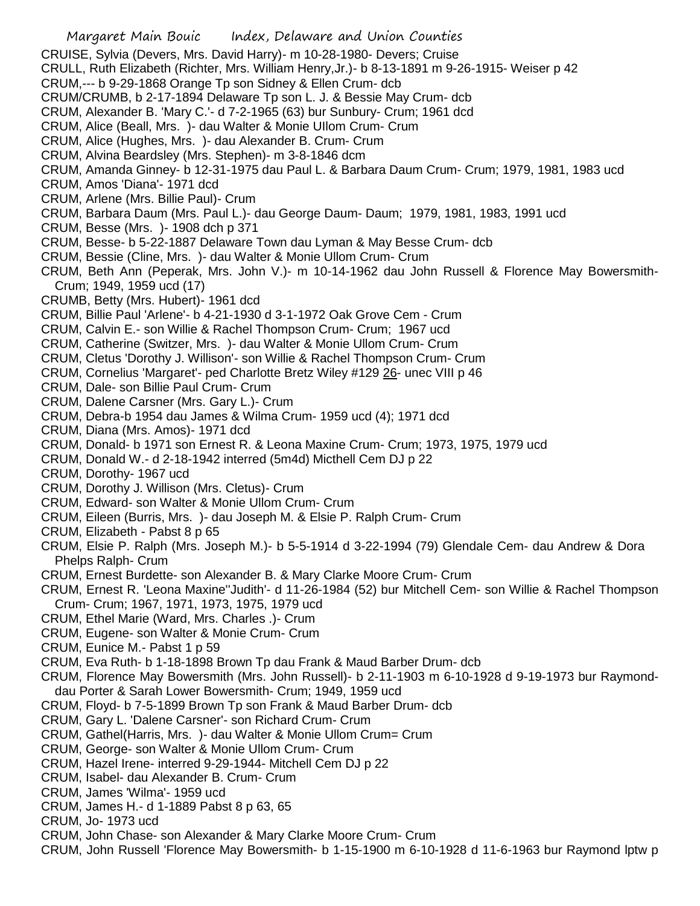CRUISE, Sylvia (Devers, Mrs. David Harry)- m 10-28-1980- Devers; Cruise
CRULL, Ruth Elizabeth (Richter, Mrs. William Henry,Jr.)- b 8-13-1891 m 9-26-1915- Weiser p 42
CRUM,--- b 9-29-1868 Orange Tp son Sidney & Ellen Crum- dcb
CRUM/CRUMB, b 2-17-1894 Delaware Tp son L. J. & Bessie May Crum- dcb
CRUM, Alexander B. 'Mary C.'- d 7-2-1965 (63) bur Sunbury- Crum; 1961 dcd
CRUM, Alice (Beall, Mrs. )- dau Walter & Monie UIlom Crum- Crum
CRUM, Alice (Hughes, Mrs. )- dau Alexander B. Crum- Crum
CRUM, Alvina Beardsley (Mrs. Stephen)- m 3-8-1846 dcm
CRUM, Amanda Ginney- b 12-31-1975 dau Paul L. & Barbara Daum Crum- Crum; 1979, 1981, 1983 ucd
CRUM, Amos 'Diana'- 1971 dcd
CRUM, Arlene (Mrs. Billie Paul)- Crum
CRUM, Barbara Daum (Mrs. Paul L.)- dau George Daum- Daum; 1979, 1981, 1983, 1991 ucd
CRUM, Besse (Mrs. )- 1908 dch p 371
CRUM, Besse- b 5-22-1887 Delaware Town dau Lyman & May Besse Crum- dcb
CRUM, Bessie (Cline, Mrs. )- dau Walter & Monie Ullom Crum- Crum
CRUM, Beth Ann (Peperak, Mrs. John V.)- m 10-14-1962 dau John Russell & Florence May Bowersmith- Crum; 1949, 1959 ucd (17)
CRUMB, Betty (Mrs. Hubert)- 1961 dcd
CRUM, Billie Paul 'Arlene'- b 4-21-1930 d 3-1-1972 Oak Grove Cem - Crum
CRUM, Calvin E.- son Willie & Rachel Thompson Crum- Crum; 1967 ucd
CRUM, Catherine (Switzer, Mrs. )- dau Walter & Monie Ullom Crum- Crum
CRUM, Cletus 'Dorothy J. Willison'- son Willie & Rachel Thompson Crum- Crum
CRUM, Cornelius 'Margaret'- ped Charlotte Bretz Wiley #129 26- unec VIII p 46
CRUM, Dale- son Billie Paul Crum- Crum
CRUM, Dalene Carsner (Mrs. Gary L.)- Crum
CRUM, Debra-b 1954 dau James & Wilma Crum- 1959 ucd (4); 1971 dcd
CRUM, Diana (Mrs. Amos)- 1971 dcd
CRUM, Donald- b 1971 son Ernest R. & Leona Maxine Crum- Crum; 1973, 1975, 1979 ucd
CRUM, Donald W.- d 2-18-1942 interred (5m4d) Micthell Cem DJ p 22
CRUM, Dorothy- 1967 ucd
CRUM, Dorothy J. Willison (Mrs. Cletus)- Crum
CRUM, Edward- son Walter & Monie Ullom Crum- Crum
CRUM, Eileen (Burris, Mrs. )- dau Joseph M. & Elsie P. Ralph Crum- Crum
CRUM, Elizabeth - Pabst 8 p 65
CRUM, Elsie P. Ralph (Mrs. Joseph M.)- b 5-5-1914 d 3-22-1994 (79) Glendale Cem- dau Andrew & Dora Phelps Ralph- Crum
CRUM, Ernest Burdette- son Alexander B. & Mary Clarke Moore Crum- Crum
CRUM, Ernest R. 'Leona Maxine''Judith'- d 11-26-1984 (52) bur Mitchell Cem- son Willie & Rachel Thompson Crum- Crum; 1967, 1971, 1973, 1975, 1979 ucd
CRUM, Ethel Marie (Ward, Mrs. Charles .)- Crum
CRUM, Eugene- son Walter & Monie Crum- Crum
CRUM, Eunice M.- Pabst 1 p 59
CRUM, Eva Ruth- b 1-18-1898 Brown Tp dau Frank & Maud Barber Drum- dcb
CRUM, Florence May Bowersmith (Mrs. John Russell)- b 2-11-1903 m 6-10-1928 d 9-19-1973 bur Raymond- dau Porter & Sarah Lower Bowersmith- Crum; 1949, 1959 ucd
CRUM, Floyd- b 7-5-1899 Brown Tp son Frank & Maud Barber Drum- dcb
CRUM, Gary L. 'Dalene Carsner'- son Richard Crum- Crum
CRUM, Gathel(Harris, Mrs. )- dau Walter & Monie Ullom Crum= Crum
CRUM, George- son Walter & Monie Ullom Crum- Crum
CRUM, Hazel Irene- interred 9-29-1944- Mitchell Cem DJ p 22
CRUM, Isabel- dau Alexander B. Crum- Crum
CRUM, James 'Wilma'- 1959 ucd
CRUM, James H.- d 1-1889 Pabst 8 p 63, 65
CRUM, Jo- 1973 ucd
CRUM, John Chase- son Alexander & Mary Clarke Moore Crum- Crum
CRUM, John Russell 'Florence May Bowersmith- b 1-15-1900 m 6-10-1928 d 11-6-1963 bur Raymond lptw p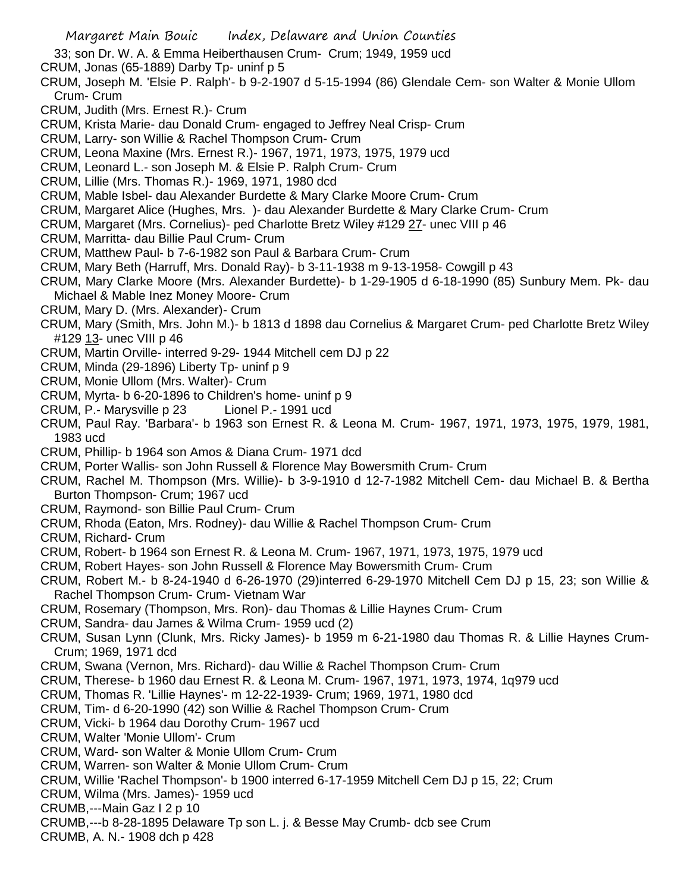33; son Dr. W. A. & Emma Heiberthausen Crum- Crum; 1949, 1959 ucd

CRUM, Jonas (65-1889) Darby Tp- uninf p 5

CRUM, Joseph M. 'Elsie P. Ralph'- b 9-2-1907 d 5-15-1994 (86) Glendale Cem- son Walter & Monie Ullom Crum- Crum

CRUM, Judith (Mrs. Ernest R.)- Crum

CRUM, Krista Marie- dau Donald Crum- engaged to Jeffrey Neal Crisp- Crum

CRUM, Larry- son Willie & Rachel Thompson Crum- Crum

CRUM, Leona Maxine (Mrs. Ernest R.)- 1967, 1971, 1973, 1975, 1979 ucd

CRUM, Leonard L.- son Joseph M. & Elsie P. Ralph Crum- Crum

CRUM, Lillie (Mrs. Thomas R.)- 1969, 1971, 1980 dcd

CRUM, Mable Isbel- dau Alexander Burdette & Mary Clarke Moore Crum- Crum

CRUM, Margaret Alice (Hughes, Mrs. )- dau Alexander Burdette & Mary Clarke Crum- Crum

CRUM, Margaret (Mrs. Cornelius)- ped Charlotte Bretz Wiley #129 27- unec VIII p 46

CRUM, Marritta- dau Billie Paul Crum- Crum

CRUM, Matthew Paul- b 7-6-1982 son Paul & Barbara Crum- Crum

CRUM, Mary Beth (Harruff, Mrs. Donald Ray)- b 3-11-1938 m 9-13-1958- Cowgill p 43

CRUM, Mary Clarke Moore (Mrs. Alexander Burdette)- b 1-29-1905 d 6-18-1990 (85) Sunbury Mem. Pk- dau Michael & Mable Inez Money Moore- Crum

CRUM, Mary D. (Mrs. Alexander)- Crum

CRUM, Mary (Smith, Mrs. John M.)- b 1813 d 1898 dau Cornelius & Margaret Crum- ped Charlotte Bretz Wiley #129 13- unec VIII p 46

CRUM, Martin Orville- interred 9-29- 1944 Mitchell cem DJ p 22

CRUM, Minda (29-1896) Liberty Tp- uninf p 9

CRUM, Monie Ullom (Mrs. Walter)- Crum

CRUM, Myrta- b 6-20-1896 to Children's home- uninf p 9

CRUM, P.- Marysville p 23 Lionel P.- 1991 ucd

CRUM, Paul Ray. 'Barbara'- b 1963 son Ernest R. & Leona M. Crum- 1967, 1971, 1973, 1975, 1979, 1981, 1983 ucd

CRUM, Phillip- b 1964 son Amos & Diana Crum- 1971 dcd

CRUM, Porter Wallis- son John Russell & Florence May Bowersmith Crum- Crum

CRUM, Rachel M. Thompson (Mrs. Willie)- b 3-9-1910 d 12-7-1982 Mitchell Cem- dau Michael B. & Bertha Burton Thompson- Crum; 1967 ucd

CRUM, Raymond- son Billie Paul Crum- Crum

CRUM, Rhoda (Eaton, Mrs. Rodney)- dau Willie & Rachel Thompson Crum- Crum

CRUM, Richard- Crum

CRUM, Robert- b 1964 son Ernest R. & Leona M. Crum- 1967, 1971, 1973, 1975, 1979 ucd

CRUM, Robert Hayes- son John Russell & Florence May Bowersmith Crum- Crum

CRUM, Robert M.- b 8-24-1940 d 6-26-1970 (29)interred 6-29-1970 Mitchell Cem DJ p 15, 23; son Willie & Rachel Thompson Crum- Crum- Vietnam War

CRUM, Rosemary (Thompson, Mrs. Ron)- dau Thomas & Lillie Haynes Crum- Crum

CRUM, Sandra- dau James & Wilma Crum- 1959 ucd (2)

CRUM, Susan Lynn (Clunk, Mrs. Ricky James)- b 1959 m 6-21-1980 dau Thomas R. & Lillie Haynes Crum- Crum; 1969, 1971 dcd

CRUM, Swana (Vernon, Mrs. Richard)- dau Willie & Rachel Thompson Crum- Crum

CRUM, Therese- b 1960 dau Ernest R. & Leona M. Crum- 1967, 1971, 1973, 1974, 1q979 ucd

CRUM, Thomas R. 'Lillie Haynes'- m 12-22-1939- Crum; 1969, 1971, 1980 dcd

CRUM, Tim- d 6-20-1990 (42) son Willie & Rachel Thompson Crum- Crum

CRUM, Vicki- b 1964 dau Dorothy Crum- 1967 ucd

CRUM, Walter 'Monie Ullom'- Crum

CRUM, Ward- son Walter & Monie Ullom Crum- Crum

CRUM, Warren- son Walter & Monie Ullom Crum- Crum

CRUM, Willie 'Rachel Thompson'- b 1900 interred 6-17-1959 Mitchell Cem DJ p 15, 22; Crum

CRUM, Wilma (Mrs. James)- 1959 ucd

CRUMB,---Main Gaz I 2 p 10

CRUMB,---b 8-28-1895 Delaware Tp son L. j. & Besse May Crumb- dcb see Crum

CRUMB, A. N.- 1908 dch p 428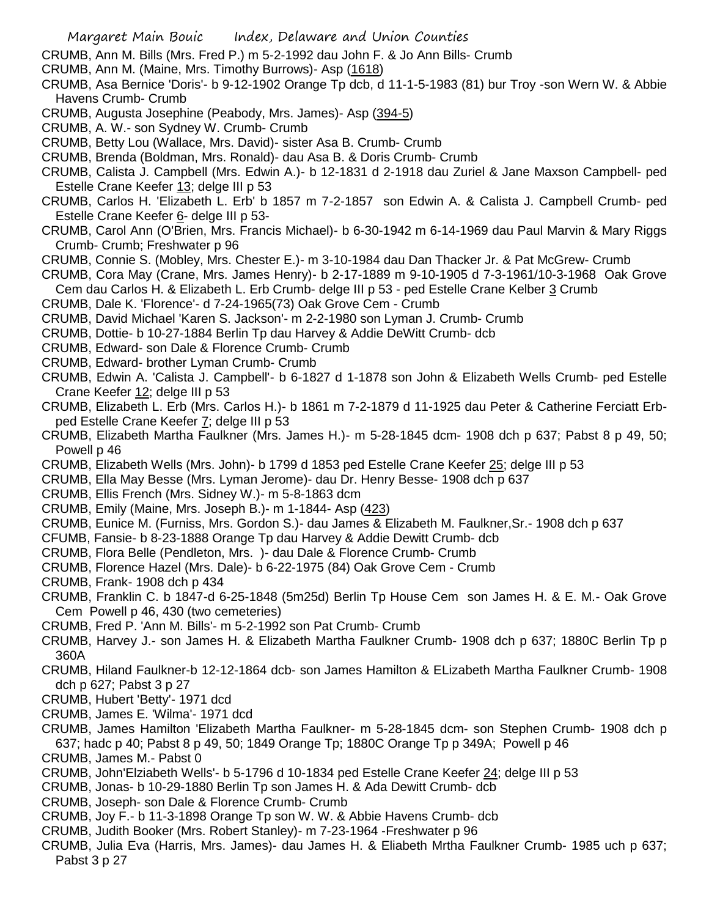CRUMB, Ann M. Bills (Mrs. Fred P.) m 5-2-1992 dau John F. & Jo Ann Bills- Crumb

CRUMB, Ann M. (Maine, Mrs. Timothy Burrows)- Asp (1618)

CRUMB, Asa Bernice 'Doris'- b 9-12-1902 Orange Tp dcb, d 11-1-5-1983 (81) bur Troy -son Wern W. & Abbie Havens Crumb- Crumb

CRUMB, Augusta Josephine (Peabody, Mrs. James)- Asp (394-5)

CRUMB, A. W.- son Sydney W. Crumb- Crumb

CRUMB, Betty Lou (Wallace, Mrs. David)- sister Asa B. Crumb- Crumb

CRUMB, Brenda (Boldman, Mrs. Ronald)- dau Asa B. & Doris Crumb- Crumb

CRUMB, Calista J. Campbell (Mrs. Edwin A.)- b 12-1831 d 2-1918 dau Zuriel & Jane Maxson Campbell- ped Estelle Crane Keefer 13; delge III p 53

CRUMB, Carlos H. 'Elizabeth L. Erb' b 1857 m 7-2-1857 son Edwin A. & Calista J. Campbell Crumb- ped Estelle Crane Keefer 6- delge III p 53-

CRUMB, Carol Ann (O'Brien, Mrs. Francis Michael)- b 6-30-1942 m 6-14-1969 dau Paul Marvin & Mary Riggs Crumb- Crumb; Freshwater p 96

CRUMB, Connie S. (Mobley, Mrs. Chester E.)- m 3-10-1984 dau Dan Thacker Jr. & Pat McGrew- Crumb

CRUMB, Cora May (Crane, Mrs. James Henry)- b 2-17-1889 m 9-10-1905 d 7-3-1961/10-3-1968 Oak Grove Cem dau Carlos H. & Elizabeth L. Erb Crumb- delge III p 53 - ped Estelle Crane Kelber 3 Crumb

CRUMB, Dale K. 'Florence'- d 7-24-1965(73) Oak Grove Cem - Crumb

CRUMB, David Michael 'Karen S. Jackson'- m 2-2-1980 son Lyman J. Crumb- Crumb

CRUMB, Dottie- b 10-27-1884 Berlin Tp dau Harvey & Addie DeWitt Crumb- dcb

CRUMB, Edward- son Dale & Florence Crumb- Crumb

CRUMB, Edward- brother Lyman Crumb- Crumb

CRUMB, Edwin A. 'Calista J. Campbell'- b 6-1827 d 1-1878 son John & Elizabeth Wells Crumb- ped Estelle Crane Keefer 12; delge III p 53

CRUMB, Elizabeth L. Erb (Mrs. Carlos H.)- b 1861 m 7-2-1879 d 11-1925 dau Peter & Catherine Ferciatt Erb- ped Estelle Crane Keefer 7; delge III p 53

CRUMB, Elizabeth Martha Faulkner (Mrs. James H.)- m 5-28-1845 dcm- 1908 dch p 637; Pabst 8 p 49, 50; Powell p 46

CRUMB, Elizabeth Wells (Mrs. John)- b 1799 d 1853 ped Estelle Crane Keefer 25; delge III p 53

CRUMB, Ella May Besse (Mrs. Lyman Jerome)- dau Dr. Henry Besse- 1908 dch p 637

CRUMB, Ellis French (Mrs. Sidney W.)- m 5-8-1863 dcm

CRUMB, Emily (Maine, Mrs. Joseph B.)- m 1-1844- Asp (423)

CRUMB, Eunice M. (Furniss, Mrs. Gordon S.)- dau James & Elizabeth M. Faulkner,Sr.- 1908 dch p 637

CFUMB, Fansie- b 8-23-1888 Orange Tp dau Harvey & Addie Dewitt Crumb- dcb

CRUMB, Flora Belle (Pendleton, Mrs. )- dau Dale & Florence Crumb- Crumb

CRUMB, Florence Hazel (Mrs. Dale)- b 6-22-1975 (84) Oak Grove Cem - Crumb

CRUMB, Frank- 1908 dch p 434

CRUMB, Franklin C. b 1847-d 6-25-1848 (5m25d) Berlin Tp House Cem son James H. & E. M.- Oak Grove Cem Powell p 46, 430 (two cemeteries)

CRUMB, Fred P. 'Ann M. Bills'- m 5-2-1992 son Pat Crumb- Crumb

CRUMB, Harvey J.- son James H. & Elizabeth Martha Faulkner Crumb- 1908 dch p 637; 1880C Berlin Tp p 360A

CRUMB, Hiland Faulkner-b 12-12-1864 dcb- son James Hamilton & ELizabeth Martha Faulkner Crumb- 1908 dch p 627; Pabst 3 p 27

CRUMB, Hubert 'Betty'- 1971 dcd

CRUMB, James E. 'Wilma'- 1971 dcd

CRUMB, James Hamilton 'Elizabeth Martha Faulkner- m 5-28-1845 dcm- son Stephen Crumb- 1908 dch p 637; hadc p 40; Pabst 8 p 49, 50; 1849 Orange Tp; 1880C Orange Tp p 349A; Powell p 46

CRUMB, James M.- Pabst 0

CRUMB, John'Elziabeth Wells'- b 5-1796 d 10-1834 ped Estelle Crane Keefer 24; delge III p 53

CRUMB, Jonas- b 10-29-1880 Berlin Tp son James H. & Ada Dewitt Crumb- dcb

CRUMB, Joseph- son Dale & Florence Crumb- Crumb

CRUMB, Joy F.- b 11-3-1898 Orange Tp son W. W. & Abbie Havens Crumb- dcb

CRUMB, Judith Booker (Mrs. Robert Stanley)- m 7-23-1964 -Freshwater p 96

CRUMB, Julia Eva (Harris, Mrs. James)- dau James H. & Eliabeth Mrtha Faulkner Crumb- 1985 uch p 637; Pabst 3 p 27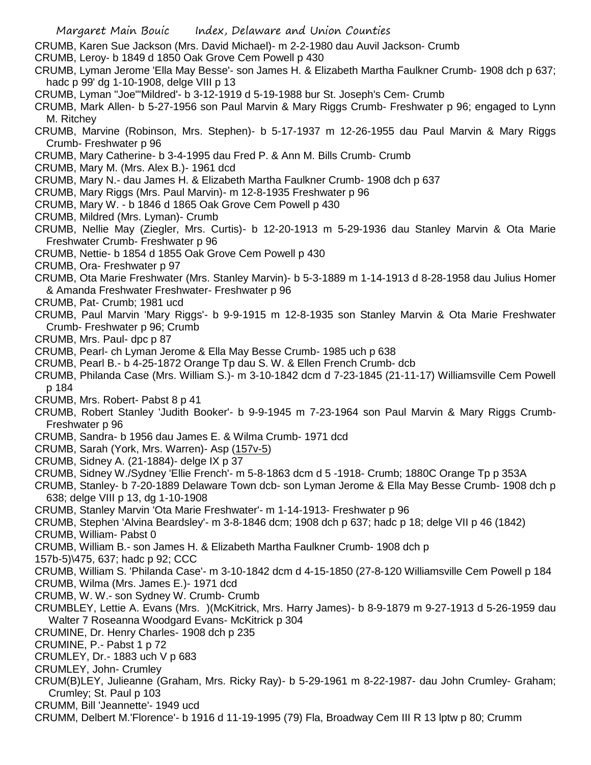CRUMB, Karen Sue Jackson (Mrs. David Michael)- m 2-2-1980 dau Auvil Jackson- Crumb

CRUMB, Leroy- b 1849 d 1850 Oak Grove Cem Powell p 430

CRUMB, Lyman Jerome 'Ella May Besse'- son James H. & Elizabeth Martha Faulkner Crumb- 1908 dch p 637; hadc p 99' dg 1-10-1908, delge VIII p 13

CRUMB, Lyman "Joe"'Mildred'- b 3-12-1919 d 5-19-1988 bur St. Joseph's Cem- Crumb

CRUMB, Mark Allen- b 5-27-1956 son Paul Marvin & Mary Riggs Crumb- Freshwater p 96; engaged to Lynn M. Ritchey

CRUMB, Marvine (Robinson, Mrs. Stephen)- b 5-17-1937 m 12-26-1955 dau Paul Marvin & Mary Riggs Crumb- Freshwater p 96

CRUMB, Mary Catherine- b 3-4-1995 dau Fred P. & Ann M. Bills Crumb- Crumb

CRUMB, Mary M. (Mrs. Alex B.)- 1961 dcd

CRUMB, Mary N.- dau James H. & Elizabeth Martha Faulkner Crumb- 1908 dch p 637

CRUMB, Mary Riggs (Mrs. Paul Marvin)- m 12-8-1935 Freshwater p 96

CRUMB, Mary W. - b 1846 d 1865 Oak Grove Cem Powell p 430

CRUMB, Mildred (Mrs. Lyman)- Crumb

CRUMB, Nellie May (Ziegler, Mrs. Curtis)- b 12-20-1913 m 5-29-1936 dau Stanley Marvin & Ota Marie Freshwater Crumb- Freshwater p 96

CRUMB, Nettie- b 1854 d 1855 Oak Grove Cem Powell p 430

CRUMB, Ora- Freshwater p 97

CRUMB, Ota Marie Freshwater (Mrs. Stanley Marvin)- b 5-3-1889 m 1-14-1913 d 8-28-1958 dau Julius Homer & Amanda Freshwater Freshwater- Freshwater p 96

CRUMB, Pat- Crumb; 1981 ucd

CRUMB, Paul Marvin 'Mary Riggs'- b 9-9-1915 m 12-8-1935 son Stanley Marvin & Ota Marie Freshwater Crumb- Freshwater p 96; Crumb

CRUMB, Mrs. Paul- dpc p 87

CRUMB, Pearl- ch Lyman Jerome & Ella May Besse Crumb- 1985 uch p 638

CRUMB, Pearl B.- b 4-25-1872 Orange Tp dau S. W. & Ellen French Crumb- dcb

CRUMB, Philanda Case (Mrs. William S.)- m 3-10-1842 dcm d 7-23-1845 (21-11-17) Williamsville Cem Powell p 184

CRUMB, Mrs. Robert- Pabst 8 p 41

CRUMB, Robert Stanley 'Judith Booker'- b 9-9-1945 m 7-23-1964 son Paul Marvin & Mary Riggs Crumb- Freshwater p 96

CRUMB, Sandra- b 1956 dau James E. & Wilma Crumb- 1971 dcd

CRUMB, Sarah (York, Mrs. Warren)- Asp (157v-5)

CRUMB, Sidney A. (21-1884)- delge IX p 37

CRUMB, Sidney W./Sydney 'Ellie French'- m 5-8-1863 dcm d 5 -1918- Crumb; 1880C Orange Tp p 353A

CRUMB, Stanley- b 7-20-1889 Delaware Town dcb- son Lyman Jerome & Ella May Besse Crumb- 1908 dch p 638; delge VIII p 13, dg 1-10-1908

CRUMB, Stanley Marvin 'Ota Marie Freshwater'- m 1-14-1913- Freshwater p 96

CRUMB, Stephen 'Alvina Beardsley'- m 3-8-1846 dcm; 1908 dch p 637; hadc p 18; delge VII p 46 (1842)

CRUMB, William- Pabst 0

CRUMB, William B.- son James H. & Elizabeth Martha Faulkner Crumb- 1908 dch p 157b-5)\475, 637; hadc p 92; CCC

CRUMB, William S. 'Philanda Case'- m 3-10-1842 dcm d 4-15-1850 (27-8-120 Williamsville Cem Powell p 184

CRUMB, Wilma (Mrs. James E.)- 1971 dcd

CRUMB, W. W.- son Sydney W. Crumb- Crumb

CRUMBLEY, Lettie A. Evans (Mrs. )(McKitrick, Mrs. Harry James)- b 8-9-1879 m 9-27-1913 d 5-26-1959 dau Walter 7 Roseanna Woodgard Evans- McKitrick p 304

CRUMINE, Dr. Henry Charles- 1908 dch p 235

CRUMINE, P.- Pabst 1 p 72

CRUMLEY, Dr.- 1883 uch V p 683

CRUMLEY, John- Crumley

CRUM(B)LEY, Julieanne (Graham, Mrs. Ricky Ray)- b 5-29-1961 m 8-22-1987- dau John Crumley- Graham; Crumley; St. Paul p 103

CRUMM, Bill 'Jeannette'- 1949 ucd

CRUMM, Delbert M.'Florence'- b 1916 d 11-19-1995 (79) Fla, Broadway Cem III R 13 lptw p 80; Crumm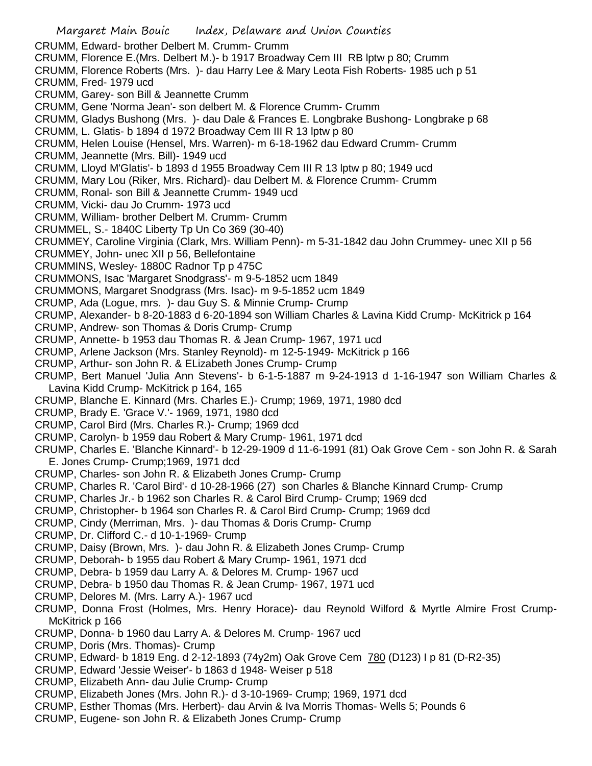CRUMM, Edward- brother Delbert M. Crumm- Crumm
CRUMM, Florence E.(Mrs. Delbert M.)- b 1917 Broadway Cem III RB lptw p 80; Crumm
CRUMM, Florence Roberts (Mrs. )- dau Harry Lee & Mary Leota Fish Roberts- 1985 uch p 51
CRUMM, Fred- 1979 ucd
CRUMM, Garey- son Bill & Jeannette Crumm
CRUMM, Gene 'Norma Jean'- son delbert M. & Florence Crumm- Crumm
CRUMM, Gladys Bushong (Mrs. )- dau Dale & Frances E. Longbrake Bushong- Longbrake p 68
CRUMM, L. Glatis- b 1894 d 1972 Broadway Cem III R 13 lptw p 80
CRUMM, Helen Louise (Hensel, Mrs. Warren)- m 6-18-1962 dau Edward Crumm- Crumm
CRUMM, Jeannette (Mrs. Bill)- 1949 ucd
CRUMM, Lloyd M'Glatis'- b 1893 d 1955 Broadway Cem III R 13 lptw p 80; 1949 ucd
CRUMM, Mary Lou (Riker, Mrs. Richard)- dau Delbert M. & Florence Crumm- Crumm
CRUMM, Ronal- son Bill & Jeannette Crumm- 1949 ucd
CRUMM, Vicki- dau Jo Crumm- 1973 ucd
CRUMM, William- brother Delbert M. Crumm- Crumm
CRUMMEL, S.- 1840C Liberty Tp Un Co 369 (30-40)
CRUMMEY, Caroline Virginia (Clark, Mrs. William Penn)- m 5-31-1842 dau John Crummey- unec XII p 56
CRUMMEY, John- unec XII p 56, Bellefontaine
CRUMMINS, Wesley- 1880C Radnor Tp p 475C
CRUMMONS, Isac 'Margaret Snodgrass'- m 9-5-1852 ucm 1849
CRUMMONS, Margaret Snodgrass (Mrs. Isac)- m 9-5-1852 ucm 1849
CRUMP, Ada (Logue, mrs. )- dau Guy S. & Minnie Crump- Crump
CRUMP, Alexander- b 8-20-1883 d 6-20-1894 son William Charles & Lavina Kidd Crump- McKitrick p 164
CRUMP, Andrew- son Thomas & Doris Crump- Crump
CRUMP, Annette- b 1953 dau Thomas R. & Jean Crump- 1967, 1971 ucd
CRUMP, Arlene Jackson (Mrs. Stanley Reynold)- m 12-5-1949- McKitrick p 166
CRUMP, Arthur- son John R. & ELizabeth Jones Crump- Crump
CRUMP, Bert Manuel 'Julia Ann Stevens'- b 6-1-5-1887 m 9-24-1913 d 1-16-1947 son William Charles & Lavina Kidd Crump- McKitrick p 164, 165
CRUMP, Blanche E. Kinnard (Mrs. Charles E.)- Crump; 1969, 1971, 1980 dcd
CRUMP, Brady E. 'Grace V.'- 1969, 1971, 1980 dcd
CRUMP, Carol Bird (Mrs. Charles R.)- Crump; 1969 dcd
CRUMP, Carolyn- b 1959 dau Robert & Mary Crump- 1961, 1971 dcd
CRUMP, Charles E. 'Blanche Kinnard'- b 12-29-1909 d 11-6-1991 (81) Oak Grove Cem - son John R. & Sarah E. Jones Crump- Crump;1969, 1971 dcd
CRUMP, Charles- son John R. & Elizabeth Jones Crump- Crump
CRUMP, Charles R. 'Carol Bird'- d 10-28-1966 (27) son Charles & Blanche Kinnard Crump- Crump
CRUMP, Charles Jr.- b 1962 son Charles R. & Carol Bird Crump- Crump; 1969 dcd
CRUMP, Christopher- b 1964 son Charles R. & Carol Bird Crump- Crump; 1969 dcd
CRUMP, Cindy (Merriman, Mrs. )- dau Thomas & Doris Crump- Crump
CRUMP, Dr. Clifford C.- d 10-1-1969- Crump
CRUMP, Daisy (Brown, Mrs. )- dau John R. & Elizabeth Jones Crump- Crump
CRUMP, Deborah- b 1955 dau Robert & Mary Crump- 1961, 1971 dcd
CRUMP, Debra- b 1959 dau Larry A. & Delores M. Crump- 1967 ucd
CRUMP, Debra- b 1950 dau Thomas R. & Jean Crump- 1967, 1971 ucd
CRUMP, Delores M. (Mrs. Larry A.)- 1967 ucd
CRUMP, Donna Frost (Holmes, Mrs. Henry Horace)- dau Reynold Wilford & Myrtle Almire Frost Crump- McKitrick p 166
CRUMP, Donna- b 1960 dau Larry A. & Delores M. Crump- 1967 ucd
CRUMP, Doris (Mrs. Thomas)- Crump
CRUMP, Edward- b 1819 Eng. d 2-12-1893 (74y2m) Oak Grove Cem 780 (D123) I p 81 (D-R2-35)
CRUMP, Edward 'Jessie Weiser'- b 1863 d 1948- Weiser p 518
CRUMP, Elizabeth Ann- dau Julie Crump- Crump
CRUMP, Elizabeth Jones (Mrs. John R.)- d 3-10-1969- Crump; 1969, 1971 dcd
CRUMP, Esther Thomas (Mrs. Herbert)- dau Arvin & Iva Morris Thomas- Wells 5; Pounds 6
CRUMP, Eugene- son John R. & Elizabeth Jones Crump- Crump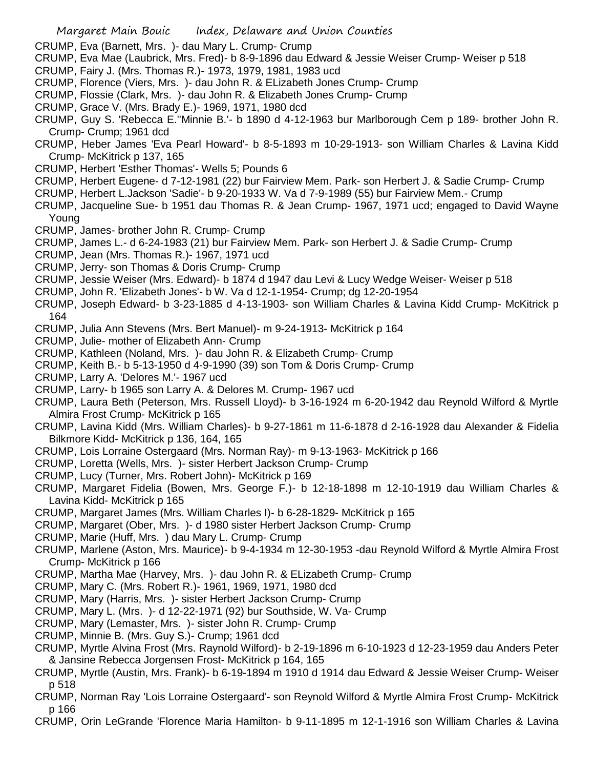CRUMP, Eva (Barnett, Mrs. )- dau Mary L. Crump- Crump

CRUMP, Eva Mae (Laubrick, Mrs. Fred)- b 8-9-1896 dau Edward & Jessie Weiser Crump- Weiser p 518

CRUMP, Fairy J. (Mrs. Thomas R.)- 1973, 1979, 1981, 1983 ucd

CRUMP, Florence (Viers, Mrs. )- dau John R. & ELizabeth Jones Crump- Crump

CRUMP, Flossie (Clark, Mrs. )- dau John R. & Elizabeth Jones Crump- Crump

CRUMP, Grace V. (Mrs. Brady E.)- 1969, 1971, 1980 dcd

CRUMP, Guy S. 'Rebecca E.''Minnie B.'- b 1890 d 4-12-1963 bur Marlborough Cem p 189- brother John R. Crump- Crump; 1961 dcd

CRUMP, Heber James 'Eva Pearl Howard'- b 8-5-1893 m 10-29-1913- son William Charles & Lavina Kidd Crump- McKitrick p 137, 165

CRUMP, Herbert 'Esther Thomas'- Wells 5; Pounds 6

CRUMP, Herbert Eugene- d 7-12-1981 (22) bur Fairview Mem. Park- son Herbert J. & Sadie Crump- Crump

CRUMP, Herbert L.Jackson 'Sadie'- b 9-20-1933 W. Va d 7-9-1989 (55) bur Fairview Mem.- Crump

CRUMP, Jacqueline Sue- b 1951 dau Thomas R. & Jean Crump- 1967, 1971 ucd; engaged to David Wayne Young

CRUMP, James- brother John R. Crump- Crump

CRUMP, James L.- d 6-24-1983 (21) bur Fairview Mem. Park- son Herbert J. & Sadie Crump- Crump

CRUMP, Jean (Mrs. Thomas R.)- 1967, 1971 ucd

CRUMP, Jerry- son Thomas & Doris Crump- Crump

CRUMP, Jessie Weiser (Mrs. Edward)- b 1874 d 1947 dau Levi & Lucy Wedge Weiser- Weiser p 518

CRUMP, John R. 'Elizabeth Jones'- b W. Va d 12-1-1954- Crump; dg 12-20-1954

CRUMP, Joseph Edward- b 3-23-1885 d 4-13-1903- son William Charles & Lavina Kidd Crump- McKitrick p 164

CRUMP, Julia Ann Stevens (Mrs. Bert Manuel)- m 9-24-1913- McKitrick p 164

CRUMP, Julie- mother of Elizabeth Ann- Crump

CRUMP, Kathleen (Noland, Mrs. )- dau John R. & Elizabeth Crump- Crump

CRUMP, Keith B.- b 5-13-1950 d 4-9-1990 (39) son Tom & Doris Crump- Crump

CRUMP, Larry A. 'Delores M.'- 1967 ucd

CRUMP, Larry- b 1965 son Larry A. & Delores M. Crump- 1967 ucd

CRUMP, Laura Beth (Peterson, Mrs. Russell Lloyd)- b 3-16-1924 m 6-20-1942 dau Reynold Wilford & Myrtle Almira Frost Crump- McKitrick p 165

CRUMP, Lavina Kidd (Mrs. William Charles)- b 9-27-1861 m 11-6-1878 d 2-16-1928 dau Alexander & Fidelia Bilkmore Kidd- McKitrick p 136, 164, 165

CRUMP, Lois Lorraine Ostergaard (Mrs. Norman Ray)- m 9-13-1963- McKitrick p 166

CRUMP, Loretta (Wells, Mrs. )- sister Herbert Jackson Crump- Crump

CRUMP, Lucy (Turner, Mrs. Robert John)- McKitrick p 169

CRUMP, Margaret Fidelia (Bowen, Mrs. George F.)- b 12-18-1898 m 12-10-1919 dau William Charles & Lavina Kidd- McKitrick p 165

CRUMP, Margaret James (Mrs. William Charles I)- b 6-28-1829- McKitrick p 165

CRUMP, Margaret (Ober, Mrs. )- d 1980 sister Herbert Jackson Crump- Crump

CRUMP, Marie (Huff, Mrs. ) dau Mary L. Crump- Crump

CRUMP, Marlene (Aston, Mrs. Maurice)- b 9-4-1934 m 12-30-1953 -dau Reynold Wilford & Myrtle Almira Frost Crump- McKitrick p 166

CRUMP, Martha Mae (Harvey, Mrs. )- dau John R. & ELizabeth Crump- Crump

CRUMP, Mary C. (Mrs. Robert R.)- 1961, 1969, 1971, 1980 dcd

CRUMP, Mary (Harris, Mrs. )- sister Herbert Jackson Crump- Crump

CRUMP, Mary L. (Mrs. )- d 12-22-1971 (92) bur Southside, W. Va- Crump

CRUMP, Mary (Lemaster, Mrs. )- sister John R. Crump- Crump

CRUMP, Minnie B. (Mrs. Guy S.)- Crump; 1961 dcd

CRUMP, Myrtle Alvina Frost (Mrs. Raynold Wilford)- b 2-19-1896 m 6-10-1923 d 12-23-1959 dau Anders Peter & Jansine Rebecca Jorgensen Frost- McKitrick p 164, 165

CRUMP, Myrtle (Austin, Mrs. Frank)- b 6-19-1894 m 1910 d 1914 dau Edward & Jessie Weiser Crump- Weiser p 518

CRUMP, Norman Ray 'Lois Lorraine Ostergaard'- son Reynold Wilford & Myrtle Almira Frost Crump- McKitrick p 166

CRUMP, Orin LeGrande 'Florence Maria Hamilton- b 9-11-1895 m 12-1-1916 son William Charles & Lavina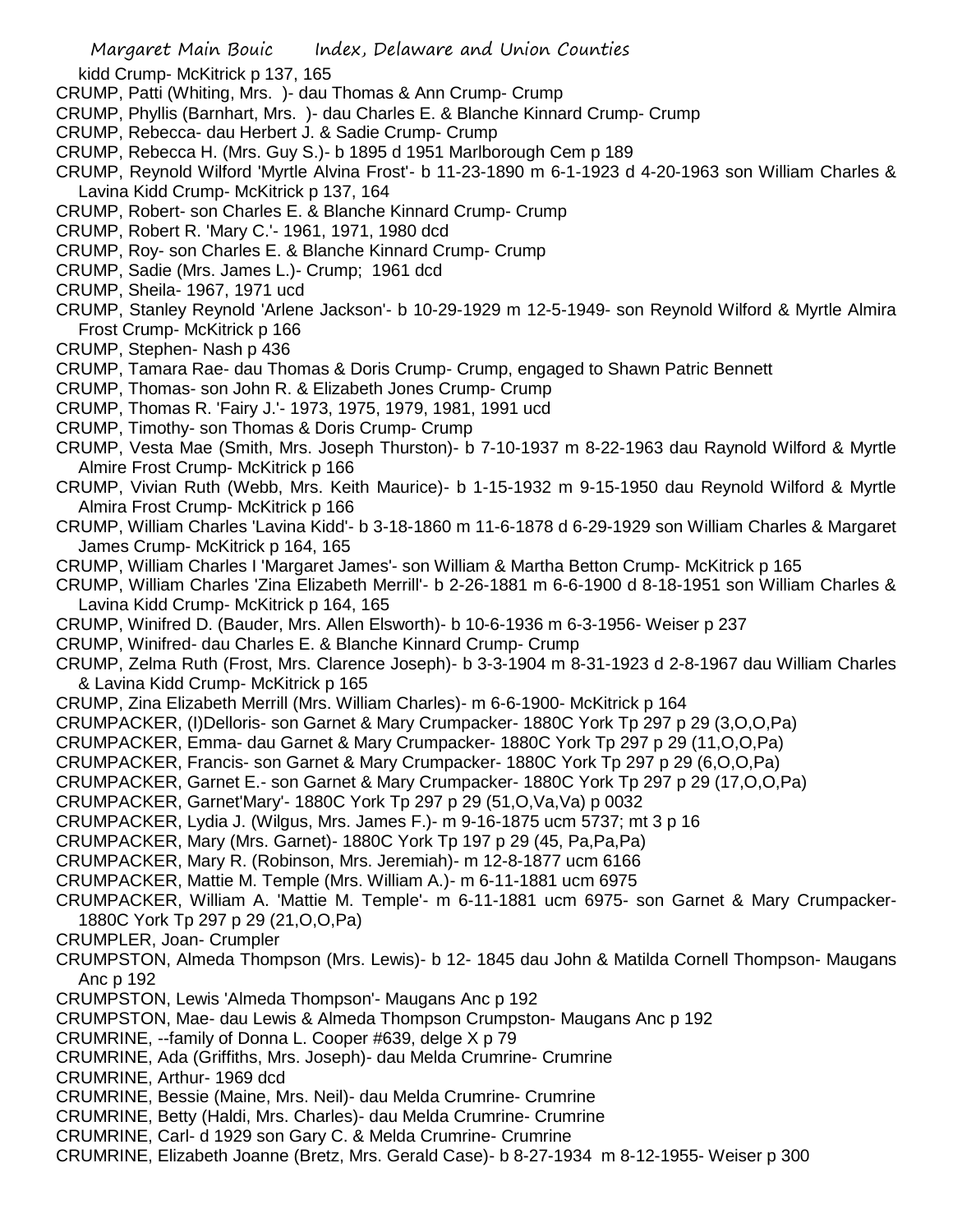kidd Crump- McKitrick p 137, 165

CRUMP, Patti (Whiting, Mrs. )- dau Thomas & Ann Crump- Crump

CRUMP, Phyllis (Barnhart, Mrs. )- dau Charles E. & Blanche Kinnard Crump- Crump

CRUMP, Rebecca- dau Herbert J. & Sadie Crump- Crump

CRUMP, Rebecca H. (Mrs. Guy S.)- b 1895 d 1951 Marlborough Cem p 189

CRUMP, Reynold Wilford 'Myrtle Alvina Frost'- b 11-23-1890 m 6-1-1923 d 4-20-1963 son William Charles & Lavina Kidd Crump- McKitrick p 137, 164

CRUMP, Robert- son Charles E. & Blanche Kinnard Crump- Crump

CRUMP, Robert R. 'Mary C.'- 1961, 1971, 1980 dcd

CRUMP, Roy- son Charles E. & Blanche Kinnard Crump- Crump

CRUMP, Sadie (Mrs. James L.)- Crump; 1961 dcd

CRUMP, Sheila- 1967, 1971 ucd

CRUMP, Stanley Reynold 'Arlene Jackson'- b 10-29-1929 m 12-5-1949- son Reynold Wilford & Myrtle Almira Frost Crump- McKitrick p 166

CRUMP, Stephen- Nash p 436

CRUMP, Tamara Rae- dau Thomas & Doris Crump- Crump, engaged to Shawn Patric Bennett

CRUMP, Thomas- son John R. & Elizabeth Jones Crump- Crump

CRUMP, Thomas R. 'Fairy J.'- 1973, 1975, 1979, 1981, 1991 ucd

CRUMP, Timothy- son Thomas & Doris Crump- Crump

CRUMP, Vesta Mae (Smith, Mrs. Joseph Thurston)- b 7-10-1937 m 8-22-1963 dau Raynold Wilford & Myrtle Almire Frost Crump- McKitrick p 166

CRUMP, Vivian Ruth (Webb, Mrs. Keith Maurice)- b 1-15-1932 m 9-15-1950 dau Reynold Wilford & Myrtle Almira Frost Crump- McKitrick p 166

CRUMP, William Charles 'Lavina Kidd'- b 3-18-1860 m 11-6-1878 d 6-29-1929 son William Charles & Margaret James Crump- McKitrick p 164, 165

CRUMP, William Charles I 'Margaret James'- son William & Martha Betton Crump- McKitrick p 165

CRUMP, William Charles 'Zina Elizabeth Merrill'- b 2-26-1881 m 6-6-1900 d 8-18-1951 son William Charles & Lavina Kidd Crump- McKitrick p 164, 165

CRUMP, Winifred D. (Bauder, Mrs. Allen Elsworth)- b 10-6-1936 m 6-3-1956- Weiser p 237

CRUMP, Winifred- dau Charles E. & Blanche Kinnard Crump- Crump

CRUMP, Zelma Ruth (Frost, Mrs. Clarence Joseph)- b 3-3-1904 m 8-31-1923 d 2-8-1967 dau William Charles & Lavina Kidd Crump- McKitrick p 165

CRUMP, Zina Elizabeth Merrill (Mrs. William Charles)- m 6-6-1900- McKitrick p 164

CRUMPACKER, (I)Delloris- son Garnet & Mary Crumpacker- 1880C York Tp 297 p 29 (3,O,O,Pa)

CRUMPACKER, Emma- dau Garnet & Mary Crumpacker- 1880C York Tp 297 p 29 (11,O,O,Pa)

CRUMPACKER, Francis- son Garnet & Mary Crumpacker- 1880C York Tp 297 p 29 (6,O,O,Pa)

CRUMPACKER, Garnet E.- son Garnet & Mary Crumpacker- 1880C York Tp 297 p 29 (17,O,O,Pa)

CRUMPACKER, Garnet'Mary'- 1880C York Tp 297 p 29 (51,O,Va,Va) p 0032

CRUMPACKER, Lydia J. (Wilgus, Mrs. James F.)- m 9-16-1875 ucm 5737; mt 3 p 16

CRUMPACKER, Mary (Mrs. Garnet)- 1880C York Tp 197 p 29 (45, Pa,Pa,Pa)

CRUMPACKER, Mary R. (Robinson, Mrs. Jeremiah)- m 12-8-1877 ucm 6166

CRUMPACKER, Mattie M. Temple (Mrs. William A.)- m 6-11-1881 ucm 6975

CRUMPACKER, William A. 'Mattie M. Temple'- m 6-11-1881 ucm 6975- son Garnet & Mary Crumpacker- 1880C York Tp 297 p 29 (21,O,O,Pa)

CRUMPLER, Joan- Crumpler

CRUMPSTON, Almeda Thompson (Mrs. Lewis)- b 12- 1845 dau John & Matilda Cornell Thompson- Maugans Anc p 192

CRUMPSTON, Lewis 'Almeda Thompson'- Maugans Anc p 192

CRUMPSTON, Mae- dau Lewis & Almeda Thompson Crumpston- Maugans Anc p 192

CRUMRINE, --family of Donna L. Cooper #639, delge X p 79

CRUMRINE, Ada (Griffiths, Mrs. Joseph)- dau Melda Crumrine- Crumrine

CRUMRINE, Arthur- 1969 dcd

CRUMRINE, Bessie (Maine, Mrs. Neil)- dau Melda Crumrine- Crumrine

CRUMRINE, Betty (Haldi, Mrs. Charles)- dau Melda Crumrine- Crumrine

CRUMRINE, Carl- d 1929 son Gary C. & Melda Crumrine- Crumrine

CRUMRINE, Elizabeth Joanne (Bretz, Mrs. Gerald Case)- b 8-27-1934 m 8-12-1955- Weiser p 300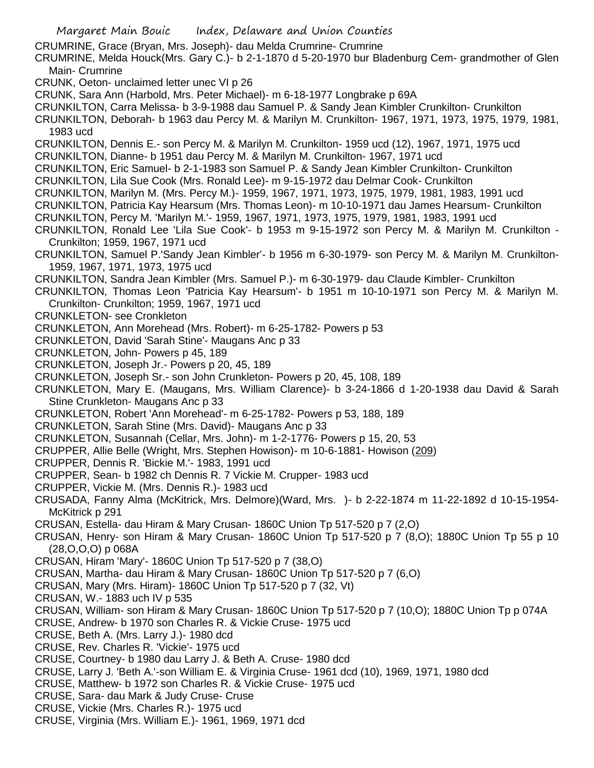CRUMRINE, Grace (Bryan, Mrs. Joseph)- dau Melda Crumrine- Crumrine

CRUMRINE, Melda Houck(Mrs. Gary C.)- b 2-1-1870 d 5-20-1970 bur Bladenburg Cem- grandmother of Glen Main- Crumrine

CRUNK, Oeton- unclaimed letter unec VI p 26

CRUNK, Sara Ann (Harbold, Mrs. Peter Michael)- m 6-18-1977 Longbrake p 69A

CRUNKILTON, Carra Melissa- b 3-9-1988 dau Samuel P. & Sandy Jean Kimbler Crunkilton- Crunkilton

CRUNKILTON, Deborah- b 1963 dau Percy M. & Marilyn M. Crunkilton- 1967, 1971, 1973, 1975, 1979, 1981, 1983 ucd

CRUNKILTON, Dennis E.- son Percy M. & Marilyn M. Crunkilton- 1959 ucd (12), 1967, 1971, 1975 ucd

CRUNKILTON, Dianne- b 1951 dau Percy M. & Marilyn M. Crunkilton- 1967, 1971 ucd

CRUNKILTON, Eric Samuel- b 2-1-1983 son Samuel P. & Sandy Jean Kimbler Crunkilton- Crunkilton

CRUNKILTON, Lila Sue Cook (Mrs. Ronald Lee)- m 9-15-1972 dau Delmar Cook- Crunkilton

CRUNKILTON, Marilyn M. (Mrs. Percy M.)- 1959, 1967, 1971, 1973, 1975, 1979, 1981, 1983, 1991 ucd

CRUNKILTON, Patricia Kay Hearsum (Mrs. Thomas Leon)- m 10-10-1971 dau James Hearsum- Crunkilton

CRUNKILTON, Percy M. 'Marilyn M.'- 1959, 1967, 1971, 1973, 1975, 1979, 1981, 1983, 1991 ucd

CRUNKILTON, Ronald Lee 'Lila Sue Cook'- b 1953 m 9-15-1972 son Percy M. & Marilyn M. Crunkilton - Crunkilton; 1959, 1967, 1971 ucd

CRUNKILTON, Samuel P.'Sandy Jean Kimbler'- b 1956 m 6-30-1979- son Percy M. & Marilyn M. Crunkilton- 1959, 1967, 1971, 1973, 1975 ucd

CRUNKILTON, Sandra Jean Kimbler (Mrs. Samuel P.)- m 6-30-1979- dau Claude Kimbler- Crunkilton

CRUNKILTON, Thomas Leon 'Patricia Kay Hearsum'- b 1951 m 10-10-1971 son Percy M. & Marilyn M. Crunkilton- Crunkilton; 1959, 1967, 1971 ucd

CRUNKLETON- see Cronkleton

CRUNKLETON, Ann Morehead (Mrs. Robert)- m 6-25-1782- Powers p 53

CRUNKLETON, David 'Sarah Stine'- Maugans Anc p 33

CRUNKLETON, John- Powers p 45, 189

CRUNKLETON, Joseph Jr.- Powers p 20, 45, 189

CRUNKLETON, Joseph Sr.- son John Crunkleton- Powers p 20, 45, 108, 189

CRUNKLETON, Mary E. (Maugans, Mrs. William Clarence)- b 3-24-1866 d 1-20-1938 dau David & Sarah Stine Crunkleton- Maugans Anc p 33

CRUNKLETON, Robert 'Ann Morehead'- m 6-25-1782- Powers p 53, 188, 189

CRUNKLETON, Sarah Stine (Mrs. David)- Maugans Anc p 33

CRUNKLETON, Susannah (Cellar, Mrs. John)- m 1-2-1776- Powers p 15, 20, 53

CRUPPER, Allie Belle (Wright, Mrs. Stephen Howison)- m 10-6-1881- Howison (209)

CRUPPER, Dennis R. 'Bickie M.'- 1983, 1991 ucd

CRUPPER, Sean- b 1982 ch Dennis R. 7 Vickie M. Crupper- 1983 ucd

CRUPPER, Vickie M. (Mrs. Dennis R.)- 1983 ucd

CRUSADA, Fanny Alma (McKitrick, Mrs. Delmore)(Ward, Mrs. )- b 2-22-1874 m 11-22-1892 d 10-15-1954- McKitrick p 291

CRUSAN, Estella- dau Hiram & Mary Crusan- 1860C Union Tp 517-520 p 7 (2,O)

CRUSAN, Henry- son Hiram & Mary Crusan- 1860C Union Tp 517-520 p 7 (8,O); 1880C Union Tp 55 p 10 (28,O,O,O) p 068A

CRUSAN, Hiram 'Mary'- 1860C Union Tp 517-520 p 7 (38,O)

CRUSAN, Martha- dau Hiram & Mary Crusan- 1860C Union Tp 517-520 p 7 (6,O)

CRUSAN, Mary (Mrs. Hiram)- 1860C Union Tp 517-520 p 7 (32, Vt)

CRUSAN, W.- 1883 uch IV p 535

CRUSAN, William- son Hiram & Mary Crusan- 1860C Union Tp 517-520 p 7 (10,O); 1880C Union Tp p 074A

CRUSE, Andrew- b 1970 son Charles R. & Vickie Cruse- 1975 ucd

CRUSE, Beth A. (Mrs. Larry J.)- 1980 dcd

CRUSE, Rev. Charles R. 'Vickie'- 1975 ucd

CRUSE, Courtney- b 1980 dau Larry J. & Beth A. Cruse- 1980 dcd

CRUSE, Larry J. 'Beth A.'-son William E. & Virginia Cruse- 1961 dcd (10), 1969, 1971, 1980 dcd

CRUSE, Matthew- b 1972 son Charles R. & Vickie Cruse- 1975 ucd

CRUSE, Sara- dau Mark & Judy Cruse- Cruse

CRUSE, Vickie (Mrs. Charles R.)- 1975 ucd

CRUSE, Virginia (Mrs. William E.)- 1961, 1969, 1971 dcd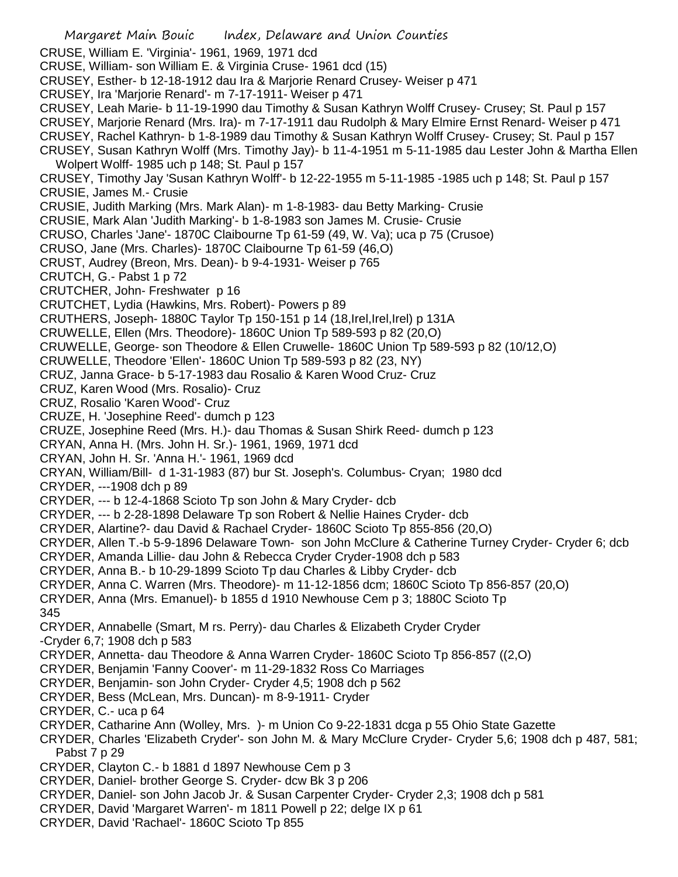CRUSE, William E. 'Virginia'- 1961, 1969, 1971 dcd
CRUSE, William- son William E. & Virginia Cruse- 1961 dcd (15)
CRUSEY, Esther- b 12-18-1912 dau Ira & Marjorie Renard Crusey- Weiser p 471
CRUSEY, Ira 'Marjorie Renard'- m 7-17-1911- Weiser p 471
CRUSEY, Leah Marie- b 11-19-1990 dau Timothy & Susan Kathryn Wolff Crusey- Crusey; St. Paul p 157
CRUSEY, Marjorie Renard (Mrs. Ira)- m 7-17-1911 dau Rudolph & Mary Elmire Ernst Renard- Weiser p 471
CRUSEY, Rachel Kathryn- b 1-8-1989 dau Timothy & Susan Kathryn Wolff Crusey- Crusey; St. Paul p 157
CRUSEY, Susan Kathryn Wolff (Mrs. Timothy Jay)- b 11-4-1951 m 5-11-1985 dau Lester John & Martha Ellen Wolpert Wolff- 1985 uch p 148; St. Paul p 157
CRUSEY, Timothy Jay 'Susan Kathryn Wolff'- b 12-22-1955 m 5-11-1985 -1985 uch p 148; St. Paul p 157
CRUSIE, James M.- Crusie
CRUSIE, Judith Marking (Mrs. Mark Alan)- m 1-8-1983- dau Betty Marking- Crusie
CRUSIE, Mark Alan 'Judith Marking'- b 1-8-1983 son James M. Crusie- Crusie
CRUSO, Charles 'Jane'- 1870C Claibourne Tp 61-59 (49, W. Va); uca p 75 (Crusoe)
CRUSO, Jane (Mrs. Charles)- 1870C Claibourne Tp 61-59 (46,O)
CRUST, Audrey (Breon, Mrs. Dean)- b 9-4-1931- Weiser p 765
CRUTCH, G.- Pabst 1 p 72
CRUTCHER, John- Freshwater p 16
CRUTCHET, Lydia (Hawkins, Mrs. Robert)- Powers p 89
CRUTHERS, Joseph- 1880C Taylor Tp 150-151 p 14 (18,Irel,Irel,Irel) p 131A
CRUWELLE, Ellen (Mrs. Theodore)- 1860C Union Tp 589-593 p 82 (20,O)
CRUWELLE, George- son Theodore & Ellen Cruwelle- 1860C Union Tp 589-593 p 82 (10/12,O)
CRUWELLE, Theodore 'Ellen'- 1860C Union Tp 589-593 p 82 (23, NY)
CRUZ, Janna Grace- b 5-17-1983 dau Rosalio & Karen Wood Cruz- Cruz
CRUZ, Karen Wood (Mrs. Rosalio)- Cruz
CRUZ, Rosalio 'Karen Wood'- Cruz
CRUZE, H. 'Josephine Reed'- dumch p 123
CRUZE, Josephine Reed (Mrs. H.)- dau Thomas & Susan Shirk Reed- dumch p 123
CRYAN, Anna H. (Mrs. John H. Sr.)- 1961, 1969, 1971 dcd
CRYAN, John H. Sr. 'Anna H.'- 1961, 1969 dcd
CRYAN, William/Bill- d 1-31-1983 (87) bur St. Joseph's. Columbus- Cryan; 1980 dcd
CRYDER, ---1908 dch p 89
CRYDER, --- b 12-4-1868 Scioto Tp son John & Mary Cryder- dcb
CRYDER, --- b 2-28-1898 Delaware Tp son Robert & Nellie Haines Cryder- dcb
CRYDER, Alartine?- dau David & Rachael Cryder- 1860C Scioto Tp 855-856 (20,O)
CRYDER, Allen T.-b 5-9-1896 Delaware Town- son John McClure & Catherine Turney Cryder- Cryder 6; dcb
CRYDER, Amanda Lillie- dau John & Rebecca Cryder Cryder-1908 dch p 583
CRYDER, Anna B.- b 10-29-1899 Scioto Tp dau Charles & Libby Cryder- dcb
CRYDER, Anna C. Warren (Mrs. Theodore)- m 11-12-1856 dcm; 1860C Scioto Tp 856-857 (20,O)
CRYDER, Anna (Mrs. Emanuel)- b 1855 d 1910 Newhouse Cem p 3; 1880C Scioto Tp
345
CRYDER, Annabelle (Smart, M rs. Perry)- dau Charles & Elizabeth Cryder Cryder
-Cryder 6,7; 1908 dch p 583
CRYDER, Annetta- dau Theodore & Anna Warren Cryder- 1860C Scioto Tp 856-857 ((2,O)
CRYDER, Benjamin 'Fanny Coover'- m 11-29-1832 Ross Co Marriages
CRYDER, Benjamin- son John Cryder- Cryder 4,5; 1908 dch p 562
CRYDER, Bess (McLean, Mrs. Duncan)- m 8-9-1911- Cryder
CRYDER, C.- uca p 64
CRYDER, Catharine Ann (Wolley, Mrs. )- m Union Co 9-22-1831 dcga p 55 Ohio State Gazette
CRYDER, Charles 'Elizabeth Cryder'- son John M. & Mary McClure Cryder- Cryder 5,6; 1908 dch p 487, 581; Pabst 7 p 29
CRYDER, Clayton C.- b 1881 d 1897 Newhouse Cem p 3
CRYDER, Daniel- brother George S. Cryder- dcw Bk 3 p 206
CRYDER, Daniel- son John Jacob Jr. & Susan Carpenter Cryder- Cryder 2,3; 1908 dch p 581
CRYDER, David 'Margaret Warren'- m 1811 Powell p 22; delge IX p 61
CRYDER, David 'Rachael'- 1860C Scioto Tp 855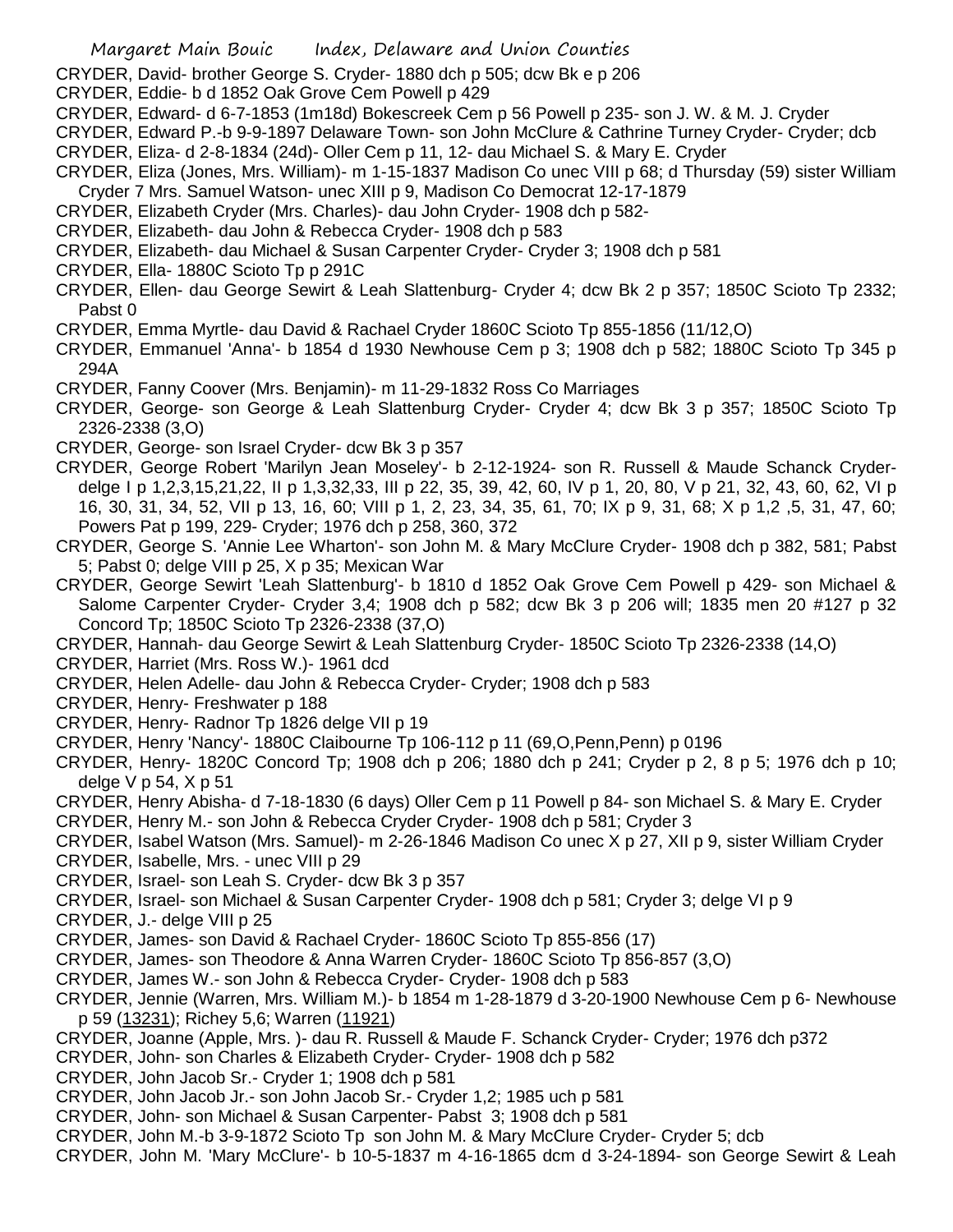CRYDER, David- brother George S. Cryder- 1880 dch p 505; dcw Bk e p 206

CRYDER, Eddie- b d 1852 Oak Grove Cem Powell p 429

CRYDER, Edward- d 6-7-1853 (1m18d) Bokescreek Cem p 56 Powell p 235- son J. W. & M. J. Cryder

CRYDER, Edward P.-b 9-9-1897 Delaware Town- son John McClure & Cathrine Turney Cryder- Cryder; dcb

CRYDER, Eliza- d 2-8-1834 (24d)- Oller Cem p 11, 12- dau Michael S. & Mary E. Cryder

CRYDER, Eliza (Jones, Mrs. William)- m 1-15-1837 Madison Co unec VIII p 68; d Thursday (59) sister William Cryder 7 Mrs. Samuel Watson- unec XIII p 9, Madison Co Democrat 12-17-1879

CRYDER, Elizabeth Cryder (Mrs. Charles)- dau John Cryder- 1908 dch p 582-

CRYDER, Elizabeth- dau John & Rebecca Cryder- 1908 dch p 583

CRYDER, Elizabeth- dau Michael & Susan Carpenter Cryder- Cryder 3; 1908 dch p 581

CRYDER, Ella- 1880C Scioto Tp p 291C

CRYDER, Ellen- dau George Sewirt & Leah Slattenburg- Cryder 4; dcw Bk 2 p 357; 1850C Scioto Tp 2332; Pabst 0

CRYDER, Emma Myrtle- dau David & Rachael Cryder 1860C Scioto Tp 855-1856 (11/12,O)

CRYDER, Emmanuel 'Anna'- b 1854 d 1930 Newhouse Cem p 3; 1908 dch p 582; 1880C Scioto Tp 345 p 294A

CRYDER, Fanny Coover (Mrs. Benjamin)- m 11-29-1832 Ross Co Marriages

CRYDER, George- son George & Leah Slattenburg Cryder- Cryder 4; dcw Bk 3 p 357; 1850C Scioto Tp 2326-2338 (3,O)

CRYDER, George- son Israel Cryder- dcw Bk 3 p 357

CRYDER, George Robert 'Marilyn Jean Moseley'- b 2-12-1924- son R. Russell & Maude Schanck Cryder- delge I p 1,2,3,15,21,22, II p 1,3,32,33, III p 22, 35, 39, 42, 60, IV p 1, 20, 80, V p 21, 32, 43, 60, 62, VI p 16, 30, 31, 34, 52, VII p 13, 16, 60; VIII p 1, 2, 23, 34, 35, 61, 70; IX p 9, 31, 68; X p 1,2 ,5, 31, 47, 60; Powers Pat p 199, 229- Cryder; 1976 dch p 258, 360, 372

CRYDER, George S. 'Annie Lee Wharton'- son John M. & Mary McClure Cryder- 1908 dch p 382, 581; Pabst 5; Pabst 0; delge VIII p 25, X p 35; Mexican War

CRYDER, George Sewirt 'Leah Slattenburg'- b 1810 d 1852 Oak Grove Cem Powell p 429- son Michael & Salome Carpenter Cryder- Cryder 3,4; 1908 dch p 582; dcw Bk 3 p 206 will; 1835 men 20 #127 p 32 Concord Tp; 1850C Scioto Tp 2326-2338 (37,O)

CRYDER, Hannah- dau George Sewirt & Leah Slattenburg Cryder- 1850C Scioto Tp 2326-2338 (14,O)

CRYDER, Harriet (Mrs. Ross W.)- 1961 dcd

CRYDER, Helen Adelle- dau John & Rebecca Cryder- Cryder; 1908 dch p 583

CRYDER, Henry- Freshwater p 188

CRYDER, Henry- Radnor Tp 1826 delge VII p 19

CRYDER, Henry 'Nancy'- 1880C Claibourne Tp 106-112 p 11 (69,O,Penn,Penn) p 0196

CRYDER, Henry- 1820C Concord Tp; 1908 dch p 206; 1880 dch p 241; Cryder p 2, 8 p 5; 1976 dch p 10; delge V p 54, X p 51

CRYDER, Henry Abisha- d 7-18-1830 (6 days) Oller Cem p 11 Powell p 84- son Michael S. & Mary E. Cryder

CRYDER, Henry M.- son John & Rebecca Cryder Cryder- 1908 dch p 581; Cryder 3

CRYDER, Isabel Watson (Mrs. Samuel)- m 2-26-1846 Madison Co unec X p 27, XII p 9, sister William Cryder

CRYDER, Isabelle, Mrs. - unec VIII p 29

CRYDER, Israel- son Leah S. Cryder- dcw Bk 3 p 357

CRYDER, Israel- son Michael & Susan Carpenter Cryder- 1908 dch p 581; Cryder 3; delge VI p 9

CRYDER, J.- delge VIII p 25

CRYDER, James- son David & Rachael Cryder- 1860C Scioto Tp 855-856 (17)

CRYDER, James- son Theodore & Anna Warren Cryder- 1860C Scioto Tp 856-857 (3,O)

CRYDER, James W.- son John & Rebecca Cryder- Cryder- 1908 dch p 583

CRYDER, Jennie (Warren, Mrs. William M.)- b 1854 m 1-28-1879 d 3-20-1900 Newhouse Cem p 6- Newhouse p 59 (13231); Richey 5,6; Warren (11921)

CRYDER, Joanne (Apple, Mrs. )- dau R. Russell & Maude F. Schanck Cryder- Cryder; 1976 dch p372

CRYDER, John- son Charles & Elizabeth Cryder- Cryder- 1908 dch p 582

CRYDER, John Jacob Sr.- Cryder 1; 1908 dch p 581

CRYDER, John Jacob Jr.- son John Jacob Sr.- Cryder 1,2; 1985 uch p 581

CRYDER, John- son Michael & Susan Carpenter- Pabst 3; 1908 dch p 581

CRYDER, John M.-b 3-9-1872 Scioto Tp son John M. & Mary McClure Cryder- Cryder 5; dcb

CRYDER, John M. 'Mary McClure'- b 10-5-1837 m 4-16-1865 dcm d 3-24-1894- son George Sewirt & Leah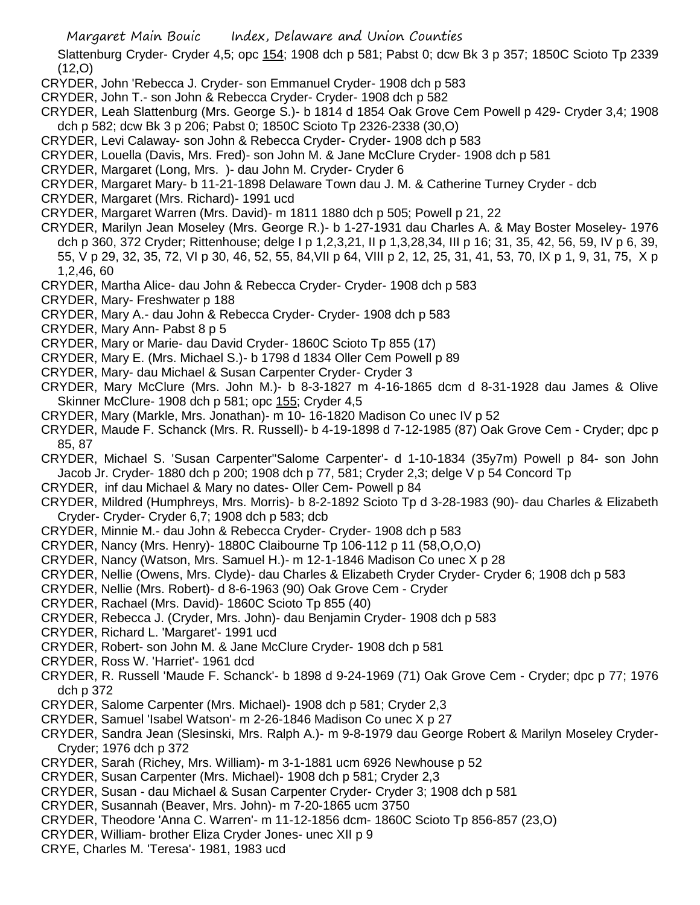Slattenburg Cryder- Cryder 4,5; opc 154; 1908 dch p 581; Pabst 0; dcw Bk 3 p 357; 1850C Scioto Tp 2339 (12,O)

CRYDER, John 'Rebecca J. Cryder- son Emmanuel Cryder- 1908 dch p 583

CRYDER, John T.- son John & Rebecca Cryder- Cryder- 1908 dch p 582

CRYDER, Leah Slattenburg (Mrs. George S.)- b 1814 d 1854 Oak Grove Cem Powell p 429- Cryder 3,4; 1908 dch p 582; dcw Bk 3 p 206; Pabst 0; 1850C Scioto Tp 2326-2338 (30,O)

CRYDER, Levi Calaway- son John & Rebecca Cryder- Cryder- 1908 dch p 583

CRYDER, Louella (Davis, Mrs. Fred)- son John M. & Jane McClure Cryder- 1908 dch p 581

CRYDER, Margaret (Long, Mrs. )- dau John M. Cryder- Cryder 6

CRYDER, Margaret Mary- b 11-21-1898 Delaware Town dau J. M. & Catherine Turney Cryder - dcb

CRYDER, Margaret (Mrs. Richard)- 1991 ucd

CRYDER, Margaret Warren (Mrs. David)- m 1811 1880 dch p 505; Powell p 21, 22

CRYDER, Marilyn Jean Moseley (Mrs. George R.)- b 1-27-1931 dau Charles A. & May Boster Moseley- 1976 dch p 360, 372 Cryder; Rittenhouse; delge I p 1,2,3,21, II p 1,3,28,34, III p 16; 31, 35, 42, 56, 59, IV p 6, 39, 55, V p 29, 32, 35, 72, VI p 30, 46, 52, 55, 84,VII p 64, VIII p 2, 12, 25, 31, 41, 53, 70, IX p 1, 9, 31, 75, X p 1,2,46, 60

CRYDER, Martha Alice- dau John & Rebecca Cryder- Cryder- 1908 dch p 583

CRYDER, Mary- Freshwater p 188

CRYDER, Mary A.- dau John & Rebecca Cryder- Cryder- 1908 dch p 583

CRYDER, Mary Ann- Pabst 8 p 5

CRYDER, Mary or Marie- dau David Cryder- 1860C Scioto Tp 855 (17)

CRYDER, Mary E. (Mrs. Michael S.)- b 1798 d 1834 Oller Cem Powell p 89

CRYDER, Mary- dau Michael & Susan Carpenter Cryder- Cryder 3

CRYDER, Mary McClure (Mrs. John M.)- b 8-3-1827 m 4-16-1865 dcm d 8-31-1928 dau James & Olive Skinner McClure- 1908 dch p 581; opc 155; Cryder 4,5

CRYDER, Mary (Markle, Mrs. Jonathan)- m 10- 16-1820 Madison Co unec IV p 52

CRYDER, Maude F. Schanck (Mrs. R. Russell)- b 4-19-1898 d 7-12-1985 (87) Oak Grove Cem - Cryder; dpc p 85, 87

CRYDER, Michael S. 'Susan Carpenter''Salome Carpenter'- d 1-10-1834 (35y7m) Powell p 84- son John Jacob Jr. Cryder- 1880 dch p 200; 1908 dch p 77, 581; Cryder 2,3; delge V p 54 Concord Tp

CRYDER, inf dau Michael & Mary no dates- Oller Cem- Powell p 84

CRYDER, Mildred (Humphreys, Mrs. Morris)- b 8-2-1892 Scioto Tp d 3-28-1983 (90)- dau Charles & Elizabeth Cryder- Cryder- Cryder 6,7; 1908 dch p 583; dcb

CRYDER, Minnie M.- dau John & Rebecca Cryder- Cryder- 1908 dch p 583

CRYDER, Nancy (Mrs. Henry)- 1880C Claibourne Tp 106-112 p 11 (58,O,O,O)

CRYDER, Nancy (Watson, Mrs. Samuel H.)- m 12-1-1846 Madison Co unec X p 28

CRYDER, Nellie (Owens, Mrs. Clyde)- dau Charles & Elizabeth Cryder Cryder- Cryder 6; 1908 dch p 583

CRYDER, Nellie (Mrs. Robert)- d 8-6-1963 (90) Oak Grove Cem - Cryder

CRYDER, Rachael (Mrs. David)- 1860C Scioto Tp 855 (40)

CRYDER, Rebecca J. (Cryder, Mrs. John)- dau Benjamin Cryder- 1908 dch p 583

CRYDER, Richard L. 'Margaret'- 1991 ucd

CRYDER, Robert- son John M. & Jane McClure Cryder- 1908 dch p 581

CRYDER, Ross W. 'Harriet'- 1961 dcd

CRYDER, R. Russell 'Maude F. Schanck'- b 1898 d 9-24-1969 (71) Oak Grove Cem - Cryder; dpc p 77; 1976 dch p 372

CRYDER, Salome Carpenter (Mrs. Michael)- 1908 dch p 581; Cryder 2,3

CRYDER, Samuel 'Isabel Watson'- m 2-26-1846 Madison Co unec X p 27

CRYDER, Sandra Jean (Slesinski, Mrs. Ralph A.)- m 9-8-1979 dau George Robert & Marilyn Moseley Cryder- Cryder; 1976 dch p 372

CRYDER, Sarah (Richey, Mrs. William)- m 3-1-1881 ucm 6926 Newhouse p 52

CRYDER, Susan Carpenter (Mrs. Michael)- 1908 dch p 581; Cryder 2,3

CRYDER, Susan - dau Michael & Susan Carpenter Cryder- Cryder 3; 1908 dch p 581

CRYDER, Susannah (Beaver, Mrs. John)- m 7-20-1865 ucm 3750

CRYDER, Theodore 'Anna C. Warren'- m 11-12-1856 dcm- 1860C Scioto Tp 856-857 (23,O)

CRYDER, William- brother Eliza Cryder Jones- unec XII p 9

CRYE, Charles M. 'Teresa'- 1981, 1983 ucd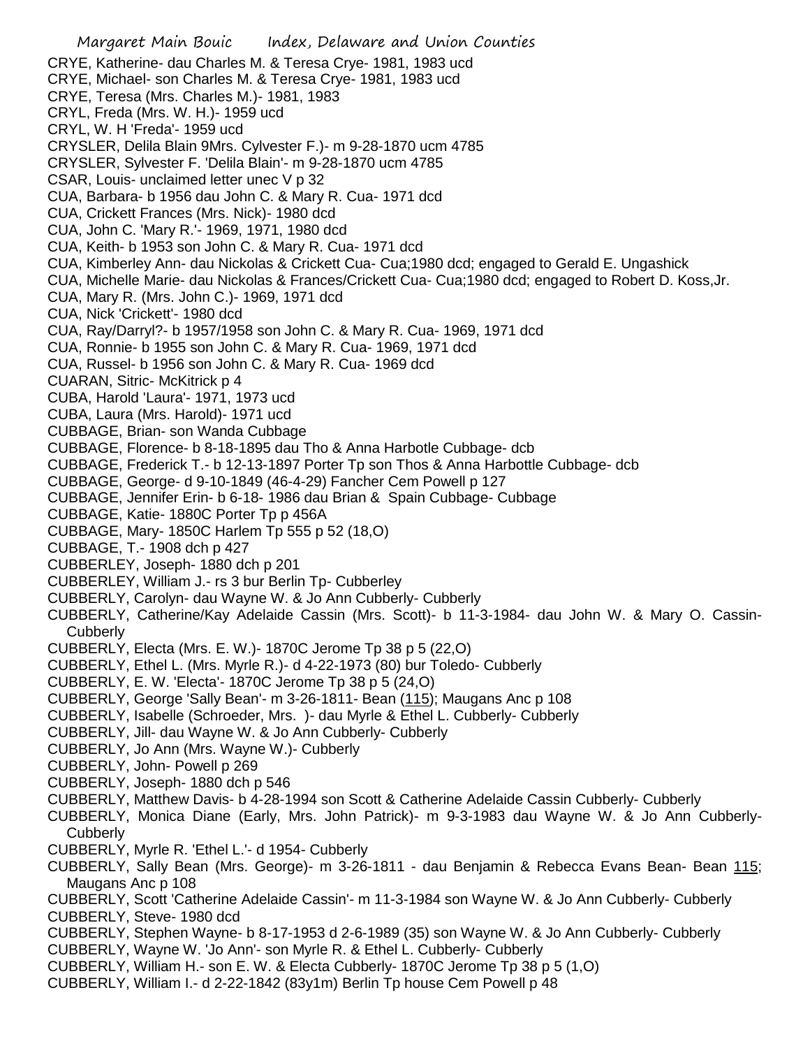CRYE, Katherine- dau Charles M. & Teresa Crye- 1981, 1983 ucd
CRYE, Michael- son Charles M. & Teresa Crye- 1981, 1983 ucd
CRYE, Teresa (Mrs. Charles M.)- 1981, 1983
CRYL, Freda (Mrs. W. H.)- 1959 ucd
CRYL, W. H 'Freda'- 1959 ucd
CRYSLER, Delila Blain 9Mrs. Cylvester F.)- m 9-28-1870 ucm 4785
CRYSLER, Sylvester F. 'Delila Blain'- m 9-28-1870 ucm 4785
CSAR, Louis- unclaimed letter unec V p 32
CUA, Barbara- b 1956 dau John C. & Mary R. Cua- 1971 dcd
CUA, Crickett Frances (Mrs. Nick)- 1980 dcd
CUA, John C. 'Mary R.'- 1969, 1971, 1980 dcd
CUA, Keith- b 1953 son John C. & Mary R. Cua- 1971 dcd
CUA, Kimberley Ann- dau Nickolas & Crickett Cua- Cua;1980 dcd; engaged to Gerald E. Ungashick
CUA, Michelle Marie- dau Nickolas & Frances/Crickett Cua- Cua;1980 dcd; engaged to Robert D. Koss,Jr.
CUA, Mary R. (Mrs. John C.)- 1969, 1971 dcd
CUA, Nick 'Crickett'- 1980 dcd
CUA, Ray/Darryl?- b 1957/1958 son John C. & Mary R. Cua- 1969, 1971 dcd
CUA, Ronnie- b 1955 son John C. & Mary R. Cua- 1969, 1971 dcd
CUA, Russel- b 1956 son John C. & Mary R. Cua- 1969 dcd
CUARAN, Sitric- McKitrick p 4
CUBA, Harold 'Laura'- 1971, 1973 ucd
CUBA, Laura (Mrs. Harold)- 1971 ucd
CUBBAGE, Brian- son Wanda Cubbage
CUBBAGE, Florence- b 8-18-1895 dau Tho & Anna Harbotle Cubbage- dcb
CUBBAGE, Frederick T.- b 12-13-1897 Porter Tp son Thos & Anna Harbottle Cubbage- dcb
CUBBAGE, George- d 9-10-1849 (46-4-29) Fancher Cem Powell p 127
CUBBAGE, Jennifer Erin- b 6-18- 1986 dau Brian & Spain Cubbage- Cubbage
CUBBAGE, Katie- 1880C Porter Tp p 456A
CUBBAGE, Mary- 1850C Harlem Tp 555 p 52 (18,O)
CUBBAGE, T.- 1908 dch p 427
CUBBERLEY, Joseph- 1880 dch p 201
CUBBERLEY, William J.- rs 3 bur Berlin Tp- Cubberley
CUBBERLY, Carolyn- dau Wayne W. & Jo Ann Cubberly- Cubberly
CUBBERLY, Catherine/Kay Adelaide Cassin (Mrs. Scott)- b 11-3-1984- dau John W. & Mary O. Cassin- Cubberly
CUBBERLY, Electa (Mrs. E. W.)- 1870C Jerome Tp 38 p 5 (22,O)
CUBBERLY, Ethel L. (Mrs. Myrle R.)- d 4-22-1973 (80) bur Toledo- Cubberly
CUBBERLY, E. W. 'Electa'- 1870C Jerome Tp 38 p 5 (24,O)
CUBBERLY, George 'Sally Bean'- m 3-26-1811- Bean (115); Maugans Anc p 108
CUBBERLY, Isabelle (Schroeder, Mrs. )- dau Myrle & Ethel L. Cubberly- Cubberly
CUBBERLY, Jill- dau Wayne W. & Jo Ann Cubberly- Cubberly
CUBBERLY, Jo Ann (Mrs. Wayne W.)- Cubberly
CUBBERLY, John- Powell p 269
CUBBERLY, Joseph- 1880 dch p 546
CUBBERLY, Matthew Davis- b 4-28-1994 son Scott & Catherine Adelaide Cassin Cubberly- Cubberly
CUBBERLY, Monica Diane (Early, Mrs. John Patrick)- m 9-3-1983 dau Wayne W. & Jo Ann Cubberly- Cubberly
CUBBERLY, Myrle R. 'Ethel L.'- d 1954- Cubberly
CUBBERLY, Sally Bean (Mrs. George)- m 3-26-1811 - dau Benjamin & Rebecca Evans Bean- Bean 115; Maugans Anc p 108
CUBBERLY, Scott 'Catherine Adelaide Cassin'- m 11-3-1984 son Wayne W. & Jo Ann Cubberly- Cubberly
CUBBERLY, Steve- 1980 dcd
CUBBERLY, Stephen Wayne- b 8-17-1953 d 2-6-1989 (35) son Wayne W. & Jo Ann Cubberly- Cubberly
CUBBERLY, Wayne W. 'Jo Ann'- son Myrle R. & Ethel L. Cubberly- Cubberly
CUBBERLY, William H.- son E. W. & Electa Cubberly- 1870C Jerome Tp 38 p 5 (1,O)
CUBBERLY, William I.- d 2-22-1842 (83y1m) Berlin Tp house Cem Powell p 48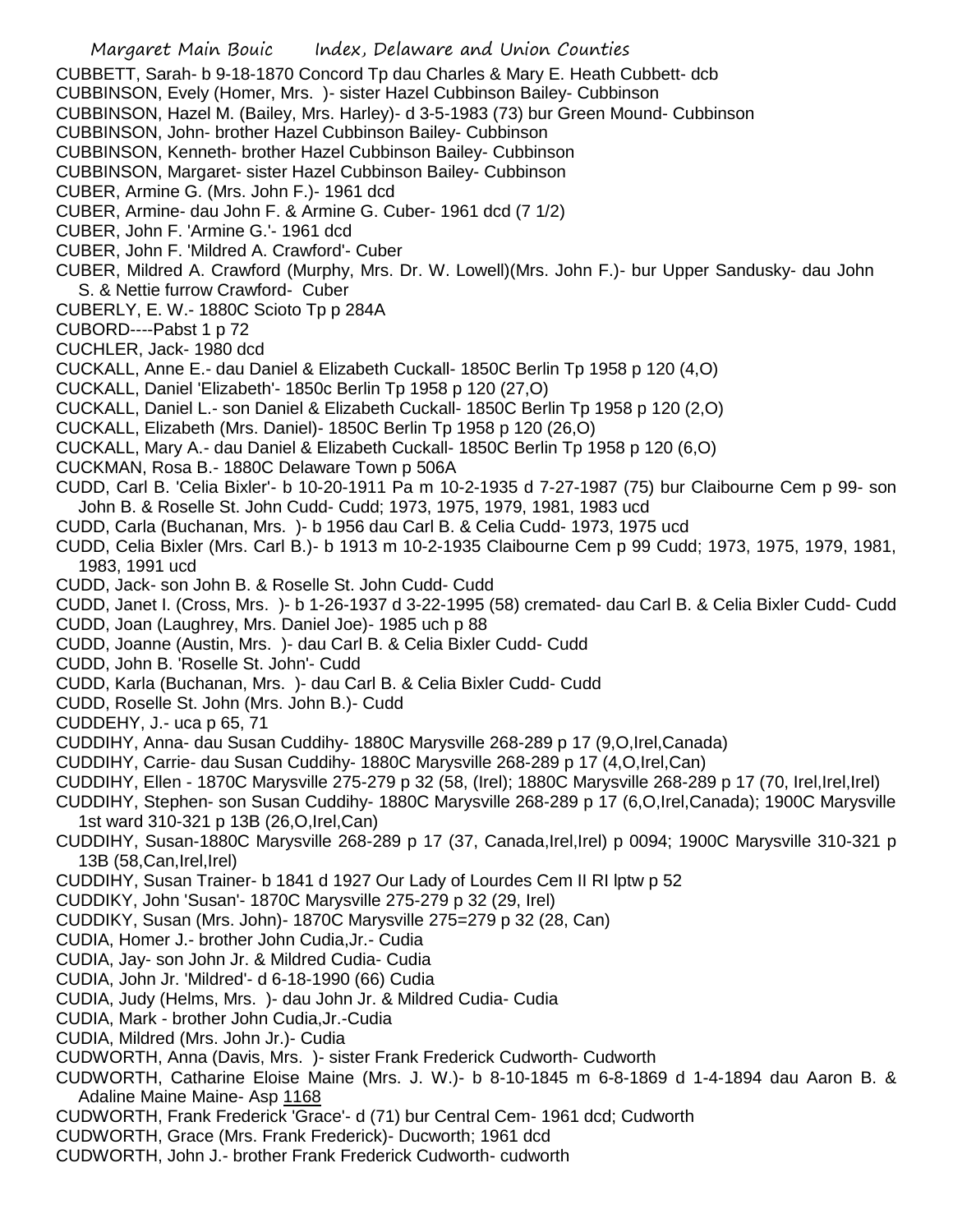CUBBETT, Sarah- b 9-18-1870 Concord Tp dau Charles & Mary E. Heath Cubbett- dcb

CUBBINSON, Evely (Homer, Mrs. )- sister Hazel Cubbinson Bailey- Cubbinson

CUBBINSON, Hazel M. (Bailey, Mrs. Harley)- d 3-5-1983 (73) bur Green Mound- Cubbinson

CUBBINSON, John- brother Hazel Cubbinson Bailey- Cubbinson

CUBBINSON, Kenneth- brother Hazel Cubbinson Bailey- Cubbinson

CUBBINSON, Margaret- sister Hazel Cubbinson Bailey- Cubbinson

CUBER, Armine G. (Mrs. John F.)- 1961 dcd

CUBER, Armine- dau John F. & Armine G. Cuber- 1961 dcd (7 1/2)

CUBER, John F. 'Armine G.'- 1961 dcd

CUBER, John F. 'Mildred A. Crawford'- Cuber

CUBER, Mildred A. Crawford (Murphy, Mrs. Dr. W. Lowell)(Mrs. John F.)- bur Upper Sandusky- dau John S. & Nettie furrow Crawford- Cuber

CUBERLY, E. W.- 1880C Scioto Tp p 284A

CUBORD----Pabst 1 p 72

CUCHLER, Jack- 1980 dcd

CUCKALL, Anne E.- dau Daniel & Elizabeth Cuckall- 1850C Berlin Tp 1958 p 120 (4,O)

CUCKALL, Daniel 'Elizabeth'- 1850c Berlin Tp 1958 p 120 (27,O)

CUCKALL, Daniel L.- son Daniel & Elizabeth Cuckall- 1850C Berlin Tp 1958 p 120 (2,O)

CUCKALL, Elizabeth (Mrs. Daniel)- 1850C Berlin Tp 1958 p 120 (26,O)

CUCKALL, Mary A.- dau Daniel & Elizabeth Cuckall- 1850C Berlin Tp 1958 p 120 (6,O)

CUCKMAN, Rosa B.- 1880C Delaware Town p 506A

CUDD, Carl B. 'Celia Bixler'- b 10-20-1911 Pa m 10-2-1935 d 7-27-1987 (75) bur Claibourne Cem p 99- son John B. & Roselle St. John Cudd- Cudd; 1973, 1975, 1979, 1981, 1983 ucd

CUDD, Carla (Buchanan, Mrs. )- b 1956 dau Carl B. & Celia Cudd- 1973, 1975 ucd

CUDD, Celia Bixler (Mrs. Carl B.)- b 1913 m 10-2-1935 Claibourne Cem p 99 Cudd; 1973, 1975, 1979, 1981, 1983, 1991 ucd

CUDD, Jack- son John B. & Roselle St. John Cudd- Cudd

CUDD, Janet I. (Cross, Mrs. )- b 1-26-1937 d 3-22-1995 (58) cremated- dau Carl B. & Celia Bixler Cudd- Cudd

CUDD, Joan (Laughrey, Mrs. Daniel Joe)- 1985 uch p 88

CUDD, Joanne (Austin, Mrs. )- dau Carl B. & Celia Bixler Cudd- Cudd

CUDD, John B. 'Roselle St. John'- Cudd

CUDD, Karla (Buchanan, Mrs. )- dau Carl B. & Celia Bixler Cudd- Cudd

CUDD, Roselle St. John (Mrs. John B.)- Cudd

CUDDEHY, J.- uca p 65, 71

CUDDIHY, Anna- dau Susan Cuddihy- 1880C Marysville 268-289 p 17 (9,O,Irel,Canada)

CUDDIHY, Carrie- dau Susan Cuddihy- 1880C Marysville 268-289 p 17 (4,O,Irel,Can)

CUDDIHY, Ellen - 1870C Marysville 275-279 p 32 (58, (Irel); 1880C Marysville 268-289 p 17 (70, Irel,Irel,Irel)

CUDDIHY, Stephen- son Susan Cuddihy- 1880C Marysville 268-289 p 17 (6,O,Irel,Canada); 1900C Marysville 1st ward 310-321 p 13B (26,O,Irel,Can)

CUDDIHY, Susan-1880C Marysville 268-289 p 17 (37, Canada,Irel,Irel) p 0094; 1900C Marysville 310-321 p 13B (58,Can,Irel,Irel)

CUDDIHY, Susan Trainer- b 1841 d 1927 Our Lady of Lourdes Cem II RI lptw p 52

CUDDIKY, John 'Susan'- 1870C Marysville 275-279 p 32 (29, Irel)

CUDDIKY, Susan (Mrs. John)- 1870C Marysville 275=279 p 32 (28, Can)

CUDIA, Homer J.- brother John Cudia,Jr.- Cudia

CUDIA, Jay- son John Jr. & Mildred Cudia- Cudia

CUDIA, John Jr. 'Mildred'- d 6-18-1990 (66) Cudia

CUDIA, Judy (Helms, Mrs. )- dau John Jr. & Mildred Cudia- Cudia

CUDIA, Mark - brother John Cudia,Jr.-Cudia

CUDIA, Mildred (Mrs. John Jr.)- Cudia

CUDWORTH, Anna (Davis, Mrs. )- sister Frank Frederick Cudworth- Cudworth

CUDWORTH, Catharine Eloise Maine (Mrs. J. W.)- b 8-10-1845 m 6-8-1869 d 1-4-1894 dau Aaron B. & Adaline Maine Maine- Asp 1168

CUDWORTH, Frank Frederick 'Grace'- d (71) bur Central Cem- 1961 dcd; Cudworth

CUDWORTH, Grace (Mrs. Frank Frederick)- Ducworth; 1961 dcd

CUDWORTH, John J.- brother Frank Frederick Cudworth- cudworth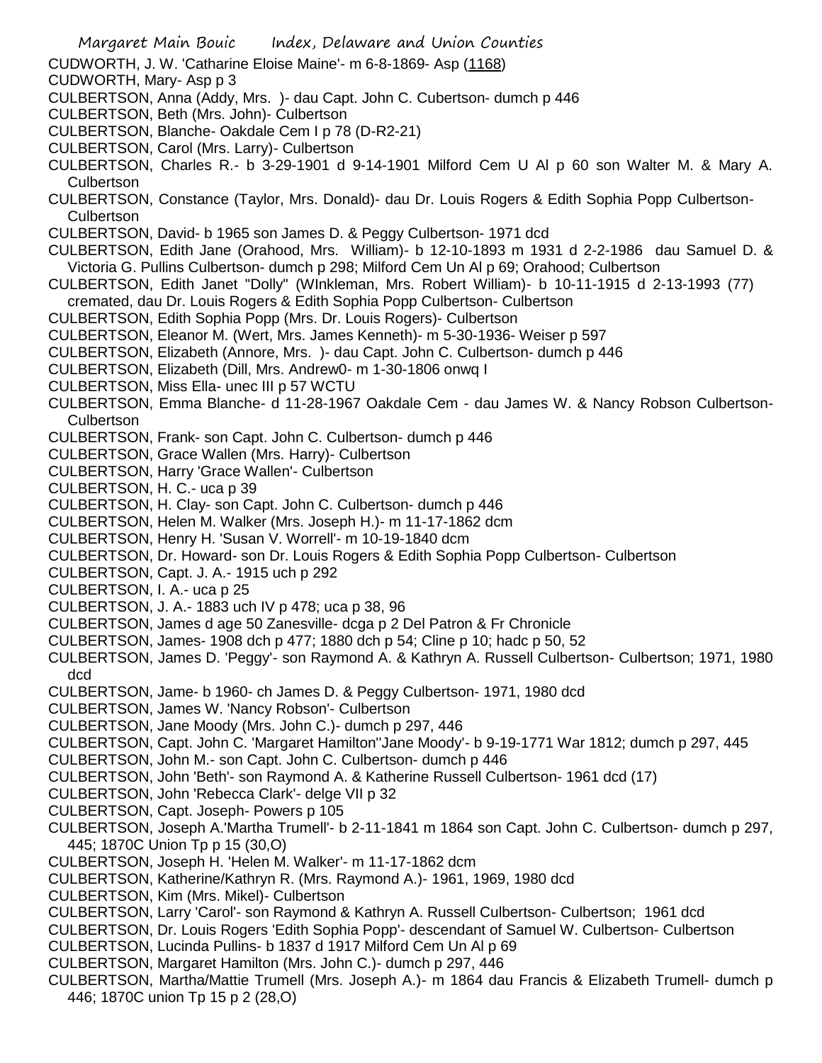CUDWORTH, J. W. 'Catharine Eloise Maine'- m 6-8-1869- Asp (1168)

CUDWORTH, Mary- Asp p 3

CULBERTSON, Anna (Addy, Mrs. )- dau Capt. John C. Cubertson- dumch p 446

CULBERTSON, Beth (Mrs. John)- Culbertson

CULBERTSON, Blanche- Oakdale Cem I p 78 (D-R2-21)

CULBERTSON, Carol (Mrs. Larry)- Culbertson

CULBERTSON, Charles R.- b 3-29-1901 d 9-14-1901 Milford Cem U Al p 60 son Walter M. & Mary A. Culbertson

CULBERTSON, Constance (Taylor, Mrs. Donald)- dau Dr. Louis Rogers & Edith Sophia Popp Culbertson- Culbertson

CULBERTSON, David- b 1965 son James D. & Peggy Culbertson- 1971 dcd

CULBERTSON, Edith Jane (Orahood, Mrs. William)- b 12-10-1893 m 1931 d 2-2-1986 dau Samuel D. & Victoria G. Pullins Culbertson- dumch p 298; Milford Cem Un Al p 69; Orahood; Culbertson

CULBERTSON, Edith Janet "Dolly" (WInkleman, Mrs. Robert William)- b 10-11-1915 d 2-13-1993 (77) cremated, dau Dr. Louis Rogers & Edith Sophia Popp Culbertson- Culbertson

CULBERTSON, Edith Sophia Popp (Mrs. Dr. Louis Rogers)- Culbertson

CULBERTSON, Eleanor M. (Wert, Mrs. James Kenneth)- m 5-30-1936- Weiser p 597

CULBERTSON, Elizabeth (Annore, Mrs. )- dau Capt. John C. Culbertson- dumch p 446

CULBERTSON, Elizabeth (Dill, Mrs. Andrew0- m 1-30-1806 onwq I

CULBERTSON, Miss Ella- unec III p 57 WCTU

CULBERTSON, Emma Blanche- d 11-28-1967 Oakdale Cem - dau James W. & Nancy Robson Culbertson- Culbertson

CULBERTSON, Frank- son Capt. John C. Culbertson- dumch p 446

CULBERTSON, Grace Wallen (Mrs. Harry)- Culbertson

CULBERTSON, Harry 'Grace Wallen'- Culbertson

CULBERTSON, H. C.- uca p 39

CULBERTSON, H. Clay- son Capt. John C. Culbertson- dumch p 446

CULBERTSON, Helen M. Walker (Mrs. Joseph H.)- m 11-17-1862 dcm

CULBERTSON, Henry H. 'Susan V. Worrell'- m 10-19-1840 dcm

CULBERTSON, Dr. Howard- son Dr. Louis Rogers & Edith Sophia Popp Culbertson- Culbertson

CULBERTSON, Capt. J. A.- 1915 uch p 292

CULBERTSON, I. A.- uca p 25

CULBERTSON, J. A.- 1883 uch IV p 478; uca p 38, 96

CULBERTSON, James d age 50 Zanesville- dcga p 2 Del Patron & Fr Chronicle

CULBERTSON, James- 1908 dch p 477; 1880 dch p 54; Cline p 10; hadc p 50, 52

CULBERTSON, James D. 'Peggy'- son Raymond A. & Kathryn A. Russell Culbertson- Culbertson; 1971, 1980 dcd

CULBERTSON, Jame- b 1960- ch James D. & Peggy Culbertson- 1971, 1980 dcd

CULBERTSON, James W. 'Nancy Robson'- Culbertson

CULBERTSON, Jane Moody (Mrs. John C.)- dumch p 297, 446

CULBERTSON, Capt. John C. 'Margaret Hamilton''Jane Moody'- b 9-19-1771 War 1812; dumch p 297, 445

CULBERTSON, John M.- son Capt. John C. Culbertson- dumch p 446

CULBERTSON, John 'Beth'- son Raymond A. & Katherine Russell Culbertson- 1961 dcd (17)

CULBERTSON, John 'Rebecca Clark'- delge VII p 32

CULBERTSON, Capt. Joseph- Powers p 105

CULBERTSON, Joseph A.'Martha Trumell'- b 2-11-1841 m 1864 son Capt. John C. Culbertson- dumch p 297, 445; 1870C Union Tp p 15 (30,O)

CULBERTSON, Joseph H. 'Helen M. Walker'- m 11-17-1862 dcm

CULBERTSON, Katherine/Kathryn R. (Mrs. Raymond A.)- 1961, 1969, 1980 dcd

CULBERTSON, Kim (Mrs. Mikel)- Culbertson

CULBERTSON, Larry 'Carol'- son Raymond & Kathryn A. Russell Culbertson- Culbertson; 1961 dcd

CULBERTSON, Dr. Louis Rogers 'Edith Sophia Popp'- descendant of Samuel W. Culbertson- Culbertson

CULBERTSON, Lucinda Pullins- b 1837 d 1917 Milford Cem Un Al p 69

CULBERTSON, Margaret Hamilton (Mrs. John C.)- dumch p 297, 446

CULBERTSON, Martha/Mattie Trumell (Mrs. Joseph A.)- m 1864 dau Francis & Elizabeth Trumell- dumch p 446; 1870C union Tp 15 p 2 (28,O)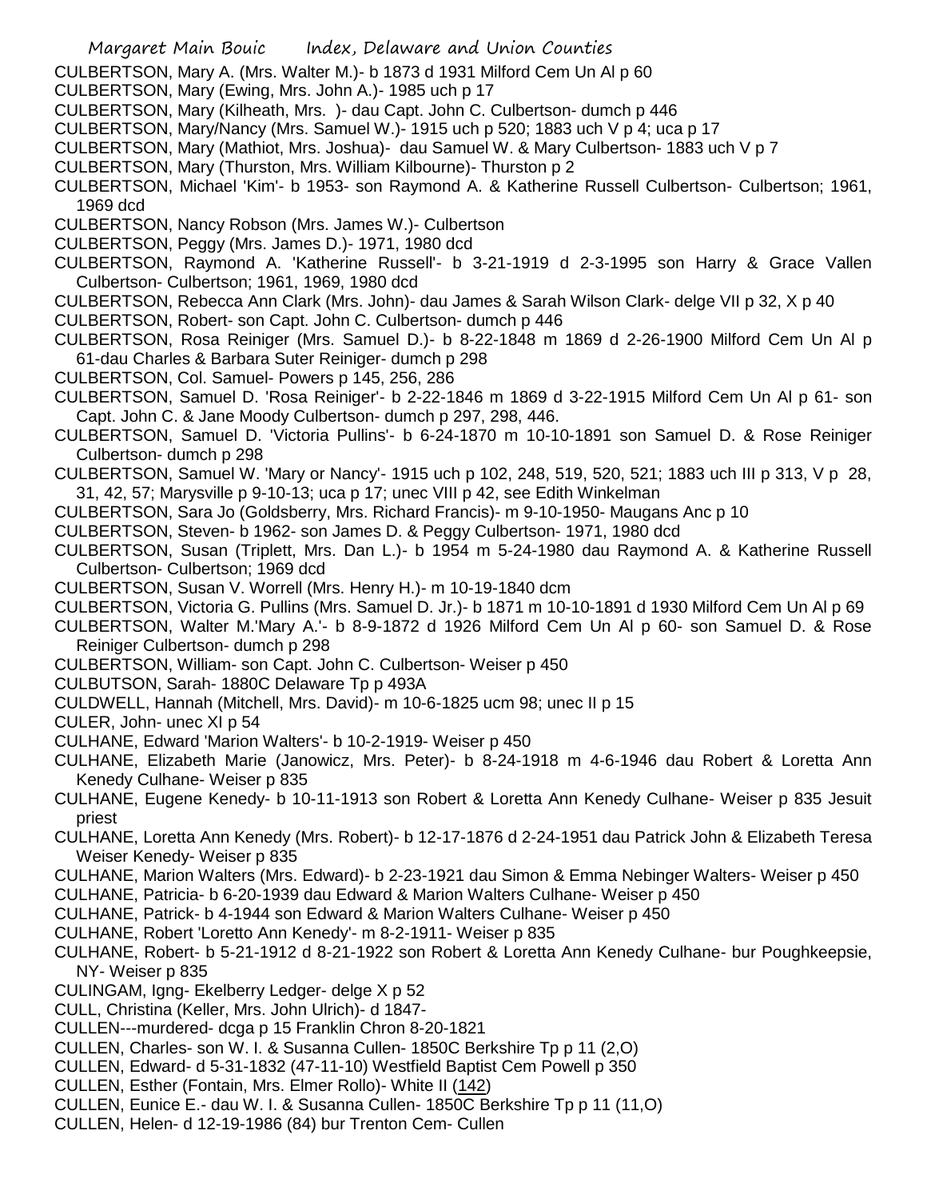CULBERTSON, Mary A. (Mrs. Walter M.)- b 1873 d 1931 Milford Cem Un Al p 60

CULBERTSON, Mary (Ewing, Mrs. John A.)- 1985 uch p 17

CULBERTSON, Mary (Kilheath, Mrs. )- dau Capt. John C. Culbertson- dumch p 446

CULBERTSON, Mary/Nancy (Mrs. Samuel W.)- 1915 uch p 520; 1883 uch V p 4; uca p 17

CULBERTSON, Mary (Mathiot, Mrs. Joshua)- dau Samuel W. & Mary Culbertson- 1883 uch V p 7

CULBERTSON, Mary (Thurston, Mrs. William Kilbourne)- Thurston p 2

CULBERTSON, Michael 'Kim'- b 1953- son Raymond A. & Katherine Russell Culbertson- Culbertson; 1961, 1969 dcd

CULBERTSON, Nancy Robson (Mrs. James W.)- Culbertson

CULBERTSON, Peggy (Mrs. James D.)- 1971, 1980 dcd

CULBERTSON, Raymond A. 'Katherine Russell'- b 3-21-1919 d 2-3-1995 son Harry & Grace Vallen Culbertson- Culbertson; 1961, 1969, 1980 dcd

CULBERTSON, Rebecca Ann Clark (Mrs. John)- dau James & Sarah Wilson Clark- delge VII p 32, X p 40

CULBERTSON, Robert- son Capt. John C. Culbertson- dumch p 446

CULBERTSON, Rosa Reiniger (Mrs. Samuel D.)- b 8-22-1848 m 1869 d 2-26-1900 Milford Cem Un Al p 61-dau Charles & Barbara Suter Reiniger- dumch p 298

CULBERTSON, Col. Samuel- Powers p 145, 256, 286

CULBERTSON, Samuel D. 'Rosa Reiniger'- b 2-22-1846 m 1869 d 3-22-1915 Milford Cem Un Al p 61- son Capt. John C. & Jane Moody Culbertson- dumch p 297, 298, 446.

CULBERTSON, Samuel D. 'Victoria Pullins'- b 6-24-1870 m 10-10-1891 son Samuel D. & Rose Reiniger Culbertson- dumch p 298

CULBERTSON, Samuel W. 'Mary or Nancy'- 1915 uch p 102, 248, 519, 520, 521; 1883 uch III p 313, V p 28, 31, 42, 57; Marysville p 9-10-13; uca p 17; unec VIII p 42, see Edith Winkelman

CULBERTSON, Sara Jo (Goldsberry, Mrs. Richard Francis)- m 9-10-1950- Maugans Anc p 10

CULBERTSON, Steven- b 1962- son James D. & Peggy Culbertson- 1971, 1980 dcd

CULBERTSON, Susan (Triplett, Mrs. Dan L.)- b 1954 m 5-24-1980 dau Raymond A. & Katherine Russell Culbertson- Culbertson; 1969 dcd

CULBERTSON, Susan V. Worrell (Mrs. Henry H.)- m 10-19-1840 dcm

CULBERTSON, Victoria G. Pullins (Mrs. Samuel D. Jr.)- b 1871 m 10-10-1891 d 1930 Milford Cem Un Al p 69

CULBERTSON, Walter M.'Mary A.'- b 8-9-1872 d 1926 Milford Cem Un Al p 60- son Samuel D. & Rose Reiniger Culbertson- dumch p 298

CULBERTSON, William- son Capt. John C. Culbertson- Weiser p 450

CULBUTSON, Sarah- 1880C Delaware Tp p 493A

CULDWELL, Hannah (Mitchell, Mrs. David)- m 10-6-1825 ucm 98; unec II p 15

CULER, John- unec XI p 54

CULHANE, Edward 'Marion Walters'- b 10-2-1919- Weiser p 450

CULHANE, Elizabeth Marie (Janowicz, Mrs. Peter)- b 8-24-1918 m 4-6-1946 dau Robert & Loretta Ann Kenedy Culhane- Weiser p 835

CULHANE, Eugene Kenedy- b 10-11-1913 son Robert & Loretta Ann Kenedy Culhane- Weiser p 835 Jesuit priest

CULHANE, Loretta Ann Kenedy (Mrs. Robert)- b 12-17-1876 d 2-24-1951 dau Patrick John & Elizabeth Teresa Weiser Kenedy- Weiser p 835

CULHANE, Marion Walters (Mrs. Edward)- b 2-23-1921 dau Simon & Emma Nebinger Walters- Weiser p 450

CULHANE, Patricia- b 6-20-1939 dau Edward & Marion Walters Culhane- Weiser p 450

CULHANE, Patrick- b 4-1944 son Edward & Marion Walters Culhane- Weiser p 450

CULHANE, Robert 'Loretto Ann Kenedy'- m 8-2-1911- Weiser p 835

CULHANE, Robert- b 5-21-1912 d 8-21-1922 son Robert & Loretta Ann Kenedy Culhane- bur Poughkeepsie, NY- Weiser p 835

CULINGAM, Igng- Ekelberry Ledger- delge X p 52

CULL, Christina (Keller, Mrs. John Ulrich)- d 1847-

CULLEN---murdered- dcga p 15 Franklin Chron 8-20-1821

CULLEN, Charles- son W. I. & Susanna Cullen- 1850C Berkshire Tp p 11 (2,O)

CULLEN, Edward- d 5-31-1832 (47-11-10) Westfield Baptist Cem Powell p 350

CULLEN, Esther (Fontain, Mrs. Elmer Rollo)- White II (142)

CULLEN, Eunice E.- dau W. I. & Susanna Cullen- 1850C Berkshire Tp p 11 (11,O)

CULLEN, Helen- d 12-19-1986 (84) bur Trenton Cem- Cullen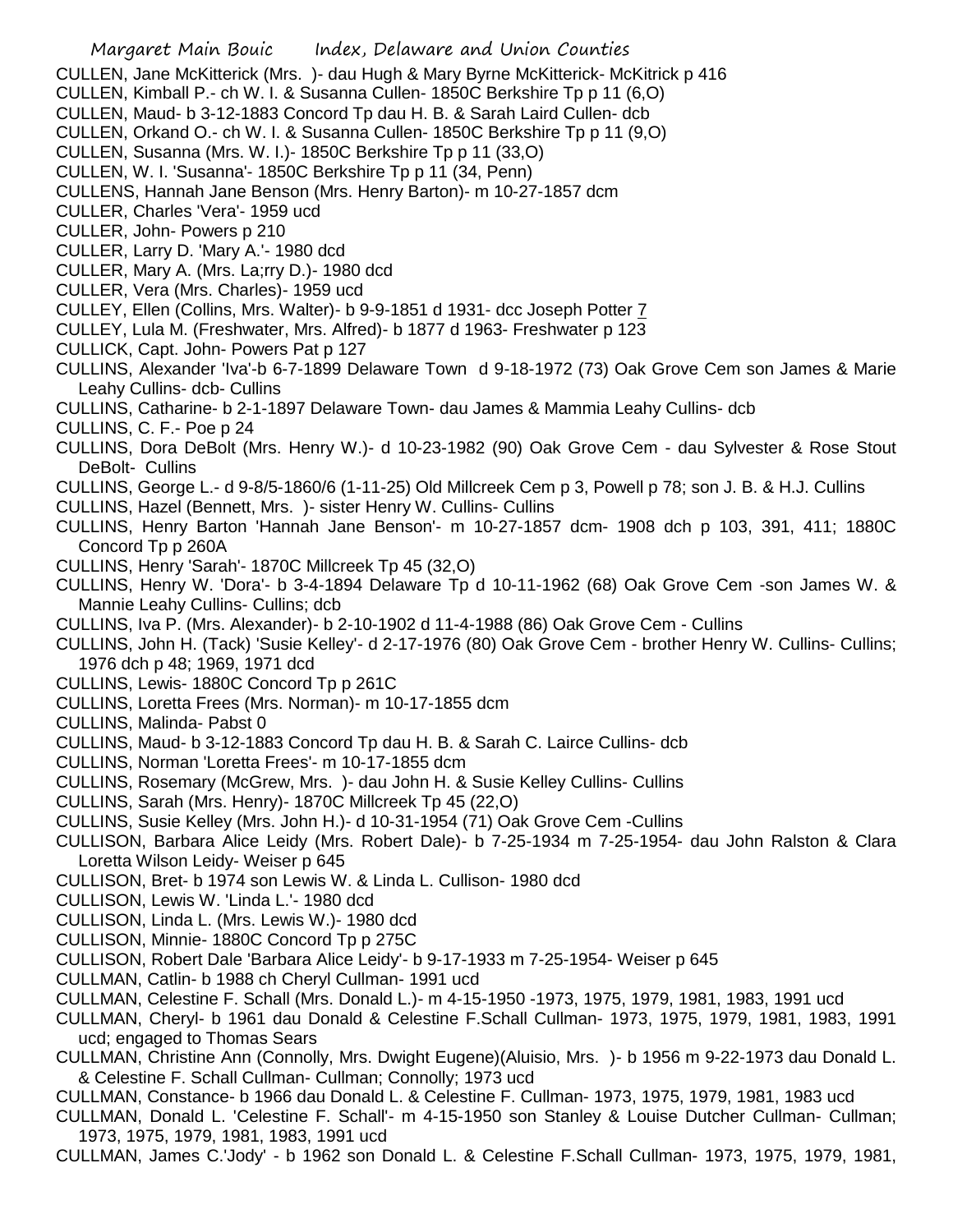CULLEN, Jane McKitterick (Mrs. )- dau Hugh & Mary Byrne McKitterick- McKitrick p 416

CULLEN, Kimball P.- ch W. I. & Susanna Cullen- 1850C Berkshire Tp p 11 (6,O)

CULLEN, Maud- b 3-12-1883 Concord Tp dau H. B. & Sarah Laird Cullen- dcb

CULLEN, Orkand O.- ch W. I. & Susanna Cullen- 1850C Berkshire Tp p 11 (9,O)

CULLEN, Susanna (Mrs. W. I.)- 1850C Berkshire Tp p 11 (33,O)

CULLEN, W. I. 'Susanna'- 1850C Berkshire Tp p 11 (34, Penn)

CULLENS, Hannah Jane Benson (Mrs. Henry Barton)- m 10-27-1857 dcm

CULLER, Charles 'Vera'- 1959 ucd

CULLER, John- Powers p 210

CULLER, Larry D. 'Mary A.'- 1980 dcd

CULLER, Mary A. (Mrs. La;rry D.)- 1980 dcd

CULLER, Vera (Mrs. Charles)- 1959 ucd

CULLEY, Ellen (Collins, Mrs. Walter)- b 9-9-1851 d 1931- dcc Joseph Potter 7

CULLEY, Lula M. (Freshwater, Mrs. Alfred)- b 1877 d 1963- Freshwater p 123

CULLICK, Capt. John- Powers Pat p 127

CULLINS, Alexander 'Iva'-b 6-7-1899 Delaware Town d 9-18-1972 (73) Oak Grove Cem son James & Marie Leahy Cullins- dcb- Cullins

CULLINS, Catharine- b 2-1-1897 Delaware Town- dau James & Mammia Leahy Cullins- dcb

CULLINS, C. F.- Poe p 24

CULLINS, Dora DeBolt (Mrs. Henry W.)- d 10-23-1982 (90) Oak Grove Cem - dau Sylvester & Rose Stout DeBolt- Cullins

CULLINS, George L.- d 9-8/5-1860/6 (1-11-25) Old Millcreek Cem p 3, Powell p 78; son J. B. & H.J. Cullins

CULLINS, Hazel (Bennett, Mrs. )- sister Henry W. Cullins- Cullins

CULLINS, Henry Barton 'Hannah Jane Benson'- m 10-27-1857 dcm- 1908 dch p 103, 391, 411; 1880C Concord Tp p 260A

CULLINS, Henry 'Sarah'- 1870C Millcreek Tp 45 (32,O)

CULLINS, Henry W. 'Dora'- b 3-4-1894 Delaware Tp d 10-11-1962 (68) Oak Grove Cem -son James W. & Mannie Leahy Cullins- Cullins; dcb

CULLINS, Iva P. (Mrs. Alexander)- b 2-10-1902 d 11-4-1988 (86) Oak Grove Cem - Cullins

CULLINS, John H. (Tack) 'Susie Kelley'- d 2-17-1976 (80) Oak Grove Cem - brother Henry W. Cullins- Cullins; 1976 dch p 48; 1969, 1971 dcd

CULLINS, Lewis- 1880C Concord Tp p 261C

CULLINS, Loretta Frees (Mrs. Norman)- m 10-17-1855 dcm

CULLINS, Malinda- Pabst 0

CULLINS, Maud- b 3-12-1883 Concord Tp dau H. B. & Sarah C. Lairce Cullins- dcb

CULLINS, Norman 'Loretta Frees'- m 10-17-1855 dcm

CULLINS, Rosemary (McGrew, Mrs. )- dau John H. & Susie Kelley Cullins- Cullins

CULLINS, Sarah (Mrs. Henry)- 1870C Millcreek Tp 45 (22,O)

CULLINS, Susie Kelley (Mrs. John H.)- d 10-31-1954 (71) Oak Grove Cem -Cullins

CULLISON, Barbara Alice Leidy (Mrs. Robert Dale)- b 7-25-1934 m 7-25-1954- dau John Ralston & Clara Loretta Wilson Leidy- Weiser p 645

CULLISON, Bret- b 1974 son Lewis W. & Linda L. Cullison- 1980 dcd

CULLISON, Lewis W. 'Linda L.'- 1980 dcd

CULLISON, Linda L. (Mrs. Lewis W.)- 1980 dcd

CULLISON, Minnie- 1880C Concord Tp p 275C

CULLISON, Robert Dale 'Barbara Alice Leidy'- b 9-17-1933 m 7-25-1954- Weiser p 645

CULLMAN, Catlin- b 1988 ch Cheryl Cullman- 1991 ucd

CULLMAN, Celestine F. Schall (Mrs. Donald L.)- m 4-15-1950 -1973, 1975, 1979, 1981, 1983, 1991 ucd

CULLMAN, Cheryl- b 1961 dau Donald & Celestine F.Schall Cullman- 1973, 1975, 1979, 1981, 1983, 1991 ucd; engaged to Thomas Sears

CULLMAN, Christine Ann (Connolly, Mrs. Dwight Eugene)(Aluisio, Mrs. )- b 1956 m 9-22-1973 dau Donald L. & Celestine F. Schall Cullman- Cullman; Connolly; 1973 ucd

CULLMAN, Constance- b 1966 dau Donald L. & Celestine F. Cullman- 1973, 1975, 1979, 1981, 1983 ucd

CULLMAN, Donald L. 'Celestine F. Schall'- m 4-15-1950 son Stanley & Louise Dutcher Cullman- Cullman; 1973, 1975, 1979, 1981, 1983, 1991 ucd

CULLMAN, James C.'Jody' - b 1962 son Donald L. & Celestine F.Schall Cullman- 1973, 1975, 1979, 1981,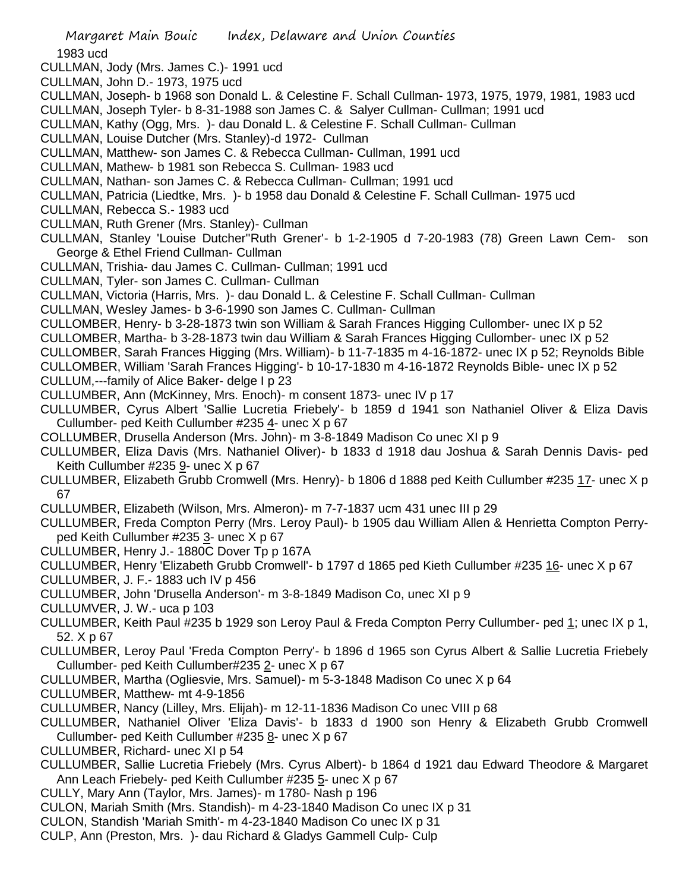1983 ucd

CULLMAN, Jody (Mrs. James C.)- 1991 ucd

CULLMAN, John D.- 1973, 1975 ucd

CULLMAN, Joseph- b 1968 son Donald L. & Celestine F. Schall Cullman- 1973, 1975, 1979, 1981, 1983 ucd

CULLMAN, Joseph Tyler- b 8-31-1988 son James C. & Salyer Cullman- Cullman; 1991 ucd

CULLMAN, Kathy (Ogg, Mrs. )- dau Donald L. & Celestine F. Schall Cullman- Cullman

CULLMAN, Louise Dutcher (Mrs. Stanley)-d 1972- Cullman

CULLMAN, Matthew- son James C. & Rebecca Cullman- Cullman, 1991 ucd

CULLMAN, Mathew- b 1981 son Rebecca S. Cullman- 1983 ucd

CULLMAN, Nathan- son James C. & Rebecca Cullman- Cullman; 1991 ucd

CULLMAN, Patricia (Liedtke, Mrs. )- b 1958 dau Donald & Celestine F. Schall Cullman- 1975 ucd

CULLMAN, Rebecca S.- 1983 ucd

CULLMAN, Ruth Grener (Mrs. Stanley)- Cullman

CULLMAN, Stanley 'Louise Dutcher''Ruth Grener'- b 1-2-1905 d 7-20-1983 (78) Green Lawn Cem- son George & Ethel Friend Cullman- Cullman

CULLMAN, Trishia- dau James C. Cullman- Cullman; 1991 ucd

CULLMAN, Tyler- son James C. Cullman- Cullman

CULLMAN, Victoria (Harris, Mrs. )- dau Donald L. & Celestine F. Schall Cullman- Cullman

CULLMAN, Wesley James- b 3-6-1990 son James C. Cullman- Cullman

CULLOMBER, Henry- b 3-28-1873 twin son William & Sarah Frances Higging Cullomber- unec IX p 52

CULLOMBER, Martha- b 3-28-1873 twin dau William & Sarah Frances Higging Cullomber- unec IX p 52

CULLOMBER, Sarah Frances Higging (Mrs. William)- b 11-7-1835 m 4-16-1872- unec IX p 52; Reynolds Bible

CULLOMBER, William 'Sarah Frances Higging'- b 10-17-1830 m 4-16-1872 Reynolds Bible- unec IX p 52

CULLUM,---family of Alice Baker- delge I p 23

CULLUMBER, Ann (McKinney, Mrs. Enoch)- m consent 1873- unec IV p 17

CULLUMBER, Cyrus Albert 'Sallie Lucretia Friebely'- b 1859 d 1941 son Nathaniel Oliver & Eliza Davis Cullumber- ped Keith Cullumber #235 4- unec X p 67

COLLUMBER, Drusella Anderson (Mrs. John)- m 3-8-1849 Madison Co unec XI p 9

CULLUMBER, Eliza Davis (Mrs. Nathaniel Oliver)- b 1833 d 1918 dau Joshua & Sarah Dennis Davis- ped Keith Cullumber #235 9- unec X p 67

CULLUMBER, Elizabeth Grubb Cromwell (Mrs. Henry)- b 1806 d 1888 ped Keith Cullumber #235 17- unec X p 67

CULLUMBER, Elizabeth (Wilson, Mrs. Almeron)- m 7-7-1837 ucm 431 unec III p 29

CULLUMBER, Freda Compton Perry (Mrs. Leroy Paul)- b 1905 dau William Allen & Henrietta Compton Perry- ped Keith Cullumber #235 3- unec X p 67

CULLUMBER, Henry J.- 1880C Dover Tp p 167A

CULLUMBER, Henry 'Elizabeth Grubb Cromwell'- b 1797 d 1865 ped Kieth Cullumber #235 16- unec X p 67

CULLUMBER, J. F.- 1883 uch IV p 456

CULLUMBER, John 'Drusella Anderson'- m 3-8-1849 Madison Co, unec XI p 9

CULLUMVER, J. W.- uca p 103

CULLUMBER, Keith Paul #235 b 1929 son Leroy Paul & Freda Compton Perry Cullumber- ped 1; unec IX p 1, 52. X p 67

CULLUMBER, Leroy Paul 'Freda Compton Perry'- b 1896 d 1965 son Cyrus Albert & Sallie Lucretia Friebely Cullumber- ped Keith Cullumber#235 2- unec X p 67

CULLUMBER, Martha (Ogliesvie, Mrs. Samuel)- m 5-3-1848 Madison Co unec X p 64

CULLUMBER, Matthew- mt 4-9-1856

CULLUMBER, Nancy (Lilley, Mrs. Elijah)- m 12-11-1836 Madison Co unec VIII p 68

CULLUMBER, Nathaniel Oliver 'Eliza Davis'- b 1833 d 1900 son Henry & Elizabeth Grubb Cromwell Cullumber- ped Keith Cullumber #235 8- unec X p 67

CULLUMBER, Richard- unec XI p 54

CULLUMBER, Sallie Lucretia Friebely (Mrs. Cyrus Albert)- b 1864 d 1921 dau Edward Theodore & Margaret Ann Leach Friebely- ped Keith Cullumber #235 5- unec X p 67

CULLY, Mary Ann (Taylor, Mrs. James)- m 1780- Nash p 196

CULON, Mariah Smith (Mrs. Standish)- m 4-23-1840 Madison Co unec IX p 31

CULON, Standish 'Mariah Smith'- m 4-23-1840 Madison Co unec IX p 31

CULP, Ann (Preston, Mrs. )- dau Richard & Gladys Gammell Culp- Culp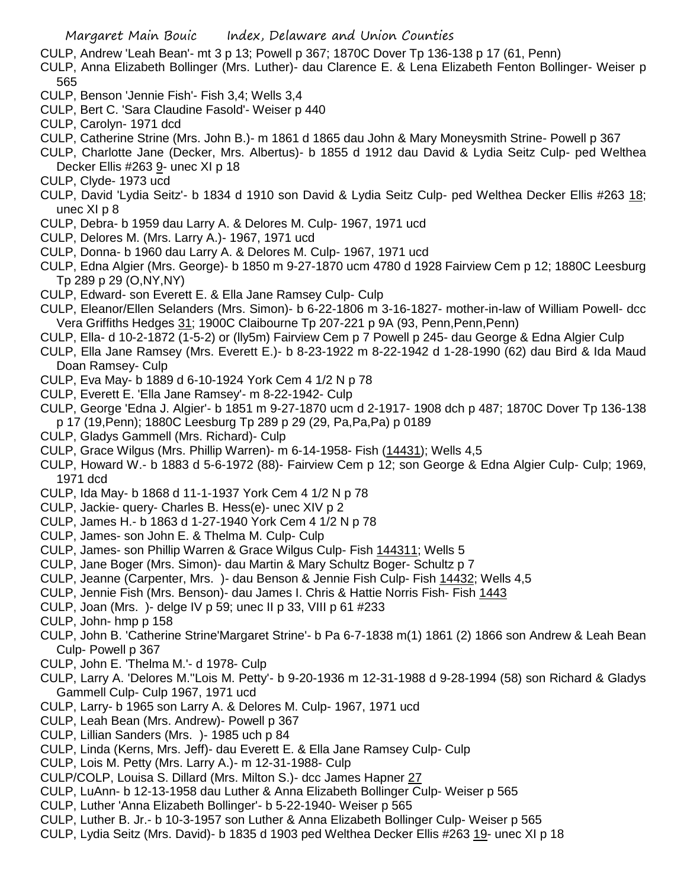CULP, Andrew 'Leah Bean'- mt 3 p 13; Powell p 367; 1870C Dover Tp 136-138 p 17 (61, Penn)

CULP, Anna Elizabeth Bollinger (Mrs. Luther)- dau Clarence E. & Lena Elizabeth Fenton Bollinger- Weiser p 565

CULP, Benson 'Jennie Fish'- Fish 3,4; Wells 3,4

CULP, Bert C. 'Sara Claudine Fasold'- Weiser p 440

CULP, Carolyn- 1971 dcd

CULP, Catherine Strine (Mrs. John B.)- m 1861 d 1865 dau John & Mary Moneysmith Strine- Powell p 367

CULP, Charlotte Jane (Decker, Mrs. Albertus)- b 1855 d 1912 dau David & Lydia Seitz Culp- ped Welthea Decker Ellis #263 9- unec XI p 18

CULP, Clyde- 1973 ucd

CULP, David 'Lydia Seitz'- b 1834 d 1910 son David & Lydia Seitz Culp- ped Welthea Decker Ellis #263 18; unec XI p 8

CULP, Debra- b 1959 dau Larry A. & Delores M. Culp- 1967, 1971 ucd

CULP, Delores M. (Mrs. Larry A.)- 1967, 1971 ucd

CULP, Donna- b 1960 dau Larry A. & Delores M. Culp- 1967, 1971 ucd

CULP, Edna Algier (Mrs. George)- b 1850 m 9-27-1870 ucm 4780 d 1928 Fairview Cem p 12; 1880C Leesburg Tp 289 p 29 (O,NY,NY)

CULP, Edward- son Everett E. & Ella Jane Ramsey Culp- Culp

CULP, Eleanor/Ellen Selanders (Mrs. Simon)- b 6-22-1806 m 3-16-1827- mother-in-law of William Powell- dcc Vera Griffiths Hedges 31; 1900C Claibourne Tp 207-221 p 9A (93, Penn,Penn,Penn)

CULP, Ella- d 10-2-1872 (1-5-2) or (lly5m) Fairview Cem p 7 Powell p 245- dau George & Edna Algier Culp

CULP, Ella Jane Ramsey (Mrs. Everett E.)- b 8-23-1922 m 8-22-1942 d 1-28-1990 (62) dau Bird & Ida Maud Doan Ramsey- Culp

CULP, Eva May- b 1889 d 6-10-1924 York Cem 4 1/2 N p 78

CULP, Everett E. 'Ella Jane Ramsey'- m 8-22-1942- Culp

CULP, George 'Edna J. Algier'- b 1851 m 9-27-1870 ucm d 2-1917- 1908 dch p 487; 1870C Dover Tp 136-138 p 17 (19,Penn); 1880C Leesburg Tp 289 p 29 (29, Pa,Pa,Pa) p 0189

CULP, Gladys Gammell (Mrs. Richard)- Culp

CULP, Grace Wilgus (Mrs. Phillip Warren)- m 6-14-1958- Fish (14431); Wells 4,5

CULP, Howard W.- b 1883 d 5-6-1972 (88)- Fairview Cem p 12; son George & Edna Algier Culp- Culp; 1969, 1971 dcd

CULP, Ida May- b 1868 d 11-1-1937 York Cem 4 1/2 N p 78

CULP, Jackie- query- Charles B. Hess(e)- unec XIV p 2

CULP, James H.- b 1863 d 1-27-1940 York Cem 4 1/2 N p 78

CULP, James- son John E. & Thelma M. Culp- Culp

CULP, James- son Phillip Warren & Grace Wilgus Culp- Fish 144311; Wells 5

CULP, Jane Boger (Mrs. Simon)- dau Martin & Mary Schultz Boger- Schultz p 7

CULP, Jeanne (Carpenter, Mrs. )- dau Benson & Jennie Fish Culp- Fish 14432; Wells 4,5

CULP, Jennie Fish (Mrs. Benson)- dau James I. Chris & Hattie Norris Fish- Fish 1443

CULP, Joan (Mrs. )- delge IV p 59; unec II p 33, VIII p 61 #233

CULP, John- hmp p 158

CULP, John B. 'Catherine Strine'Margaret Strine'- b Pa 6-7-1838 m(1) 1861 (2) 1866 son Andrew & Leah Bean Culp- Powell p 367

CULP, John E. 'Thelma M.'- d 1978- Culp

CULP, Larry A. 'Delores M.''Lois M. Petty'- b 9-20-1936 m 12-31-1988 d 9-28-1994 (58) son Richard & Gladys Gammell Culp- Culp 1967, 1971 ucd

CULP, Larry- b 1965 son Larry A. & Delores M. Culp- 1967, 1971 ucd

CULP, Leah Bean (Mrs. Andrew)- Powell p 367

CULP, Lillian Sanders (Mrs. )- 1985 uch p 84

CULP, Linda (Kerns, Mrs. Jeff)- dau Everett E. & Ella Jane Ramsey Culp- Culp

CULP, Lois M. Petty (Mrs. Larry A.)- m 12-31-1988- Culp

CULP/COLP, Louisa S. Dillard (Mrs. Milton S.)- dcc James Hapner 27

CULP, LuAnn- b 12-13-1958 dau Luther & Anna Elizabeth Bollinger Culp- Weiser p 565

CULP, Luther 'Anna Elizabeth Bollinger'- b 5-22-1940- Weiser p 565

CULP, Luther B. Jr.- b 10-3-1957 son Luther & Anna Elizabeth Bollinger Culp- Weiser p 565

CULP, Lydia Seitz (Mrs. David)- b 1835 d 1903 ped Welthea Decker Ellis #263 19- unec XI p 18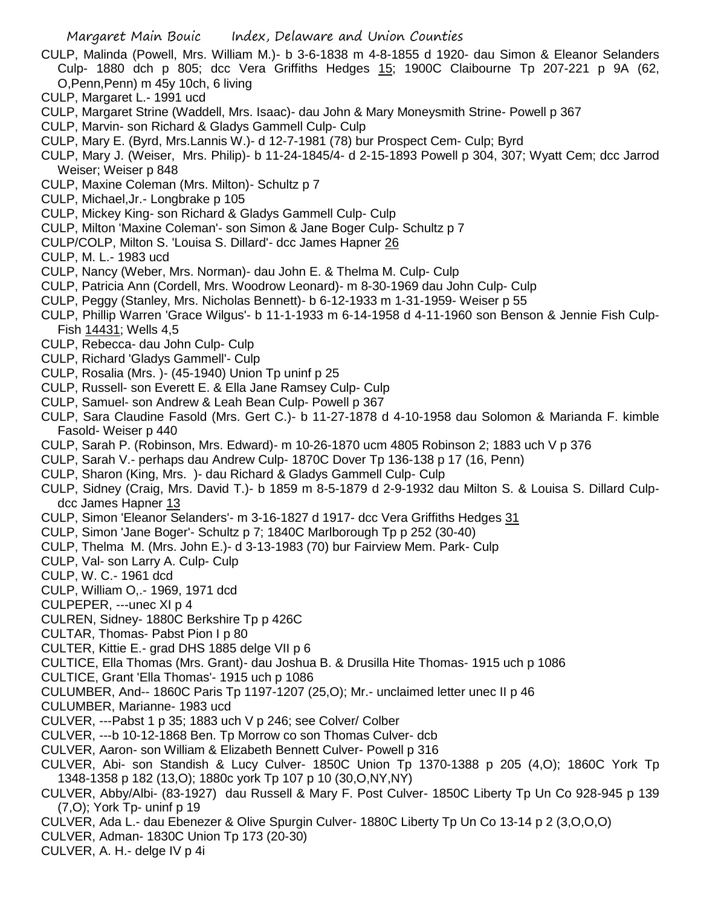CULP, Malinda (Powell, Mrs. William M.)- b 3-6-1838 m 4-8-1855 d 1920- dau Simon & Eleanor Selanders Culp- 1880 dch p 805; dcc Vera Griffiths Hedges 15; 1900C Claibourne Tp 207-221 p 9A (62, O,Penn,Penn) m 45y 10ch, 6 living

CULP, Margaret L.- 1991 ucd

CULP, Margaret Strine (Waddell, Mrs. Isaac)- dau John & Mary Moneysmith Strine- Powell p 367

CULP, Marvin- son Richard & Gladys Gammell Culp- Culp

CULP, Mary E. (Byrd, Mrs.Lannis W.)- d 12-7-1981 (78) bur Prospect Cem- Culp; Byrd

CULP, Mary J. (Weiser, Mrs. Philip)- b 11-24-1845/4- d 2-15-1893 Powell p 304, 307; Wyatt Cem; dcc Jarrod Weiser; Weiser p 848

CULP, Maxine Coleman (Mrs. Milton)- Schultz p 7

CULP, Michael,Jr.- Longbrake p 105

CULP, Mickey King- son Richard & Gladys Gammell Culp- Culp

CULP, Milton 'Maxine Coleman'- son Simon & Jane Boger Culp- Schultz p 7

CULP/COLP, Milton S. 'Louisa S. Dillard'- dcc James Hapner 26

CULP, M. L.- 1983 ucd

CULP, Nancy (Weber, Mrs. Norman)- dau John E. & Thelma M. Culp- Culp

CULP, Patricia Ann (Cordell, Mrs. Woodrow Leonard)- m 8-30-1969 dau John Culp- Culp

CULP, Peggy (Stanley, Mrs. Nicholas Bennett)- b 6-12-1933 m 1-31-1959- Weiser p 55

CULP, Phillip Warren 'Grace Wilgus'- b 11-1-1933 m 6-14-1958 d 4-11-1960 son Benson & Jennie Fish Culp- Fish 14431; Wells 4,5

CULP, Rebecca- dau John Culp- Culp

CULP, Richard 'Gladys Gammell'- Culp

CULP, Rosalia (Mrs. )- (45-1940) Union Tp uninf p 25

CULP, Russell- son Everett E. & Ella Jane Ramsey Culp- Culp

CULP, Samuel- son Andrew & Leah Bean Culp- Powell p 367

CULP, Sara Claudine Fasold (Mrs. Gert C.)- b 11-27-1878 d 4-10-1958 dau Solomon & Marianda F. kimble Fasold- Weiser p 440

CULP, Sarah P. (Robinson, Mrs. Edward)- m 10-26-1870 ucm 4805 Robinson 2; 1883 uch V p 376

CULP, Sarah V.- perhaps dau Andrew Culp- 1870C Dover Tp 136-138 p 17 (16, Penn)

CULP, Sharon (King, Mrs. )- dau Richard & Gladys Gammell Culp- Culp

CULP, Sidney (Craig, Mrs. David T.)- b 1859 m 8-5-1879 d 2-9-1932 dau Milton S. & Louisa S. Dillard Culp- dcc James Hapner 13

CULP, Simon 'Eleanor Selanders'- m 3-16-1827 d 1917- dcc Vera Griffiths Hedges 31

CULP, Simon 'Jane Boger'- Schultz p 7; 1840C Marlborough Tp p 252 (30-40)

CULP, Thelma M. (Mrs. John E.)- d 3-13-1983 (70) bur Fairview Mem. Park- Culp

CULP, Val- son Larry A. Culp- Culp

CULP, W. C.- 1961 dcd

CULP, William O,.- 1969, 1971 dcd

CULPEPER, ---unec XI p 4

CULREN, Sidney- 1880C Berkshire Tp p 426C

CULTAR, Thomas- Pabst Pion I p 80

CULTER, Kittie E.- grad DHS 1885 delge VII p 6

CULTICE, Ella Thomas (Mrs. Grant)- dau Joshua B. & Drusilla Hite Thomas- 1915 uch p 1086

CULTICE, Grant 'Ella Thomas'- 1915 uch p 1086

CULUMBER, And-- 1860C Paris Tp 1197-1207 (25,O); Mr.- unclaimed letter unec II p 46

CULUMBER, Marianne- 1983 ucd

CULVER, ---Pabst 1 p 35; 1883 uch V p 246; see Colver/ Colber

CULVER, ---b 10-12-1868 Ben. Tp Morrow co son Thomas Culver- dcb

CULVER, Aaron- son William & Elizabeth Bennett Culver- Powell p 316

CULVER, Abi- son Standish & Lucy Culver- 1850C Union Tp 1370-1388 p 205 (4,O); 1860C York Tp 1348-1358 p 182 (13,O); 1880c york Tp 107 p 10 (30,O,NY,NY)

CULVER, Abby/Albi- (83-1927) dau Russell & Mary F. Post Culver- 1850C Liberty Tp Un Co 928-945 p 139 (7,O); York Tp- uninf p 19

CULVER, Ada L.- dau Ebenezer & Olive Spurgin Culver- 1880C Liberty Tp Un Co 13-14 p 2 (3,O,O,O)

CULVER, Adman- 1830C Union Tp 173 (20-30)

CULVER, A. H.- delge IV p 4i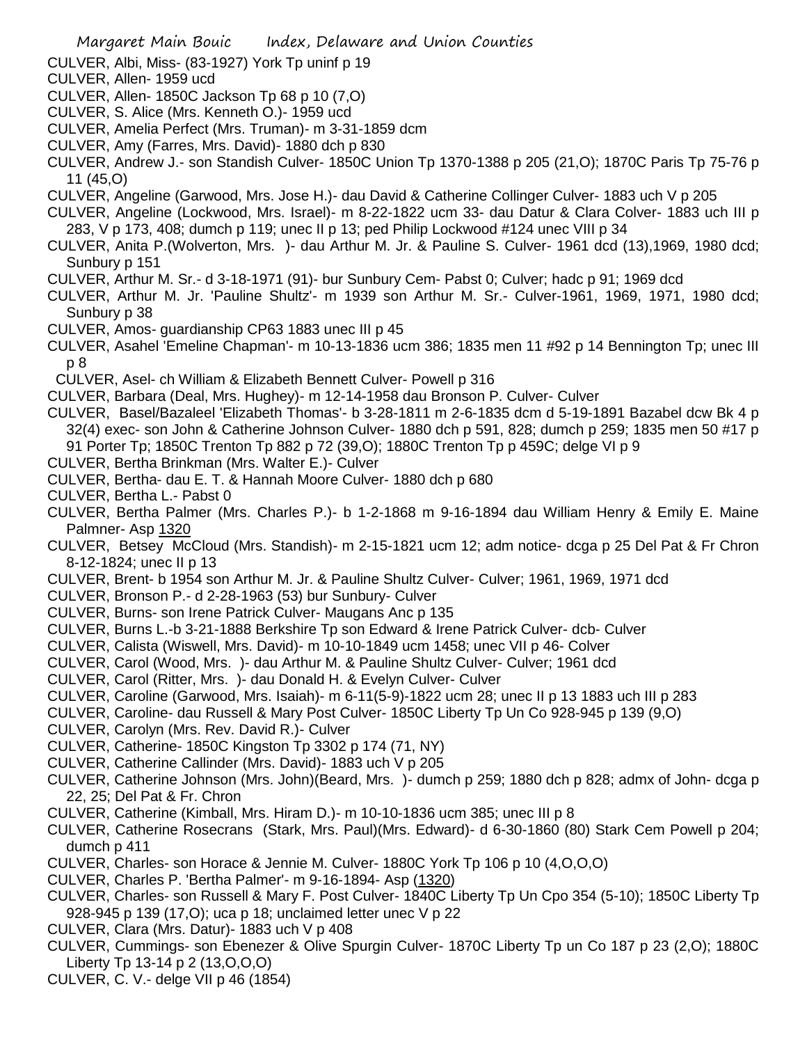CULVER, Albi, Miss- (83-1927) York Tp uninf p 19
CULVER, Allen- 1959 ucd
CULVER, Allen- 1850C Jackson Tp 68 p 10 (7,O)
CULVER, S. Alice (Mrs. Kenneth O.)- 1959 ucd
CULVER, Amelia Perfect (Mrs. Truman)- m 3-31-1859 dcm
CULVER, Amy (Farres, Mrs. David)- 1880 dch p 830
CULVER, Andrew J.- son Standish Culver- 1850C Union Tp 1370-1388 p 205 (21,O); 1870C Paris Tp 75-76 p 11 (45,O)
CULVER, Angeline (Garwood, Mrs. Jose H.)- dau David & Catherine Collinger Culver- 1883 uch V p 205
CULVER, Angeline (Lockwood, Mrs. Israel)- m 8-22-1822 ucm 33- dau Datur & Clara Colver- 1883 uch III p 283, V p 173, 408; dumch p 119; unec II p 13; ped Philip Lockwood #124 unec VIII p 34
CULVER, Anita P.(Wolverton, Mrs. )- dau Arthur M. Jr. & Pauline S. Culver- 1961 dcd (13),1969, 1980 dcd; Sunbury p 151
CULVER, Arthur M. Sr.- d 3-18-1971 (91)- bur Sunbury Cem- Pabst 0; Culver; hadc p 91; 1969 dcd
CULVER, Arthur M. Jr. 'Pauline Shultz'- m 1939 son Arthur M. Sr.- Culver-1961, 1969, 1971, 1980 dcd; Sunbury p 38
CULVER, Amos- guardianship CP63 1883 unec III p 45
CULVER, Asahel 'Emeline Chapman'- m 10-13-1836 ucm 386; 1835 men 11 #92 p 14 Bennington Tp; unec III p 8
CULVER, Asel- ch William & Elizabeth Bennett Culver- Powell p 316
CULVER, Barbara (Deal, Mrs. Hughey)- m 12-14-1958 dau Bronson P. Culver- Culver
CULVER, Basel/Bazaleel 'Elizabeth Thomas'- b 3-28-1811 m 2-6-1835 dcm d 5-19-1891 Bazabel dcw Bk 4 p 32(4) exec- son John & Catherine Johnson Culver- 1880 dch p 591, 828; dumch p 259; 1835 men 50 #17 p 91 Porter Tp; 1850C Trenton Tp 882 p 72 (39,O); 1880C Trenton Tp p 459C; delge VI p 9
CULVER, Bertha Brinkman (Mrs. Walter E.)- Culver
CULVER, Bertha- dau E. T. & Hannah Moore Culver- 1880 dch p 680
CULVER, Bertha L.- Pabst 0
CULVER, Bertha Palmer (Mrs. Charles P.)- b 1-2-1868 m 9-16-1894 dau William Henry & Emily E. Maine Palmner- Asp 1320
CULVER, Betsey McCloud (Mrs. Standish)- m 2-15-1821 ucm 12; adm notice- dcga p 25 Del Pat & Fr Chron 8-12-1824; unec II p 13
CULVER, Brent- b 1954 son Arthur M. Jr. & Pauline Shultz Culver- Culver; 1961, 1969, 1971 dcd
CULVER, Bronson P.- d 2-28-1963 (53) bur Sunbury- Culver
CULVER, Burns- son Irene Patrick Culver- Maugans Anc p 135
CULVER, Burns L.-b 3-21-1888 Berkshire Tp son Edward & Irene Patrick Culver- dcb- Culver
CULVER, Calista (Wiswell, Mrs. David)- m 10-10-1849 ucm 1458; unec VII p 46- Colver
CULVER, Carol (Wood, Mrs. )- dau Arthur M. & Pauline Shultz Culver- Culver; 1961 dcd
CULVER, Carol (Ritter, Mrs. )- dau Donald H. & Evelyn Culver- Culver
CULVER, Caroline (Garwood, Mrs. Isaiah)- m 6-11(5-9)-1822 ucm 28; unec II p 13 1883 uch III p 283
CULVER, Caroline- dau Russell & Mary Post Culver- 1850C Liberty Tp Un Co 928-945 p 139 (9,O)
CULVER, Carolyn (Mrs. Rev. David R.)- Culver
CULVER, Catherine- 1850C Kingston Tp 3302 p 174 (71, NY)
CULVER, Catherine Callinder (Mrs. David)- 1883 uch V p 205
CULVER, Catherine Johnson (Mrs. John)(Beard, Mrs. )- dumch p 259; 1880 dch p 828; admx of John- dcga p 22, 25; Del Pat & Fr. Chron
CULVER, Catherine (Kimball, Mrs. Hiram D.)- m 10-10-1836 ucm 385; unec III p 8
CULVER, Catherine Rosecrans (Stark, Mrs. Paul)(Mrs. Edward)- d 6-30-1860 (80) Stark Cem Powell p 204; dumch p 411
CULVER, Charles- son Horace & Jennie M. Culver- 1880C York Tp 106 p 10 (4,O,O,O)
CULVER, Charles P. 'Bertha Palmer'- m 9-16-1894- Asp (1320)
CULVER, Charles- son Russell & Mary F. Post Culver- 1840C Liberty Tp Un Cpo 354 (5-10); 1850C Liberty Tp 928-945 p 139 (17,O); uca p 18; unclaimed letter unec V p 22
CULVER, Clara (Mrs. Datur)- 1883 uch V p 408
CULVER, Cummings- son Ebenezer & Olive Spurgin Culver- 1870C Liberty Tp un Co 187 p 23 (2,O); 1880C Liberty Tp 13-14 p 2 (13,O,O,O)
CULVER, C. V.- delge VII p 46 (1854)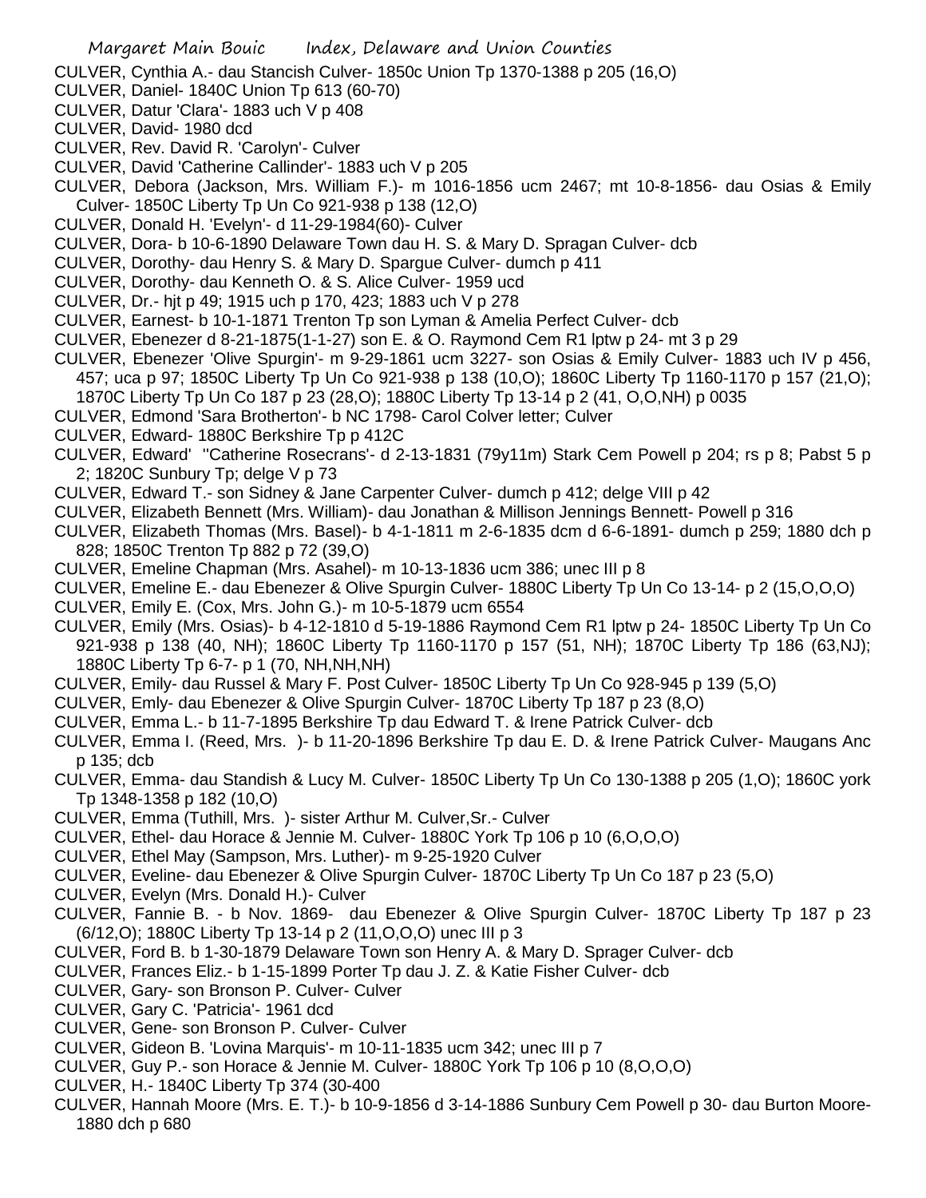CULVER, Cynthia A.- dau Stancish Culver- 1850c Union Tp 1370-1388 p 205 (16,O)
CULVER, Daniel- 1840C Union Tp 613 (60-70)
CULVER, Datur 'Clara'- 1883 uch V p 408
CULVER, David- 1980 dcd
CULVER, Rev. David R. 'Carolyn'- Culver
CULVER, David 'Catherine Callinder'- 1883 uch V p 205
CULVER, Debora (Jackson, Mrs. William F.)- m 1016-1856 ucm 2467; mt 10-8-1856- dau Osias & Emily Culver- 1850C Liberty Tp Un Co 921-938 p 138 (12,O)
CULVER, Donald H. 'Evelyn'- d 11-29-1984(60)- Culver
CULVER, Dora- b 10-6-1890 Delaware Town dau H. S. & Mary D. Spragan Culver- dcb
CULVER, Dorothy- dau Henry S. & Mary D. Spargue Culver- dumch p 411
CULVER, Dorothy- dau Kenneth O. & S. Alice Culver- 1959 ucd
CULVER, Dr.- hjt p 49; 1915 uch p 170, 423; 1883 uch V p 278
CULVER, Earnest- b 10-1-1871 Trenton Tp son Lyman & Amelia Perfect Culver- dcb
CULVER, Ebenezer d 8-21-1875(1-1-27) son E. & O. Raymond Cem R1 lptw p 24- mt 3 p 29
CULVER, Ebenezer 'Olive Spurgin'- m 9-29-1861 ucm 3227- son Osias & Emily Culver- 1883 uch IV p 456, 457; uca p 97; 1850C Liberty Tp Un Co 921-938 p 138 (10,O); 1860C Liberty Tp 1160-1170 p 157 (21,O); 1870C Liberty Tp Un Co 187 p 23 (28,O); 1880C Liberty Tp 13-14 p 2 (41, O,O,NH) p 0035
CULVER, Edmond 'Sara Brotherton'- b NC 1798- Carol Colver letter; Culver
CULVER, Edward- 1880C Berkshire Tp p 412C
CULVER, Edward' ''Catherine Rosecrans'- d 2-13-1831 (79y11m) Stark Cem Powell p 204; rs p 8; Pabst 5 p 2; 1820C Sunbury Tp; delge V p 73
CULVER, Edward T.- son Sidney & Jane Carpenter Culver- dumch p 412; delge VIII p 42
CULVER, Elizabeth Bennett (Mrs. William)- dau Jonathan & Millison Jennings Bennett- Powell p 316
CULVER, Elizabeth Thomas (Mrs. Basel)- b 4-1-1811 m 2-6-1835 dcm d 6-6-1891- dumch p 259; 1880 dch p 828; 1850C Trenton Tp 882 p 72 (39,O)
CULVER, Emeline Chapman (Mrs. Asahel)- m 10-13-1836 ucm 386; unec III p 8
CULVER, Emeline E.- dau Ebenezer & Olive Spurgin Culver- 1880C Liberty Tp Un Co 13-14- p 2 (15,O,O,O)
CULVER, Emily E. (Cox, Mrs. John G.)- m 10-5-1879 ucm 6554
CULVER, Emily (Mrs. Osias)- b 4-12-1810 d 5-19-1886 Raymond Cem R1 lptw p 24- 1850C Liberty Tp Un Co 921-938 p 138 (40, NH); 1860C Liberty Tp 1160-1170 p 157 (51, NH); 1870C Liberty Tp 186 (63,NJ); 1880C Liberty Tp 6-7- p 1 (70, NH,NH,NH)
CULVER, Emily- dau Russel & Mary F. Post Culver- 1850C Liberty Tp Un Co 928-945 p 139 (5,O)
CULVER, Emly- dau Ebenezer & Olive Spurgin Culver- 1870C Liberty Tp 187 p 23 (8,O)
CULVER, Emma L.- b 11-7-1895 Berkshire Tp dau Edward T. & Irene Patrick Culver- dcb
CULVER, Emma I. (Reed, Mrs. )- b 11-20-1896 Berkshire Tp dau E. D. & Irene Patrick Culver- Maugans Anc p 135; dcb
CULVER, Emma- dau Standish & Lucy M. Culver- 1850C Liberty Tp Un Co 130-1388 p 205 (1,O); 1860C york Tp 1348-1358 p 182 (10,O)
CULVER, Emma (Tuthill, Mrs. )- sister Arthur M. Culver,Sr.- Culver
CULVER, Ethel- dau Horace & Jennie M. Culver- 1880C York Tp 106 p 10 (6,O,O,O)
CULVER, Ethel May (Sampson, Mrs. Luther)- m 9-25-1920 Culver
CULVER, Eveline- dau Ebenezer & Olive Spurgin Culver- 1870C Liberty Tp Un Co 187 p 23 (5,O)
CULVER, Evelyn (Mrs. Donald H.)- Culver
CULVER, Fannie B. - b Nov. 1869- dau Ebenezer & Olive Spurgin Culver- 1870C Liberty Tp 187 p 23 (6/12,O); 1880C Liberty Tp 13-14 p 2 (11,O,O,O) unec III p 3
CULVER, Ford B. b 1-30-1879 Delaware Town son Henry A. & Mary D. Sprager Culver- dcb
CULVER, Frances Eliz.- b 1-15-1899 Porter Tp dau J. Z. & Katie Fisher Culver- dcb
CULVER, Gary- son Bronson P. Culver- Culver
CULVER, Gary C. 'Patricia'- 1961 dcd
CULVER, Gene- son Bronson P. Culver- Culver
CULVER, Gideon B. 'Lovina Marquis'- m 10-11-1835 ucm 342; unec III p 7
CULVER, Guy P.- son Horace & Jennie M. Culver- 1880C York Tp 106 p 10 (8,O,O,O)
CULVER, H.- 1840C Liberty Tp 374 (30-400
CULVER, Hannah Moore (Mrs. E. T.)- b 10-9-1856 d 3-14-1886 Sunbury Cem Powell p 30- dau Burton Moore- 1880 dch p 680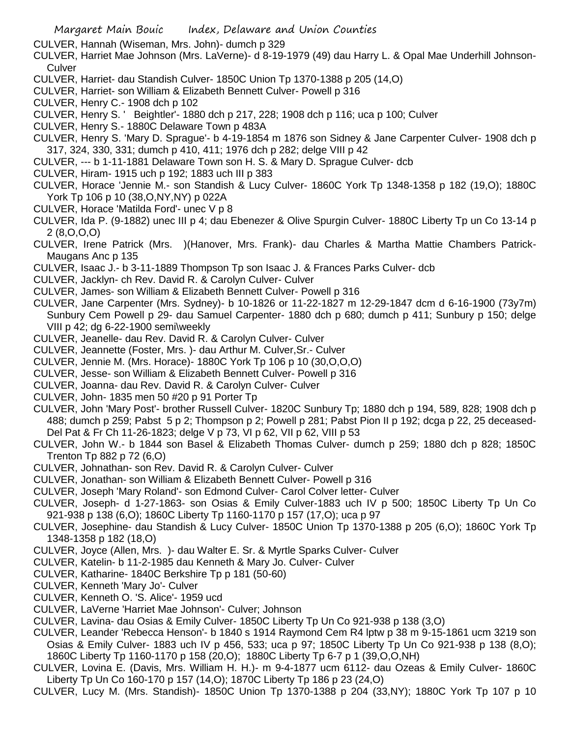CULVER, Hannah (Wiseman, Mrs. John)- dumch p 329

CULVER, Harriet Mae Johnson (Mrs. LaVerne)- d 8-19-1979 (49) dau Harry L. & Opal Mae Underhill Johnson- Culver

CULVER, Harriet- dau Standish Culver- 1850C Union Tp 1370-1388 p 205 (14,O)

CULVER, Harriet- son William & Elizabeth Bennett Culver- Powell p 316

CULVER, Henry C.- 1908 dch p 102

CULVER, Henry S. '  Beightler'- 1880 dch p 217, 228; 1908 dch p 116; uca p 100; Culver

CULVER, Henry S.- 1880C Delaware Town p 483A

CULVER, Henry S. 'Mary D. Sprague'- b 4-19-1854 m 1876 son Sidney & Jane Carpenter Culver- 1908 dch p 317, 324, 330, 331; dumch p 410, 411; 1976 dch p 282; delge VIII p 42

CULVER, --- b 1-11-1881 Delaware Town son H. S. & Mary D. Sprague Culver- dcb

CULVER, Hiram- 1915 uch p 192; 1883 uch III p 383

CULVER, Horace 'Jennie M.- son Standish & Lucy Culver- 1860C York Tp 1348-1358 p 182 (19,O); 1880C York Tp 106 p 10 (38,O,NY,NY) p 022A

CULVER, Horace 'Matilda Ford'- unec V p 8

CULVER, Ida P. (9-1882) unec III p 4; dau Ebenezer & Olive Spurgin Culver- 1880C Liberty Tp un Co 13-14 p 2 (8,O,O,O)

CULVER, Irene Patrick (Mrs.  )(Hanover, Mrs. Frank)- dau Charles & Martha Mattie Chambers Patrick- Maugans Anc p 135

CULVER, Isaac J.- b 3-11-1889 Thompson Tp son Isaac J. & Frances Parks Culver- dcb

CULVER, Jacklyn- ch Rev. David R. & Carolyn Culver- Culver

CULVER, James- son William & Elizabeth Bennett Culver- Powell p 316

CULVER, Jane Carpenter (Mrs. Sydney)- b 10-1826 or 11-22-1827 m 12-29-1847 dcm d 6-16-1900 (73y7m) Sunbury Cem Powell p 29- dau Samuel Carpenter- 1880 dch p 680; dumch p 411; Sunbury p 150; delge VIII p 42; dg 6-22-1900 semi\weekly

CULVER, Jeanelle- dau Rev. David R. & Carolyn Culver- Culver

CULVER, Jeannette (Foster, Mrs. )- dau Arthur M. Culver,Sr.- Culver

CULVER, Jennie M. (Mrs. Horace)- 1880C York Tp 106 p 10 (30,O,O,O)

CULVER, Jesse- son William & Elizabeth Bennett Culver- Powell p 316

CULVER, Joanna- dau Rev. David R. & Carolyn Culver- Culver

CULVER, John- 1835 men 50 #20 p 91 Porter Tp

CULVER, John 'Mary Post'- brother Russell Culver- 1820C Sunbury Tp; 1880 dch p 194, 589, 828; 1908 dch p 488; dumch p 259; Pabst 5 p 2; Thompson p 2; Powell p 281; Pabst Pion II p 192; dcga p 22, 25 deceased- Del Pat & Fr Ch 11-26-1823; delge V p 73, VI p 62, VII p 62, VIII p 53

CULVER, John W.- b 1844 son Basel & Elizabeth Thomas Culver- dumch p 259; 1880 dch p 828; 1850C Trenton Tp 882 p 72 (6,O)

CULVER, Johnathan- son Rev. David R. & Carolyn Culver- Culver

CULVER, Jonathan- son William & Elizabeth Bennett Culver- Powell p 316

CULVER, Joseph 'Mary Roland'- son Edmond Culver- Carol Colver letter- Culver

CULVER, Joseph- d 1-27-1863- son Osias & Emily Culver-1883 uch IV p 500; 1850C Liberty Tp Un Co 921-938 p 138 (6,O); 1860C Liberty Tp 1160-1170 p 157 (17,O); uca p 97

CULVER, Josephine- dau Standish & Lucy Culver- 1850C Union Tp 1370-1388 p 205 (6,O); 1860C York Tp 1348-1358 p 182 (18,O)

CULVER, Joyce (Allen, Mrs. )- dau Walter E. Sr. & Myrtle Sparks Culver- Culver

CULVER, Katelin- b 11-2-1985 dau Kenneth & Mary Jo. Culver- Culver

CULVER, Katharine- 1840C Berkshire Tp p 181 (50-60)

CULVER, Kenneth 'Mary Jo'- Culver

CULVER, Kenneth O. 'S. Alice'- 1959 ucd

CULVER, LaVerne 'Harriet Mae Johnson'- Culver; Johnson

CULVER, Lavina- dau Osias & Emily Culver- 1850C Liberty Tp Un Co 921-938 p 138 (3,O)

CULVER, Leander 'Rebecca Henson'- b 1840 s 1914 Raymond Cem R4 lptw p 38 m 9-15-1861 ucm 3219 son Osias & Emily Culver- 1883 uch IV p 456, 533; uca p 97; 1850C Liberty Tp Un Co 921-938 p 138 (8,O); 1860C Liberty Tp 1160-1170 p 158 (20,O); 1880C Liberty Tp 6-7 p 1 (39,O,O,NH)

CULVER, Lovina E. (Davis, Mrs. William H. H.)- m 9-4-1877 ucm 6112- dau Ozeas & Emily Culver- 1860C Liberty Tp Un Co 160-170 p 157 (14,O); 1870C Liberty Tp 186 p 23 (24,O)

CULVER, Lucy M. (Mrs. Standish)- 1850C Union Tp 1370-1388 p 204 (33,NY); 1880C York Tp 107 p 10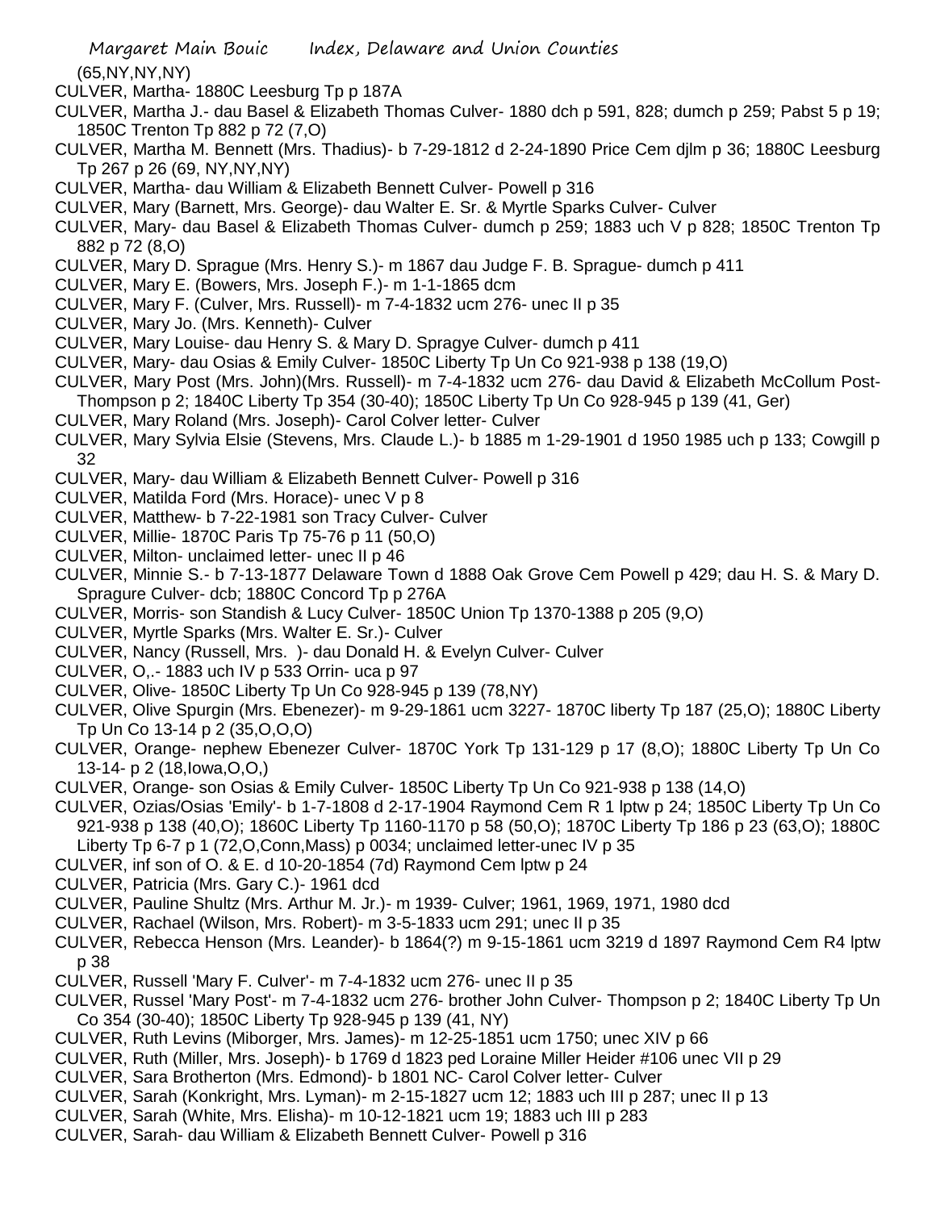(65,NY,NY,NY)

CULVER, Martha- 1880C Leesburg Tp p 187A

CULVER, Martha J.- dau Basel & Elizabeth Thomas Culver- 1880 dch p 591, 828; dumch p 259; Pabst 5 p 19; 1850C Trenton Tp 882 p 72 (7,O)

CULVER, Martha M. Bennett (Mrs. Thadius)- b 7-29-1812 d 2-24-1890 Price Cem djlm p 36; 1880C Leesburg Tp 267 p 26 (69, NY,NY,NY)

CULVER, Martha- dau William & Elizabeth Bennett Culver- Powell p 316

CULVER, Mary (Barnett, Mrs. George)- dau Walter E. Sr. & Myrtle Sparks Culver- Culver

CULVER, Mary- dau Basel & Elizabeth Thomas Culver- dumch p 259; 1883 uch V p 828; 1850C Trenton Tp 882 p 72 (8,O)

CULVER, Mary D. Sprague (Mrs. Henry S.)- m 1867 dau Judge F. B. Sprague- dumch p 411

CULVER, Mary E. (Bowers, Mrs. Joseph F.)- m 1-1-1865 dcm

CULVER, Mary F. (Culver, Mrs. Russell)- m 7-4-1832 ucm 276- unec II p 35

CULVER, Mary Jo. (Mrs. Kenneth)- Culver

CULVER, Mary Louise- dau Henry S. & Mary D. Spragye Culver- dumch p 411

CULVER, Mary- dau Osias & Emily Culver- 1850C Liberty Tp Un Co 921-938 p 138 (19,O)

CULVER, Mary Post (Mrs. John)(Mrs. Russell)- m 7-4-1832 ucm 276- dau David & Elizabeth McCollum Post- Thompson p 2; 1840C Liberty Tp 354 (30-40); 1850C Liberty Tp Un Co 928-945 p 139 (41, Ger)

CULVER, Mary Roland (Mrs. Joseph)- Carol Colver letter- Culver

CULVER, Mary Sylvia Elsie (Stevens, Mrs. Claude L.)- b 1885 m 1-29-1901 d 1950 1985 uch p 133; Cowgill p 32

CULVER, Mary- dau William & Elizabeth Bennett Culver- Powell p 316

CULVER, Matilda Ford (Mrs. Horace)- unec V p 8

CULVER, Matthew- b 7-22-1981 son Tracy Culver- Culver

CULVER, Millie- 1870C Paris Tp 75-76 p 11 (50,O)

CULVER, Milton- unclaimed letter- unec II p 46

CULVER, Minnie S.- b 7-13-1877 Delaware Town d 1888 Oak Grove Cem Powell p 429; dau H. S. & Mary D. Spragure Culver- dcb; 1880C Concord Tp p 276A

CULVER, Morris- son Standish & Lucy Culver- 1850C Union Tp 1370-1388 p 205 (9,O)

CULVER, Myrtle Sparks (Mrs. Walter E. Sr.)- Culver

CULVER, Nancy (Russell, Mrs. )- dau Donald H. & Evelyn Culver- Culver

CULVER, O,.- 1883 uch IV p 533 Orrin- uca p 97

CULVER, Olive- 1850C Liberty Tp Un Co 928-945 p 139 (78,NY)

CULVER, Olive Spurgin (Mrs. Ebenezer)- m 9-29-1861 ucm 3227- 1870C liberty Tp 187 (25,O); 1880C Liberty Tp Un Co 13-14 p 2 (35,O,O,O)

CULVER, Orange- nephew Ebenezer Culver- 1870C York Tp 131-129 p 17 (8,O); 1880C Liberty Tp Un Co 13-14- p 2 (18,Iowa,O,O,)

CULVER, Orange- son Osias & Emily Culver- 1850C Liberty Tp Un Co 921-938 p 138 (14,O)

CULVER, Ozias/Osias 'Emily'- b 1-7-1808 d 2-17-1904 Raymond Cem R 1 lptw p 24; 1850C Liberty Tp Un Co 921-938 p 138 (40,O); 1860C Liberty Tp 1160-1170 p 58 (50,O); 1870C Liberty Tp 186 p 23 (63,O); 1880C Liberty Tp 6-7 p 1 (72,O,Conn,Mass) p 0034; unclaimed letter-unec IV p 35

CULVER, inf son of O. & E. d 10-20-1854 (7d) Raymond Cem lptw p 24

CULVER, Patricia (Mrs. Gary C.)- 1961 dcd

CULVER, Pauline Shultz (Mrs. Arthur M. Jr.)- m 1939- Culver; 1961, 1969, 1971, 1980 dcd

CULVER, Rachael (Wilson, Mrs. Robert)- m 3-5-1833 ucm 291; unec II p 35

CULVER, Rebecca Henson (Mrs. Leander)- b 1864(?) m 9-15-1861 ucm 3219 d 1897 Raymond Cem R4 lptw p 38

CULVER, Russell 'Mary F. Culver'- m 7-4-1832 ucm 276- unec II p 35

CULVER, Russel 'Mary Post'- m 7-4-1832 ucm 276- brother John Culver- Thompson p 2; 1840C Liberty Tp Un Co 354 (30-40); 1850C Liberty Tp 928-945 p 139 (41, NY)

CULVER, Ruth Levins (Miborger, Mrs. James)- m 12-25-1851 ucm 1750; unec XIV p 66

CULVER, Ruth (Miller, Mrs. Joseph)- b 1769 d 1823 ped Loraine Miller Heider #106 unec VII p 29

CULVER, Sara Brotherton (Mrs. Edmond)- b 1801 NC- Carol Colver letter- Culver

CULVER, Sarah (Konkright, Mrs. Lyman)- m 2-15-1827 ucm 12; 1883 uch III p 287; unec II p 13

CULVER, Sarah (White, Mrs. Elisha)- m 10-12-1821 ucm 19; 1883 uch III p 283

CULVER, Sarah- dau William & Elizabeth Bennett Culver- Powell p 316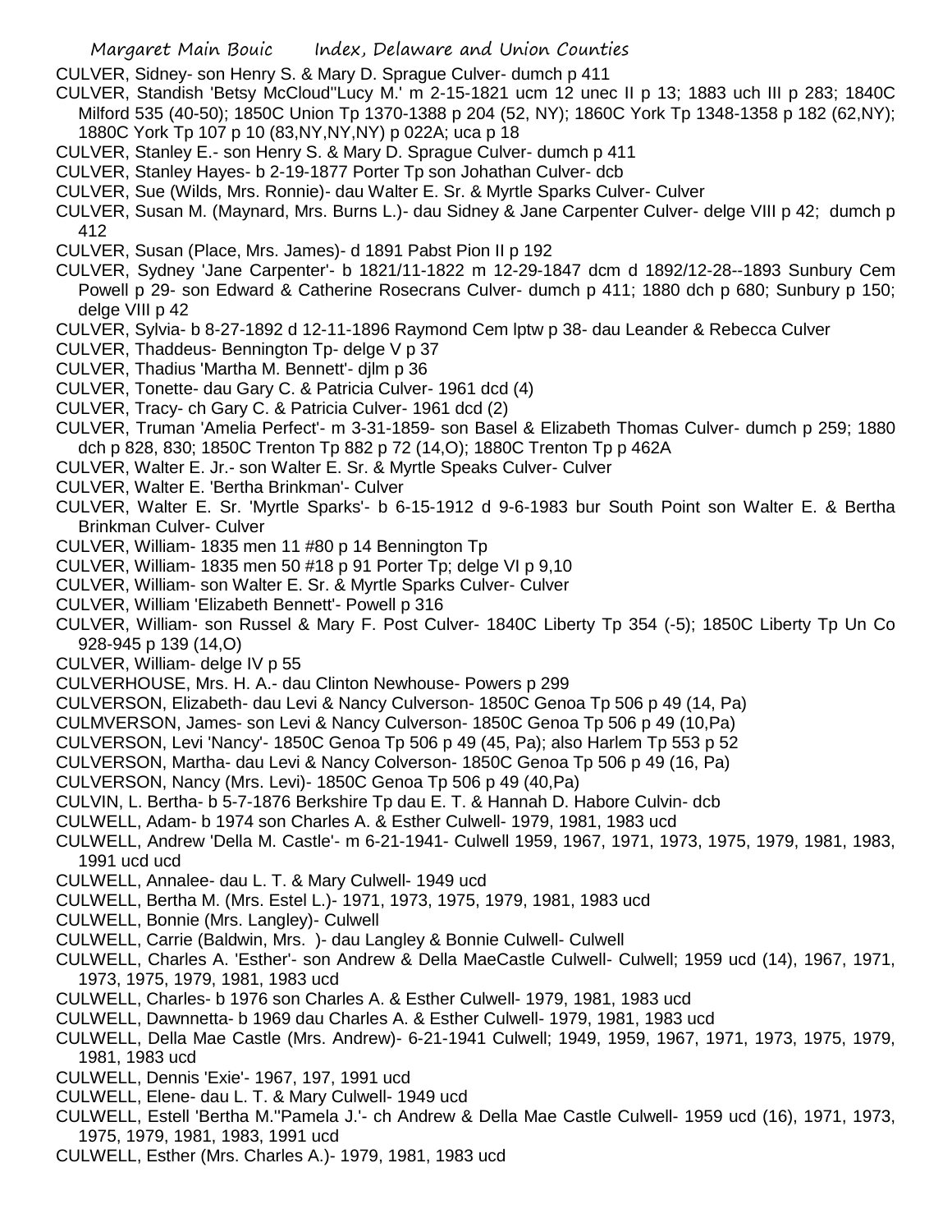CULVER, Sidney- son Henry S. & Mary D. Sprague Culver- dumch p 411

CULVER, Standish 'Betsy McCloud''Lucy M.' m 2-15-1821 ucm 12 unec II p 13; 1883 uch III p 283; 1840C Milford 535 (40-50); 1850C Union Tp 1370-1388 p 204 (52, NY); 1860C York Tp 1348-1358 p 182 (62,NY); 1880C York Tp 107 p 10 (83,NY,NY,NY) p 022A; uca p 18

CULVER, Stanley E.- son Henry S. & Mary D. Sprague Culver- dumch p 411

CULVER, Stanley Hayes- b 2-19-1877 Porter Tp son Johathan Culver- dcb

CULVER, Sue (Wilds, Mrs. Ronnie)- dau Walter E. Sr. & Myrtle Sparks Culver- Culver

CULVER, Susan M. (Maynard, Mrs. Burns L.)- dau Sidney & Jane Carpenter Culver- delge VIII p 42; dumch p 412

CULVER, Susan (Place, Mrs. James)- d 1891 Pabst Pion II p 192

CULVER, Sydney 'Jane Carpenter'- b 1821/11-1822 m 12-29-1847 dcm d 1892/12-28--1893 Sunbury Cem Powell p 29- son Edward & Catherine Rosecrans Culver- dumch p 411; 1880 dch p 680; Sunbury p 150; delge VIII p 42

CULVER, Sylvia- b 8-27-1892 d 12-11-1896 Raymond Cem lptw p 38- dau Leander & Rebecca Culver

CULVER, Thaddeus- Bennington Tp- delge V p 37

CULVER, Thadius 'Martha M. Bennett'- djlm p 36

CULVER, Tonette- dau Gary C. & Patricia Culver- 1961 dcd (4)

CULVER, Tracy- ch Gary C. & Patricia Culver- 1961 dcd (2)

CULVER, Truman 'Amelia Perfect'- m 3-31-1859- son Basel & Elizabeth Thomas Culver- dumch p 259; 1880 dch p 828, 830; 1850C Trenton Tp 882 p 72 (14,O); 1880C Trenton Tp p 462A

CULVER, Walter E. Jr.- son Walter E. Sr. & Myrtle Speaks Culver- Culver

CULVER, Walter E. 'Bertha Brinkman'- Culver

CULVER, Walter E. Sr. 'Myrtle Sparks'- b 6-15-1912 d 9-6-1983 bur South Point son Walter E. & Bertha Brinkman Culver- Culver

CULVER, William- 1835 men 11 #80 p 14 Bennington Tp

CULVER, William- 1835 men 50 #18 p 91 Porter Tp; delge VI p 9,10

CULVER, William- son Walter E. Sr. & Myrtle Sparks Culver- Culver

CULVER, William 'Elizabeth Bennett'- Powell p 316

CULVER, William- son Russel & Mary F. Post Culver- 1840C Liberty Tp 354 (-5); 1850C Liberty Tp Un Co 928-945 p 139 (14,O)

CULVER, William- delge IV p 55

CULVERHOUSE, Mrs. H. A.- dau Clinton Newhouse- Powers p 299

CULVERSON, Elizabeth- dau Levi & Nancy Culverson- 1850C Genoa Tp 506 p 49 (14, Pa)

CULMVERSON, James- son Levi & Nancy Culverson- 1850C Genoa Tp 506 p 49 (10,Pa)

CULVERSON, Levi 'Nancy'- 1850C Genoa Tp 506 p 49 (45, Pa); also Harlem Tp 553 p 52

CULVERSON, Martha- dau Levi & Nancy Colverson- 1850C Genoa Tp 506 p 49 (16, Pa)

CULVERSON, Nancy (Mrs. Levi)- 1850C Genoa Tp 506 p 49 (40,Pa)

CULVIN, L. Bertha- b 5-7-1876 Berkshire Tp dau E. T. & Hannah D. Habore Culvin- dcb

CULWELL, Adam- b 1974 son Charles A. & Esther Culwell- 1979, 1981, 1983 ucd

CULWELL, Andrew 'Della M. Castle'- m 6-21-1941- Culwell 1959, 1967, 1971, 1973, 1975, 1979, 1981, 1983, 1991 ucd ucd

CULWELL, Annalee- dau L. T. & Mary Culwell- 1949 ucd

CULWELL, Bertha M. (Mrs. Estel L.)- 1971, 1973, 1975, 1979, 1981, 1983 ucd

CULWELL, Bonnie (Mrs. Langley)- Culwell

CULWELL, Carrie (Baldwin, Mrs. )- dau Langley & Bonnie Culwell- Culwell

CULWELL, Charles A. 'Esther'- son Andrew & Della MaeCastle Culwell- Culwell; 1959 ucd (14), 1967, 1971, 1973, 1975, 1979, 1981, 1983 ucd

CULWELL, Charles- b 1976 son Charles A. & Esther Culwell- 1979, 1981, 1983 ucd

CULWELL, Dawnnetta- b 1969 dau Charles A. & Esther Culwell- 1979, 1981, 1983 ucd

CULWELL, Della Mae Castle (Mrs. Andrew)- 6-21-1941 Culwell; 1949, 1959, 1967, 1971, 1973, 1975, 1979, 1981, 1983 ucd

CULWELL, Dennis 'Exie'- 1967, 197, 1991 ucd

CULWELL, Elene- dau L. T. & Mary Culwell- 1949 ucd

CULWELL, Estell 'Bertha M.''Pamela J.'- ch Andrew & Della Mae Castle Culwell- 1959 ucd (16), 1971, 1973, 1975, 1979, 1981, 1983, 1991 ucd

CULWELL, Esther (Mrs. Charles A.)- 1979, 1981, 1983 ucd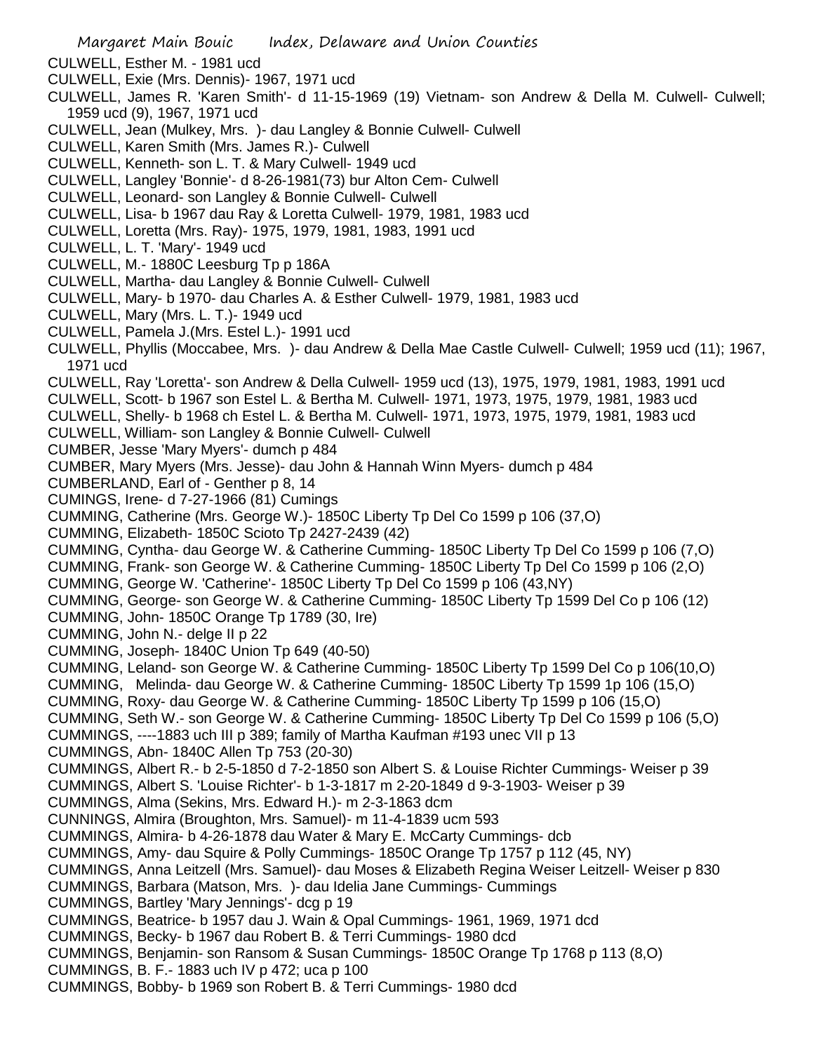CULWELL, Esther M. - 1981 ucd
CULWELL, Exie (Mrs. Dennis)- 1967, 1971 ucd
CULWELL, James R. 'Karen Smith'- d 11-15-1969 (19) Vietnam- son Andrew & Della M. Culwell- Culwell; 1959 ucd (9), 1967, 1971 ucd
CULWELL, Jean (Mulkey, Mrs. )- dau Langley & Bonnie Culwell- Culwell
CULWELL, Karen Smith (Mrs. James R.)- Culwell
CULWELL, Kenneth- son L. T. & Mary Culwell- 1949 ucd
CULWELL, Langley 'Bonnie'- d 8-26-1981(73) bur Alton Cem- Culwell
CULWELL, Leonard- son Langley & Bonnie Culwell- Culwell
CULWELL, Lisa- b 1967 dau Ray & Loretta Culwell- 1979, 1981, 1983 ucd
CULWELL, Loretta (Mrs. Ray)- 1975, 1979, 1981, 1983, 1991 ucd
CULWELL, L. T. 'Mary'- 1949 ucd
CULWELL, M.- 1880C Leesburg Tp p 186A
CULWELL, Martha- dau Langley & Bonnie Culwell- Culwell
CULWELL, Mary- b 1970- dau Charles A. & Esther Culwell- 1979, 1981, 1983 ucd
CULWELL, Mary (Mrs. L. T.)- 1949 ucd
CULWELL, Pamela J.(Mrs. Estel L.)- 1991 ucd
CULWELL, Phyllis (Moccabee, Mrs. )- dau Andrew & Della Mae Castle Culwell- Culwell; 1959 ucd (11); 1967, 1971 ucd
CULWELL, Ray 'Loretta'- son Andrew & Della Culwell- 1959 ucd (13), 1975, 1979, 1981, 1983, 1991 ucd
CULWELL, Scott- b 1967 son Estel L. & Bertha M. Culwell- 1971, 1973, 1975, 1979, 1981, 1983 ucd
CULWELL, Shelly- b 1968 ch Estel L. & Bertha M. Culwell- 1971, 1973, 1975, 1979, 1981, 1983 ucd
CULWELL, William- son Langley & Bonnie Culwell- Culwell
CUMBER, Jesse 'Mary Myers'- dumch p 484
CUMBER, Mary Myers (Mrs. Jesse)- dau John & Hannah Winn Myers- dumch p 484
CUMBERLAND, Earl of - Genther p 8, 14
CUMINGS, Irene- d 7-27-1966 (81) Cumings
CUMMING, Catherine (Mrs. George W.)- 1850C Liberty Tp Del Co 1599 p 106 (37,O)
CUMMING, Elizabeth- 1850C Scioto Tp 2427-2439 (42)
CUMMING, Cyntha- dau George W. & Catherine Cumming- 1850C Liberty Tp Del Co 1599 p 106 (7,O)
CUMMING, Frank- son George W. & Catherine Cumming- 1850C Liberty Tp Del Co 1599 p 106 (2,O)
CUMMING, George W. 'Catherine'- 1850C Liberty Tp Del Co 1599 p 106 (43,NY)
CUMMING, George- son George W. & Catherine Cumming- 1850C Liberty Tp 1599 Del Co p 106 (12)
CUMMING, John- 1850C Orange Tp 1789 (30, Ire)
CUMMING, John N.- delge II p 22
CUMMING, Joseph- 1840C Union Tp 649 (40-50)
CUMMING, Leland- son George W. & Catherine Cumming- 1850C Liberty Tp 1599 Del Co p 106(10,O)
CUMMING, Melinda- dau George W. & Catherine Cumming- 1850C Liberty Tp 1599 1p 106 (15,O)
CUMMING, Roxy- dau George W. & Catherine Cumming- 1850C Liberty Tp 1599 p 106 (15,O)
CUMMING, Seth W.- son George W. & Catherine Cumming- 1850C Liberty Tp Del Co 1599 p 106 (5,O)
CUMMINGS, ----1883 uch III p 389; family of Martha Kaufman #193 unec VII p 13
CUMMINGS, Abn- 1840C Allen Tp 753 (20-30)
CUMMINGS, Albert R.- b 2-5-1850 d 7-2-1850 son Albert S. & Louise Richter Cummings- Weiser p 39
CUMMINGS, Albert S. 'Louise Richter'- b 1-3-1817 m 2-20-1849 d 9-3-1903- Weiser p 39
CUMMINGS, Alma (Sekins, Mrs. Edward H.)- m 2-3-1863 dcm
CUNNINGS, Almira (Broughton, Mrs. Samuel)- m 11-4-1839 ucm 593
CUMMINGS, Almira- b 4-26-1878 dau Water & Mary E. McCarty Cummings- dcb
CUMMINGS, Amy- dau Squire & Polly Cummings- 1850C Orange Tp 1757 p 112 (45, NY)
CUMMINGS, Anna Leitzell (Mrs. Samuel)- dau Moses & Elizabeth Regina Weiser Leitzell- Weiser p 830
CUMMINGS, Barbara (Matson, Mrs. )- dau Idelia Jane Cummings- Cummings
CUMMINGS, Bartley 'Mary Jennings'- dcg p 19
CUMMINGS, Beatrice- b 1957 dau J. Wain & Opal Cummings- 1961, 1969, 1971 dcd
CUMMINGS, Becky- b 1967 dau Robert B. & Terri Cummings- 1980 dcd
CUMMINGS, Benjamin- son Ransom & Susan Cummings- 1850C Orange Tp 1768 p 113 (8,O)
CUMMINGS, B. F.- 1883 uch IV p 472; uca p 100
CUMMINGS, Bobby- b 1969 son Robert B. & Terri Cummings- 1980 dcd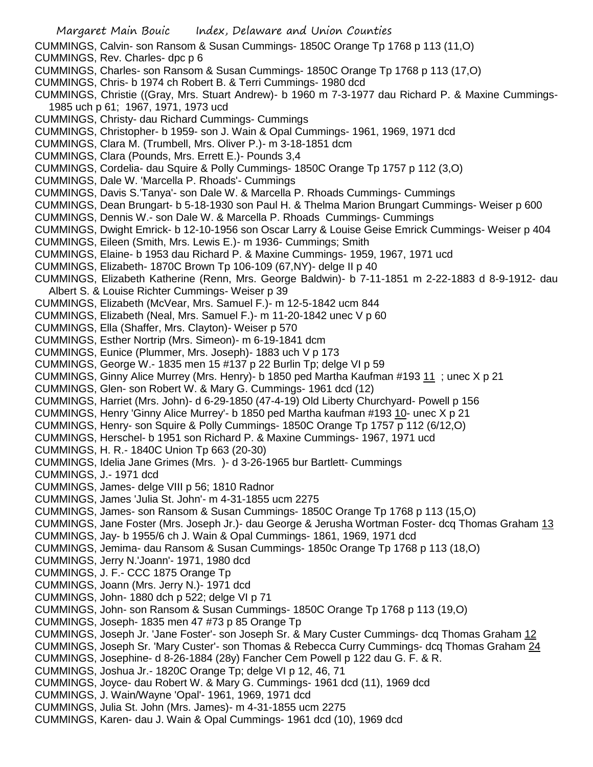CUMMINGS, Calvin- son Ransom & Susan Cummings- 1850C Orange Tp 1768 p 113 (11,O)
CUMMINGS, Rev. Charles- dpc p 6
CUMMINGS, Charles- son Ransom & Susan Cummings- 1850C Orange Tp 1768 p 113 (17,O)
CUMMINGS, Chris- b 1974 ch Robert B. & Terri Cummings- 1980 dcd
CUMMINGS, Christie ((Gray, Mrs. Stuart Andrew)- b 1960 m 7-3-1977 dau Richard P. & Maxine Cummings- 1985 uch p 61; 1967, 1971, 1973 ucd
CUMMINGS, Christy- dau Richard Cummings- Cummings
CUMMINGS, Christopher- b 1959- son J. Wain & Opal Cummings- 1961, 1969, 1971 dcd
CUMMINGS, Clara M. (Trumbell, Mrs. Oliver P.)- m 3-18-1851 dcm
CUMMINGS, Clara (Pounds, Mrs. Errett E.)- Pounds 3,4
CUMMINGS, Cordelia- dau Squire & Polly Cummings- 1850C Orange Tp 1757 p 112 (3,O)
CUMMINGS, Dale W. 'Marcella P. Rhoads'- Cummings
CUMMINGS, Davis S.'Tanya'- son Dale W. & Marcella P. Rhoads Cummings- Cummings
CUMMINGS, Dean Brungart- b 5-18-1930 son Paul H. & Thelma Marion Brungart Cummings- Weiser p 600
CUMMINGS, Dennis W.- son Dale W. & Marcella P. Rhoads Cummings- Cummings
CUMMINGS, Dwight Emrick- b 12-10-1956 son Oscar Larry & Louise Geise Emrick Cummings- Weiser p 404
CUMMINGS, Eileen (Smith, Mrs. Lewis E.)- m 1936- Cummings; Smith
CUMMINGS, Elaine- b 1953 dau Richard P. & Maxine Cummings- 1959, 1967, 1971 ucd
CUMMINGS, Elizabeth- 1870C Brown Tp 106-109 (67,NY)- delge II p 40
CUMMINGS, Elizabeth Katherine (Renn, Mrs. George Baldwin)- b 7-11-1851 m 2-22-1883 d 8-9-1912- dau Albert S. & Louise Richter Cummings- Weiser p 39
CUMMINGS, Elizabeth (McVear, Mrs. Samuel F.)- m 12-5-1842 ucm 844
CUMMINGS, Elizabeth (Neal, Mrs. Samuel F.)- m 11-20-1842 unec V p 60
CUMMINGS, Ella (Shaffer, Mrs. Clayton)- Weiser p 570
CUMMINGS, Esther Nortrip (Mrs. Simeon)- m 6-19-1841 dcm
CUMMINGS, Eunice (Plummer, Mrs. Joseph)- 1883 uch V p 173
CUMMINGS, George W.- 1835 men 15 #137 p 22 Burlin Tp; delge VI p 59
CUMMINGS, Ginny Alice Murrey (Mrs. Henry)- b 1850 ped Martha Kaufman #193 11 ; unec X p 21
CUMMINGS, Glen- son Robert W. & Mary G. Cummings- 1961 dcd (12)
CUMMINGS, Harriet (Mrs. John)- d 6-29-1850 (47-4-19) Old Liberty Churchyard- Powell p 156
CUMMINGS, Henry 'Ginny Alice Murrey'- b 1850 ped Martha kaufman #193 10- unec X p 21
CUMMINGS, Henry- son Squire & Polly Cummings- 1850C Orange Tp 1757 p 112 (6/12,O)
CUMMINGS, Herschel- b 1951 son Richard P. & Maxine Cummings- 1967, 1971 ucd
CUMMINGS, H. R.- 1840C Union Tp 663 (20-30)
CUMMINGS, Idelia Jane Grimes (Mrs. )- d 3-26-1965 bur Bartlett- Cummings
CUMMINGS, J.- 1971 dcd
CUMMINGS, James- delge VIII p 56; 1810 Radnor
CUMMINGS, James 'Julia St. John'- m 4-31-1855 ucm 2275
CUMMINGS, James- son Ransom & Susan Cummings- 1850C Orange Tp 1768 p 113 (15,O)
CUMMINGS, Jane Foster (Mrs. Joseph Jr.)- dau George & Jerusha Wortman Foster- dcq Thomas Graham 13
CUMMINGS, Jay- b 1955/6 ch J. Wain & Opal Cummings- 1861, 1969, 1971 dcd
CUMMINGS, Jemima- dau Ransom & Susan Cummings- 1850c Orange Tp 1768 p 113 (18,O)
CUMMINGS, Jerry N.'Joann'- 1971, 1980 dcd
CUMMINGS, J. F.- CCC 1875 Orange Tp
CUMMINGS, Joann (Mrs. Jerry N.)- 1971 dcd
CUMMINGS, John- 1880 dch p 522; delge VI p 71
CUMMINGS, John- son Ransom & Susan Cummings- 1850C Orange Tp 1768 p 113 (19,O)
CUMMINGS, Joseph- 1835 men 47 #73 p 85 Orange Tp
CUMMINGS, Joseph Jr. 'Jane Foster'- son Joseph Sr. & Mary Custer Cummings- dcq Thomas Graham 12
CUMMINGS, Joseph Sr. 'Mary Custer'- son Thomas & Rebecca Curry Cummings- dcq Thomas Graham 24
CUMMINGS, Josephine- d 8-26-1884 (28y) Fancher Cem Powell p 122 dau G. F. & R.
CUMMINGS, Joshua Jr.- 1820C Orange Tp; delge VI p 12, 46, 71
CUMMINGS, Joyce- dau Robert W. & Mary G. Cummings- 1961 dcd (11), 1969 dcd
CUMMINGS, J. Wain/Wayne 'Opal'- 1961, 1969, 1971 dcd
CUMMINGS, Julia St. John (Mrs. James)- m 4-31-1855 ucm 2275
CUMMINGS, Karen- dau J. Wain & Opal Cummings- 1961 dcd (10), 1969 dcd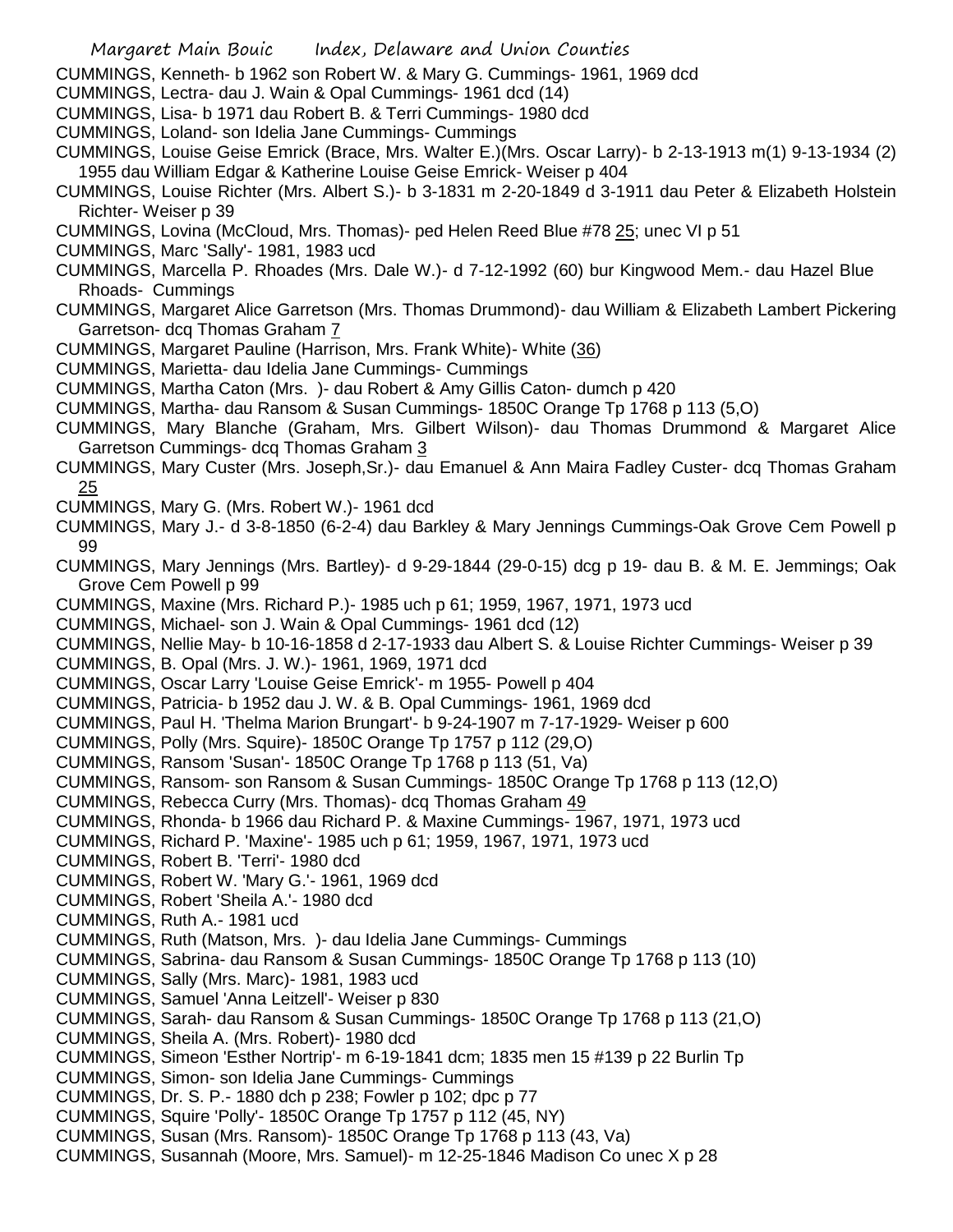CUMMINGS, Kenneth- b 1962 son Robert W. & Mary G. Cummings- 1961, 1969 dcd

CUMMINGS, Lectra- dau J. Wain & Opal Cummings- 1961 dcd (14)

CUMMINGS, Lisa- b 1971 dau Robert B. & Terri Cummings- 1980 dcd

CUMMINGS, Loland- son Idelia Jane Cummings- Cummings

CUMMINGS, Louise Geise Emrick (Brace, Mrs. Walter E.)(Mrs. Oscar Larry)- b 2-13-1913 m(1) 9-13-1934 (2) 1955 dau William Edgar & Katherine Louise Geise Emrick- Weiser p 404

CUMMINGS, Louise Richter (Mrs. Albert S.)- b 3-1831 m 2-20-1849 d 3-1911 dau Peter & Elizabeth Holstein Richter- Weiser p 39

CUMMINGS, Lovina (McCloud, Mrs. Thomas)- ped Helen Reed Blue #78 25; unec VI p 51

CUMMINGS, Marc 'Sally'- 1981, 1983 ucd

CUMMINGS, Marcella P. Rhoades (Mrs. Dale W.)- d 7-12-1992 (60) bur Kingwood Mem.- dau Hazel Blue Rhoads- Cummings

CUMMINGS, Margaret Alice Garretson (Mrs. Thomas Drummond)- dau William & Elizabeth Lambert Pickering Garretson- dcq Thomas Graham 7

CUMMINGS, Margaret Pauline (Harrison, Mrs. Frank White)- White (36)

CUMMINGS, Marietta- dau Idelia Jane Cummings- Cummings

CUMMINGS, Martha Caton (Mrs. )- dau Robert & Amy Gillis Caton- dumch p 420

CUMMINGS, Martha- dau Ransom & Susan Cummings- 1850C Orange Tp 1768 p 113 (5,O)

CUMMINGS, Mary Blanche (Graham, Mrs. Gilbert Wilson)- dau Thomas Drummond & Margaret Alice Garretson Cummings- dcq Thomas Graham 3

CUMMINGS, Mary Custer (Mrs. Joseph,Sr.)- dau Emanuel & Ann Maira Fadley Custer- dcq Thomas Graham 25

CUMMINGS, Mary G. (Mrs. Robert W.)- 1961 dcd

CUMMINGS, Mary J.- d 3-8-1850 (6-2-4) dau Barkley & Mary Jennings Cummings-Oak Grove Cem Powell p 99

CUMMINGS, Mary Jennings (Mrs. Bartley)- d 9-29-1844 (29-0-15) dcg p 19- dau B. & M. E. Jemmings; Oak Grove Cem Powell p 99

CUMMINGS, Maxine (Mrs. Richard P.)- 1985 uch p 61; 1959, 1967, 1971, 1973 ucd

CUMMINGS, Michael- son J. Wain & Opal Cummings- 1961 dcd (12)

CUMMINGS, Nellie May- b 10-16-1858 d 2-17-1933 dau Albert S. & Louise Richter Cummings- Weiser p 39

CUMMINGS, B. Opal (Mrs. J. W.)- 1961, 1969, 1971 dcd

CUMMINGS, Oscar Larry 'Louise Geise Emrick'- m 1955- Powell p 404

CUMMINGS, Patricia- b 1952 dau J. W. & B. Opal Cummings- 1961, 1969 dcd

CUMMINGS, Paul H. 'Thelma Marion Brungart'- b 9-24-1907 m 7-17-1929- Weiser p 600

CUMMINGS, Polly (Mrs. Squire)- 1850C Orange Tp 1757 p 112 (29,O)

CUMMINGS, Ransom 'Susan'- 1850C Orange Tp 1768 p 113 (51, Va)

CUMMINGS, Ransom- son Ransom & Susan Cummings- 1850C Orange Tp 1768 p 113 (12,O)

CUMMINGS, Rebecca Curry (Mrs. Thomas)- dcq Thomas Graham 49

CUMMINGS, Rhonda- b 1966 dau Richard P. & Maxine Cummings- 1967, 1971, 1973 ucd

CUMMINGS, Richard P. 'Maxine'- 1985 uch p 61; 1959, 1967, 1971, 1973 ucd

CUMMINGS, Robert B. 'Terri'- 1980 dcd

CUMMINGS, Robert W. 'Mary G.'- 1961, 1969 dcd

CUMMINGS, Robert 'Sheila A.'- 1980 dcd

CUMMINGS, Ruth A.- 1981 ucd

CUMMINGS, Ruth (Matson, Mrs. )- dau Idelia Jane Cummings- Cummings

CUMMINGS, Sabrina- dau Ransom & Susan Cummings- 1850C Orange Tp 1768 p 113 (10)

CUMMINGS, Sally (Mrs. Marc)- 1981, 1983 ucd

CUMMINGS, Samuel 'Anna Leitzell'- Weiser p 830

CUMMINGS, Sarah- dau Ransom & Susan Cummings- 1850C Orange Tp 1768 p 113 (21,O)

CUMMINGS, Sheila A. (Mrs. Robert)- 1980 dcd

CUMMINGS, Simeon 'Esther Nortrip'- m 6-19-1841 dcm; 1835 men 15 #139 p 22 Burlin Tp

CUMMINGS, Simon- son Idelia Jane Cummings- Cummings

CUMMINGS, Dr. S. P.- 1880 dch p 238; Fowler p 102; dpc p 77

CUMMINGS, Squire 'Polly'- 1850C Orange Tp 1757 p 112 (45, NY)

CUMMINGS, Susan (Mrs. Ransom)- 1850C Orange Tp 1768 p 113 (43, Va)

CUMMINGS, Susannah (Moore, Mrs. Samuel)- m 12-25-1846 Madison Co unec X p 28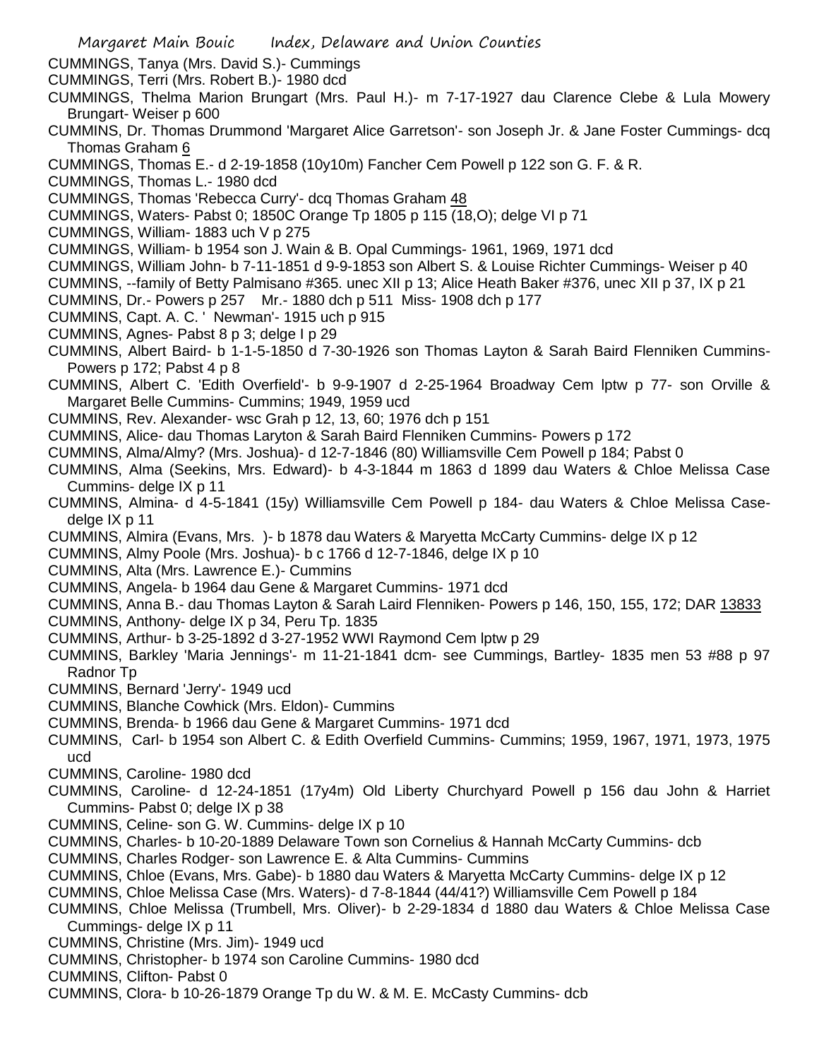CUMMINGS, Tanya (Mrs. David S.)- Cummings

CUMMINGS, Terri (Mrs. Robert B.)- 1980 dcd

CUMMINGS, Thelma Marion Brungart (Mrs. Paul H.)- m 7-17-1927 dau Clarence Clebe & Lula Mowery Brungart- Weiser p 600

CUMMINS, Dr. Thomas Drummond 'Margaret Alice Garretson'- son Joseph Jr. & Jane Foster Cummings- dcq Thomas Graham 6

CUMMINGS, Thomas E.- d 2-19-1858 (10y10m) Fancher Cem Powell p 122 son G. F. & R.

CUMMINGS, Thomas L.- 1980 dcd

CUMMINGS, Thomas 'Rebecca Curry'- dcq Thomas Graham 48

CUMMINGS, Waters- Pabst 0; 1850C Orange Tp 1805 p 115 (18,O); delge VI p 71

CUMMINGS, William- 1883 uch V p 275

CUMMINGS, William- b 1954 son J. Wain & B. Opal Cummings- 1961, 1969, 1971 dcd

CUMMINGS, William John- b 7-11-1851 d 9-9-1853 son Albert S. & Louise Richter Cummings- Weiser p 40

CUMMINS, --family of Betty Palmisano #365. unec XII p 13; Alice Heath Baker #376, unec XII p 37, IX p 21

CUMMINS, Dr.- Powers p 257 Mr.- 1880 dch p 511 Miss- 1908 dch p 177

CUMMINS, Capt. A. C. ' Newman'- 1915 uch p 915

CUMMINS, Agnes- Pabst 8 p 3; delge I p 29

CUMMINS, Albert Baird- b 1-1-5-1850 d 7-30-1926 son Thomas Layton & Sarah Baird Flenniken Cummins- Powers p 172; Pabst 4 p 8

CUMMINS, Albert C. 'Edith Overfield'- b 9-9-1907 d 2-25-1964 Broadway Cem lptw p 77- son Orville & Margaret Belle Cummins- Cummins; 1949, 1959 ucd

CUMMINS, Rev. Alexander- wsc Grah p 12, 13, 60; 1976 dch p 151

CUMMINS, Alice- dau Thomas Laryton & Sarah Baird Flenniken Cummins- Powers p 172

CUMMINS, Alma/Almy? (Mrs. Joshua)- d 12-7-1846 (80) Williamsville Cem Powell p 184; Pabst 0

CUMMINS, Alma (Seekins, Mrs. Edward)- b 4-3-1844 m 1863 d 1899 dau Waters & Chloe Melissa Case Cummins- delge IX p 11

CUMMINS, Almina- d 4-5-1841 (15y) Williamsville Cem Powell p 184- dau Waters & Chloe Melissa Case- delge IX p 11

CUMMINS, Almira (Evans, Mrs. )- b 1878 dau Waters & Maryetta McCarty Cummins- delge IX p 12

CUMMINS, Almy Poole (Mrs. Joshua)- b c 1766 d 12-7-1846, delge IX p 10

CUMMINS, Alta (Mrs. Lawrence E.)- Cummins

CUMMINS, Angela- b 1964 dau Gene & Margaret Cummins- 1971 dcd

CUMMINS, Anna B.- dau Thomas Layton & Sarah Laird Flenniken- Powers p 146, 150, 155, 172; DAR 13833

CUMMINS, Anthony- delge IX p 34, Peru Tp. 1835

CUMMINS, Arthur- b 3-25-1892 d 3-27-1952 WWI Raymond Cem lptw p 29

CUMMINS, Barkley 'Maria Jennings'- m 11-21-1841 dcm- see Cummings, Bartley- 1835 men 53 #88 p 97 Radnor Tp

CUMMINS, Bernard 'Jerry'- 1949 ucd

CUMMINS, Blanche Cowhick (Mrs. Eldon)- Cummins

CUMMINS, Brenda- b 1966 dau Gene & Margaret Cummins- 1971 dcd

CUMMINS, Carl- b 1954 son Albert C. & Edith Overfield Cummins- Cummins; 1959, 1967, 1971, 1973, 1975 ucd

CUMMINS, Caroline- 1980 dcd

CUMMINS, Caroline- d 12-24-1851 (17y4m) Old Liberty Churchyard Powell p 156 dau John & Harriet Cummins- Pabst 0; delge IX p 38

CUMMINS, Celine- son G. W. Cummins- delge IX p 10

CUMMINS, Charles- b 10-20-1889 Delaware Town son Cornelius & Hannah McCarty Cummins- dcb

CUMMINS, Charles Rodger- son Lawrence E. & Alta Cummins- Cummins

CUMMINS, Chloe (Evans, Mrs. Gabe)- b 1880 dau Waters & Maryetta McCarty Cummins- delge IX p 12

CUMMINS, Chloe Melissa Case (Mrs. Waters)- d 7-8-1844 (44/41?) Williamsville Cem Powell p 184

CUMMINS, Chloe Melissa (Trumbell, Mrs. Oliver)- b 2-29-1834 d 1880 dau Waters & Chloe Melissa Case Cummings- delge IX p 11

CUMMINS, Christine (Mrs. Jim)- 1949 ucd

CUMMINS, Christopher- b 1974 son Caroline Cummins- 1980 dcd

CUMMINS, Clifton- Pabst 0

CUMMINS, Clora- b 10-26-1879 Orange Tp du W. & M. E. McCasty Cummins- dcb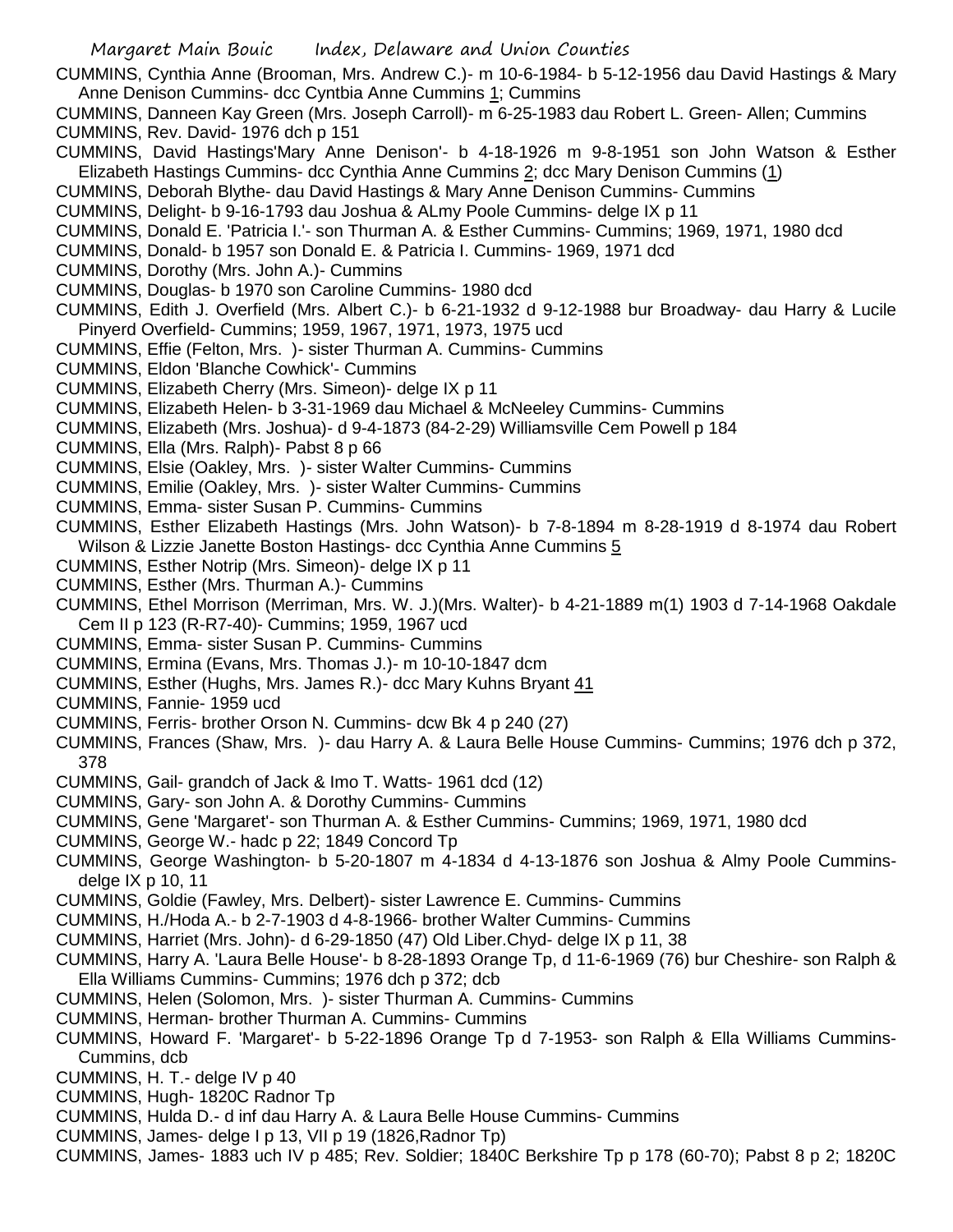CUMMINS, Cynthia Anne (Brooman, Mrs. Andrew C.)- m 10-6-1984- b 5-12-1956 dau David Hastings & Mary Anne Denison Cummins- dcc Cyntbia Anne Cummins 1; Cummins

CUMMINS, Danneen Kay Green (Mrs. Joseph Carroll)- m 6-25-1983 dau Robert L. Green- Allen; Cummins

CUMMINS, Rev. David- 1976 dch p 151

CUMMINS, David Hastings'Mary Anne Denison'- b 4-18-1926 m 9-8-1951 son John Watson & Esther Elizabeth Hastings Cummins- dcc Cynthia Anne Cummins 2; dcc Mary Denison Cummins (1)

CUMMINS, Deborah Blythe- dau David Hastings & Mary Anne Denison Cummins- Cummins

CUMMINS, Delight- b 9-16-1793 dau Joshua & ALmy Poole Cummins- delge IX p 11

CUMMINS, Donald E. 'Patricia I.'- son Thurman A. & Esther Cummins- Cummins; 1969, 1971, 1980 dcd

CUMMINS, Donald- b 1957 son Donald E. & Patricia I. Cummins- 1969, 1971 dcd

CUMMINS, Dorothy (Mrs. John A.)- Cummins

CUMMINS, Douglas- b 1970 son Caroline Cummins- 1980 dcd

CUMMINS, Edith J. Overfield (Mrs. Albert C.)- b 6-21-1932 d 9-12-1988 bur Broadway- dau Harry & Lucile Pinyerd Overfield- Cummins; 1959, 1967, 1971, 1973, 1975 ucd

CUMMINS, Effie (Felton, Mrs. )- sister Thurman A. Cummins- Cummins

CUMMINS, Eldon 'Blanche Cowhick'- Cummins

CUMMINS, Elizabeth Cherry (Mrs. Simeon)- delge IX p 11

CUMMINS, Elizabeth Helen- b 3-31-1969 dau Michael & McNeeley Cummins- Cummins

CUMMINS, Elizabeth (Mrs. Joshua)- d 9-4-1873 (84-2-29) Williamsville Cem Powell p 184

CUMMINS, Ella (Mrs. Ralph)- Pabst 8 p 66

CUMMINS, Elsie (Oakley, Mrs. )- sister Walter Cummins- Cummins

CUMMINS, Emilie (Oakley, Mrs. )- sister Walter Cummins- Cummins

CUMMINS, Emma- sister Susan P. Cummins- Cummins

CUMMINS, Esther Elizabeth Hastings (Mrs. John Watson)- b 7-8-1894 m 8-28-1919 d 8-1974 dau Robert Wilson & Lizzie Janette Boston Hastings- dcc Cynthia Anne Cummins 5

CUMMINS, Esther Notrip (Mrs. Simeon)- delge IX p 11

CUMMINS, Esther (Mrs. Thurman A.)- Cummins

CUMMINS, Ethel Morrison (Merriman, Mrs. W. J.)(Mrs. Walter)- b 4-21-1889 m(1) 1903 d 7-14-1968 Oakdale Cem II p 123 (R-R7-40)- Cummins; 1959, 1967 ucd

CUMMINS, Emma- sister Susan P. Cummins- Cummins

CUMMINS, Ermina (Evans, Mrs. Thomas J.)- m 10-10-1847 dcm

CUMMINS, Esther (Hughs, Mrs. James R.)- dcc Mary Kuhns Bryant 41

CUMMINS, Fannie- 1959 ucd

CUMMINS, Ferris- brother Orson N. Cummins- dcw Bk 4 p 240 (27)

CUMMINS, Frances (Shaw, Mrs. )- dau Harry A. & Laura Belle House Cummins- Cummins; 1976 dch p 372, 378

CUMMINS, Gail- grandch of Jack & Imo T. Watts- 1961 dcd (12)

CUMMINS, Gary- son John A. & Dorothy Cummins- Cummins

CUMMINS, Gene 'Margaret'- son Thurman A. & Esther Cummins- Cummins; 1969, 1971, 1980 dcd

CUMMINS, George W.- hadc p 22; 1849 Concord Tp

CUMMINS, George Washington- b 5-20-1807 m 4-1834 d 4-13-1876 son Joshua & Almy Poole Cummins- delge IX p 10, 11

CUMMINS, Goldie (Fawley, Mrs. Delbert)- sister Lawrence E. Cummins- Cummins

CUMMINS, H./Hoda A.- b 2-7-1903 d 4-8-1966- brother Walter Cummins- Cummins

CUMMINS, Harriet (Mrs. John)- d 6-29-1850 (47) Old Liber.Chyd- delge IX p 11, 38

CUMMINS, Harry A. 'Laura Belle House'- b 8-28-1893 Orange Tp, d 11-6-1969 (76) bur Cheshire- son Ralph & Ella Williams Cummins- Cummins; 1976 dch p 372; dcb

CUMMINS, Helen (Solomon, Mrs. )- sister Thurman A. Cummins- Cummins

CUMMINS, Herman- brother Thurman A. Cummins- Cummins

CUMMINS, Howard F. 'Margaret'- b 5-22-1896 Orange Tp d 7-1953- son Ralph & Ella Williams Cummins- Cummins, dcb

CUMMINS, H. T.- delge IV p 40

CUMMINS, Hugh- 1820C Radnor Tp

CUMMINS, Hulda D.- d inf dau Harry A. & Laura Belle House Cummins- Cummins

CUMMINS, James- delge I p 13, VII p 19 (1826,Radnor Tp)

CUMMINS, James- 1883 uch IV p 485; Rev. Soldier; 1840C Berkshire Tp p 178 (60-70); Pabst 8 p 2; 1820C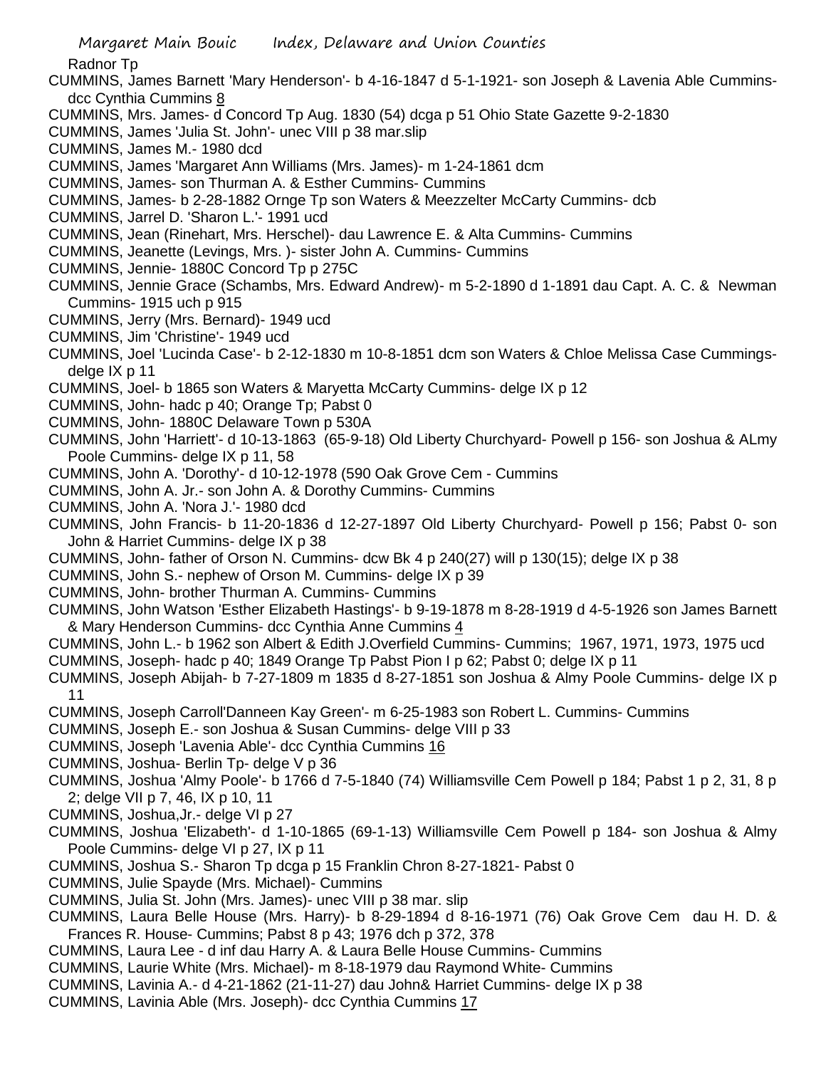Radnor Tp

CUMMINS, James Barnett 'Mary Henderson'- b 4-16-1847 d 5-1-1921- son Joseph & Lavenia Able Cummins- dcc Cynthia Cummins 8

CUMMINS, Mrs. James- d Concord Tp Aug. 1830 (54) dcga p 51 Ohio State Gazette 9-2-1830

CUMMINS, James 'Julia St. John'- unec VIII p 38 mar.slip

CUMMINS, James M.- 1980 dcd

CUMMINS, James 'Margaret Ann Williams (Mrs. James)- m 1-24-1861 dcm

CUMMINS, James- son Thurman A. & Esther Cummins- Cummins

CUMMINS, James- b 2-28-1882 Ornge Tp son Waters & Meezzelter McCarty Cummins- dcb

CUMMINS, Jarrel D. 'Sharon L.'- 1991 ucd

CUMMINS, Jean (Rinehart, Mrs. Herschel)- dau Lawrence E. & Alta Cummins- Cummins

CUMMINS, Jeanette (Levings, Mrs. )- sister John A. Cummins- Cummins

CUMMINS, Jennie- 1880C Concord Tp p 275C

CUMMINS, Jennie Grace (Schambs, Mrs. Edward Andrew)- m 5-2-1890 d 1-1891 dau Capt. A. C. & Newman Cummins- 1915 uch p 915

CUMMINS, Jerry (Mrs. Bernard)- 1949 ucd

CUMMINS, Jim 'Christine'- 1949 ucd

CUMMINS, Joel 'Lucinda Case'- b 2-12-1830 m 10-8-1851 dcm son Waters & Chloe Melissa Case Cummings- delge IX p 11

CUMMINS, Joel- b 1865 son Waters & Maryetta McCarty Cummins- delge IX p 12

CUMMINS, John- hadc p 40; Orange Tp; Pabst 0

CUMMINS, John- 1880C Delaware Town p 530A

CUMMINS, John 'Harriett'- d 10-13-1863 (65-9-18) Old Liberty Churchyard- Powell p 156- son Joshua & ALmy Poole Cummins- delge IX p 11, 58

CUMMINS, John A. 'Dorothy'- d 10-12-1978 (590 Oak Grove Cem - Cummins

CUMMINS, John A. Jr.- son John A. & Dorothy Cummins- Cummins

CUMMINS, John A. 'Nora J.'- 1980 dcd

CUMMINS, John Francis- b 11-20-1836 d 12-27-1897 Old Liberty Churchyard- Powell p 156; Pabst 0- son John & Harriet Cummins- delge IX p 38

CUMMINS, John- father of Orson N. Cummins- dcw Bk 4 p 240(27) will p 130(15); delge IX p 38

CUMMINS, John S.- nephew of Orson M. Cummins- delge IX p 39

CUMMINS, John- brother Thurman A. Cummins- Cummins

CUMMINS, John Watson 'Esther Elizabeth Hastings'- b 9-19-1878 m 8-28-1919 d 4-5-1926 son James Barnett & Mary Henderson Cummins- dcc Cynthia Anne Cummins 4

CUMMINS, John L.- b 1962 son Albert & Edith J.Overfield Cummins- Cummins; 1967, 1971, 1973, 1975 ucd

CUMMINS, Joseph- hadc p 40; 1849 Orange Tp Pabst Pion I p 62; Pabst 0; delge IX p 11

CUMMINS, Joseph Abijah- b 7-27-1809 m 1835 d 8-27-1851 son Joshua & Almy Poole Cummins- delge IX p 11

CUMMINS, Joseph Carroll'Danneen Kay Green'- m 6-25-1983 son Robert L. Cummins- Cummins

CUMMINS, Joseph E.- son Joshua & Susan Cummins- delge VIII p 33

CUMMINS, Joseph 'Lavenia Able'- dcc Cynthia Cummins 16

CUMMINS, Joshua- Berlin Tp- delge V p 36

CUMMINS, Joshua 'Almy Poole'- b 1766 d 7-5-1840 (74) Williamsville Cem Powell p 184; Pabst 1 p 2, 31, 8 p 2; delge VII p 7, 46, IX p 10, 11

CUMMINS, Joshua,Jr.- delge VI p 27

CUMMINS, Joshua 'Elizabeth'- d 1-10-1865 (69-1-13) Williamsville Cem Powell p 184- son Joshua & Almy Poole Cummins- delge VI p 27, IX p 11

CUMMINS, Joshua S.- Sharon Tp dcga p 15 Franklin Chron 8-27-1821- Pabst 0

CUMMINS, Julie Spayde (Mrs. Michael)- Cummins

CUMMINS, Julia St. John (Mrs. James)- unec VIII p 38 mar. slip

CUMMINS, Laura Belle House (Mrs. Harry)- b 8-29-1894 d 8-16-1971 (76) Oak Grove Cem dau H. D. & Frances R. House- Cummins; Pabst 8 p 43; 1976 dch p 372, 378

CUMMINS, Laura Lee - d inf dau Harry A. & Laura Belle House Cummins- Cummins

CUMMINS, Laurie White (Mrs. Michael)- m 8-18-1979 dau Raymond White- Cummins

CUMMINS, Lavinia A.- d 4-21-1862 (21-11-27) dau John& Harriet Cummins- delge IX p 38

CUMMINS, Lavinia Able (Mrs. Joseph)- dcc Cynthia Cummins 17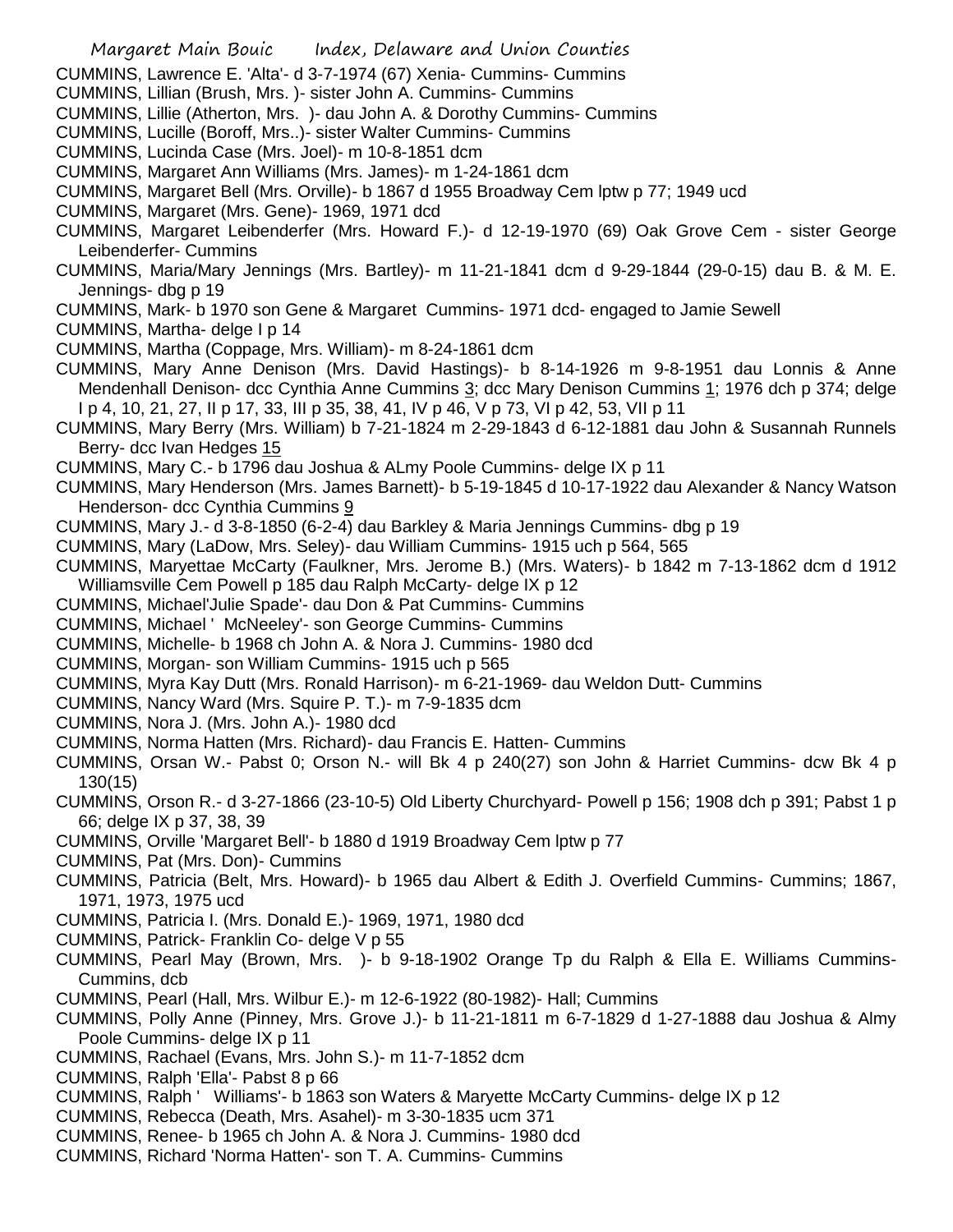CUMMINS, Lawrence E. 'Alta'- d 3-7-1974 (67) Xenia- Cummins- Cummins

CUMMINS, Lillian (Brush, Mrs. )- sister John A. Cummins- Cummins

CUMMINS, Lillie (Atherton, Mrs. )- dau John A. & Dorothy Cummins- Cummins

CUMMINS, Lucille (Boroff, Mrs..)- sister Walter Cummins- Cummins

CUMMINS, Lucinda Case (Mrs. Joel)- m 10-8-1851 dcm

CUMMINS, Margaret Ann Williams (Mrs. James)- m 1-24-1861 dcm

CUMMINS, Margaret Bell (Mrs. Orville)- b 1867 d 1955 Broadway Cem lptw p 77; 1949 ucd

CUMMINS, Margaret (Mrs. Gene)- 1969, 1971 dcd

CUMMINS, Margaret Leibenderfer (Mrs. Howard F.)- d 12-19-1970 (69) Oak Grove Cem - sister George Leibenderfer- Cummins

CUMMINS, Maria/Mary Jennings (Mrs. Bartley)- m 11-21-1841 dcm d 9-29-1844 (29-0-15) dau B. & M. E. Jennings- dbg p 19

CUMMINS, Mark- b 1970 son Gene & Margaret Cummins- 1971 dcd- engaged to Jamie Sewell

CUMMINS, Martha- delge I p 14

CUMMINS, Martha (Coppage, Mrs. William)- m 8-24-1861 dcm

CUMMINS, Mary Anne Denison (Mrs. David Hastings)- b 8-14-1926 m 9-8-1951 dau Lonnis & Anne Mendenhall Denison- dcc Cynthia Anne Cummins 3; dcc Mary Denison Cummins 1; 1976 dch p 374; delge I p 4, 10, 21, 27, II p 17, 33, III p 35, 38, 41, IV p 46, V p 73, VI p 42, 53, VII p 11

CUMMINS, Mary Berry (Mrs. William) b 7-21-1824 m 2-29-1843 d 6-12-1881 dau John & Susannah Runnels Berry- dcc Ivan Hedges 15

CUMMINS, Mary C.- b 1796 dau Joshua & ALmy Poole Cummins- delge IX p 11

CUMMINS, Mary Henderson (Mrs. James Barnett)- b 5-19-1845 d 10-17-1922 dau Alexander & Nancy Watson Henderson- dcc Cynthia Cummins 9

CUMMINS, Mary J.- d 3-8-1850 (6-2-4) dau Barkley & Maria Jennings Cummins- dbg p 19

CUMMINS, Mary (LaDow, Mrs. Seley)- dau William Cummins- 1915 uch p 564, 565

CUMMINS, Maryettae McCarty (Faulkner, Mrs. Jerome B.) (Mrs. Waters)- b 1842 m 7-13-1862 dcm d 1912 Williamsville Cem Powell p 185 dau Ralph McCarty- delge IX p 12

CUMMINS, Michael'Julie Spade'- dau Don & Pat Cummins- Cummins

CUMMINS, Michael ' McNeeley'- son George Cummins- Cummins

CUMMINS, Michelle- b 1968 ch John A. & Nora J. Cummins- 1980 dcd

CUMMINS, Morgan- son William Cummins- 1915 uch p 565

CUMMINS, Myra Kay Dutt (Mrs. Ronald Harrison)- m 6-21-1969- dau Weldon Dutt- Cummins

CUMMINS, Nancy Ward (Mrs. Squire P. T.)- m 7-9-1835 dcm

CUMMINS, Nora J. (Mrs. John A.)- 1980 dcd

CUMMINS, Norma Hatten (Mrs. Richard)- dau Francis E. Hatten- Cummins

CUMMINS, Orsan W.- Pabst 0; Orson N.- will Bk 4 p 240(27) son John & Harriet Cummins- dcw Bk 4 p 130(15)

CUMMINS, Orson R.- d 3-27-1866 (23-10-5) Old Liberty Churchyard- Powell p 156; 1908 dch p 391; Pabst 1 p 66; delge IX p 37, 38, 39

CUMMINS, Orville 'Margaret Bell'- b 1880 d 1919 Broadway Cem lptw p 77

CUMMINS, Pat (Mrs. Don)- Cummins

CUMMINS, Patricia (Belt, Mrs. Howard)- b 1965 dau Albert & Edith J. Overfield Cummins- Cummins; 1867, 1971, 1973, 1975 ucd

CUMMINS, Patricia I. (Mrs. Donald E.)- 1969, 1971, 1980 dcd

CUMMINS, Patrick- Franklin Co- delge V p 55

CUMMINS, Pearl May (Brown, Mrs. )- b 9-18-1902 Orange Tp du Ralph & Ella E. Williams Cummins- Cummins, dcb

CUMMINS, Pearl (Hall, Mrs. Wilbur E.)- m 12-6-1922 (80-1982)- Hall; Cummins

CUMMINS, Polly Anne (Pinney, Mrs. Grove J.)- b 11-21-1811 m 6-7-1829 d 1-27-1888 dau Joshua & Almy Poole Cummins- delge IX p 11

CUMMINS, Rachael (Evans, Mrs. John S.)- m 11-7-1852 dcm

CUMMINS, Ralph 'Ella'- Pabst 8 p 66

CUMMINS, Ralph ' Williams'- b 1863 son Waters & Maryette McCarty Cummins- delge IX p 12

CUMMINS, Rebecca (Death, Mrs. Asahel)- m 3-30-1835 ucm 371

CUMMINS, Renee- b 1965 ch John A. & Nora J. Cummins- 1980 dcd

CUMMINS, Richard 'Norma Hatten'- son T. A. Cummins- Cummins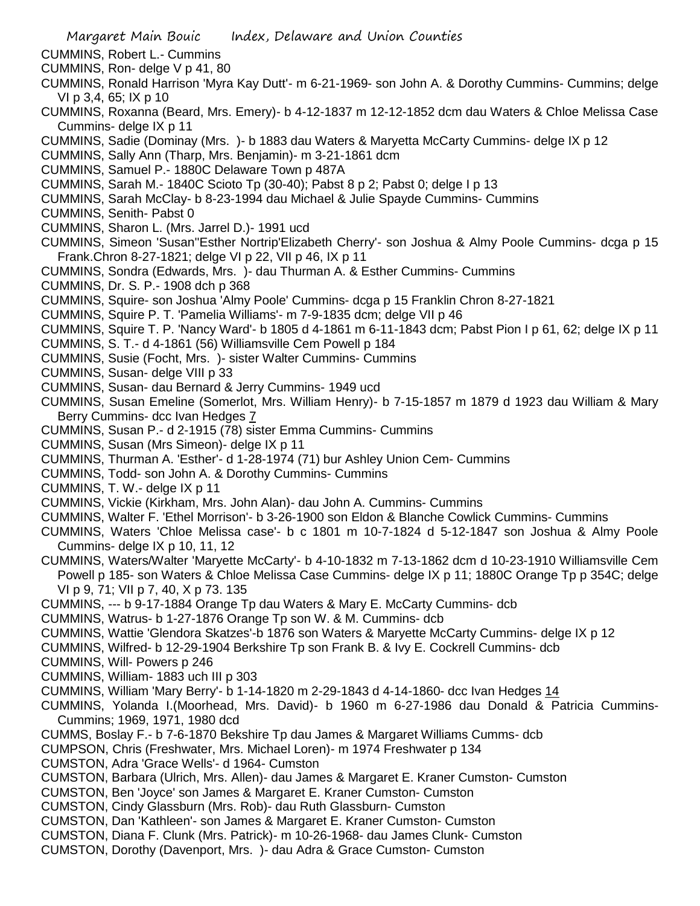CUMMINS, Robert L.- Cummins
CUMMINS, Ron- delge V p 41, 80
CUMMINS, Ronald Harrison 'Myra Kay Dutt'- m 6-21-1969- son John A. & Dorothy Cummins- Cummins; delge VI p 3,4, 65; IX p 10
CUMMINS, Roxanna (Beard, Mrs. Emery)- b 4-12-1837 m 12-12-1852 dcm dau Waters & Chloe Melissa Case Cummins- delge IX p 11
CUMMINS, Sadie (Dominay (Mrs. )- b 1883 dau Waters & Maryetta McCarty Cummins- delge IX p 12
CUMMINS, Sally Ann (Tharp, Mrs. Benjamin)- m 3-21-1861 dcm
CUMMINS, Samuel P.- 1880C Delaware Town p 487A
CUMMINS, Sarah M.- 1840C Scioto Tp (30-40); Pabst 8 p 2; Pabst 0; delge I p 13
CUMMINS, Sarah McClay- b 8-23-1994 dau Michael & Julie Spayde Cummins- Cummins
CUMMINS, Senith- Pabst 0
CUMMINS, Sharon L. (Mrs. Jarrel D.)- 1991 ucd
CUMMINS, Simeon 'Susan''Esther Nortrip'Elizabeth Cherry'- son Joshua & Almy Poole Cummins- dcga p 15 Frank.Chron 8-27-1821; delge VI p 22, VII p 46, IX p 11
CUMMINS, Sondra (Edwards, Mrs. )- dau Thurman A. & Esther Cummins- Cummins
CUMMINS, Dr. S. P.- 1908 dch p 368
CUMMINS, Squire- son Joshua 'Almy Poole' Cummins- dcga p 15 Franklin Chron 8-27-1821
CUMMINS, Squire P. T. 'Pamelia Williams'- m 7-9-1835 dcm; delge VII p 46
CUMMINS, Squire T. P. 'Nancy Ward'- b 1805 d 4-1861 m 6-11-1843 dcm; Pabst Pion I p 61, 62; delge IX p 11
CUMMINS, S. T.- d 4-1861 (56) Williamsville Cem Powell p 184
CUMMINS, Susie (Focht, Mrs. )- sister Walter Cummins- Cummins
CUMMINS, Susan- delge VIII p 33
CUMMINS, Susan- dau Bernard & Jerry Cummins- 1949 ucd
CUMMINS, Susan Emeline (Somerlot, Mrs. William Henry)- b 7-15-1857 m 1879 d 1923 dau William & Mary Berry Cummins- dcc Ivan Hedges 7
CUMMINS, Susan P.- d 2-1915 (78) sister Emma Cummins- Cummins
CUMMINS, Susan (Mrs Simeon)- delge IX p 11
CUMMINS, Thurman A. 'Esther'- d 1-28-1974 (71) bur Ashley Union Cem- Cummins
CUMMINS, Todd- son John A. & Dorothy Cummins- Cummins
CUMMINS, T. W.- delge IX p 11
CUMMINS, Vickie (Kirkham, Mrs. John Alan)- dau John A. Cummins- Cummins
CUMMINS, Walter F. 'Ethel Morrison'- b 3-26-1900 son Eldon & Blanche Cowlick Cummins- Cummins
CUMMINS, Waters 'Chloe Melissa case'- b c 1801 m 10-7-1824 d 5-12-1847 son Joshua & Almy Poole Cummins- delge IX p 10, 11, 12
CUMMINS, Waters/Walter 'Maryette McCarty'- b 4-10-1832 m 7-13-1862 dcm d 10-23-1910 Williamsville Cem Powell p 185- son Waters & Chloe Melissa Case Cummins- delge IX p 11; 1880C Orange Tp p 354C; delge VI p 9, 71; VII p 7, 40, X p 73. 135
CUMMINS, --- b 9-17-1884 Orange Tp dau Waters & Mary E. McCarty Cummins- dcb
CUMMINS, Watrus- b 1-27-1876 Orange Tp son W. & M. Cummins- dcb
CUMMINS, Wattie 'Glendora Skatzes'-b 1876 son Waters & Maryette McCarty Cummins- delge IX p 12
CUMMINS, Wilfred- b 12-29-1904 Berkshire Tp son Frank B. & Ivy E. Cockrell Cummins- dcb
CUMMINS, Will- Powers p 246
CUMMINS, William- 1883 uch III p 303
CUMMINS, William 'Mary Berry'- b 1-14-1820 m 2-29-1843 d 4-14-1860- dcc Ivan Hedges 14
CUMMINS, Yolanda I.(Moorhead, Mrs. David)- b 1960 m 6-27-1986 dau Donald & Patricia Cummins- Cummins; 1969, 1971, 1980 dcd
CUMMS, Boslay F.- b 7-6-1870 Bekshire Tp dau James & Margaret Williams Cumms- dcb
CUMPSON, Chris (Freshwater, Mrs. Michael Loren)- m 1974 Freshwater p 134
CUMSTON, Adra 'Grace Wells'- d 1964- Cumston
CUMSTON, Barbara (Ulrich, Mrs. Allen)- dau James & Margaret E. Kraner Cumston- Cumston
CUMSTON, Ben 'Joyce' son James & Margaret E. Kraner Cumston- Cumston
CUMSTON, Cindy Glassburn (Mrs. Rob)- dau Ruth Glassburn- Cumston
CUMSTON, Dan 'Kathleen'- son James & Margaret E. Kraner Cumston- Cumston
CUMSTON, Diana F. Clunk (Mrs. Patrick)- m 10-26-1968- dau James Clunk- Cumston
CUMSTON, Dorothy (Davenport, Mrs. )- dau Adra & Grace Cumston- Cumston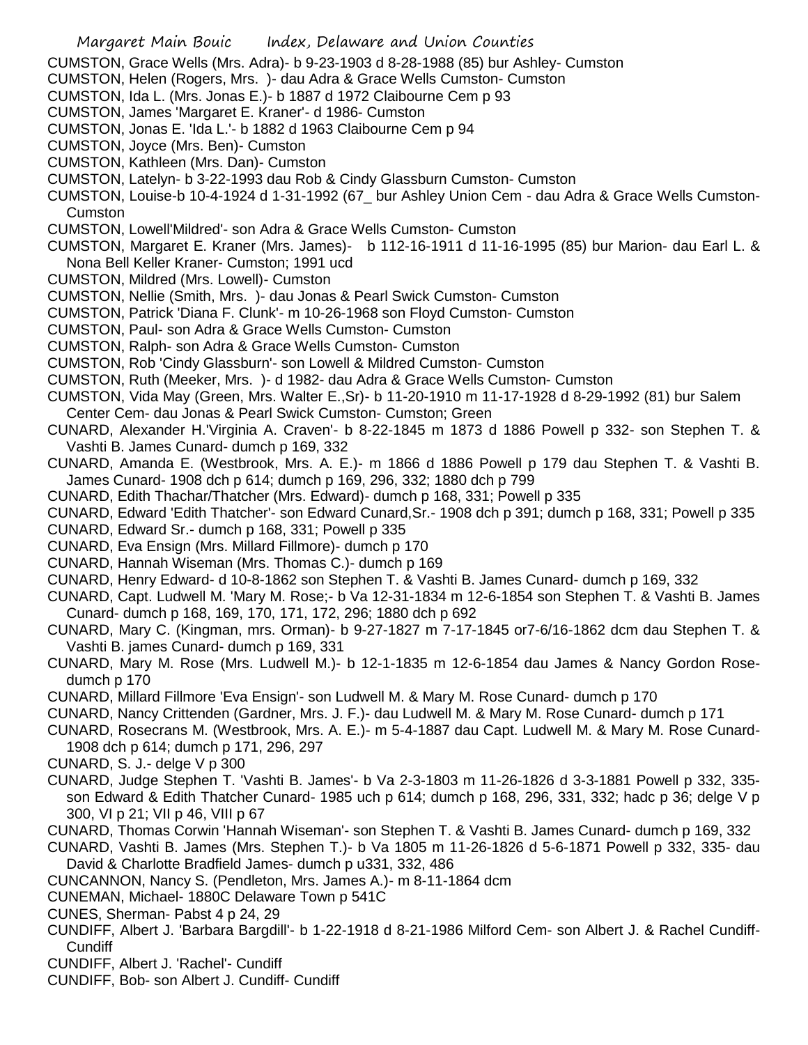CUMSTON, Grace Wells (Mrs. Adra)- b 9-23-1903 d 8-28-1988 (85) bur Ashley- Cumston

CUMSTON, Helen (Rogers, Mrs. )- dau Adra & Grace Wells Cumston- Cumston

CUMSTON, Ida L. (Mrs. Jonas E.)- b 1887 d 1972 Claibourne Cem p 93

CUMSTON, James 'Margaret E. Kraner'- d 1986- Cumston

CUMSTON, Jonas E. 'Ida L.'- b 1882 d 1963 Claibourne Cem p 94

CUMSTON, Joyce (Mrs. Ben)- Cumston

CUMSTON, Kathleen (Mrs. Dan)- Cumston

CUMSTON, Latelyn- b 3-22-1993 dau Rob & Cindy Glassburn Cumston- Cumston

CUMSTON, Louise-b 10-4-1924 d 1-31-1992 (67_ bur Ashley Union Cem - dau Adra & Grace Wells Cumston- Cumston

CUMSTON, Lowell'Mildred'- son Adra & Grace Wells Cumston- Cumston

CUMSTON, Margaret E. Kraner (Mrs. James)- b 112-16-1911 d 11-16-1995 (85) bur Marion- dau Earl L. & Nona Bell Keller Kraner- Cumston; 1991 ucd

CUMSTON, Mildred (Mrs. Lowell)- Cumston

CUMSTON, Nellie (Smith, Mrs. )- dau Jonas & Pearl Swick Cumston- Cumston

CUMSTON, Patrick 'Diana F. Clunk'- m 10-26-1968 son Floyd Cumston- Cumston

CUMSTON, Paul- son Adra & Grace Wells Cumston- Cumston

CUMSTON, Ralph- son Adra & Grace Wells Cumston- Cumston

CUMSTON, Rob 'Cindy Glassburn'- son Lowell & Mildred Cumston- Cumston

CUMSTON, Ruth (Meeker, Mrs. )- d 1982- dau Adra & Grace Wells Cumston- Cumston

CUMSTON, Vida May (Green, Mrs. Walter E.,Sr)- b 11-20-1910 m 11-17-1928 d 8-29-1992 (81) bur Salem Center Cem- dau Jonas & Pearl Swick Cumston- Cumston; Green

CUNARD, Alexander H.'Virginia A. Craven'- b 8-22-1845 m 1873 d 1886 Powell p 332- son Stephen T. & Vashti B. James Cunard- dumch p 169, 332

CUNARD, Amanda E. (Westbrook, Mrs. A. E.)- m 1866 d 1886 Powell p 179 dau Stephen T. & Vashti B. James Cunard- 1908 dch p 614; dumch p 169, 296, 332; 1880 dch p 799

CUNARD, Edith Thachar/Thatcher (Mrs. Edward)- dumch p 168, 331; Powell p 335

CUNARD, Edward 'Edith Thatcher'- son Edward Cunard,Sr.- 1908 dch p 391; dumch p 168, 331; Powell p 335

CUNARD, Edward Sr.- dumch p 168, 331; Powell p 335

CUNARD, Eva Ensign (Mrs. Millard Fillmore)- dumch p 170

CUNARD, Hannah Wiseman (Mrs. Thomas C.)- dumch p 169

CUNARD, Henry Edward- d 10-8-1862 son Stephen T. & Vashti B. James Cunard- dumch p 169, 332

CUNARD, Capt. Ludwell M. 'Mary M. Rose;- b Va 12-31-1834 m 12-6-1854 son Stephen T. & Vashti B. James Cunard- dumch p 168, 169, 170, 171, 172, 296; 1880 dch p 692

CUNARD, Mary C. (Kingman, mrs. Orman)- b 9-27-1827 m 7-17-1845 or7-6/16-1862 dcm dau Stephen T. & Vashti B. james Cunard- dumch p 169, 331

CUNARD, Mary M. Rose (Mrs. Ludwell M.)- b 12-1-1835 m 12-6-1854 dau James & Nancy Gordon Rose- dumch p 170

CUNARD, Millard Fillmore 'Eva Ensign'- son Ludwell M. & Mary M. Rose Cunard- dumch p 170

CUNARD, Nancy Crittenden (Gardner, Mrs. J. F.)- dau Ludwell M. & Mary M. Rose Cunard- dumch p 171

CUNARD, Rosecrans M. (Westbrook, Mrs. A. E.)- m 5-4-1887 dau Capt. Ludwell M. & Mary M. Rose Cunard- 1908 dch p 614; dumch p 171, 296, 297

CUNARD, S. J.- delge V p 300

CUNARD, Judge Stephen T. 'Vashti B. James'- b Va 2-3-1803 m 11-26-1826 d 3-3-1881 Powell p 332, 335- son Edward & Edith Thatcher Cunard- 1985 uch p 614; dumch p 168, 296, 331, 332; hadc p 36; delge V p 300, VI p 21; VII p 46, VIII p 67

CUNARD, Thomas Corwin 'Hannah Wiseman'- son Stephen T. & Vashti B. James Cunard- dumch p 169, 332

CUNARD, Vashti B. James (Mrs. Stephen T.)- b Va 1805 m 11-26-1826 d 5-6-1871 Powell p 332, 335- dau David & Charlotte Bradfield James- dumch p u331, 332, 486

CUNCANNON, Nancy S. (Pendleton, Mrs. James A.)- m 8-11-1864 dcm

CUNEMAN, Michael- 1880C Delaware Town p 541C

CUNES, Sherman- Pabst 4 p 24, 29

CUNDIFF, Albert J. 'Barbara Bargdill'- b 1-22-1918 d 8-21-1986 Milford Cem- son Albert J. & Rachel Cundiff- Cundiff

CUNDIFF, Albert J. 'Rachel'- Cundiff

CUNDIFF, Bob- son Albert J. Cundiff- Cundiff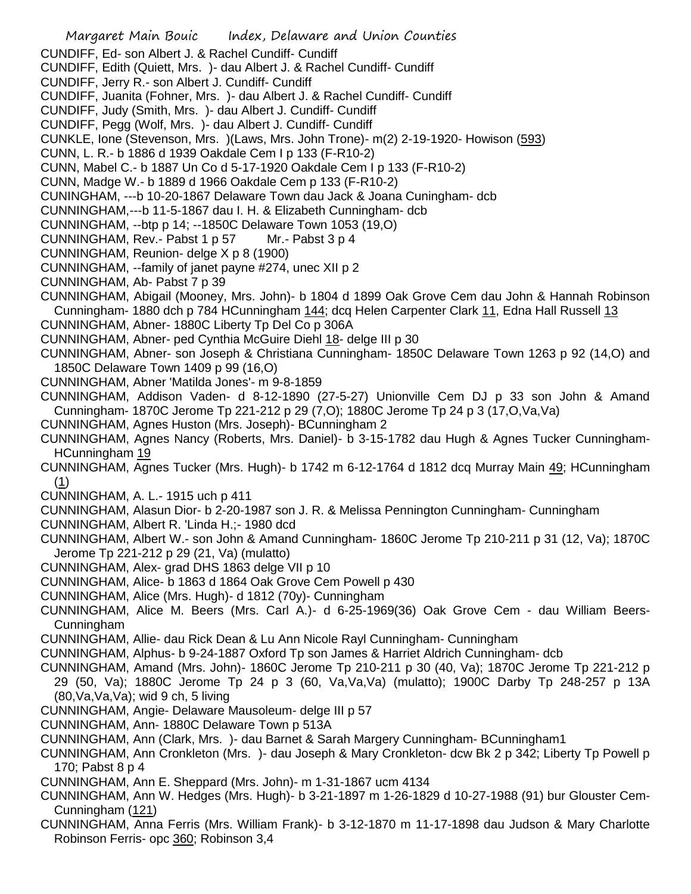CUNDIFF, Ed- son Albert J. & Rachel Cundiff- Cundiff
CUNDIFF, Edith (Quiett, Mrs. )- dau Albert J. & Rachel Cundiff- Cundiff
CUNDIFF, Jerry R.- son Albert J. Cundiff- Cundiff
CUNDIFF, Juanita (Fohner, Mrs. )- dau Albert J. & Rachel Cundiff- Cundiff
CUNDIFF, Judy (Smith, Mrs. )- dau Albert J. Cundiff- Cundiff
CUNDIFF, Pegg (Wolf, Mrs. )- dau Albert J. Cundiff- Cundiff
CUNKLE, Ione (Stevenson, Mrs. )(Laws, Mrs. John Trone)- m(2) 2-19-1920- Howison (593)
CUNN, L. R.- b 1886 d 1939 Oakdale Cem I p 133 (F-R10-2)
CUNN, Mabel C.- b 1887 Un Co d 5-17-1920 Oakdale Cem I p 133 (F-R10-2)
CUNN, Madge W.- b 1889 d 1966 Oakdale Cem p 133 (F-R10-2)
CUNINGHAM, ---b 10-20-1867 Delaware Town dau Jack & Joana Cuningham- dcb
CUNNINGHAM,---b 11-5-1867 dau I. H. & Elizabeth Cunningham- dcb
CUNNINGHAM, --btp p 14; --1850C Delaware Town 1053 (19,O)
CUNNINGHAM, Rev.- Pabst 1 p 57 Mr.- Pabst 3 p 4
CUNNINGHAM, Reunion- delge X p 8 (1900)
CUNNINGHAM, --family of janet payne #274, unec XII p 2
CUNNINGHAM, Ab- Pabst 7 p 39
CUNNINGHAM, Abigail (Mooney, Mrs. John)- b 1804 d 1899 Oak Grove Cem dau John & Hannah Robinson Cunningham- 1880 dch p 784 HCunningham 144; dcq Helen Carpenter Clark 11, Edna Hall Russell 13
CUNNINGHAM, Abner- 1880C Liberty Tp Del Co p 306A
CUNNINGHAM, Abner- ped Cynthia McGuire Diehl 18- delge III p 30
CUNNINGHAM, Abner- son Joseph & Christiana Cunningham- 1850C Delaware Town 1263 p 92 (14,O) and 1850C Delaware Town 1409 p 99 (16,O)
CUNNINGHAM, Abner 'Matilda Jones'- m 9-8-1859
CUNNINGHAM, Addison Vaden- d 8-12-1890 (27-5-27) Unionville Cem DJ p 33 son John & Amand Cunningham- 1870C Jerome Tp 221-212 p 29 (7,O); 1880C Jerome Tp 24 p 3 (17,O,Va,Va)
CUNNINGHAM, Agnes Huston (Mrs. Joseph)- BCunningham 2
CUNNINGHAM, Agnes Nancy (Roberts, Mrs. Daniel)- b 3-15-1782 dau Hugh & Agnes Tucker Cunningham- HCunningham 19
CUNNINGHAM, Agnes Tucker (Mrs. Hugh)- b 1742 m 6-12-1764 d 1812 dcq Murray Main 49; HCunningham (1)
CUNNINGHAM, A. L.- 1915 uch p 411
CUNNINGHAM, Alasun Dior- b 2-20-1987 son J. R. & Melissa Pennington Cunningham- Cunningham
CUNNINGHAM, Albert R. 'Linda H.;- 1980 dcd
CUNNINGHAM, Albert W.- son John & Amand Cunningham- 1860C Jerome Tp 210-211 p 31 (12, Va); 1870C Jerome Tp 221-212 p 29 (21, Va) (mulatto)
CUNNINGHAM, Alex- grad DHS 1863 delge VII p 10
CUNNINGHAM, Alice- b 1863 d 1864 Oak Grove Cem Powell p 430
CUNNINGHAM, Alice (Mrs. Hugh)- d 1812 (70y)- Cunningham
CUNNINGHAM, Alice M. Beers (Mrs. Carl A.)- d 6-25-1969(36) Oak Grove Cem - dau William Beers- Cunningham
CUNNINGHAM, Allie- dau Rick Dean & Lu Ann Nicole Rayl Cunningham- Cunningham
CUNNINGHAM, Alphus- b 9-24-1887 Oxford Tp son James & Harriet Aldrich Cunningham- dcb
CUNNINGHAM, Amand (Mrs. John)- 1860C Jerome Tp 210-211 p 30 (40, Va); 1870C Jerome Tp 221-212 p 29 (50, Va); 1880C Jerome Tp 24 p 3 (60, Va,Va,Va) (mulatto); 1900C Darby Tp 248-257 p 13A (80,Va,Va,Va); wid 9 ch, 5 living
CUNNINGHAM, Angie- Delaware Mausoleum- delge III p 57
CUNNINGHAM, Ann- 1880C Delaware Town p 513A
CUNNINGHAM, Ann (Clark, Mrs. )- dau Barnet & Sarah Margery Cunningham- BCunningham1
CUNNINGHAM, Ann Cronkleton (Mrs. )- dau Joseph & Mary Cronkleton- dcw Bk 2 p 342; Liberty Tp Powell p 170; Pabst 8 p 4
CUNNINGHAM, Ann E. Sheppard (Mrs. John)- m 1-31-1867 ucm 4134
CUNNINGHAM, Ann W. Hedges (Mrs. Hugh)- b 3-21-1897 m 1-26-1829 d 10-27-1988 (91) bur Glouster Cem- Cunningham (121)
CUNNINGHAM, Anna Ferris (Mrs. William Frank)- b 3-12-1870 m 11-17-1898 dau Judson & Mary Charlotte Robinson Ferris- opc 360; Robinson 3,4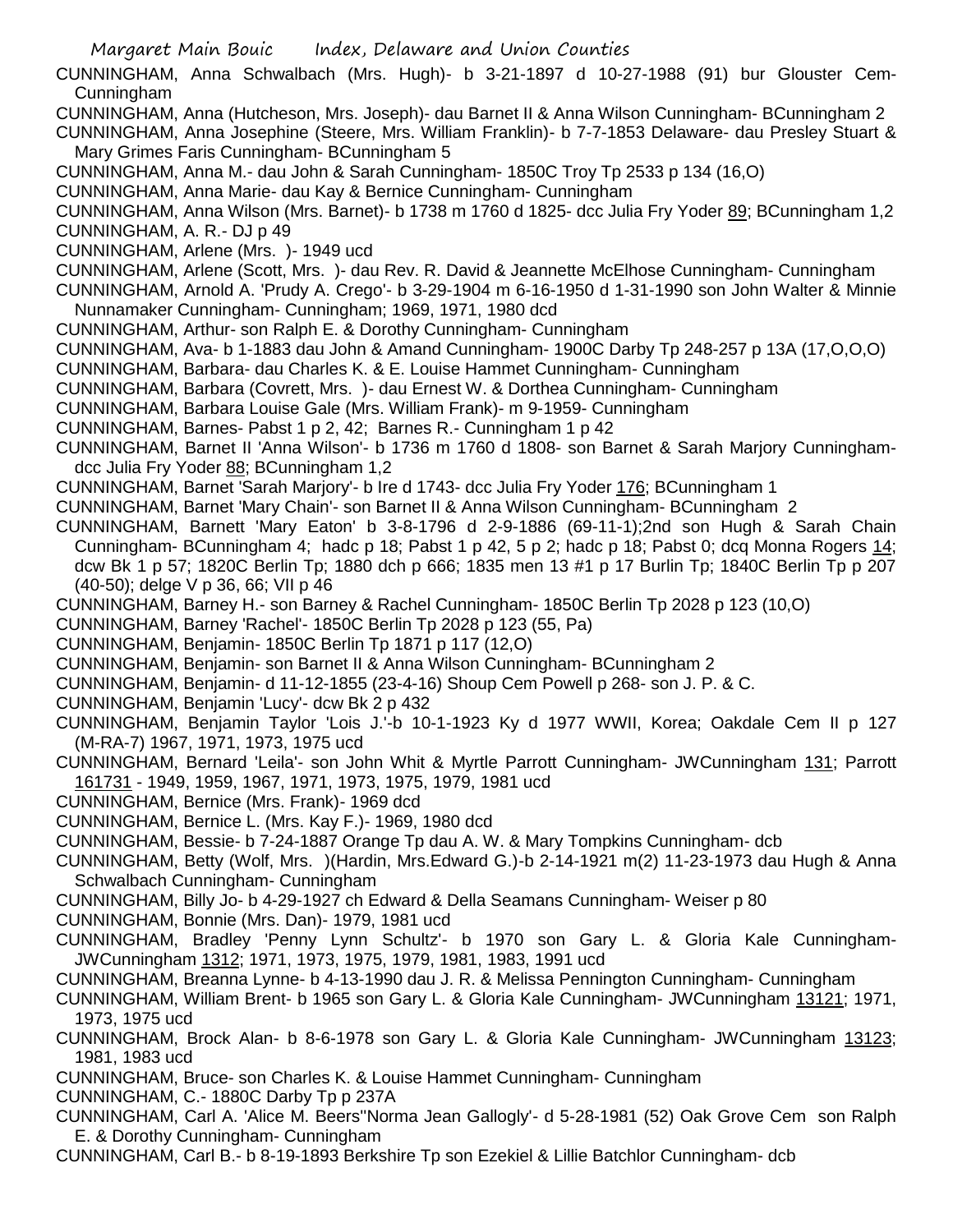CUNNINGHAM, Anna Schwalbach (Mrs. Hugh)- b 3-21-1897 d 10-27-1988 (91) bur Glouster Cem- Cunningham

CUNNINGHAM, Anna (Hutcheson, Mrs. Joseph)- dau Barnet II & Anna Wilson Cunningham- BCunningham 2

CUNNINGHAM, Anna Josephine (Steere, Mrs. William Franklin)- b 7-7-1853 Delaware- dau Presley Stuart & Mary Grimes Faris Cunningham- BCunningham 5

CUNNINGHAM, Anna M.- dau John & Sarah Cunningham- 1850C Troy Tp 2533 p 134 (16,O)

CUNNINGHAM, Anna Marie- dau Kay & Bernice Cunningham- Cunningham

CUNNINGHAM, Anna Wilson (Mrs. Barnet)- b 1738 m 1760 d 1825- dcc Julia Fry Yoder 89; BCunningham 1,2

CUNNINGHAM, A. R.- DJ p 49

CUNNINGHAM, Arlene (Mrs. )- 1949 ucd

CUNNINGHAM, Arlene (Scott, Mrs. )- dau Rev. R. David & Jeannette McElhose Cunningham- Cunningham

CUNNINGHAM, Arnold A. 'Prudy A. Crego'- b 3-29-1904 m 6-16-1950 d 1-31-1990 son John Walter & Minnie Nunnamaker Cunningham- Cunningham; 1969, 1971, 1980 dcd

CUNNINGHAM, Arthur- son Ralph E. & Dorothy Cunningham- Cunningham

CUNNINGHAM, Ava- b 1-1883 dau John & Amand Cunningham- 1900C Darby Tp 248-257 p 13A (17,O,O,O)

CUNNINGHAM, Barbara- dau Charles K. & E. Louise Hammet Cunningham- Cunningham

CUNNINGHAM, Barbara (Covrett, Mrs. )- dau Ernest W. & Dorthea Cunningham- Cunningham

CUNNINGHAM, Barbara Louise Gale (Mrs. William Frank)- m 9-1959- Cunningham

CUNNINGHAM, Barnes- Pabst 1 p 2, 42; Barnes R.- Cunningham 1 p 42

CUNNINGHAM, Barnet II 'Anna Wilson'- b 1736 m 1760 d 1808- son Barnet & Sarah Marjory Cunningham- dcc Julia Fry Yoder 88; BCunningham 1,2

CUNNINGHAM, Barnet 'Sarah Marjory'- b Ire d 1743- dcc Julia Fry Yoder 176; BCunningham 1

CUNNINGHAM, Barnet 'Mary Chain'- son Barnet II & Anna Wilson Cunningham- BCunningham 2

CUNNINGHAM, Barnett 'Mary Eaton' b 3-8-1796 d 2-9-1886 (69-11-1);2nd son Hugh & Sarah Chain Cunningham- BCunningham 4; hadc p 18; Pabst 1 p 42, 5 p 2; hadc p 18; Pabst 0; dcq Monna Rogers 14; dcw Bk 1 p 57; 1820C Berlin Tp; 1880 dch p 666; 1835 men 13 #1 p 17 Burlin Tp; 1840C Berlin Tp p 207 (40-50); delge V p 36, 66; VII p 46

CUNNINGHAM, Barney H.- son Barney & Rachel Cunningham- 1850C Berlin Tp 2028 p 123 (10,O)

CUNNINGHAM, Barney 'Rachel'- 1850C Berlin Tp 2028 p 123 (55, Pa)

CUNNINGHAM, Benjamin- 1850C Berlin Tp 1871 p 117 (12,O)

CUNNINGHAM, Benjamin- son Barnet II & Anna Wilson Cunningham- BCunningham 2

CUNNINGHAM, Benjamin- d 11-12-1855 (23-4-16) Shoup Cem Powell p 268- son J. P. & C.

CUNNINGHAM, Benjamin 'Lucy'- dcw Bk 2 p 432

CUNNINGHAM, Benjamin Taylor 'Lois J.'-b 10-1-1923 Ky d 1977 WWII, Korea; Oakdale Cem II p 127 (M-RA-7) 1967, 1971, 1973, 1975 ucd

CUNNINGHAM, Bernard 'Leila'- son John Whit & Myrtle Parrott Cunningham- JWCunningham 131; Parrott 161731 - 1949, 1959, 1967, 1971, 1973, 1975, 1979, 1981 ucd

CUNNINGHAM, Bernice (Mrs. Frank)- 1969 dcd

CUNNINGHAM, Bernice L. (Mrs. Kay F.)- 1969, 1980 dcd

CUNNINGHAM, Bessie- b 7-24-1887 Orange Tp dau A. W. & Mary Tompkins Cunningham- dcb

CUNNINGHAM, Betty (Wolf, Mrs. )(Hardin, Mrs.Edward G.)-b 2-14-1921 m(2) 11-23-1973 dau Hugh & Anna Schwalbach Cunningham- Cunningham

CUNNINGHAM, Billy Jo- b 4-29-1927 ch Edward & Della Seamans Cunningham- Weiser p 80

CUNNINGHAM, Bonnie (Mrs. Dan)- 1979, 1981 ucd

CUNNINGHAM, Bradley 'Penny Lynn Schultz'- b 1970 son Gary L. & Gloria Kale Cunningham- JWCunningham 1312; 1971, 1973, 1975, 1979, 1981, 1983, 1991 ucd

CUNNINGHAM, Breanna Lynne- b 4-13-1990 dau J. R. & Melissa Pennington Cunningham- Cunningham

CUNNINGHAM, William Brent- b 1965 son Gary L. & Gloria Kale Cunningham- JWCunningham 13121; 1971, 1973, 1975 ucd

CUNNINGHAM, Brock Alan- b 8-6-1978 son Gary L. & Gloria Kale Cunningham- JWCunningham 13123; 1981, 1983 ucd

CUNNINGHAM, Bruce- son Charles K. & Louise Hammet Cunningham- Cunningham

CUNNINGHAM, C.- 1880C Darby Tp p 237A

CUNNINGHAM, Carl A. 'Alice M. Beers''Norma Jean Gallogly'- d 5-28-1981 (52) Oak Grove Cem son Ralph E. & Dorothy Cunningham- Cunningham

CUNNINGHAM, Carl B.- b 8-19-1893 Berkshire Tp son Ezekiel & Lillie Batchlor Cunningham- dcb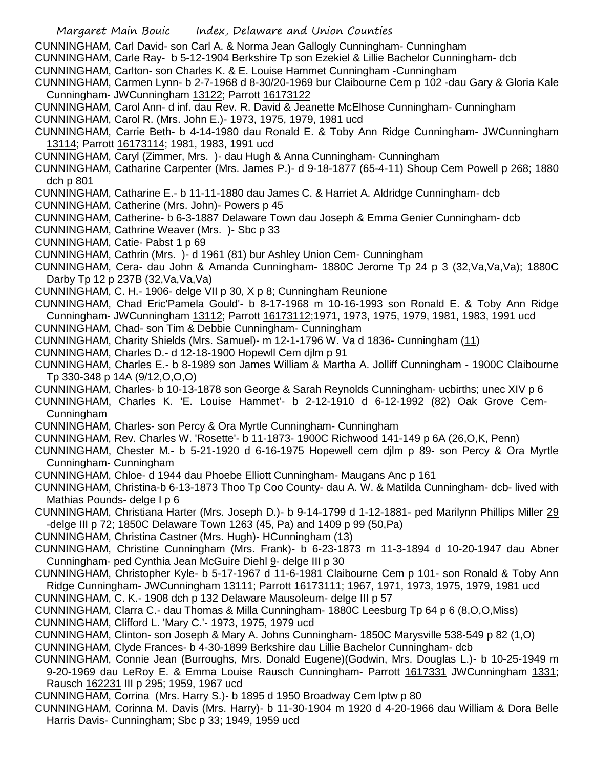CUNNINGHAM, Carl David- son Carl A. & Norma Jean Gallogly Cunningham- Cunningham

CUNNINGHAM, Carle Ray- b 5-12-1904 Berkshire Tp son Ezekiel & Lillie Bachelor Cunningham- dcb

CUNNINGHAM, Carlton- son Charles K. & E. Louise Hammet Cunningham -Cunningham

CUNNINGHAM, Carmen Lynn- b 2-7-1968 d 8-30/20-1969 bur Claibourne Cem p 102 -dau Gary & Gloria Kale Cunningham- JWCunningham 13122; Parrott 16173122

CUNNINGHAM, Carol Ann- d inf. dau Rev. R. David & Jeanette McElhose Cunningham- Cunningham

CUNNINGHAM, Carol R. (Mrs. John E.)- 1973, 1975, 1979, 1981 ucd

CUNNINGHAM, Carrie Beth- b 4-14-1980 dau Ronald E. & Toby Ann Ridge Cunningham- JWCunningham 13114; Parrott 16173114; 1981, 1983, 1991 ucd

CUNNINGHAM, Caryl (Zimmer, Mrs. )- dau Hugh & Anna Cunningham- Cunningham

CUNNINGHAM, Catharine Carpenter (Mrs. James P.)- d 9-18-1877 (65-4-11) Shoup Cem Powell p 268; 1880 dch p 801

CUNNINGHAM, Catharine E.- b 11-11-1880 dau James C. & Harriet A. Aldridge Cunningham- dcb

CUNNINGHAM, Catherine (Mrs. John)- Powers p 45

CUNNINGHAM, Catherine- b 6-3-1887 Delaware Town dau Joseph & Emma Genier Cunningham- dcb

CUNNINGHAM, Cathrine Weaver (Mrs. )- Sbc p 33

CUNNINGHAM, Catie- Pabst 1 p 69

CUNNINGHAM, Cathrin (Mrs. )- d 1961 (81) bur Ashley Union Cem- Cunningham

CUNNINGHAM, Cera- dau John & Amanda Cunningham- 1880C Jerome Tp 24 p 3 (32,Va,Va,Va); 1880C Darby Tp 12 p 237B (32,Va,Va,Va)

CUNNINGHAM, C. H.- 1906- delge VII p 30, X p 8; Cunningham Reunione

CUNNINGHAM, Chad Eric'Pamela Gould'- b 8-17-1968 m 10-16-1993 son Ronald E. & Toby Ann Ridge Cunningham- JWCunningham 13112; Parrott 16173112;1971, 1973, 1975, 1979, 1981, 1983, 1991 ucd

CUNNINGHAM, Chad- son Tim & Debbie Cunningham- Cunningham

CUNNINGHAM, Charity Shields (Mrs. Samuel)- m 12-1-1796 W. Va d 1836- Cunningham (11)

CUNNINGHAM, Charles D.- d 12-18-1900 Hopewll Cem djlm p 91

CUNNINGHAM, Charles E.- b 8-1989 son James William & Martha A. Jolliff Cunningham - 1900C Claibourne Tp 330-348 p 14A (9/12,O,O,O)

CUNNINGHAM, Charles- b 10-13-1878 son George & Sarah Reynolds Cunningham- ucbirths; unec XIV p 6

CUNNINGHAM, Charles K. 'E. Louise Hammet'- b 2-12-1910 d 6-12-1992 (82) Oak Grove Cem-Cunningham

CUNNINGHAM, Charles- son Percy & Ora Myrtle Cunningham- Cunningham

CUNNINGHAM, Rev. Charles W. 'Rosette'- b 11-1873- 1900C Richwood 141-149 p 6A (26,O,K, Penn)

CUNNINGHAM, Chester M.- b 5-21-1920 d 6-16-1975 Hopewell cem djlm p 89- son Percy & Ora Myrtle Cunningham- Cunningham

CUNNINGHAM, Chloe- d 1944 dau Phoebe Elliott Cunningham- Maugans Anc p 161

CUNNINGHAM, Christina-b 6-13-1873 Thoo Tp Coo County- dau A. W. & Matilda Cunningham- dcb- lived with Mathias Pounds- delge I p 6

CUNNINGHAM, Christiana Harter (Mrs. Joseph D.)- b 9-14-1799 d 1-12-1881- ped Marilynn Phillips Miller 29 -delge III p 72; 1850C Delaware Town 1263 (45, Pa) and 1409 p 99 (50,Pa)

CUNNINGHAM, Christina Castner (Mrs. Hugh)- HCunningham (13)

CUNNINGHAM, Christine Cunningham (Mrs. Frank)- b 6-23-1873 m 11-3-1894 d 10-20-1947 dau Abner Cunningham- ped Cynthia Jean McGuire Diehl 9- delge III p 30

CUNNINGHAM, Christopher Kyle- b 5-17-1967 d 11-6-1981 Claibourne Cem p 101- son Ronald & Toby Ann Ridge Cunningham- JWCunningham 13111; Parrott 16173111; 1967, 1971, 1973, 1975, 1979, 1981 ucd

CUNNINGHAM, C. K.- 1908 dch p 132 Delaware Mausoleum- delge III p 57

CUNNINGHAM, Clarra C.- dau Thomas & Milla Cunningham- 1880C Leesburg Tp 64 p 6 (8,O,O,Miss)

CUNNINGHAM, Clifford L. 'Mary C.'- 1973, 1975, 1979 ucd

CUNNINGHAM, Clinton- son Joseph & Mary A. Johns Cunningham- 1850C Marysville 538-549 p 82 (1,O)

CUNNINGHAM, Clyde Frances- b 4-30-1899 Berkshire dau Lillie Bachelor Cunningham- dcb

CUNNINGHAM, Connie Jean (Burroughs, Mrs. Donald Eugene)(Godwin, Mrs. Douglas L.)- b 10-25-1949 m 9-20-1969 dau LeRoy E. & Emma Louise Rausch Cunningham- Parrott 1617331 JWCunningham 1331; Rausch 162231 III p 295; 1959, 1967 ucd

CUNNINGHAM, Corrina (Mrs. Harry S.)- b 1895 d 1950 Broadway Cem lptw p 80

CUNNINGHAM, Corinna M. Davis (Mrs. Harry)- b 11-30-1904 m 1920 d 4-20-1966 dau William & Dora Belle Harris Davis- Cunningham; Sbc p 33; 1949, 1959 ucd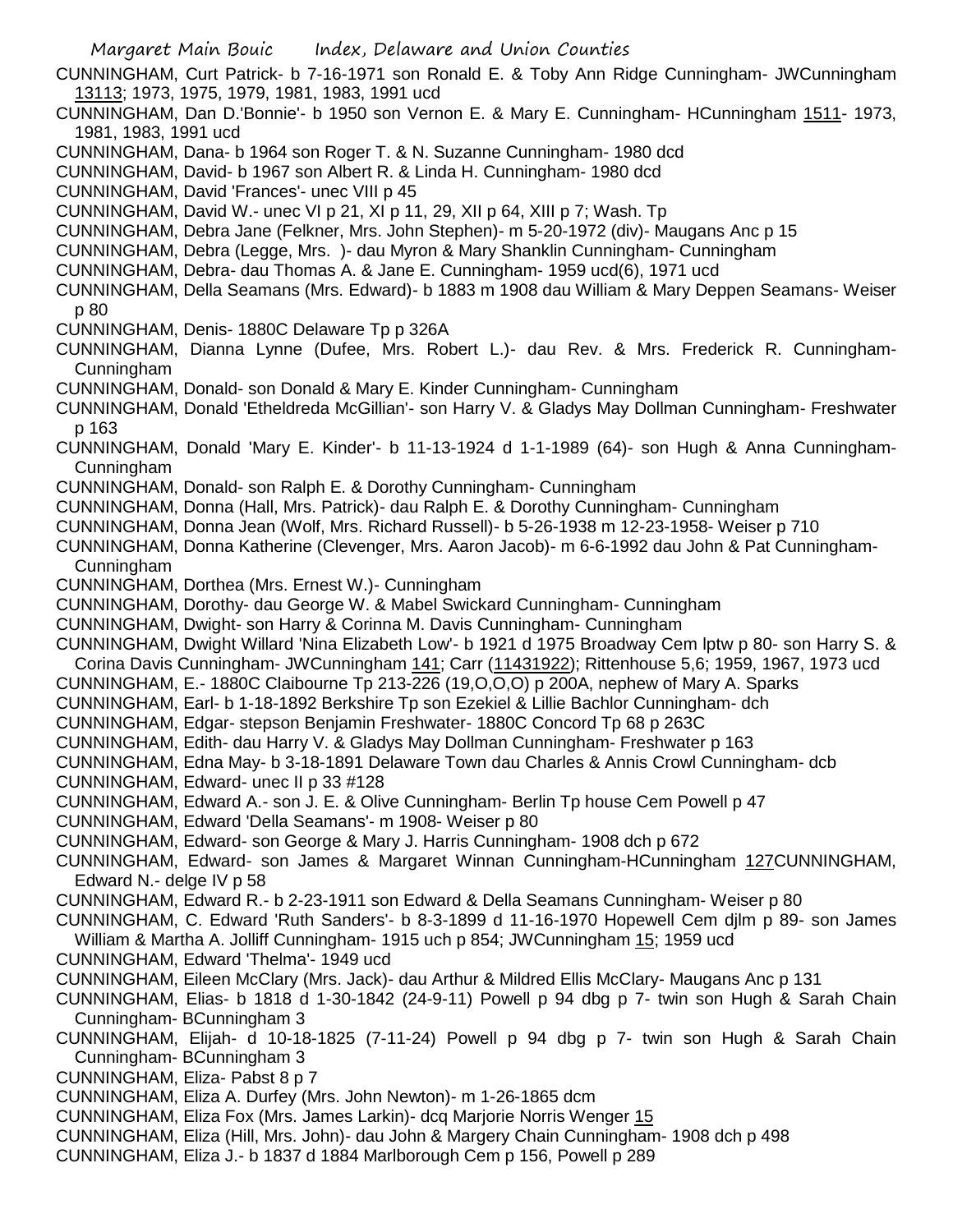CUNNINGHAM, Curt Patrick- b 7-16-1971 son Ronald E. & Toby Ann Ridge Cunningham- JWCunningham 13113; 1973, 1975, 1979, 1981, 1983, 1991 ucd

CUNNINGHAM, Dan D.'Bonnie'- b 1950 son Vernon E. & Mary E. Cunningham- HCunningham 1511- 1973, 1981, 1983, 1991 ucd

CUNNINGHAM, Dana- b 1964 son Roger T. & N. Suzanne Cunningham- 1980 dcd

CUNNINGHAM, David- b 1967 son Albert R. & Linda H. Cunningham- 1980 dcd

CUNNINGHAM, David 'Frances'- unec VIII p 45

CUNNINGHAM, David W.- unec VI p 21, XI p 11, 29, XII p 64, XIII p 7; Wash. Tp

CUNNINGHAM, Debra Jane (Felkner, Mrs. John Stephen)- m 5-20-1972 (div)- Maugans Anc p 15

CUNNINGHAM, Debra (Legge, Mrs. )- dau Myron & Mary Shanklin Cunningham- Cunningham

CUNNINGHAM, Debra- dau Thomas A. & Jane E. Cunningham- 1959 ucd(6), 1971 ucd

CUNNINGHAM, Della Seamans (Mrs. Edward)- b 1883 m 1908 dau William & Mary Deppen Seamans- Weiser p 80

CUNNINGHAM, Denis- 1880C Delaware Tp p 326A

CUNNINGHAM, Dianna Lynne (Dufee, Mrs. Robert L.)- dau Rev. & Mrs. Frederick R. Cunningham- Cunningham

CUNNINGHAM, Donald- son Donald & Mary E. Kinder Cunningham- Cunningham

CUNNINGHAM, Donald 'Etheldreda McGillian'- son Harry V. & Gladys May Dollman Cunningham- Freshwater p 163

CUNNINGHAM, Donald 'Mary E. Kinder'- b 11-13-1924 d 1-1-1989 (64)- son Hugh & Anna Cunningham- Cunningham

CUNNINGHAM, Donald- son Ralph E. & Dorothy Cunningham- Cunningham

CUNNINGHAM, Donna (Hall, Mrs. Patrick)- dau Ralph E. & Dorothy Cunningham- Cunningham

CUNNINGHAM, Donna Jean (Wolf, Mrs. Richard Russell)- b 5-26-1938 m 12-23-1958- Weiser p 710

CUNNINGHAM, Donna Katherine (Clevenger, Mrs. Aaron Jacob)- m 6-6-1992 dau John & Pat Cunningham- Cunningham

CUNNINGHAM, Dorthea (Mrs. Ernest W.)- Cunningham

CUNNINGHAM, Dorothy- dau George W. & Mabel Swickard Cunningham- Cunningham

CUNNINGHAM, Dwight- son Harry & Corinna M. Davis Cunningham- Cunningham

CUNNINGHAM, Dwight Willard 'Nina Elizabeth Low'- b 1921 d 1975 Broadway Cem lptw p 80- son Harry S. & Corina Davis Cunningham- JWCunningham 141; Carr (11431922); Rittenhouse 5,6; 1959, 1967, 1973 ucd

CUNNINGHAM, E.- 1880C Claibourne Tp 213-226 (19,O,O,O) p 200A, nephew of Mary A. Sparks

CUNNINGHAM, Earl- b 1-18-1892 Berkshire Tp son Ezekiel & Lillie Bachlor Cunningham- dch

CUNNINGHAM, Edgar- stepson Benjamin Freshwater- 1880C Concord Tp 68 p 263C

CUNNINGHAM, Edith- dau Harry V. & Gladys May Dollman Cunningham- Freshwater p 163

CUNNINGHAM, Edna May- b 3-18-1891 Delaware Town dau Charles & Annis Crowl Cunningham- dcb

CUNNINGHAM, Edward- unec II p 33 #128

CUNNINGHAM, Edward A.- son J. E. & Olive Cunningham- Berlin Tp house Cem Powell p 47

CUNNINGHAM, Edward 'Della Seamans'- m 1908- Weiser p 80

CUNNINGHAM, Edward- son George & Mary J. Harris Cunningham- 1908 dch p 672

CUNNINGHAM, Edward- son James & Margaret Winnan Cunningham-HCunningham 127CUNNINGHAM, Edward N.- delge IV p 58

CUNNINGHAM, Edward R.- b 2-23-1911 son Edward & Della Seamans Cunningham- Weiser p 80

CUNNINGHAM, C. Edward 'Ruth Sanders'- b 8-3-1899 d 11-16-1970 Hopewell Cem djlm p 89- son James William & Martha A. Jolliff Cunningham- 1915 uch p 854; JWCunningham 15; 1959 ucd

CUNNINGHAM, Edward 'Thelma'- 1949 ucd

CUNNINGHAM, Eileen McClary (Mrs. Jack)- dau Arthur & Mildred Ellis McClary- Maugans Anc p 131

CUNNINGHAM, Elias- b 1818 d 1-30-1842 (24-9-11) Powell p 94 dbg p 7- twin son Hugh & Sarah Chain Cunningham- BCunningham 3

CUNNINGHAM, Elijah- d 10-18-1825 (7-11-24) Powell p 94 dbg p 7- twin son Hugh & Sarah Chain Cunningham- BCunningham 3

CUNNINGHAM, Eliza- Pabst 8 p 7

CUNNINGHAM, Eliza A. Durfey (Mrs. John Newton)- m 1-26-1865 dcm

CUNNINGHAM, Eliza Fox (Mrs. James Larkin)- dcq Marjorie Norris Wenger 15

CUNNINGHAM, Eliza (Hill, Mrs. John)- dau John & Margery Chain Cunningham- 1908 dch p 498

CUNNINGHAM, Eliza J.- b 1837 d 1884 Marlborough Cem p 156, Powell p 289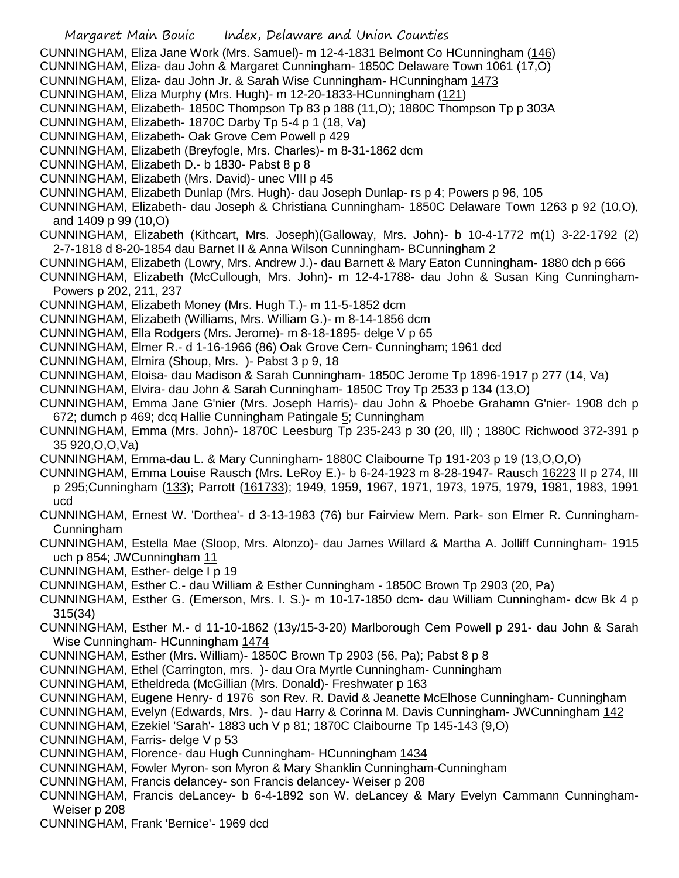CUNNINGHAM, Eliza Jane Work (Mrs. Samuel)- m 12-4-1831 Belmont Co HCunningham (146)

CUNNINGHAM, Eliza- dau John & Margaret Cunningham- 1850C Delaware Town 1061 (17,O)

CUNNINGHAM, Eliza- dau John Jr. & Sarah Wise Cunningham- HCunningham 1473

CUNNINGHAM, Eliza Murphy (Mrs. Hugh)- m 12-20-1833-HCunningham (121)

CUNNINGHAM, Elizabeth- 1850C Thompson Tp 83 p 188 (11,O); 1880C Thompson Tp p 303A

CUNNINGHAM, Elizabeth- 1870C Darby Tp 5-4 p 1 (18, Va)

CUNNINGHAM, Elizabeth- Oak Grove Cem Powell p 429

CUNNINGHAM, Elizabeth (Breyfogle, Mrs. Charles)- m 8-31-1862 dcm

CUNNINGHAM, Elizabeth D.- b 1830- Pabst 8 p 8

CUNNINGHAM, Elizabeth (Mrs. David)- unec VIII p 45

CUNNINGHAM, Elizabeth Dunlap (Mrs. Hugh)- dau Joseph Dunlap- rs p 4; Powers p 96, 105

CUNNINGHAM, Elizabeth- dau Joseph & Christiana Cunningham- 1850C Delaware Town 1263 p 92 (10,O), and 1409 p 99 (10,O)

CUNNINGHAM, Elizabeth (Kithcart, Mrs. Joseph)(Galloway, Mrs. John)- b 10-4-1772 m(1) 3-22-1792 (2) 2-7-1818 d 8-20-1854 dau Barnet II & Anna Wilson Cunningham- BCunningham 2

CUNNINGHAM, Elizabeth (Lowry, Mrs. Andrew J.)- dau Barnett & Mary Eaton Cunningham- 1880 dch p 666

CUNNINGHAM, Elizabeth (McCullough, Mrs. John)- m 12-4-1788- dau John & Susan King Cunningham- Powers p 202, 211, 237

CUNNINGHAM, Elizabeth Money (Mrs. Hugh T.)- m 11-5-1852 dcm

CUNNINGHAM, Elizabeth (Williams, Mrs. William G.)- m 8-14-1856 dcm

CUNNINGHAM, Ella Rodgers (Mrs. Jerome)- m 8-18-1895- delge V p 65

CUNNINGHAM, Elmer R.- d 1-16-1966 (86) Oak Grove Cem- Cunningham; 1961 dcd

CUNNINGHAM, Elmira (Shoup, Mrs. )- Pabst 3 p 9, 18

CUNNINGHAM, Eloisa- dau Madison & Sarah Cunningham- 1850C Jerome Tp 1896-1917 p 277 (14, Va)

CUNNINGHAM, Elvira- dau John & Sarah Cunningham- 1850C Troy Tp 2533 p 134 (13,O)

CUNNINGHAM, Emma Jane G'nier (Mrs. Joseph Harris)- dau John & Phoebe Grahamn G'nier- 1908 dch p 672; dumch p 469; dcq Hallie Cunningham Patingale 5; Cunningham

CUNNINGHAM, Emma (Mrs. John)- 1870C Leesburg Tp 235-243 p 30 (20, Ill) ; 1880C Richwood 372-391 p 35 920,O,O,Va)

CUNNINGHAM, Emma-dau L. & Mary Cunningham- 1880C Claibourne Tp 191-203 p 19 (13,O,O,O)

CUNNINGHAM, Emma Louise Rausch (Mrs. LeRoy E.)- b 6-24-1923 m 8-28-1947- Rausch 16223 II p 274, III p 295;Cunningham (133); Parrott (161733); 1949, 1959, 1967, 1971, 1973, 1975, 1979, 1981, 1983, 1991 ucd

CUNNINGHAM, Ernest W. 'Dorthea'- d 3-13-1983 (76) bur Fairview Mem. Park- son Elmer R. Cunningham- Cunningham

CUNNINGHAM, Estella Mae (Sloop, Mrs. Alonzo)- dau James Willard & Martha A. Jolliff Cunningham- 1915 uch p 854; JWCunningham 11

CUNNINGHAM, Esther- delge I p 19

CUNNINGHAM, Esther C.- dau William & Esther Cunningham - 1850C Brown Tp 2903 (20, Pa)

CUNNINGHAM, Esther G. (Emerson, Mrs. I. S.)- m 10-17-1850 dcm- dau William Cunningham- dcw Bk 4 p 315(34)

CUNNINGHAM, Esther M.- d 11-10-1862 (13y/15-3-20) Marlborough Cem Powell p 291- dau John & Sarah Wise Cunningham- HCunningham 1474

CUNNINGHAM, Esther (Mrs. William)- 1850C Brown Tp 2903 (56, Pa); Pabst 8 p 8

CUNNINGHAM, Ethel (Carrington, mrs. )- dau Ora Myrtle Cunningham- Cunningham

CUNNINGHAM, Etheldreda (McGillian (Mrs. Donald)- Freshwater p 163

CUNNINGHAM, Eugene Henry- d 1976 son Rev. R. David & Jeanette McElhose Cunningham- Cunningham

CUNNINGHAM, Evelyn (Edwards, Mrs. )- dau Harry & Corinna M. Davis Cunningham- JWCunningham 142

CUNNINGHAM, Ezekiel 'Sarah'- 1883 uch V p 81; 1870C Claibourne Tp 145-143 (9,O)

CUNNINGHAM, Farris- delge V p 53

CUNNINGHAM, Florence- dau Hugh Cunningham- HCunningham 1434

CUNNINGHAM, Fowler Myron- son Myron & Mary Shanklin Cunningham-Cunningham

CUNNINGHAM, Francis delancey- son Francis delancey- Weiser p 208

CUNNINGHAM, Francis deLancey- b 6-4-1892 son W. deLancey & Mary Evelyn Cammann Cunningham- Weiser p 208

CUNNINGHAM, Frank 'Bernice'- 1969 dcd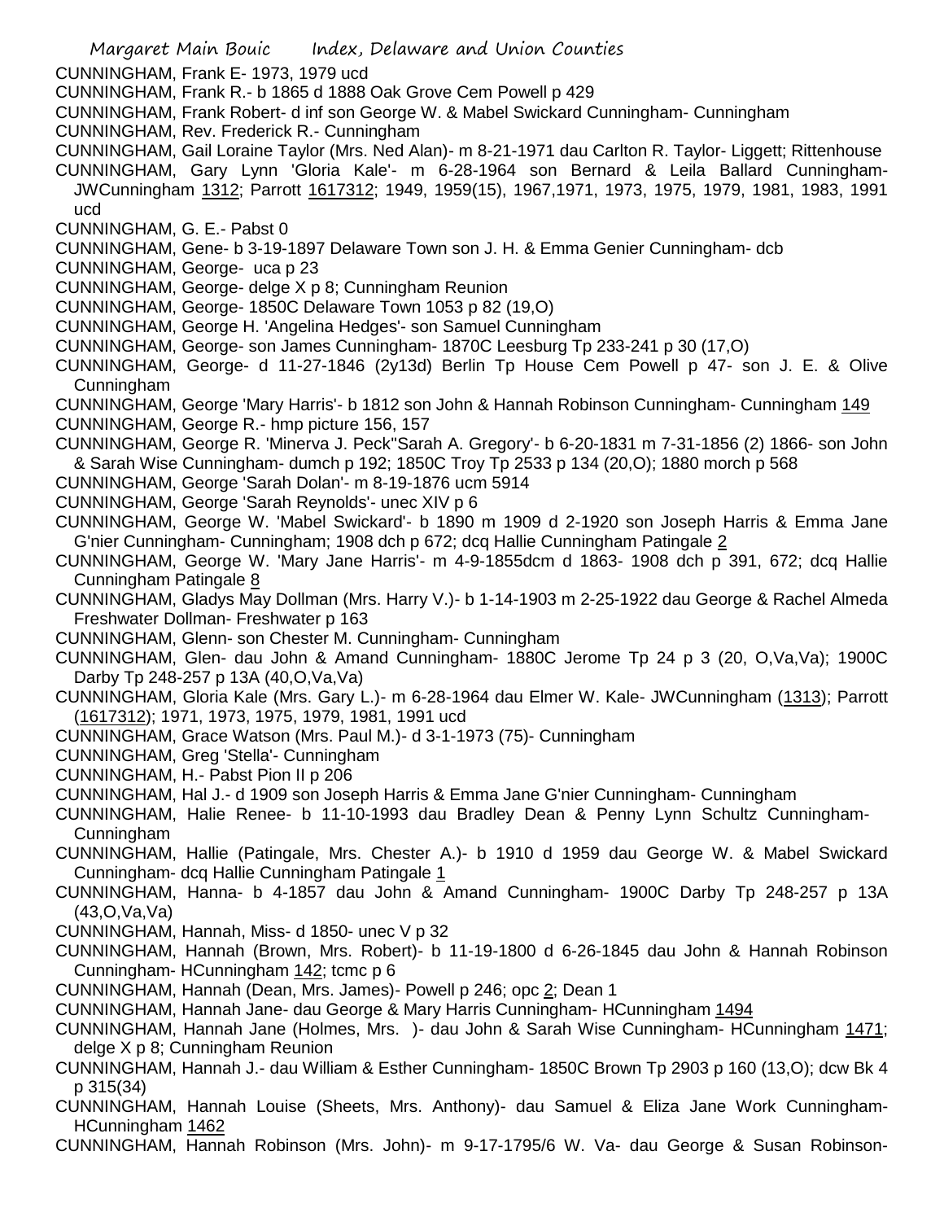CUNNINGHAM, Frank E- 1973, 1979 ucd

CUNNINGHAM, Frank R.- b 1865 d 1888 Oak Grove Cem Powell p 429

CUNNINGHAM, Frank Robert- d inf son George W. & Mabel Swickard Cunningham- Cunningham

CUNNINGHAM, Rev. Frederick R.- Cunningham

CUNNINGHAM, Gail Loraine Taylor (Mrs. Ned Alan)- m 8-21-1971 dau Carlton R. Taylor- Liggett; Rittenhouse

CUNNINGHAM, Gary Lynn 'Gloria Kale'- m 6-28-1964 son Bernard & Leila Ballard Cunningham- JWCunningham 1312; Parrott 1617312; 1949, 1959(15), 1967,1971, 1973, 1975, 1979, 1981, 1983, 1991 ucd

CUNNINGHAM, G. E.- Pabst 0

CUNNINGHAM, Gene- b 3-19-1897 Delaware Town son J. H. & Emma Genier Cunningham- dcb

CUNNINGHAM, George- uca p 23

CUNNINGHAM, George- delge X p 8; Cunningham Reunion

CUNNINGHAM, George- 1850C Delaware Town 1053 p 82 (19,O)

CUNNINGHAM, George H. 'Angelina Hedges'- son Samuel Cunningham

CUNNINGHAM, George- son James Cunningham- 1870C Leesburg Tp 233-241 p 30 (17,O)

CUNNINGHAM, George- d 11-27-1846 (2y13d) Berlin Tp House Cem Powell p 47- son J. E. & Olive Cunningham

CUNNINGHAM, George 'Mary Harris'- b 1812 son John & Hannah Robinson Cunningham- Cunningham 149

CUNNINGHAM, George R.- hmp picture 156, 157

CUNNINGHAM, George R. 'Minerva J. Peck''Sarah A. Gregory'- b 6-20-1831 m 7-31-1856 (2) 1866- son John & Sarah Wise Cunningham- dumch p 192; 1850C Troy Tp 2533 p 134 (20,O); 1880 morch p 568

CUNNINGHAM, George 'Sarah Dolan'- m 8-19-1876 ucm 5914

CUNNINGHAM, George 'Sarah Reynolds'- unec XIV p 6

CUNNINGHAM, George W. 'Mabel Swickard'- b 1890 m 1909 d 2-1920 son Joseph Harris & Emma Jane G'nier Cunningham- Cunningham; 1908 dch p 672; dcq Hallie Cunningham Patingale 2

CUNNINGHAM, George W. 'Mary Jane Harris'- m 4-9-1855dcm d 1863- 1908 dch p 391, 672; dcq Hallie Cunningham Patingale 8

CUNNINGHAM, Gladys May Dollman (Mrs. Harry V.)- b 1-14-1903 m 2-25-1922 dau George & Rachel Almeda Freshwater Dollman- Freshwater p 163

CUNNINGHAM, Glenn- son Chester M. Cunningham- Cunningham

CUNNINGHAM, Glen- dau John & Amand Cunningham- 1880C Jerome Tp 24 p 3 (20, O,Va,Va); 1900C Darby Tp 248-257 p 13A (40,O,Va,Va)

CUNNINGHAM, Gloria Kale (Mrs. Gary L.)- m 6-28-1964 dau Elmer W. Kale- JWCunningham (1313); Parrott (1617312); 1971, 1973, 1975, 1979, 1981, 1991 ucd

CUNNINGHAM, Grace Watson (Mrs. Paul M.)- d 3-1-1973 (75)- Cunningham

CUNNINGHAM, Greg 'Stella'- Cunningham

CUNNINGHAM, H.- Pabst Pion II p 206

CUNNINGHAM, Hal J.- d 1909 son Joseph Harris & Emma Jane G'nier Cunningham- Cunningham

CUNNINGHAM, Halie Renee- b 11-10-1993 dau Bradley Dean & Penny Lynn Schultz Cunningham- Cunningham

CUNNINGHAM, Hallie (Patingale, Mrs. Chester A.)- b 1910 d 1959 dau George W. & Mabel Swickard Cunningham- dcq Hallie Cunningham Patingale 1

CUNNINGHAM, Hanna- b 4-1857 dau John & Amand Cunningham- 1900C Darby Tp 248-257 p 13A (43,O,Va,Va)

CUNNINGHAM, Hannah, Miss- d 1850- unec V p 32

CUNNINGHAM, Hannah (Brown, Mrs. Robert)- b 11-19-1800 d 6-26-1845 dau John & Hannah Robinson Cunningham- HCunningham 142; tcmc p 6

CUNNINGHAM, Hannah (Dean, Mrs. James)- Powell p 246; opc 2; Dean 1

CUNNINGHAM, Hannah Jane- dau George & Mary Harris Cunningham- HCunningham 1494

CUNNINGHAM, Hannah Jane (Holmes, Mrs. )- dau John & Sarah Wise Cunningham- HCunningham 1471; delge X p 8; Cunningham Reunion

CUNNINGHAM, Hannah J.- dau William & Esther Cunningham- 1850C Brown Tp 2903 p 160 (13,O); dcw Bk 4 p 315(34)

CUNNINGHAM, Hannah Louise (Sheets, Mrs. Anthony)- dau Samuel & Eliza Jane Work Cunningham- HCunningham 1462

CUNNINGHAM, Hannah Robinson (Mrs. John)- m 9-17-1795/6 W. Va- dau George & Susan Robinson-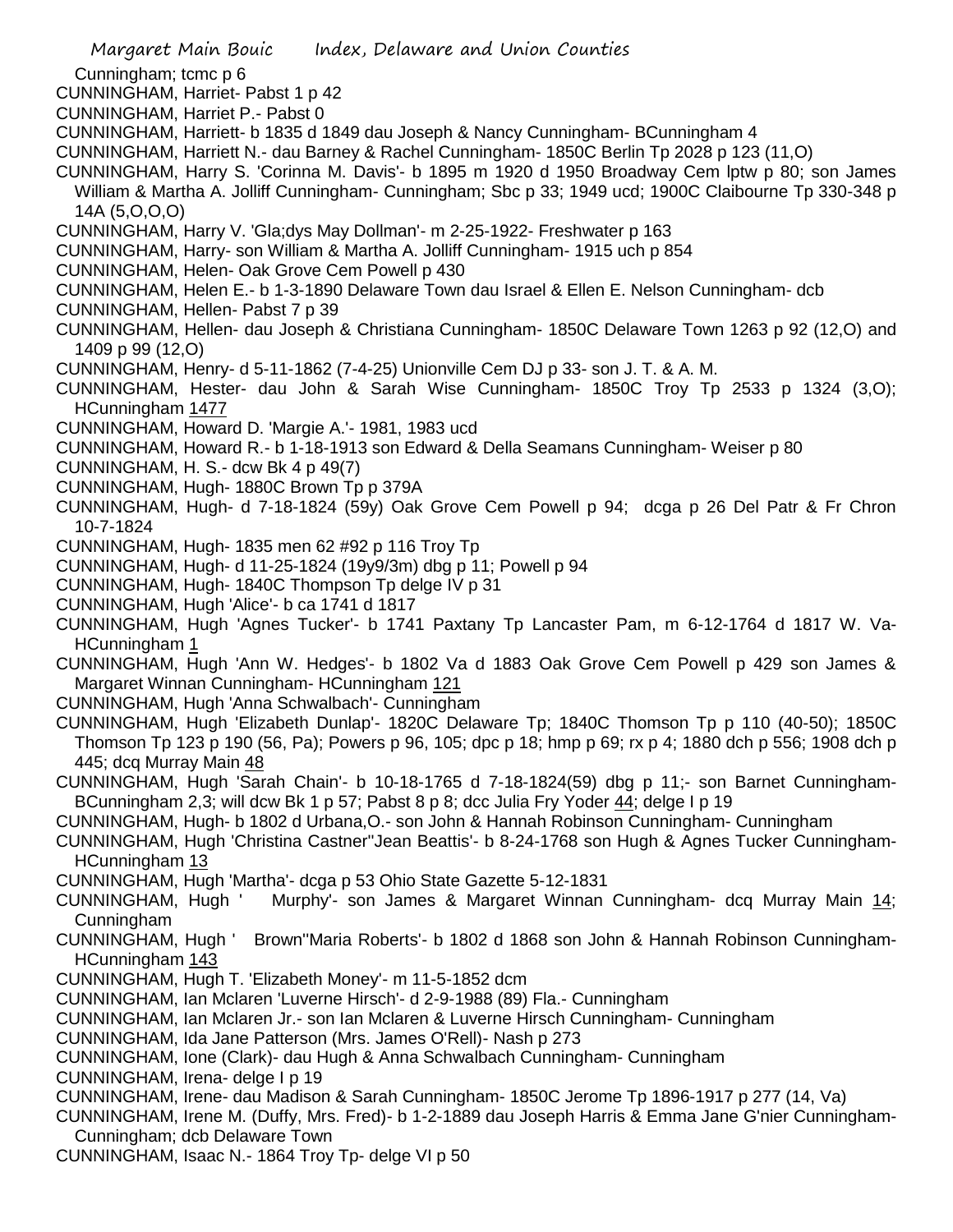Cunningham; tcmc p 6

CUNNINGHAM, Harriet- Pabst 1 p 42

CUNNINGHAM, Harriet P.- Pabst 0

CUNNINGHAM, Harriett- b 1835 d 1849 dau Joseph & Nancy Cunningham- BCunningham 4

CUNNINGHAM, Harriett N.- dau Barney & Rachel Cunningham- 1850C Berlin Tp 2028 p 123 (11,O)

CUNNINGHAM, Harry S. 'Corinna M. Davis'- b 1895 m 1920 d 1950 Broadway Cem lptw p 80; son James William & Martha A. Jolliff Cunningham- Cunningham; Sbc p 33; 1949 ucd; 1900C Claibourne Tp 330-348 p 14A (5,O,O,O)

CUNNINGHAM, Harry V. 'Gla;dys May Dollman'- m 2-25-1922- Freshwater p 163

CUNNINGHAM, Harry- son William & Martha A. Jolliff Cunningham- 1915 uch p 854

CUNNINGHAM, Helen- Oak Grove Cem Powell p 430

CUNNINGHAM, Helen E.- b 1-3-1890 Delaware Town dau Israel & Ellen E. Nelson Cunningham- dcb

CUNNINGHAM, Hellen- Pabst 7 p 39

CUNNINGHAM, Hellen- dau Joseph & Christiana Cunningham- 1850C Delaware Town 1263 p 92 (12,O) and 1409 p 99 (12,O)

CUNNINGHAM, Henry- d 5-11-1862 (7-4-25) Unionville Cem DJ p 33- son J. T. & A. M.

CUNNINGHAM, Hester- dau John & Sarah Wise Cunningham- 1850C Troy Tp 2533 p 1324 (3,O); HCunningham 1477

CUNNINGHAM, Howard D. 'Margie A.'- 1981, 1983 ucd

CUNNINGHAM, Howard R.- b 1-18-1913 son Edward & Della Seamans Cunningham- Weiser p 80

CUNNINGHAM, H. S.- dcw Bk 4 p 49(7)

CUNNINGHAM, Hugh- 1880C Brown Tp p 379A

CUNNINGHAM, Hugh- d 7-18-1824 (59y) Oak Grove Cem Powell p 94; dcga p 26 Del Patr & Fr Chron 10-7-1824

CUNNINGHAM, Hugh- 1835 men 62 #92 p 116 Troy Tp

CUNNINGHAM, Hugh- d 11-25-1824 (19y9/3m) dbg p 11; Powell p 94

CUNNINGHAM, Hugh- 1840C Thompson Tp delge IV p 31

CUNNINGHAM, Hugh 'Alice'- b ca 1741 d 1817

CUNNINGHAM, Hugh 'Agnes Tucker'- b 1741 Paxtany Tp Lancaster Pam, m 6-12-1764 d 1817 W. Va- HCunningham 1

CUNNINGHAM, Hugh 'Ann W. Hedges'- b 1802 Va d 1883 Oak Grove Cem Powell p 429 son James & Margaret Winnan Cunningham- HCunningham 121

CUNNINGHAM, Hugh 'Anna Schwalbach'- Cunningham

CUNNINGHAM, Hugh 'Elizabeth Dunlap'- 1820C Delaware Tp; 1840C Thomson Tp p 110 (40-50); 1850C Thomson Tp 123 p 190 (56, Pa); Powers p 96, 105; dpc p 18; hmp p 69; rx p 4; 1880 dch p 556; 1908 dch p 445; dcq Murray Main 48

CUNNINGHAM, Hugh 'Sarah Chain'- b 10-18-1765 d 7-18-1824(59) dbg p 11;- son Barnet Cunningham- BCunningham 2,3; will dcw Bk 1 p 57; Pabst 8 p 8; dcc Julia Fry Yoder 44; delge I p 19

CUNNINGHAM, Hugh- b 1802 d Urbana,O.- son John & Hannah Robinson Cunningham- Cunningham

CUNNINGHAM, Hugh 'Christina Castner''Jean Beattis'- b 8-24-1768 son Hugh & Agnes Tucker Cunningham- HCunningham 13

CUNNINGHAM, Hugh 'Martha'- dcga p 53 Ohio State Gazette 5-12-1831

CUNNINGHAM, Hugh ' Murphy'- son James & Margaret Winnan Cunningham- dcq Murray Main 14; Cunningham

CUNNINGHAM, Hugh ' Brown''Maria Roberts'- b 1802 d 1868 son John & Hannah Robinson Cunningham- HCunningham 143

CUNNINGHAM, Hugh T. 'Elizabeth Money'- m 11-5-1852 dcm

CUNNINGHAM, Ian Mclaren 'Luverne Hirsch'- d 2-9-1988 (89) Fla.- Cunningham

CUNNINGHAM, Ian Mclaren Jr.- son Ian Mclaren & Luverne Hirsch Cunningham- Cunningham

CUNNINGHAM, Ida Jane Patterson (Mrs. James O'Rell)- Nash p 273

CUNNINGHAM, Ione (Clark)- dau Hugh & Anna Schwalbach Cunningham- Cunningham

CUNNINGHAM, Irena- delge I p 19

CUNNINGHAM, Irene- dau Madison & Sarah Cunningham- 1850C Jerome Tp 1896-1917 p 277 (14, Va)

CUNNINGHAM, Irene M. (Duffy, Mrs. Fred)- b 1-2-1889 dau Joseph Harris & Emma Jane G'nier Cunningham- Cunningham; dcb Delaware Town

CUNNINGHAM, Isaac N.- 1864 Troy Tp- delge VI p 50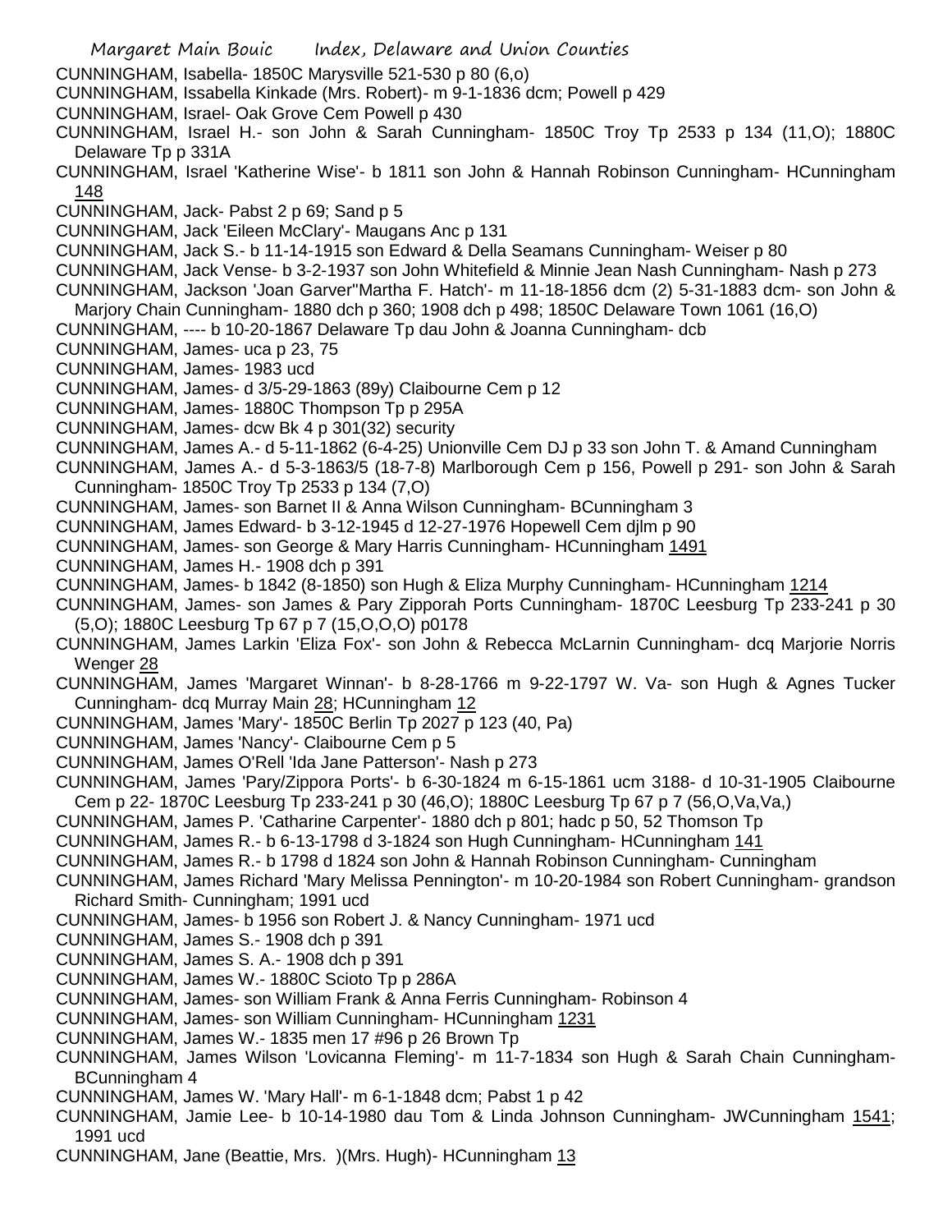CUNNINGHAM, Isabella- 1850C Marysville 521-530 p 80 (6,o)

CUNNINGHAM, Issabella Kinkade (Mrs. Robert)- m 9-1-1836 dcm; Powell p 429

CUNNINGHAM, Israel- Oak Grove Cem Powell p 430

CUNNINGHAM, Israel H.- son John & Sarah Cunningham- 1850C Troy Tp 2533 p 134 (11,O); 1880C Delaware Tp p 331A

CUNNINGHAM, Israel 'Katherine Wise'- b 1811 son John & Hannah Robinson Cunningham- HCunningham 148

CUNNINGHAM, Jack- Pabst 2 p 69; Sand p 5

CUNNINGHAM, Jack 'Eileen McClary'- Maugans Anc p 131

CUNNINGHAM, Jack S.- b 11-14-1915 son Edward & Della Seamans Cunningham- Weiser p 80

CUNNINGHAM, Jack Vense- b 3-2-1937 son John Whitefield & Minnie Jean Nash Cunningham- Nash p 273

CUNNINGHAM, Jackson 'Joan Garver''Martha F. Hatch'- m 11-18-1856 dcm (2) 5-31-1883 dcm- son John & Marjory Chain Cunningham- 1880 dch p 360; 1908 dch p 498; 1850C Delaware Town 1061 (16,O)

CUNNINGHAM, ---- b 10-20-1867 Delaware Tp dau John & Joanna Cunningham- dcb

CUNNINGHAM, James- uca p 23, 75

CUNNINGHAM, James- 1983 ucd

CUNNINGHAM, James- d 3/5-29-1863 (89y) Claibourne Cem p 12

CUNNINGHAM, James- 1880C Thompson Tp p 295A

CUNNINGHAM, James- dcw Bk 4 p 301(32) security

CUNNINGHAM, James A.- d 5-11-1862 (6-4-25) Unionville Cem DJ p 33 son John T. & Amand Cunningham

CUNNINGHAM, James A.- d 5-3-1863/5 (18-7-8) Marlborough Cem p 156, Powell p 291- son John & Sarah Cunningham- 1850C Troy Tp 2533 p 134 (7,O)

CUNNINGHAM, James- son Barnet II & Anna Wilson Cunningham- BCunningham 3

CUNNINGHAM, James Edward- b 3-12-1945 d 12-27-1976 Hopewell Cem djlm p 90

CUNNINGHAM, James- son George & Mary Harris Cunningham- HCunningham 1491

CUNNINGHAM, James H.- 1908 dch p 391

CUNNINGHAM, James- b 1842 (8-1850) son Hugh & Eliza Murphy Cunningham- HCunningham 1214

CUNNINGHAM, James- son James & Pary Zipporah Ports Cunningham- 1870C Leesburg Tp 233-241 p 30 (5,O); 1880C Leesburg Tp 67 p 7 (15,O,O,O) p0178

CUNNINGHAM, James Larkin 'Eliza Fox'- son John & Rebecca McLarnin Cunningham- dcq Marjorie Norris Wenger 28

CUNNINGHAM, James 'Margaret Winnan'- b 8-28-1766 m 9-22-1797 W. Va- son Hugh & Agnes Tucker Cunningham- dcq Murray Main 28; HCunningham 12

CUNNINGHAM, James 'Mary'- 1850C Berlin Tp 2027 p 123 (40, Pa)

CUNNINGHAM, James 'Nancy'- Claibourne Cem p 5

CUNNINGHAM, James O'Rell 'Ida Jane Patterson'- Nash p 273

CUNNINGHAM, James 'Pary/Zippora Ports'- b 6-30-1824 m 6-15-1861 ucm 3188- d 10-31-1905 Claibourne Cem p 22- 1870C Leesburg Tp 233-241 p 30 (46,O); 1880C Leesburg Tp 67 p 7 (56,O,Va,Va,)

CUNNINGHAM, James P. 'Catharine Carpenter'- 1880 dch p 801; hadc p 50, 52 Thomson Tp

CUNNINGHAM, James R.- b 6-13-1798 d 3-1824 son Hugh Cunningham- HCunningham 141

CUNNINGHAM, James R.- b 1798 d 1824 son John & Hannah Robinson Cunningham- Cunningham

CUNNINGHAM, James Richard 'Mary Melissa Pennington'- m 10-20-1984 son Robert Cunningham- grandson Richard Smith- Cunningham; 1991 ucd

CUNNINGHAM, James- b 1956 son Robert J. & Nancy Cunningham- 1971 ucd

CUNNINGHAM, James S.- 1908 dch p 391

CUNNINGHAM, James S. A.- 1908 dch p 391

CUNNINGHAM, James W.- 1880C Scioto Tp p 286A

CUNNINGHAM, James- son William Frank & Anna Ferris Cunningham- Robinson 4

CUNNINGHAM, James- son William Cunningham- HCunningham 1231

CUNNINGHAM, James W.- 1835 men 17 #96 p 26 Brown Tp

CUNNINGHAM, James Wilson 'Lovicanna Fleming'- m 11-7-1834 son Hugh & Sarah Chain Cunningham- BCunningham 4

CUNNINGHAM, James W. 'Mary Hall'- m 6-1-1848 dcm; Pabst 1 p 42

CUNNINGHAM, Jamie Lee- b 10-14-1980 dau Tom & Linda Johnson Cunningham- JWCunningham 1541; 1991 ucd

CUNNINGHAM, Jane (Beattie, Mrs. )(Mrs. Hugh)- HCunningham 13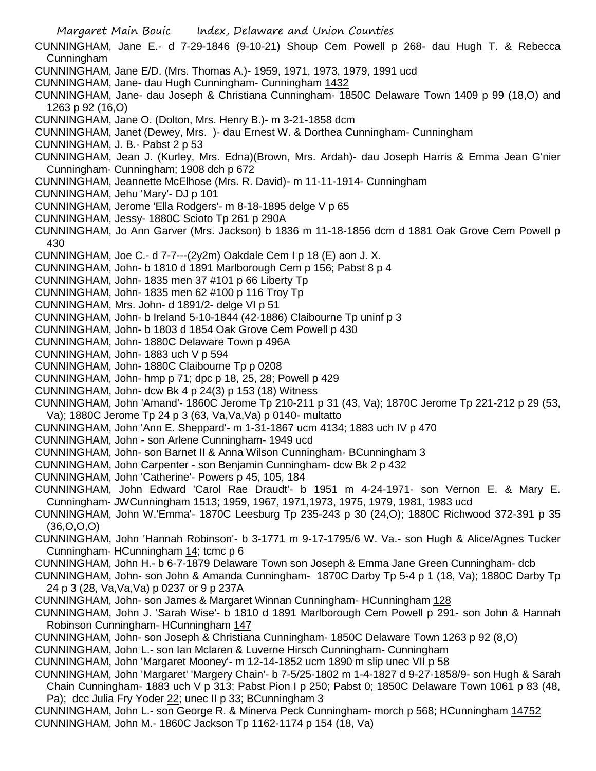CUNNINGHAM, Jane E.- d 7-29-1846 (9-10-21) Shoup Cem Powell p 268- dau Hugh T. & Rebecca Cunningham

CUNNINGHAM, Jane E/D. (Mrs. Thomas A.)- 1959, 1971, 1973, 1979, 1991 ucd

CUNNINGHAM, Jane- dau Hugh Cunningham- Cunningham 1432

CUNNINGHAM, Jane- dau Joseph & Christiana Cunningham- 1850C Delaware Town 1409 p 99 (18,O) and 1263 p 92 (16,O)

CUNNINGHAM, Jane O. (Dolton, Mrs. Henry B.)- m 3-21-1858 dcm

CUNNINGHAM, Janet (Dewey, Mrs. )- dau Ernest W. & Dorthea Cunningham- Cunningham

CUNNINGHAM, J. B.- Pabst 2 p 53

CUNNINGHAM, Jean J. (Kurley, Mrs. Edna)(Brown, Mrs. Ardah)- dau Joseph Harris & Emma Jean G'nier Cunningham- Cunningham; 1908 dch p 672

CUNNINGHAM, Jeannette McElhose (Mrs. R. David)- m 11-11-1914- Cunningham

CUNNINGHAM, Jehu 'Mary'- DJ p 101

CUNNINGHAM, Jerome 'Ella Rodgers'- m 8-18-1895 delge V p 65

CUNNINGHAM, Jessy- 1880C Scioto Tp 261 p 290A

CUNNINGHAM, Jo Ann Garver (Mrs. Jackson) b 1836 m 11-18-1856 dcm d 1881 Oak Grove Cem Powell p 430

CUNNINGHAM, Joe C.- d 7-7---(2y2m) Oakdale Cem I p 18 (E) aon J. X.

CUNNINGHAM, John- b 1810 d 1891 Marlborough Cem p 156; Pabst 8 p 4

CUNNINGHAM, John- 1835 men 37 #101 p 66 Liberty Tp

CUNNINGHAM, John- 1835 men 62 #100 p 116 Troy Tp

CUNNINGHAM, Mrs. John- d 1891/2- delge VI p 51

CUNNINGHAM, John- b Ireland 5-10-1844 (42-1886) Claibourne Tp uninf p 3

CUNNINGHAM, John- b 1803 d 1854 Oak Grove Cem Powell p 430

CUNNINGHAM, John- 1880C Delaware Town p 496A

CUNNINGHAM, John- 1883 uch V p 594

CUNNINGHAM, John- 1880C Claibourne Tp p 0208

CUNNINGHAM, John- hmp p 71; dpc p 18, 25, 28; Powell p 429

CUNNINGHAM, John- dcw Bk 4 p 24(3) p 153 (18) Witness

CUNNINGHAM, John 'Amand'- 1860C Jerome Tp 210-211 p 31 (43, Va); 1870C Jerome Tp 221-212 p 29 (53, Va); 1880C Jerome Tp 24 p 3 (63, Va,Va,Va) p 0140- multatto

CUNNINGHAM, John 'Ann E. Sheppard'- m 1-31-1867 ucm 4134; 1883 uch IV p 470

CUNNINGHAM, John - son Arlene Cunningham- 1949 ucd

CUNNINGHAM, John- son Barnet II & Anna Wilson Cunningham- BCunningham 3

CUNNINGHAM, John Carpenter - son Benjamin Cunningham- dcw Bk 2 p 432

CUNNINGHAM, John 'Catherine'- Powers p 45, 105, 184

CUNNINGHAM, John Edward 'Carol Rae Draudt'- b 1951 m 4-24-1971- son Vernon E. & Mary E. Cunningham- JWCunningham 1513; 1959, 1967, 1971,1973, 1975, 1979, 1981, 1983 ucd

CUNNINGHAM, John W.'Emma'- 1870C Leesburg Tp 235-243 p 30 (24,O); 1880C Richwood 372-391 p 35 (36,O,O,O)

CUNNINGHAM, John 'Hannah Robinson'- b 3-1771 m 9-17-1795/6 W. Va.- son Hugh & Alice/Agnes Tucker Cunningham- HCunningham 14; tcmc p 6

CUNNINGHAM, John H.- b 6-7-1879 Delaware Town son Joseph & Emma Jane Green Cunningham- dcb

CUNNINGHAM, John- son John & Amanda Cunningham- 1870C Darby Tp 5-4 p 1 (18, Va); 1880C Darby Tp 24 p 3 (28, Va,Va,Va) p 0237 or 9 p 237A

CUNNINGHAM, John- son James & Margaret Winnan Cunningham- HCunningham 128

CUNNINGHAM, John J. 'Sarah Wise'- b 1810 d 1891 Marlborough Cem Powell p 291- son John & Hannah Robinson Cunningham- HCunningham 147

CUNNINGHAM, John- son Joseph & Christiana Cunningham- 1850C Delaware Town 1263 p 92 (8,O)

CUNNINGHAM, John L.- son Ian Mclaren & Luverne Hirsch Cunningham- Cunningham

CUNNINGHAM, John 'Margaret Mooney'- m 12-14-1852 ucm 1890 m slip unec VII p 58

CUNNINGHAM, John 'Margaret' 'Margery Chain'- b 7-5/25-1802 m 1-4-1827 d 9-27-1858/9- son Hugh & Sarah Chain Cunningham- 1883 uch V p 313; Pabst Pion I p 250; Pabst 0; 1850C Delaware Town 1061 p 83 (48, Pa); dcc Julia Fry Yoder 22; unec II p 33; BCunningham 3

CUNNINGHAM, John L.- son George R. & Minerva Peck Cunningham- morch p 568; HCunningham 14752

CUNNINGHAM, John M.- 1860C Jackson Tp 1162-1174 p 154 (18, Va)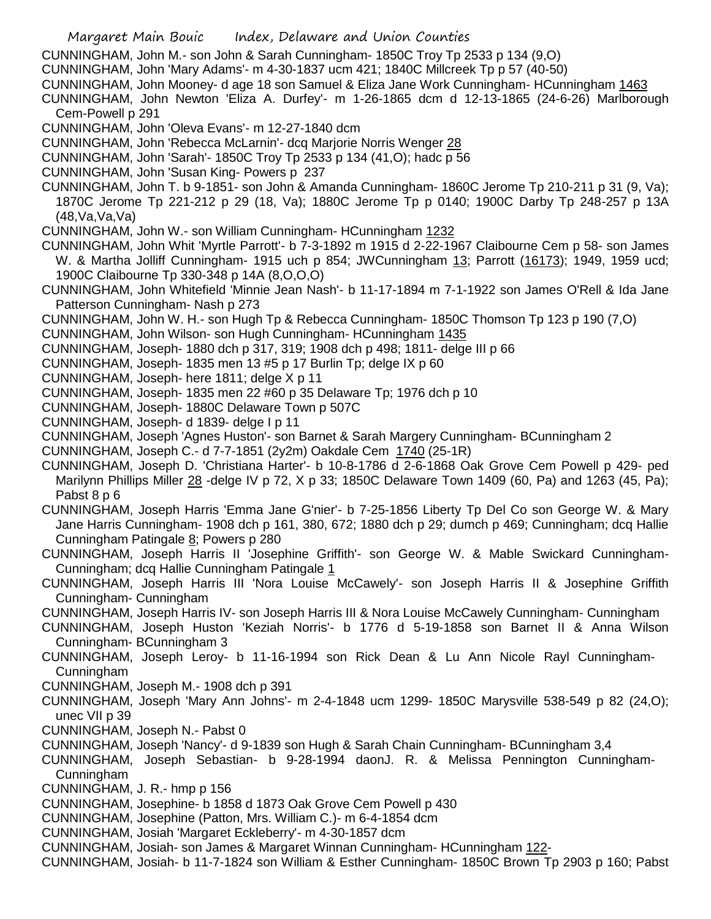CUNNINGHAM, John M.- son John & Sarah Cunningham- 1850C Troy Tp 2533 p 134 (9,O)

CUNNINGHAM, John 'Mary Adams'- m 4-30-1837 ucm 421; 1840C Millcreek Tp p 57 (40-50)

CUNNINGHAM, John Mooney- d age 18 son Samuel & Eliza Jane Work Cunningham- HCunningham 1463

CUNNINGHAM, John Newton 'Eliza A. Durfey'- m 1-26-1865 dcm d 12-13-1865 (24-6-26) Marlborough Cem-Powell p 291

CUNNINGHAM, John 'Oleva Evans'- m 12-27-1840 dcm

CUNNINGHAM, John 'Rebecca McLarnin'- dcq Marjorie Norris Wenger 28

CUNNINGHAM, John 'Sarah'- 1850C Troy Tp 2533 p 134 (41,O); hadc p 56

CUNNINGHAM, John 'Susan King- Powers p 237

CUNNINGHAM, John T. b 9-1851- son John & Amanda Cunningham- 1860C Jerome Tp 210-211 p 31 (9, Va); 1870C Jerome Tp 221-212 p 29 (18, Va); 1880C Jerome Tp p 0140; 1900C Darby Tp 248-257 p 13A (48,Va,Va,Va)

CUNNINGHAM, John W.- son William Cunningham- HCunningham 1232

CUNNINGHAM, John Whit 'Myrtle Parrott'- b 7-3-1892 m 1915 d 2-22-1967 Claibourne Cem p 58- son James W. & Martha Jolliff Cunningham- 1915 uch p 854; JWCunningham 13; Parrott (16173); 1949, 1959 ucd; 1900C Claibourne Tp 330-348 p 14A (8,O,O,O)

CUNNINGHAM, John Whitefield 'Minnie Jean Nash'- b 11-17-1894 m 7-1-1922 son James O'Rell & Ida Jane Patterson Cunningham- Nash p 273

CUNNINGHAM, John W. H.- son Hugh Tp & Rebecca Cunningham- 1850C Thomson Tp 123 p 190 (7,O)

CUNNINGHAM, John Wilson- son Hugh Cunningham- HCunningham 1435

CUNNINGHAM, Joseph- 1880 dch p 317, 319; 1908 dch p 498; 1811- delge III p 66

CUNNINGHAM, Joseph- 1835 men 13 #5 p 17 Burlin Tp; delge IX p 60

CUNNINGHAM, Joseph- here 1811; delge X p 11

CUNNINGHAM, Joseph- 1835 men 22 #60 p 35 Delaware Tp; 1976 dch p 10

CUNNINGHAM, Joseph- 1880C Delaware Town p 507C

CUNNINGHAM, Joseph- d 1839- delge I p 11

CUNNINGHAM, Joseph 'Agnes Huston'- son Barnet & Sarah Margery Cunningham- BCunningham 2

CUNNINGHAM, Joseph C.- d 7-7-1851 (2y2m) Oakdale Cem 1740 (25-1R)

CUNNINGHAM, Joseph D. 'Christiana Harter'- b 10-8-1786 d 2-6-1868 Oak Grove Cem Powell p 429- ped Marilynn Phillips Miller 28 -delge IV p 72, X p 33; 1850C Delaware Town 1409 (60, Pa) and 1263 (45, Pa); Pabst 8 p 6

CUNNINGHAM, Joseph Harris 'Emma Jane G'nier'- b 7-25-1856 Liberty Tp Del Co son George W. & Mary Jane Harris Cunningham- 1908 dch p 161, 380, 672; 1880 dch p 29; dumch p 469; Cunningham; dcq Hallie Cunningham Patingale 8; Powers p 280

CUNNINGHAM, Joseph Harris II 'Josephine Griffith'- son George W. & Mable Swickard Cunningham- Cunningham; dcq Hallie Cunningham Patingale 1

CUNNINGHAM, Joseph Harris III 'Nora Louise McCawely'- son Joseph Harris II & Josephine Griffith Cunningham- Cunningham

CUNNINGHAM, Joseph Harris IV- son Joseph Harris III & Nora Louise McCawely Cunningham- Cunningham

CUNNINGHAM, Joseph Huston 'Keziah Norris'- b 1776 d 5-19-1858 son Barnet II & Anna Wilson Cunningham- BCunningham 3

CUNNINGHAM, Joseph Leroy- b 11-16-1994 son Rick Dean & Lu Ann Nicole Rayl Cunningham- Cunningham

CUNNINGHAM, Joseph M.- 1908 dch p 391

CUNNINGHAM, Joseph 'Mary Ann Johns'- m 2-4-1848 ucm 1299- 1850C Marysville 538-549 p 82 (24,O); unec VII p 39

CUNNINGHAM, Joseph N.- Pabst 0

CUNNINGHAM, Joseph 'Nancy'- d 9-1839 son Hugh & Sarah Chain Cunningham- BCunningham 3,4

CUNNINGHAM, Joseph Sebastian- b 9-28-1994 daonJ. R. & Melissa Pennington Cunningham- Cunningham

CUNNINGHAM, J. R.- hmp p 156

CUNNINGHAM, Josephine- b 1858 d 1873 Oak Grove Cem Powell p 430

CUNNINGHAM, Josephine (Patton, Mrs. William C.)- m 6-4-1854 dcm

CUNNINGHAM, Josiah 'Margaret Eckleberry'- m 4-30-1857 dcm

CUNNINGHAM, Josiah- son James & Margaret Winnan Cunningham- HCunningham 122-

CUNNINGHAM, Josiah- b 11-7-1824 son William & Esther Cunningham- 1850C Brown Tp 2903 p 160; Pabst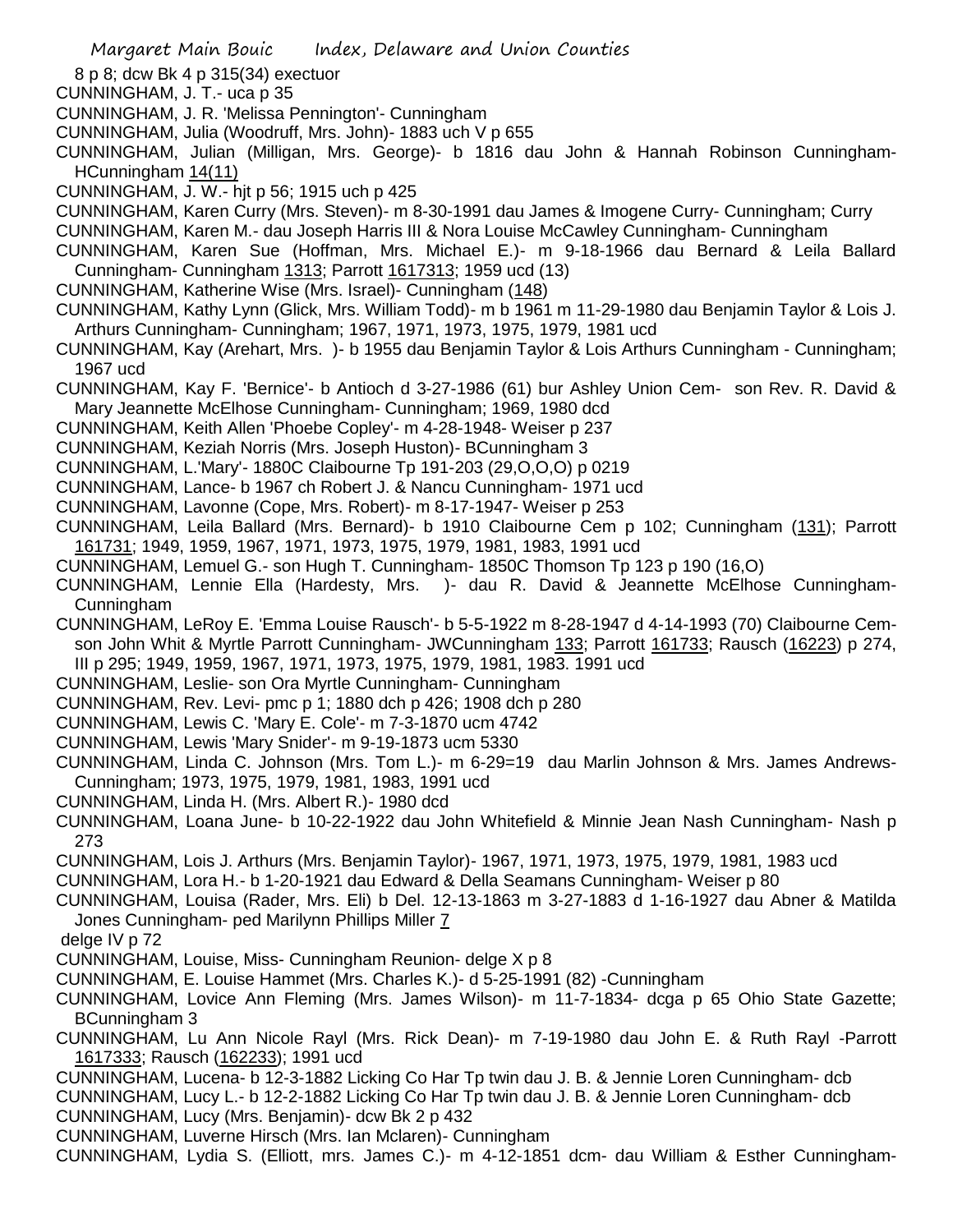8 p 8; dcw Bk 4 p 315(34) exectuor

CUNNINGHAM, J. T.- uca p 35

CUNNINGHAM, J. R. 'Melissa Pennington'- Cunningham

CUNNINGHAM, Julia (Woodruff, Mrs. John)- 1883 uch V p 655

CUNNINGHAM, Julian (Milligan, Mrs. George)- b 1816 dau John & Hannah Robinson Cunningham- HCunningham 14(11)

CUNNINGHAM, J. W.- hjt p 56; 1915 uch p 425

CUNNINGHAM, Karen Curry (Mrs. Steven)- m 8-30-1991 dau James & Imogene Curry- Cunningham; Curry

CUNNINGHAM, Karen M.- dau Joseph Harris III & Nora Louise McCawley Cunningham- Cunningham

CUNNINGHAM, Karen Sue (Hoffman, Mrs. Michael E.)- m 9-18-1966 dau Bernard & Leila Ballard Cunningham- Cunningham 1313; Parrott 1617313; 1959 ucd (13)

CUNNINGHAM, Katherine Wise (Mrs. Israel)- Cunningham (148)

CUNNINGHAM, Kathy Lynn (Glick, Mrs. William Todd)- m b 1961 m 11-29-1980 dau Benjamin Taylor & Lois J. Arthurs Cunningham- Cunningham; 1967, 1971, 1973, 1975, 1979, 1981 ucd

CUNNINGHAM, Kay (Arehart, Mrs. )- b 1955 dau Benjamin Taylor & Lois Arthurs Cunningham - Cunningham; 1967 ucd

CUNNINGHAM, Kay F. 'Bernice'- b Antioch d 3-27-1986 (61) bur Ashley Union Cem- son Rev. R. David & Mary Jeannette McElhose Cunningham- Cunningham; 1969, 1980 dcd

CUNNINGHAM, Keith Allen 'Phoebe Copley'- m 4-28-1948- Weiser p 237

CUNNINGHAM, Keziah Norris (Mrs. Joseph Huston)- BCunningham 3

CUNNINGHAM, L.'Mary'- 1880C Claibourne Tp 191-203 (29,O,O,O) p 0219

CUNNINGHAM, Lance- b 1967 ch Robert J. & Nancu Cunningham- 1971 ucd

CUNNINGHAM, Lavonne (Cope, Mrs. Robert)- m 8-17-1947- Weiser p 253

CUNNINGHAM, Leila Ballard (Mrs. Bernard)- b 1910 Claibourne Cem p 102; Cunningham (131); Parrott 161731; 1949, 1959, 1967, 1971, 1973, 1975, 1979, 1981, 1983, 1991 ucd

CUNNINGHAM, Lemuel G.- son Hugh T. Cunningham- 1850C Thomson Tp 123 p 190 (16,O)

CUNNINGHAM, Lennie Ella (Hardesty, Mrs. )- dau R. David & Jeannette McElhose Cunningham- Cunningham

CUNNINGHAM, LeRoy E. 'Emma Louise Rausch'- b 5-5-1922 m 8-28-1947 d 4-14-1993 (70) Claibourne Cem- son John Whit & Myrtle Parrott Cunningham- JWCunningham 133; Parrott 161733; Rausch (16223) p 274, III p 295; 1949, 1959, 1967, 1971, 1973, 1975, 1979, 1981, 1983. 1991 ucd

CUNNINGHAM, Leslie- son Ora Myrtle Cunningham- Cunningham

CUNNINGHAM, Rev. Levi- pmc p 1; 1880 dch p 426; 1908 dch p 280

CUNNINGHAM, Lewis C. 'Mary E. Cole'- m 7-3-1870 ucm 4742

CUNNINGHAM, Lewis 'Mary Snider'- m 9-19-1873 ucm 5330

CUNNINGHAM, Linda C. Johnson (Mrs. Tom L.)- m 6-29=19 dau Marlin Johnson & Mrs. James Andrews- Cunningham; 1973, 1975, 1979, 1981, 1983, 1991 ucd

CUNNINGHAM, Linda H. (Mrs. Albert R.)- 1980 dcd

CUNNINGHAM, Loana June- b 10-22-1922 dau John Whitefield & Minnie Jean Nash Cunningham- Nash p 273

CUNNINGHAM, Lois J. Arthurs (Mrs. Benjamin Taylor)- 1967, 1971, 1973, 1975, 1979, 1981, 1983 ucd

CUNNINGHAM, Lora H.- b 1-20-1921 dau Edward & Della Seamans Cunningham- Weiser p 80

CUNNINGHAM, Louisa (Rader, Mrs. Eli) b Del. 12-13-1863 m 3-27-1883 d 1-16-1927 dau Abner & Matilda Jones Cunningham- ped Marilynn Phillips Miller 7

delge IV p 72

CUNNINGHAM, Louise, Miss- Cunningham Reunion- delge X p 8

CUNNINGHAM, E. Louise Hammet (Mrs. Charles K.)- d 5-25-1991 (82) -Cunningham

CUNNINGHAM, Lovice Ann Fleming (Mrs. James Wilson)- m 11-7-1834- dcga p 65 Ohio State Gazette; BCunningham 3

CUNNINGHAM, Lu Ann Nicole Rayl (Mrs. Rick Dean)- m 7-19-1980 dau John E. & Ruth Rayl -Parrott 1617333; Rausch (162233); 1991 ucd

CUNNINGHAM, Lucena- b 12-3-1882 Licking Co Har Tp twin dau J. B. & Jennie Loren Cunningham- dcb

CUNNINGHAM, Lucy L.- b 12-2-1882 Licking Co Har Tp twin dau J. B. & Jennie Loren Cunningham- dcb

CUNNINGHAM, Lucy (Mrs. Benjamin)- dcw Bk 2 p 432

CUNNINGHAM, Luverne Hirsch (Mrs. Ian Mclaren)- Cunningham

CUNNINGHAM, Lydia S. (Elliott, mrs. James C.)- m 4-12-1851 dcm- dau William & Esther Cunningham-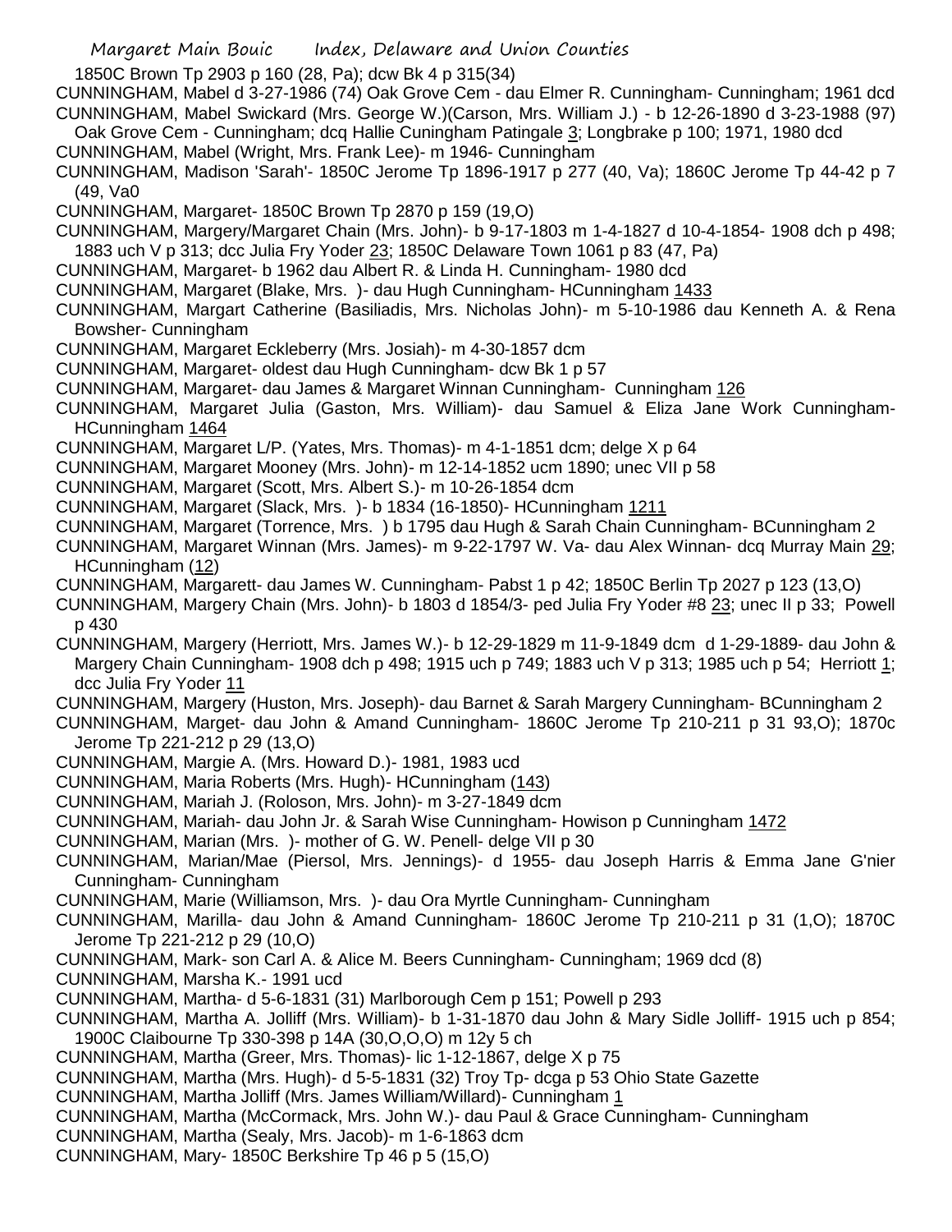1850C Brown Tp 2903 p 160 (28, Pa); dcw Bk 4 p 315(34)

CUNNINGHAM, Mabel d 3-27-1986 (74) Oak Grove Cem - dau Elmer R. Cunningham- Cunningham; 1961 dcd

CUNNINGHAM, Mabel Swickard (Mrs. George W.)(Carson, Mrs. William J.) - b 12-26-1890 d 3-23-1988 (97) Oak Grove Cem - Cunningham; dcq Hallie Cuningham Patingale 3; Longbrake p 100; 1971, 1980 dcd

CUNNINGHAM, Mabel (Wright, Mrs. Frank Lee)- m 1946- Cunningham

CUNNINGHAM, Madison 'Sarah'- 1850C Jerome Tp 1896-1917 p 277 (40, Va); 1860C Jerome Tp 44-42 p 7 (49, Va0

CUNNINGHAM, Margaret- 1850C Brown Tp 2870 p 159 (19,O)

CUNNINGHAM, Margery/Margaret Chain (Mrs. John)- b 9-17-1803 m 1-4-1827 d 10-4-1854- 1908 dch p 498; 1883 uch V p 313; dcc Julia Fry Yoder 23; 1850C Delaware Town 1061 p 83 (47, Pa)

CUNNINGHAM, Margaret- b 1962 dau Albert R. & Linda H. Cunningham- 1980 dcd

CUNNINGHAM, Margaret (Blake, Mrs. )- dau Hugh Cunningham- HCunningham 1433

CUNNINGHAM, Margart Catherine (Basiliadis, Mrs. Nicholas John)- m 5-10-1986 dau Kenneth A. & Rena Bowsher- Cunningham

CUNNINGHAM, Margaret Eckleberry (Mrs. Josiah)- m 4-30-1857 dcm

CUNNINGHAM, Margaret- oldest dau Hugh Cunningham- dcw Bk 1 p 57

CUNNINGHAM, Margaret- dau James & Margaret Winnan Cunningham- Cunningham 126

CUNNINGHAM, Margaret Julia (Gaston, Mrs. William)- dau Samuel & Eliza Jane Work Cunningham- HCunningham 1464

CUNNINGHAM, Margaret L/P. (Yates, Mrs. Thomas)- m 4-1-1851 dcm; delge X p 64

CUNNINGHAM, Margaret Mooney (Mrs. John)- m 12-14-1852 ucm 1890; unec VII p 58

CUNNINGHAM, Margaret (Scott, Mrs. Albert S.)- m 10-26-1854 dcm

CUNNINGHAM, Margaret (Slack, Mrs. )- b 1834 (16-1850)- HCunningham 1211

CUNNINGHAM, Margaret (Torrence, Mrs. ) b 1795 dau Hugh & Sarah Chain Cunningham- BCunningham 2

CUNNINGHAM, Margaret Winnan (Mrs. James)- m 9-22-1797 W. Va- dau Alex Winnan- dcq Murray Main 29; HCunningham (12)

CUNNINGHAM, Margarett- dau James W. Cunningham- Pabst 1 p 42; 1850C Berlin Tp 2027 p 123 (13,O)

CUNNINGHAM, Margery Chain (Mrs. John)- b 1803 d 1854/3- ped Julia Fry Yoder #8 23; unec II p 33; Powell p 430

CUNNINGHAM, Margery (Herriott, Mrs. James W.)- b 12-29-1829 m 11-9-1849 dcm d 1-29-1889- dau John & Margery Chain Cunningham- 1908 dch p 498; 1915 uch p 749; 1883 uch V p 313; 1985 uch p 54; Herriott 1; dcc Julia Fry Yoder 11

CUNNINGHAM, Margery (Huston, Mrs. Joseph)- dau Barnet & Sarah Margery Cunningham- BCunningham 2

CUNNINGHAM, Marget- dau John & Amand Cunningham- 1860C Jerome Tp 210-211 p 31 93,O); 1870c Jerome Tp 221-212 p 29 (13,O)

CUNNINGHAM, Margie A. (Mrs. Howard D.)- 1981, 1983 ucd

CUNNINGHAM, Maria Roberts (Mrs. Hugh)- HCunningham (143)

CUNNINGHAM, Mariah J. (Roloson, Mrs. John)- m 3-27-1849 dcm

CUNNINGHAM, Mariah- dau John Jr. & Sarah Wise Cunningham- Howison p Cunningham 1472

CUNNINGHAM, Marian (Mrs. )- mother of G. W. Penell- delge VII p 30

CUNNINGHAM, Marian/Mae (Piersol, Mrs. Jennings)- d 1955- dau Joseph Harris & Emma Jane G'nier Cunningham- Cunningham

CUNNINGHAM, Marie (Williamson, Mrs. )- dau Ora Myrtle Cunningham- Cunningham

CUNNINGHAM, Marilla- dau John & Amand Cunningham- 1860C Jerome Tp 210-211 p 31 (1,O); 1870C Jerome Tp 221-212 p 29 (10,O)

CUNNINGHAM, Mark- son Carl A. & Alice M. Beers Cunningham- Cunningham; 1969 dcd (8)

CUNNINGHAM, Marsha K.- 1991 ucd

CUNNINGHAM, Martha- d 5-6-1831 (31) Marlborough Cem p 151; Powell p 293

CUNNINGHAM, Martha A. Jolliff (Mrs. William)- b 1-31-1870 dau John & Mary Sidle Jolliff- 1915 uch p 854; 1900C Claibourne Tp 330-398 p 14A (30,O,O,O) m 12y 5 ch

CUNNINGHAM, Martha (Greer, Mrs. Thomas)- lic 1-12-1867, delge X p 75

CUNNINGHAM, Martha (Mrs. Hugh)- d 5-5-1831 (32) Troy Tp- dcga p 53 Ohio State Gazette

CUNNINGHAM, Martha Jolliff (Mrs. James William/Willard)- Cunningham 1

CUNNINGHAM, Martha (McCormack, Mrs. John W.)- dau Paul & Grace Cunningham- Cunningham

CUNNINGHAM, Martha (Sealy, Mrs. Jacob)- m 1-6-1863 dcm

CUNNINGHAM, Mary- 1850C Berkshire Tp 46 p 5 (15,O)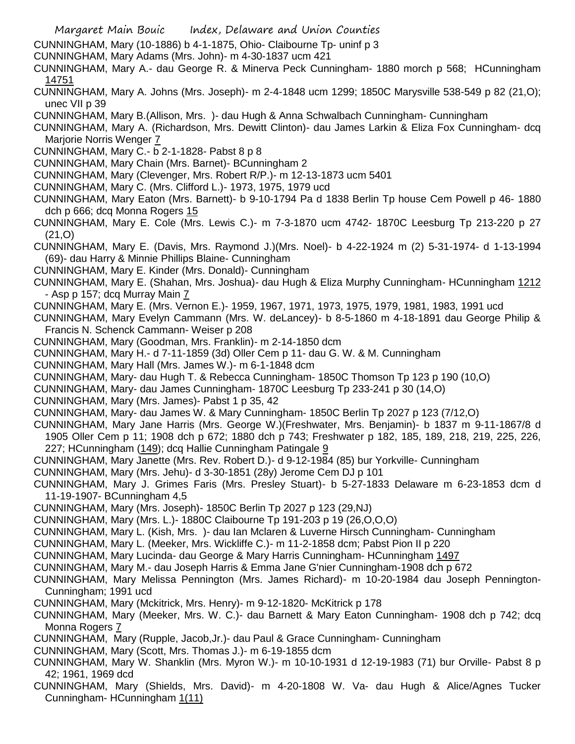CUNNINGHAM, Mary (10-1886) b 4-1-1875, Ohio- Claibourne Tp- uninf p 3

CUNNINGHAM, Mary Adams (Mrs. John)- m 4-30-1837 ucm 421

CUNNINGHAM, Mary A.- dau George R. & Minerva Peck Cunningham- 1880 morch p 568; HCunningham 14751

CUNNINGHAM, Mary A. Johns (Mrs. Joseph)- m 2-4-1848 ucm 1299; 1850C Marysville 538-549 p 82 (21,O); unec VII p 39

CUNNINGHAM, Mary B.(Allison, Mrs. )- dau Hugh & Anna Schwalbach Cunningham- Cunningham

CUNNINGHAM, Mary A. (Richardson, Mrs. Dewitt Clinton)- dau James Larkin & Eliza Fox Cunningham- dcq Marjorie Norris Wenger 7

CUNNINGHAM, Mary C.- b 2-1-1828- Pabst 8 p 8

CUNNINGHAM, Mary Chain (Mrs. Barnet)- BCunningham 2

CUNNINGHAM, Mary (Clevenger, Mrs. Robert R/P.)- m 12-13-1873 ucm 5401

CUNNINGHAM, Mary C. (Mrs. Clifford L.)- 1973, 1975, 1979 ucd

CUNNINGHAM, Mary Eaton (Mrs. Barnett)- b 9-10-1794 Pa d 1838 Berlin Tp house Cem Powell p 46- 1880 dch p 666; dcq Monna Rogers 15

CUNNINGHAM, Mary E. Cole (Mrs. Lewis C.)- m 7-3-1870 ucm 4742- 1870C Leesburg Tp 213-220 p 27 (21,O)

CUNNINGHAM, Mary E. (Davis, Mrs. Raymond J.)(Mrs. Noel)- b 4-22-1924 m (2) 5-31-1974- d 1-13-1994 (69)- dau Harry & Minnie Phillips Blaine- Cunningham

CUNNINGHAM, Mary E. Kinder (Mrs. Donald)- Cunningham

CUNNINGHAM, Mary E. (Shahan, Mrs. Joshua)- dau Hugh & Eliza Murphy Cunningham- HCunningham 1212 - Asp p 157; dcq Murray Main 7

CUNNINGHAM, Mary E. (Mrs. Vernon E.)- 1959, 1967, 1971, 1973, 1975, 1979, 1981, 1983, 1991 ucd

CUNNINGHAM, Mary Evelyn Cammann (Mrs. W. deLancey)- b 8-5-1860 m 4-18-1891 dau George Philip & Francis N. Schenck Cammann- Weiser p 208

CUNNINGHAM, Mary (Goodman, Mrs. Franklin)- m 2-14-1850 dcm

CUNNINGHAM, Mary H.- d 7-11-1859 (3d) Oller Cem p 11- dau G. W. & M. Cunningham

CUNNINGHAM, Mary Hall (Mrs. James W.)- m 6-1-1848 dcm

CUNNINGHAM, Mary- dau Hugh T. & Rebecca Cunningham- 1850C Thomson Tp 123 p 190 (10,O)

CUNNINGHAM, Mary- dau James Cunningham- 1870C Leesburg Tp 233-241 p 30 (14,O)

CUNNINGHAM, Mary (Mrs. James)- Pabst 1 p 35, 42

CUNNINGHAM, Mary- dau James W. & Mary Cunningham- 1850C Berlin Tp 2027 p 123 (7/12,O)

CUNNINGHAM, Mary Jane Harris (Mrs. George W.)(Freshwater, Mrs. Benjamin)- b 1837 m 9-11-1867/8 d 1905 Oller Cem p 11; 1908 dch p 672; 1880 dch p 743; Freshwater p 182, 185, 189, 218, 219, 225, 226, 227; HCunningham (149); dcq Hallie Cunningham Patingale 9

CUNNINGHAM, Mary Janette (Mrs. Rev. Robert D.)- d 9-12-1984 (85) bur Yorkville- Cunningham

CUNNINGHAM, Mary (Mrs. Jehu)- d 3-30-1851 (28y) Jerome Cem DJ p 101

CUNNINGHAM, Mary J. Grimes Faris (Mrs. Presley Stuart)- b 5-27-1833 Delaware m 6-23-1853 dcm d 11-19-1907- BCunningham 4,5

CUNNINGHAM, Mary (Mrs. Joseph)- 1850C Berlin Tp 2027 p 123 (29,NJ)

CUNNINGHAM, Mary (Mrs. L.)- 1880C Claibourne Tp 191-203 p 19 (26,O,O,O)

CUNNINGHAM, Mary L. (Kish, Mrs. )- dau Ian Mclaren & Luverne Hirsch Cunningham- Cunningham

CUNNINGHAM, Mary L. (Meeker, Mrs. Wickliffe C.)- m 11-2-1858 dcm; Pabst Pion II p 220

CUNNINGHAM, Mary Lucinda- dau George & Mary Harris Cunningham- HCunningham 1497

CUNNINGHAM, Mary M.- dau Joseph Harris & Emma Jane G'nier Cunningham-1908 dch p 672

CUNNINGHAM, Mary Melissa Pennington (Mrs. James Richard)- m 10-20-1984 dau Joseph Pennington- Cunningham; 1991 ucd

CUNNINGHAM, Mary (Mckitrick, Mrs. Henry)- m 9-12-1820- McKitrick p 178

CUNNINGHAM, Mary (Meeker, Mrs. W. C.)- dau Barnett & Mary Eaton Cunningham- 1908 dch p 742; dcq Monna Rogers 7

CUNNINGHAM, Mary (Rupple, Jacob,Jr.)- dau Paul & Grace Cunningham- Cunningham

CUNNINGHAM, Mary (Scott, Mrs. Thomas J.)- m 6-19-1855 dcm

CUNNINGHAM, Mary W. Shanklin (Mrs. Myron W.)- m 10-10-1931 d 12-19-1983 (71) bur Orville- Pabst 8 p 42; 1961, 1969 dcd

CUNNINGHAM, Mary (Shields, Mrs. David)- m 4-20-1808 W. Va- dau Hugh & Alice/Agnes Tucker Cunningham- HCunningham 1(11)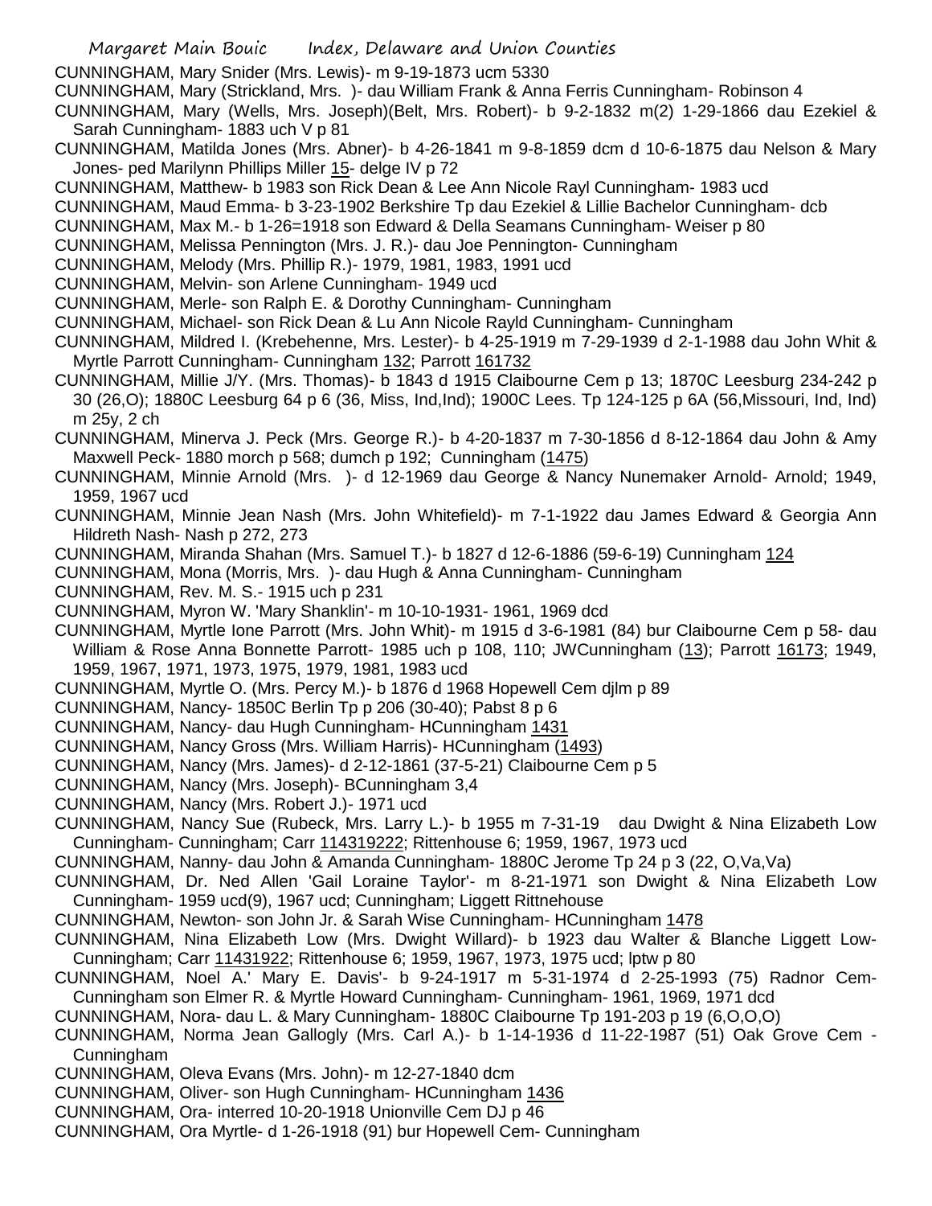CUNNINGHAM, Mary Snider (Mrs. Lewis)- m 9-19-1873 ucm 5330

CUNNINGHAM, Mary (Strickland, Mrs. )- dau William Frank & Anna Ferris Cunningham- Robinson 4

CUNNINGHAM, Mary (Wells, Mrs. Joseph)(Belt, Mrs. Robert)- b 9-2-1832 m(2) 1-29-1866 dau Ezekiel & Sarah Cunningham- 1883 uch V p 81

CUNNINGHAM, Matilda Jones (Mrs. Abner)- b 4-26-1841 m 9-8-1859 dcm d 10-6-1875 dau Nelson & Mary Jones- ped Marilynn Phillips Miller 15- delge IV p 72

CUNNINGHAM, Matthew- b 1983 son Rick Dean & Lee Ann Nicole Rayl Cunningham- 1983 ucd

CUNNINGHAM, Maud Emma- b 3-23-1902 Berkshire Tp dau Ezekiel & Lillie Bachelor Cunningham- dcb

CUNNINGHAM, Max M.- b 1-26=1918 son Edward & Della Seamans Cunningham- Weiser p 80

CUNNINGHAM, Melissa Pennington (Mrs. J. R.)- dau Joe Pennington- Cunningham

CUNNINGHAM, Melody (Mrs. Phillip R.)- 1979, 1981, 1983, 1991 ucd

CUNNINGHAM, Melvin- son Arlene Cunningham- 1949 ucd

CUNNINGHAM, Merle- son Ralph E. & Dorothy Cunningham- Cunningham

CUNNINGHAM, Michael- son Rick Dean & Lu Ann Nicole Rayld Cunningham- Cunningham

CUNNINGHAM, Mildred I. (Krebehenne, Mrs. Lester)- b 4-25-1919 m 7-29-1939 d 2-1-1988 dau John Whit & Myrtle Parrott Cunningham- Cunningham 132; Parrott 161732

CUNNINGHAM, Millie J/Y. (Mrs. Thomas)- b 1843 d 1915 Claibourne Cem p 13; 1870C Leesburg 234-242 p 30 (26,O); 1880C Leesburg 64 p 6 (36, Miss, Ind,Ind); 1900C Lees. Tp 124-125 p 6A (56,Missouri, Ind, Ind) m 25y, 2 ch

CUNNINGHAM, Minerva J. Peck (Mrs. George R.)- b 4-20-1837 m 7-30-1856 d 8-12-1864 dau John & Amy Maxwell Peck- 1880 morch p 568; dumch p 192; Cunningham (1475)

CUNNINGHAM, Minnie Arnold (Mrs. )- d 12-1969 dau George & Nancy Nunemaker Arnold- Arnold; 1949, 1959, 1967 ucd

CUNNINGHAM, Minnie Jean Nash (Mrs. John Whitefield)- m 7-1-1922 dau James Edward & Georgia Ann Hildreth Nash- Nash p 272, 273

CUNNINGHAM, Miranda Shahan (Mrs. Samuel T.)- b 1827 d 12-6-1886 (59-6-19) Cunningham 124

CUNNINGHAM, Mona (Morris, Mrs. )- dau Hugh & Anna Cunningham- Cunningham

CUNNINGHAM, Rev. M. S.- 1915 uch p 231

CUNNINGHAM, Myron W. 'Mary Shanklin'- m 10-10-1931- 1961, 1969 dcd

CUNNINGHAM, Myrtle Ione Parrott (Mrs. John Whit)- m 1915 d 3-6-1981 (84) bur Claibourne Cem p 58- dau William & Rose Anna Bonnette Parrott- 1985 uch p 108, 110; JWCunningham (13); Parrott 16173; 1949, 1959, 1967, 1971, 1973, 1975, 1979, 1981, 1983 ucd

CUNNINGHAM, Myrtle O. (Mrs. Percy M.)- b 1876 d 1968 Hopewell Cem djlm p 89

CUNNINGHAM, Nancy- 1850C Berlin Tp p 206 (30-40); Pabst 8 p 6

CUNNINGHAM, Nancy- dau Hugh Cunningham- HCunningham 1431

CUNNINGHAM, Nancy Gross (Mrs. William Harris)- HCunningham (1493)

CUNNINGHAM, Nancy (Mrs. James)- d 2-12-1861 (37-5-21) Claibourne Cem p 5

CUNNINGHAM, Nancy (Mrs. Joseph)- BCunningham 3,4

CUNNINGHAM, Nancy (Mrs. Robert J.)- 1971 ucd

CUNNINGHAM, Nancy Sue (Rubeck, Mrs. Larry L.)- b 1955 m 7-31-19 dau Dwight & Nina Elizabeth Low Cunningham- Cunningham; Carr 114319222; Rittenhouse 6; 1959, 1967, 1973 ucd

CUNNINGHAM, Nanny- dau John & Amanda Cunningham- 1880C Jerome Tp 24 p 3 (22, O,Va,Va)

CUNNINGHAM, Dr. Ned Allen 'Gail Loraine Taylor'- m 8-21-1971 son Dwight & Nina Elizabeth Low Cunningham- 1959 ucd(9), 1967 ucd; Cunningham; Liggett Rittnehouse

CUNNINGHAM, Newton- son John Jr. & Sarah Wise Cunningham- HCunningham 1478

CUNNINGHAM, Nina Elizabeth Low (Mrs. Dwight Willard)- b 1923 dau Walter & Blanche Liggett Low- Cunningham; Carr 11431922; Rittenhouse 6; 1959, 1967, 1973, 1975 ucd; lptw p 80

CUNNINGHAM, Noel A.' Mary E. Davis'- b 9-24-1917 m 5-31-1974 d 2-25-1993 (75) Radnor Cem- Cunningham son Elmer R. & Myrtle Howard Cunningham- Cunningham- 1961, 1969, 1971 dcd

CUNNINGHAM, Nora- dau L. & Mary Cunningham- 1880C Claibourne Tp 191-203 p 19 (6,O,O,O)

CUNNINGHAM, Norma Jean Gallogly (Mrs. Carl A.)- b 1-14-1936 d 11-22-1987 (51) Oak Grove Cem - Cunningham

CUNNINGHAM, Oleva Evans (Mrs. John)- m 12-27-1840 dcm

CUNNINGHAM, Oliver- son Hugh Cunningham- HCunningham 1436

CUNNINGHAM, Ora- interred 10-20-1918 Unionville Cem DJ p 46

CUNNINGHAM, Ora Myrtle- d 1-26-1918 (91) bur Hopewell Cem- Cunningham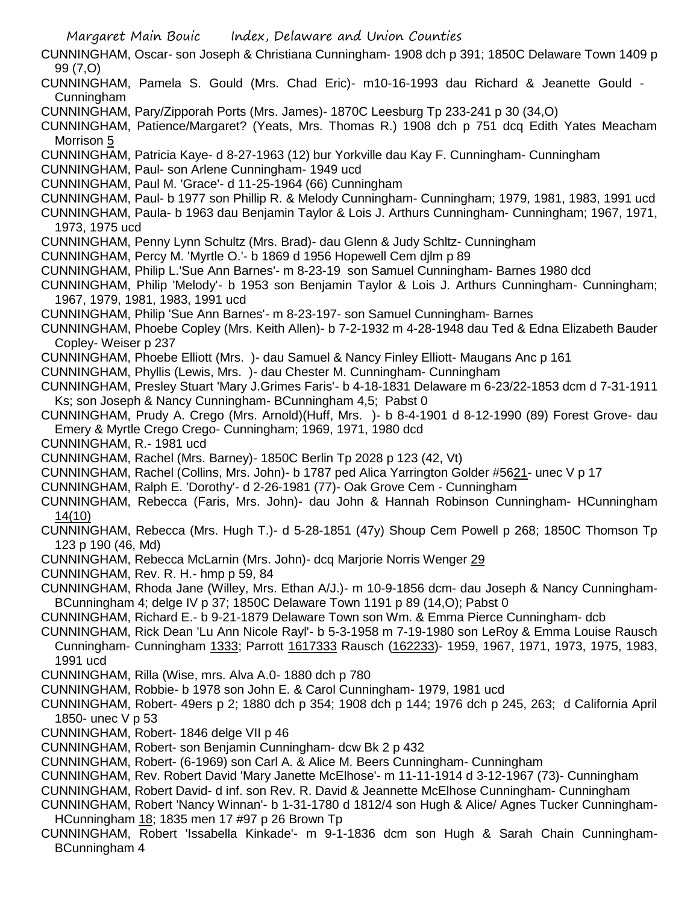CUNNINGHAM, Oscar- son Joseph & Christiana Cunningham- 1908 dch p 391; 1850C Delaware Town 1409 p 99 (7,O)

CUNNINGHAM, Pamela S. Gould (Mrs. Chad Eric)- m10-16-1993 dau Richard & Jeanette Gould - Cunningham

CUNNINGHAM, Pary/Zipporah Ports (Mrs. James)- 1870C Leesburg Tp 233-241 p 30 (34,O)

CUNNINGHAM, Patience/Margaret? (Yeats, Mrs. Thomas R.) 1908 dch p 751 dcq Edith Yates Meacham Morrison 5

CUNNINGHAM, Patricia Kaye- d 8-27-1963 (12) bur Yorkville dau Kay F. Cunningham- Cunningham

CUNNINGHAM, Paul- son Arlene Cunningham- 1949 ucd

CUNNINGHAM, Paul M. 'Grace'- d 11-25-1964 (66) Cunningham

CUNNINGHAM, Paul- b 1977 son Phillip R. & Melody Cunningham- Cunningham; 1979, 1981, 1983, 1991 ucd

CUNNINGHAM, Paula- b 1963 dau Benjamin Taylor & Lois J. Arthurs Cunningham- Cunningham; 1967, 1971, 1973, 1975 ucd

CUNNINGHAM, Penny Lynn Schultz (Mrs. Brad)- dau Glenn & Judy Schltz- Cunningham

CUNNINGHAM, Percy M. 'Myrtle O.'- b 1869 d 1956 Hopewell Cem djlm p 89

CUNNINGHAM, Philip L.'Sue Ann Barnes'- m 8-23-19 son Samuel Cunningham- Barnes 1980 dcd

CUNNINGHAM, Philip 'Melody'- b 1953 son Benjamin Taylor & Lois J. Arthurs Cunningham- Cunningham; 1967, 1979, 1981, 1983, 1991 ucd

CUNNINGHAM, Philip 'Sue Ann Barnes'- m 8-23-197- son Samuel Cunningham- Barnes

CUNNINGHAM, Phoebe Copley (Mrs. Keith Allen)- b 7-2-1932 m 4-28-1948 dau Ted & Edna Elizabeth Bauder Copley- Weiser p 237

CUNNINGHAM, Phoebe Elliott (Mrs. )- dau Samuel & Nancy Finley Elliott- Maugans Anc p 161

CUNNINGHAM, Phyllis (Lewis, Mrs. )- dau Chester M. Cunningham- Cunningham

CUNNINGHAM, Presley Stuart 'Mary J.Grimes Faris'- b 4-18-1831 Delaware m 6-23/22-1853 dcm d 7-31-1911 Ks; son Joseph & Nancy Cunningham- BCunningham 4,5; Pabst 0

CUNNINGHAM, Prudy A. Crego (Mrs. Arnold)(Huff, Mrs. )- b 8-4-1901 d 8-12-1990 (89) Forest Grove- dau Emery & Myrtle Crego Crego- Cunningham; 1969, 1971, 1980 dcd

CUNNINGHAM, R.- 1981 ucd

CUNNINGHAM, Rachel (Mrs. Barney)- 1850C Berlin Tp 2028 p 123 (42, Vt)

CUNNINGHAM, Rachel (Collins, Mrs. John)- b 1787 ped Alica Yarrington Golder #5621- unec V p 17

CUNNINGHAM, Ralph E. 'Dorothy'- d 2-26-1981 (77)- Oak Grove Cem - Cunningham

CUNNINGHAM, Rebecca (Faris, Mrs. John)- dau John & Hannah Robinson Cunningham- HCunningham 14(10)

CUNNINGHAM, Rebecca (Mrs. Hugh T.)- d 5-28-1851 (47y) Shoup Cem Powell p 268; 1850C Thomson Tp 123 p 190 (46, Md)

CUNNINGHAM, Rebecca McLarnin (Mrs. John)- dcq Marjorie Norris Wenger 29

CUNNINGHAM, Rev. R. H.- hmp p 59, 84

CUNNINGHAM, Rhoda Jane (Willey, Mrs. Ethan A/J.)- m 10-9-1856 dcm- dau Joseph & Nancy Cunningham- BCunningham 4; delge IV p 37; 1850C Delaware Town 1191 p 89 (14,O); Pabst 0

CUNNINGHAM, Richard E.- b 9-21-1879 Delaware Town son Wm. & Emma Pierce Cunningham- dcb

CUNNINGHAM, Rick Dean 'Lu Ann Nicole Rayl'- b 5-3-1958 m 7-19-1980 son LeRoy & Emma Louise Rausch Cunningham- Cunningham 1333; Parrott 1617333 Rausch (162233)- 1959, 1967, 1971, 1973, 1975, 1983, 1991 ucd

CUNNINGHAM, Rilla (Wise, mrs. Alva A.0- 1880 dch p 780

CUNNINGHAM, Robbie- b 1978 son John E. & Carol Cunningham- 1979, 1981 ucd

CUNNINGHAM, Robert- 49ers p 2; 1880 dch p 354; 1908 dch p 144; 1976 dch p 245, 263; d California April 1850- unec V p 53

CUNNINGHAM, Robert- 1846 delge VII p 46

CUNNINGHAM, Robert- son Benjamin Cunningham- dcw Bk 2 p 432

CUNNINGHAM, Robert- (6-1969) son Carl A. & Alice M. Beers Cunningham- Cunningham

CUNNINGHAM, Rev. Robert David 'Mary Janette McElhose'- m 11-11-1914 d 3-12-1967 (73)- Cunningham

CUNNINGHAM, Robert David- d inf. son Rev. R. David & Jeannette McElhose Cunningham- Cunningham

CUNNINGHAM, Robert 'Nancy Winnan'- b 1-31-1780 d 1812/4 son Hugh & Alice/ Agnes Tucker Cunningham- HCunningham 18; 1835 men 17 #97 p 26 Brown Tp

CUNNINGHAM, Robert 'Issabella Kinkade'- m 9-1-1836 dcm son Hugh & Sarah Chain Cunningham- BCunningham 4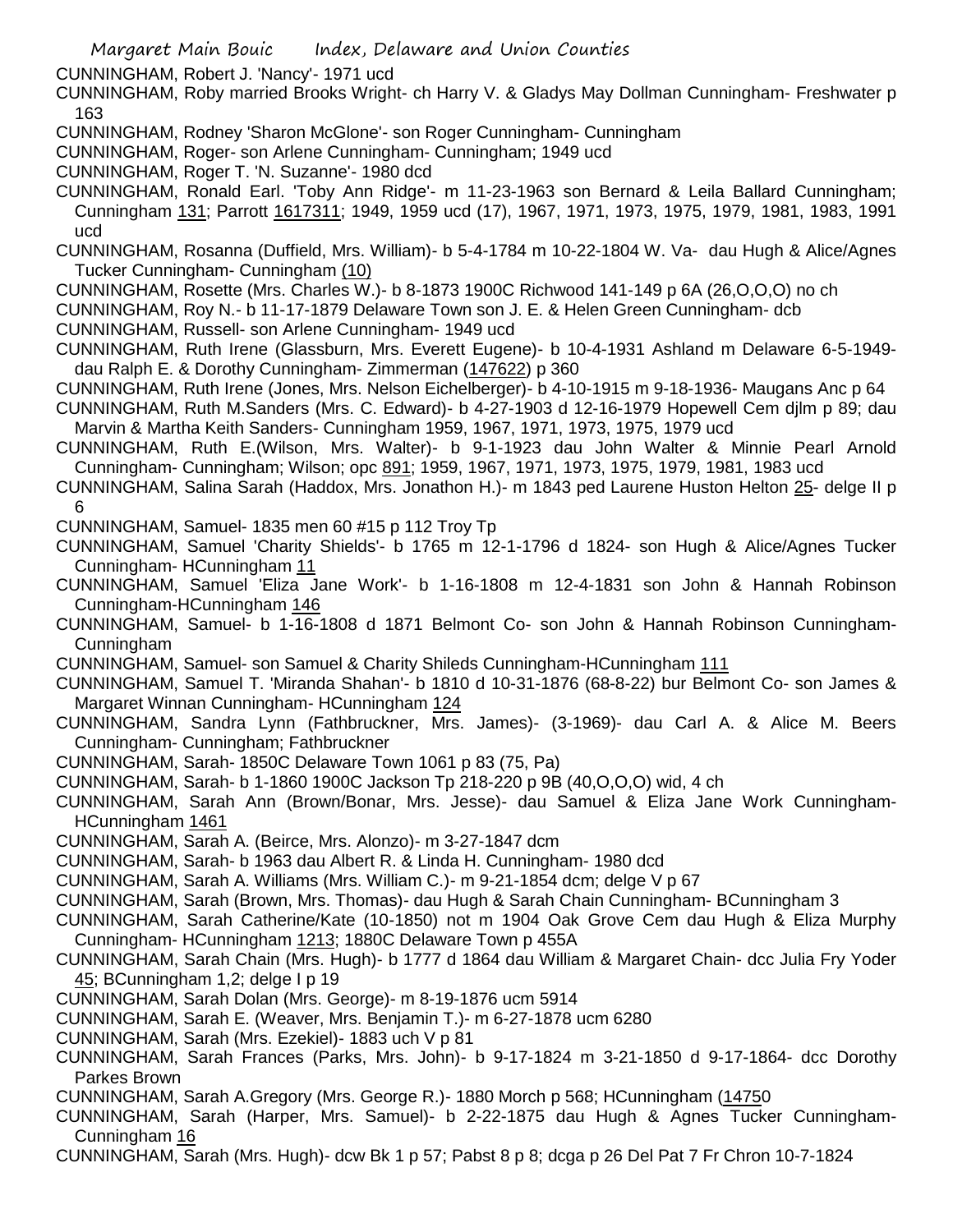CUNNINGHAM, Robert J. 'Nancy'- 1971 ucd

CUNNINGHAM, Roby married Brooks Wright- ch Harry V. & Gladys May Dollman Cunningham- Freshwater p 163

CUNNINGHAM, Rodney 'Sharon McGlone'- son Roger Cunningham- Cunningham

CUNNINGHAM, Roger- son Arlene Cunningham- Cunningham; 1949 ucd

CUNNINGHAM, Roger T. 'N. Suzanne'- 1980 dcd

CUNNINGHAM, Ronald Earl. 'Toby Ann Ridge'- m 11-23-1963 son Bernard & Leila Ballard Cunningham; Cunningham 131; Parrott 1617311; 1949, 1959 ucd (17), 1967, 1971, 1973, 1975, 1979, 1981, 1983, 1991 ucd

CUNNINGHAM, Rosanna (Duffield, Mrs. William)- b 5-4-1784 m 10-22-1804 W. Va- dau Hugh & Alice/Agnes Tucker Cunningham- Cunningham (10)

CUNNINGHAM, Rosette (Mrs. Charles W.)- b 8-1873 1900C Richwood 141-149 p 6A (26,O,O,O) no ch

CUNNINGHAM, Roy N.- b 11-17-1879 Delaware Town son J. E. & Helen Green Cunningham- dcb

CUNNINGHAM, Russell- son Arlene Cunningham- 1949 ucd

CUNNINGHAM, Ruth Irene (Glassburn, Mrs. Everett Eugene)- b 10-4-1931 Ashland m Delaware 6-5-1949- dau Ralph E. & Dorothy Cunningham- Zimmerman (147622) p 360

CUNNINGHAM, Ruth Irene (Jones, Mrs. Nelson Eichelberger)- b 4-10-1915 m 9-18-1936- Maugans Anc p 64

CUNNINGHAM, Ruth M.Sanders (Mrs. C. Edward)- b 4-27-1903 d 12-16-1979 Hopewell Cem djlm p 89; dau Marvin & Martha Keith Sanders- Cunningham 1959, 1967, 1971, 1973, 1975, 1979 ucd

CUNNINGHAM, Ruth E.(Wilson, Mrs. Walter)- b 9-1-1923 dau John Walter & Minnie Pearl Arnold Cunningham- Cunningham; Wilson; opc 891; 1959, 1967, 1971, 1973, 1975, 1979, 1981, 1983 ucd

CUNNINGHAM, Salina Sarah (Haddox, Mrs. Jonathon H.)- m 1843 ped Laurene Huston Helton 25- delge II p 6

CUNNINGHAM, Samuel- 1835 men 60 #15 p 112 Troy Tp

CUNNINGHAM, Samuel 'Charity Shields'- b 1765 m 12-1-1796 d 1824- son Hugh & Alice/Agnes Tucker Cunningham- HCunningham 11

CUNNINGHAM, Samuel 'Eliza Jane Work'- b 1-16-1808 m 12-4-1831 son John & Hannah Robinson Cunningham-HCunningham 146

CUNNINGHAM, Samuel- b 1-16-1808 d 1871 Belmont Co- son John & Hannah Robinson Cunningham- Cunningham

CUNNINGHAM, Samuel- son Samuel & Charity Shileds Cunningham-HCunningham 111

CUNNINGHAM, Samuel T. 'Miranda Shahan'- b 1810 d 10-31-1876 (68-8-22) bur Belmont Co- son James & Margaret Winnan Cunningham- HCunningham 124

CUNNINGHAM, Sandra Lynn (Fathbruckner, Mrs. James)- (3-1969)- dau Carl A. & Alice M. Beers Cunningham- Cunningham; Fathbruckner

CUNNINGHAM, Sarah- 1850C Delaware Town 1061 p 83 (75, Pa)

CUNNINGHAM, Sarah- b 1-1860 1900C Jackson Tp 218-220 p 9B (40,O,O,O) wid, 4 ch

CUNNINGHAM, Sarah Ann (Brown/Bonar, Mrs. Jesse)- dau Samuel & Eliza Jane Work Cunningham- HCunningham 1461

CUNNINGHAM, Sarah A. (Beirce, Mrs. Alonzo)- m 3-27-1847 dcm

CUNNINGHAM, Sarah- b 1963 dau Albert R. & Linda H. Cunningham- 1980 dcd

CUNNINGHAM, Sarah A. Williams (Mrs. William C.)- m 9-21-1854 dcm; delge V p 67

CUNNINGHAM, Sarah (Brown, Mrs. Thomas)- dau Hugh & Sarah Chain Cunningham- BCunningham 3

CUNNINGHAM, Sarah Catherine/Kate (10-1850) not m 1904 Oak Grove Cem dau Hugh & Eliza Murphy Cunningham- HCunningham 1213; 1880C Delaware Town p 455A

CUNNINGHAM, Sarah Chain (Mrs. Hugh)- b 1777 d 1864 dau William & Margaret Chain- dcc Julia Fry Yoder 45; BCunningham 1,2; delge I p 19

CUNNINGHAM, Sarah Dolan (Mrs. George)- m 8-19-1876 ucm 5914

CUNNINGHAM, Sarah E. (Weaver, Mrs. Benjamin T.)- m 6-27-1878 ucm 6280

CUNNINGHAM, Sarah (Mrs. Ezekiel)- 1883 uch V p 81

CUNNINGHAM, Sarah Frances (Parks, Mrs. John)- b 9-17-1824 m 3-21-1850 d 9-17-1864- dcc Dorothy Parkes Brown

CUNNINGHAM, Sarah A.Gregory (Mrs. George R.)- 1880 Morch p 568; HCunningham (14750

CUNNINGHAM, Sarah (Harper, Mrs. Samuel)- b 2-22-1875 dau Hugh & Agnes Tucker Cunningham- Cunningham 16

CUNNINGHAM, Sarah (Mrs. Hugh)- dcw Bk 1 p 57; Pabst 8 p 8; dcga p 26 Del Pat 7 Fr Chron 10-7-1824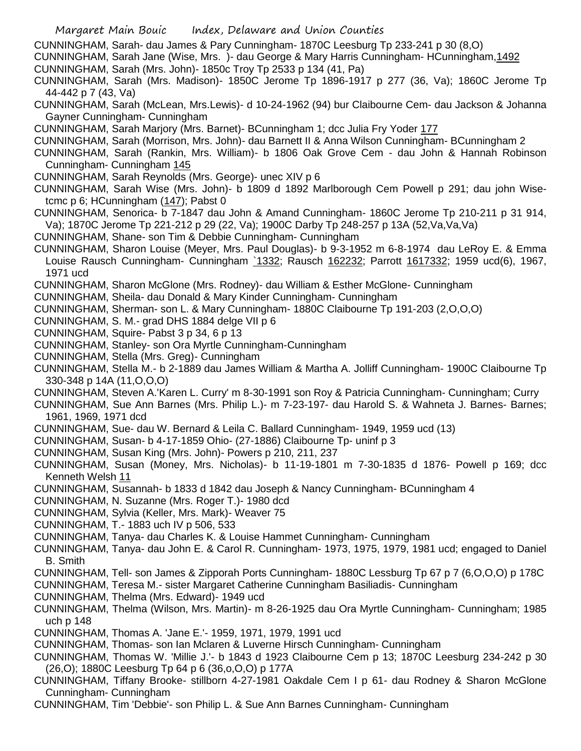CUNNINGHAM, Sarah- dau James & Pary Cunningham- 1870C Leesburg Tp 233-241 p 30 (8,O)

CUNNINGHAM, Sarah Jane (Wise, Mrs. )- dau George & Mary Harris Cunningham- HCunningham,1492

CUNNINGHAM, Sarah (Mrs. John)- 1850c Troy Tp 2533 p 134 (41, Pa)

CUNNINGHAM, Sarah (Mrs. Madison)- 1850C Jerome Tp 1896-1917 p 277 (36, Va); 1860C Jerome Tp 44-442 p 7 (43, Va)

CUNNINGHAM, Sarah (McLean, Mrs.Lewis)- d 10-24-1962 (94) bur Claibourne Cem- dau Jackson & Johanna Gayner Cunningham- Cunningham

CUNNINGHAM, Sarah Marjory (Mrs. Barnet)- BCunningham 1; dcc Julia Fry Yoder 177

CUNNINGHAM, Sarah (Morrison, Mrs. John)- dau Barnett II & Anna Wilson Cunningham- BCunningham 2

CUNNINGHAM, Sarah (Rankin, Mrs. William)- b 1806 Oak Grove Cem - dau John & Hannah Robinson Cunningham- Cunningham 145

CUNNINGHAM, Sarah Reynolds (Mrs. George)- unec XIV p 6

CUNNINGHAM, Sarah Wise (Mrs. John)- b 1809 d 1892 Marlborough Cem Powell p 291; dau john Wise- tcmc p 6; HCunningham (147); Pabst 0

CUNNINGHAM, Senorica- b 7-1847 dau John & Amand Cunningham- 1860C Jerome Tp 210-211 p 31 914, Va); 1870C Jerome Tp 221-212 p 29 (22, Va); 1900C Darby Tp 248-257 p 13A (52,Va,Va,Va)

CUNNINGHAM, Shane- son Tim & Debbie Cunningham- Cunningham

CUNNINGHAM, Sharon Louise (Meyer, Mrs. Paul Douglas)- b 9-3-1952 m 6-8-1974 dau LeRoy E. & Emma Louise Rausch Cunningham- Cunningham `1332; Rausch 162232; Parrott 1617332; 1959 ucd(6), 1967, 1971 ucd

CUNNINGHAM, Sharon McGlone (Mrs. Rodney)- dau William & Esther McGlone- Cunningham

CUNNINGHAM, Sheila- dau Donald & Mary Kinder Cunningham- Cunningham

CUNNINGHAM, Sherman- son L. & Mary Cunningham- 1880C Claibourne Tp 191-203 (2,O,O,O)

CUNNINGHAM, S. M.- grad DHS 1884 delge VII p 6

CUNNINGHAM, Squire- Pabst 3 p 34, 6 p 13

CUNNINGHAM, Stanley- son Ora Myrtle Cunningham-Cunningham

CUNNINGHAM, Stella (Mrs. Greg)- Cunningham

CUNNINGHAM, Stella M.- b 2-1889 dau James William & Martha A. Jolliff Cunningham- 1900C Claibourne Tp 330-348 p 14A (11,O,O,O)

CUNNINGHAM, Steven A.'Karen L. Curry' m 8-30-1991 son Roy & Patricia Cunningham- Cunningham; Curry

CUNNINGHAM, Sue Ann Barnes (Mrs. Philip L.)- m 7-23-197- dau Harold S. & Wahneta J. Barnes- Barnes; 1961, 1969, 1971 dcd

CUNNINGHAM, Sue- dau W. Bernard & Leila C. Ballard Cunningham- 1949, 1959 ucd (13)

CUNNINGHAM, Susan- b 4-17-1859 Ohio- (27-1886) Claibourne Tp- uninf p 3

CUNNINGHAM, Susan King (Mrs. John)- Powers p 210, 211, 237

CUNNINGHAM, Susan (Money, Mrs. Nicholas)- b 11-19-1801 m 7-30-1835 d 1876- Powell p 169; dcc Kenneth Welsh 11

CUNNINGHAM, Susannah- b 1833 d 1842 dau Joseph & Nancy Cunningham- BCunningham 4

CUNNINGHAM, N. Suzanne (Mrs. Roger T.)- 1980 dcd

CUNNINGHAM, Sylvia (Keller, Mrs. Mark)- Weaver 75

CUNNINGHAM, T.- 1883 uch IV p 506, 533

CUNNINGHAM, Tanya- dau Charles K. & Louise Hammet Cunningham- Cunningham

CUNNINGHAM, Tanya- dau John E. & Carol R. Cunningham- 1973, 1975, 1979, 1981 ucd; engaged to Daniel B. Smith

CUNNINGHAM, Tell- son James & Zipporah Ports Cunningham- 1880C Lessburg Tp 67 p 7 (6,O,O,O) p 178C

CUNNINGHAM, Teresa M.- sister Margaret Catherine Cunningham Basiliadis- Cunningham

CUNNINGHAM, Thelma (Mrs. Edward)- 1949 ucd

CUNNINGHAM, Thelma (Wilson, Mrs. Martin)- m 8-26-1925 dau Ora Myrtle Cunningham- Cunningham; 1985 uch p 148

CUNNINGHAM, Thomas A. 'Jane E.'- 1959, 1971, 1979, 1991 ucd

CUNNINGHAM, Thomas- son Ian Mclaren & Luverne Hirsch Cunningham- Cunningham

CUNNINGHAM, Thomas W. 'Millie J.'- b 1843 d 1923 Claibourne Cem p 13; 1870C Leesburg 234-242 p 30 (26,O); 1880C Leesburg Tp 64 p 6 (36,o,O,O) p 177A

CUNNINGHAM, Tiffany Brooke- stillborn 4-27-1981 Oakdale Cem I p 61- dau Rodney & Sharon McGlone Cunningham- Cunningham

CUNNINGHAM, Tim 'Debbie'- son Philip L. & Sue Ann Barnes Cunningham- Cunningham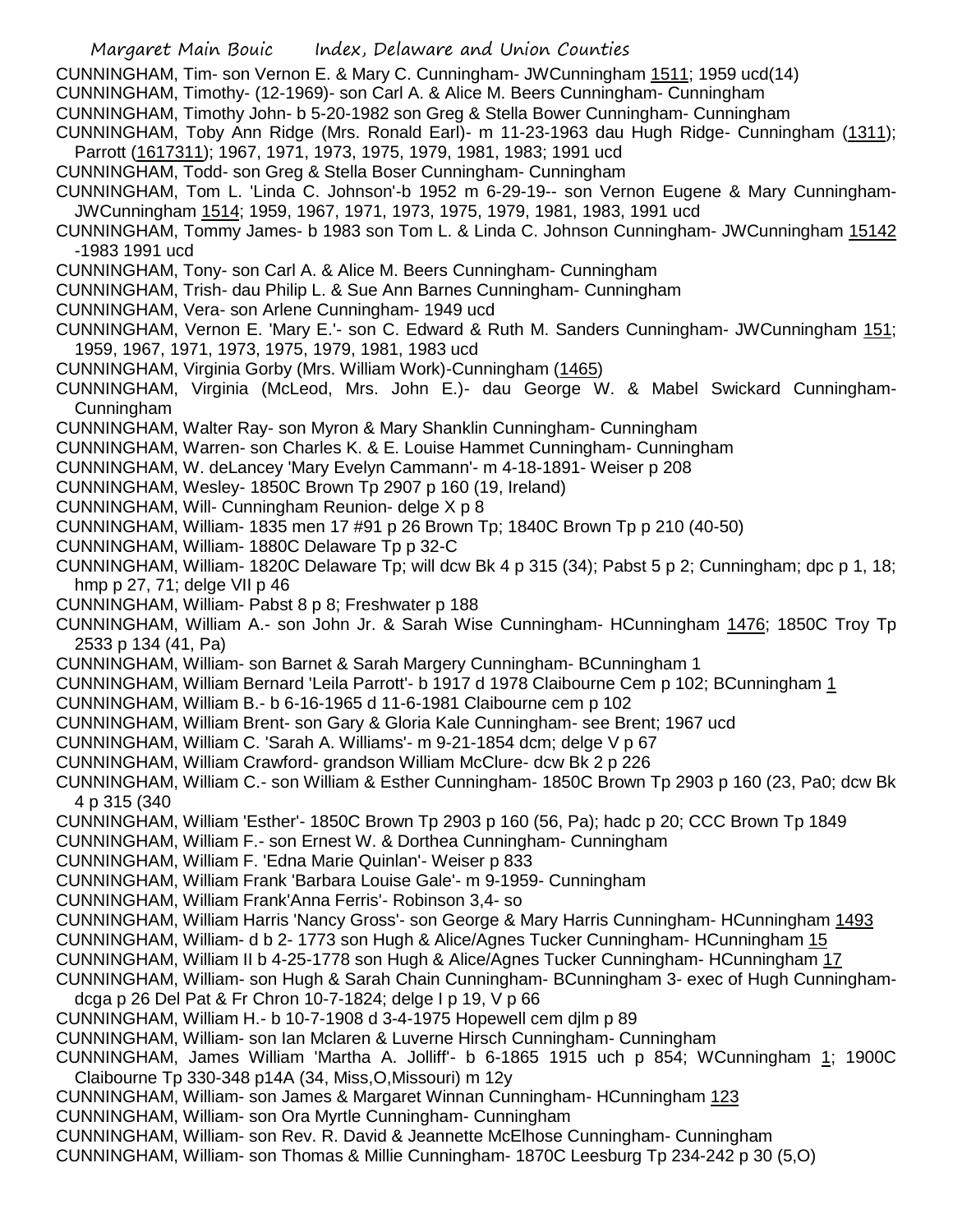CUNNINGHAM, Tim- son Vernon E. & Mary C. Cunningham- JWCunningham 1511; 1959 ucd(14)
CUNNINGHAM, Timothy- (12-1969)- son Carl A. & Alice M. Beers Cunningham- Cunningham
CUNNINGHAM, Timothy John- b 5-20-1982 son Greg & Stella Bower Cunningham- Cunningham
CUNNINGHAM, Toby Ann Ridge (Mrs. Ronald Earl)- m 11-23-1963 dau Hugh Ridge- Cunningham (1311); Parrott (1617311); 1967, 1971, 1973, 1975, 1979, 1981, 1983; 1991 ucd
CUNNINGHAM, Todd- son Greg & Stella Boser Cunningham- Cunningham
CUNNINGHAM, Tom L. 'Linda C. Johnson'-b 1952 m 6-29-19-- son Vernon Eugene & Mary Cunningham- JWCunningham 1514; 1959, 1967, 1971, 1973, 1975, 1979, 1981, 1983, 1991 ucd
CUNNINGHAM, Tommy James- b 1983 son Tom L. & Linda C. Johnson Cunningham- JWCunningham 15142 -1983 1991 ucd
CUNNINGHAM, Tony- son Carl A. & Alice M. Beers Cunningham- Cunningham
CUNNINGHAM, Trish- dau Philip L. & Sue Ann Barnes Cunningham- Cunningham
CUNNINGHAM, Vera- son Arlene Cunningham- 1949 ucd
CUNNINGHAM, Vernon E. 'Mary E.'- son C. Edward & Ruth M. Sanders Cunningham- JWCunningham 151; 1959, 1967, 1971, 1973, 1975, 1979, 1981, 1983 ucd
CUNNINGHAM, Virginia Gorby (Mrs. William Work)-Cunningham (1465)
CUNNINGHAM, Virginia (McLeod, Mrs. John E.)- dau George W. & Mabel Swickard Cunningham- Cunningham
CUNNINGHAM, Walter Ray- son Myron & Mary Shanklin Cunningham- Cunningham
CUNNINGHAM, Warren- son Charles K. & E. Louise Hammet Cunningham- Cunningham
CUNNINGHAM, W. deLancey 'Mary Evelyn Cammann'- m 4-18-1891- Weiser p 208
CUNNINGHAM, Wesley- 1850C Brown Tp 2907 p 160 (19, Ireland)
CUNNINGHAM, Will- Cunningham Reunion- delge X p 8
CUNNINGHAM, William- 1835 men 17 #91 p 26 Brown Tp; 1840C Brown Tp p 210 (40-50)
CUNNINGHAM, William- 1880C Delaware Tp p 32-C
CUNNINGHAM, William- 1820C Delaware Tp; will dcw Bk 4 p 315 (34); Pabst 5 p 2; Cunningham; dpc p 1, 18; hmp p 27, 71; delge VII p 46
CUNNINGHAM, William- Pabst 8 p 8; Freshwater p 188
CUNNINGHAM, William A.- son John Jr. & Sarah Wise Cunningham- HCunningham 1476; 1850C Troy Tp 2533 p 134 (41, Pa)
CUNNINGHAM, William- son Barnet & Sarah Margery Cunningham- BCunningham 1
CUNNINGHAM, William Bernard 'Leila Parrott'- b 1917 d 1978 Claibourne Cem p 102; BCunningham 1
CUNNINGHAM, William B.- b 6-16-1965 d 11-6-1981 Claibourne cem p 102
CUNNINGHAM, William Brent- son Gary & Gloria Kale Cunningham- see Brent; 1967 ucd
CUNNINGHAM, William C. 'Sarah A. Williams'- m 9-21-1854 dcm; delge V p 67
CUNNINGHAM, William Crawford- grandson William McClure- dcw Bk 2 p 226
CUNNINGHAM, William C.- son William & Esther Cunningham- 1850C Brown Tp 2903 p 160 (23, Pa0; dcw Bk 4 p 315 (340
CUNNINGHAM, William 'Esther'- 1850C Brown Tp 2903 p 160 (56, Pa); hadc p 20; CCC Brown Tp 1849
CUNNINGHAM, William F.- son Ernest W. & Dorthea Cunningham- Cunningham
CUNNINGHAM, William F. 'Edna Marie Quinlan'- Weiser p 833
CUNNINGHAM, William Frank 'Barbara Louise Gale'- m 9-1959- Cunningham
CUNNINGHAM, William Frank'Anna Ferris'- Robinson 3,4- so
CUNNINGHAM, William Harris 'Nancy Gross'- son George & Mary Harris Cunningham- HCunningham 1493
CUNNINGHAM, William- d b 2- 1773 son Hugh & Alice/Agnes Tucker Cunningham- HCunningham 15
CUNNINGHAM, William II b 4-25-1778 son Hugh & Alice/Agnes Tucker Cunningham- HCunningham 17
CUNNINGHAM, William- son Hugh & Sarah Chain Cunningham- BCunningham 3- exec of Hugh Cunningham- dcga p 26 Del Pat & Fr Chron 10-7-1824; delge I p 19, V p 66
CUNNINGHAM, William H.- b 10-7-1908 d 3-4-1975 Hopewell cem djlm p 89
CUNNINGHAM, William- son Ian Mclaren & Luverne Hirsch Cunningham- Cunningham
CUNNINGHAM, James William 'Martha A. Jolliff'- b 6-1865 1915 uch p 854; WCunningham 1; 1900C Claibourne Tp 330-348 p14A (34, Miss,O,Missouri) m 12y
CUNNINGHAM, William- son James & Margaret Winnan Cunningham- HCunningham 123
CUNNINGHAM, William- son Ora Myrtle Cunningham- Cunningham
CUNNINGHAM, William- son Rev. R. David & Jeannette McElhose Cunningham- Cunningham
CUNNINGHAM, William- son Thomas & Millie Cunningham- 1870C Leesburg Tp 234-242 p 30 (5,O)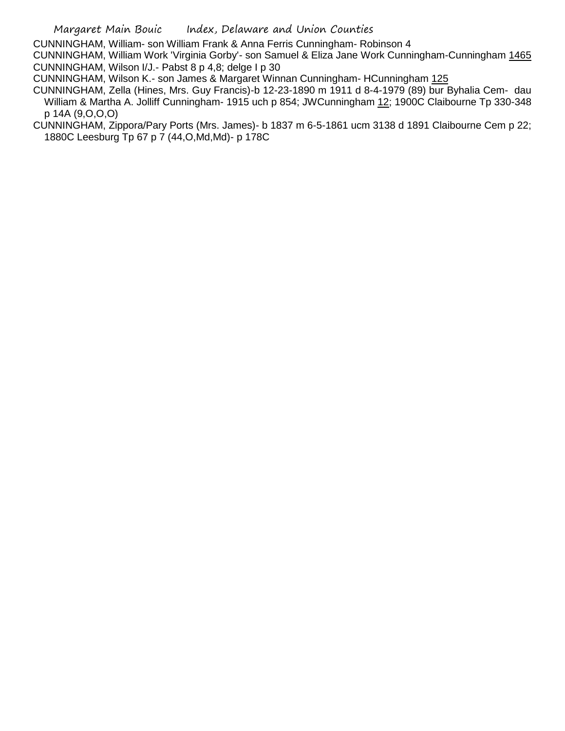CUNNINGHAM, William- son William Frank & Anna Ferris Cunningham- Robinson 4

CUNNINGHAM, William Work 'Virginia Gorby'- son Samuel & Eliza Jane Work Cunningham-Cunningham 1465

CUNNINGHAM, Wilson I/J.- Pabst 8 p 4,8; delge I p 30

CUNNINGHAM, Wilson K.- son James & Margaret Winnan Cunningham- HCunningham 125

CUNNINGHAM, Zella (Hines, Mrs. Guy Francis)-b 12-23-1890 m 1911 d 8-4-1979 (89) bur Byhalia Cem- dau William & Martha A. Jolliff Cunningham- 1915 uch p 854; JWCunningham 12; 1900C Claibourne Tp 330-348 p 14A (9,O,O,O)

CUNNINGHAM, Zippora/Pary Ports (Mrs. James)- b 1837 m 6-5-1861 ucm 3138 d 1891 Claibourne Cem p 22; 1880C Leesburg Tp 67 p 7 (44,O,Md,Md)- p 178C